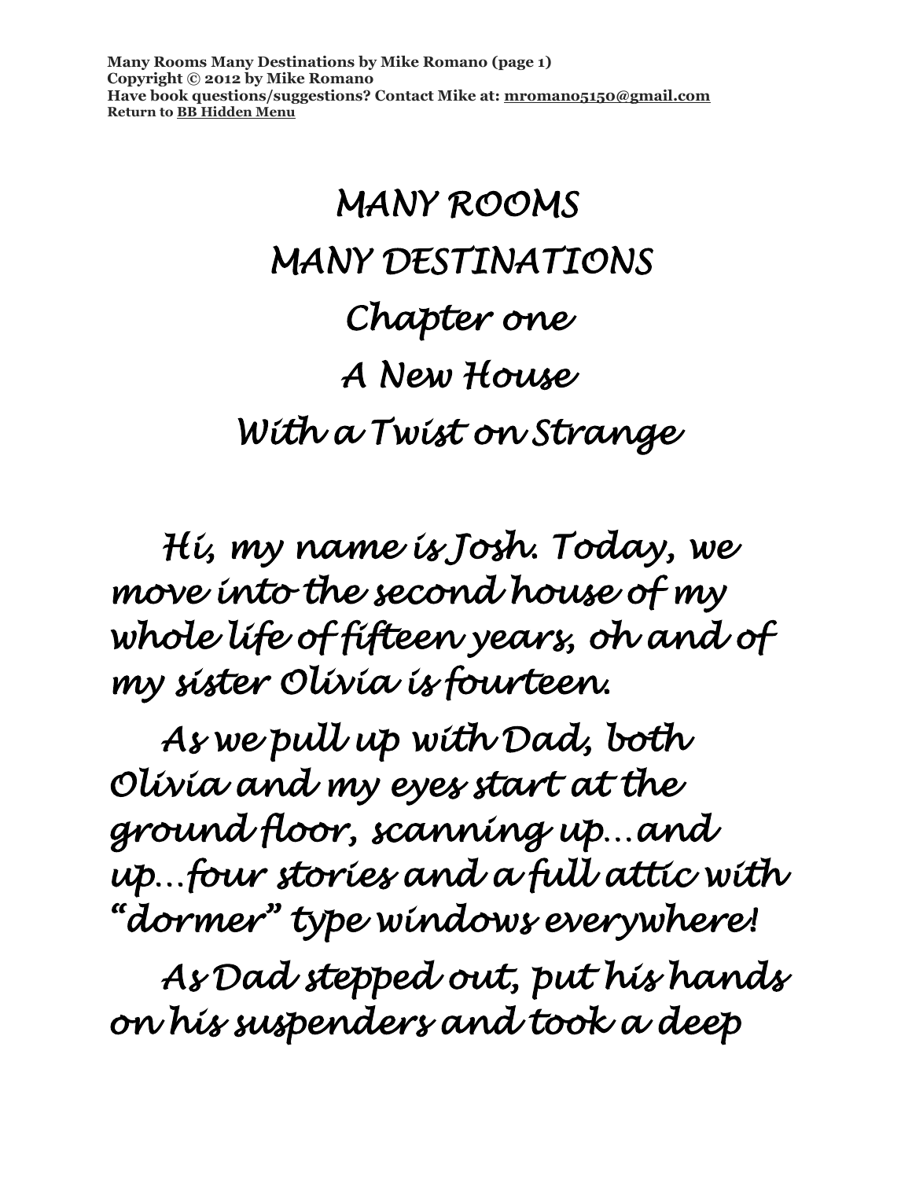# MANY ROOMS
# MANY DESTINATIONS
## Chapter one
## A New House
## With a Twist on Strange

Hi, my name is Josh. Today, we move into the second house of my whole life of fifteen years, oh and of my sister Olivia is fourteen.

As we pull up with Dad, both Olivia and my eyes start at the ground floor, scanning up…and up…four stories and a full attic with "dormer" type windows everywhere!

As Dad stepped out, put his hands on his suspenders and took a deep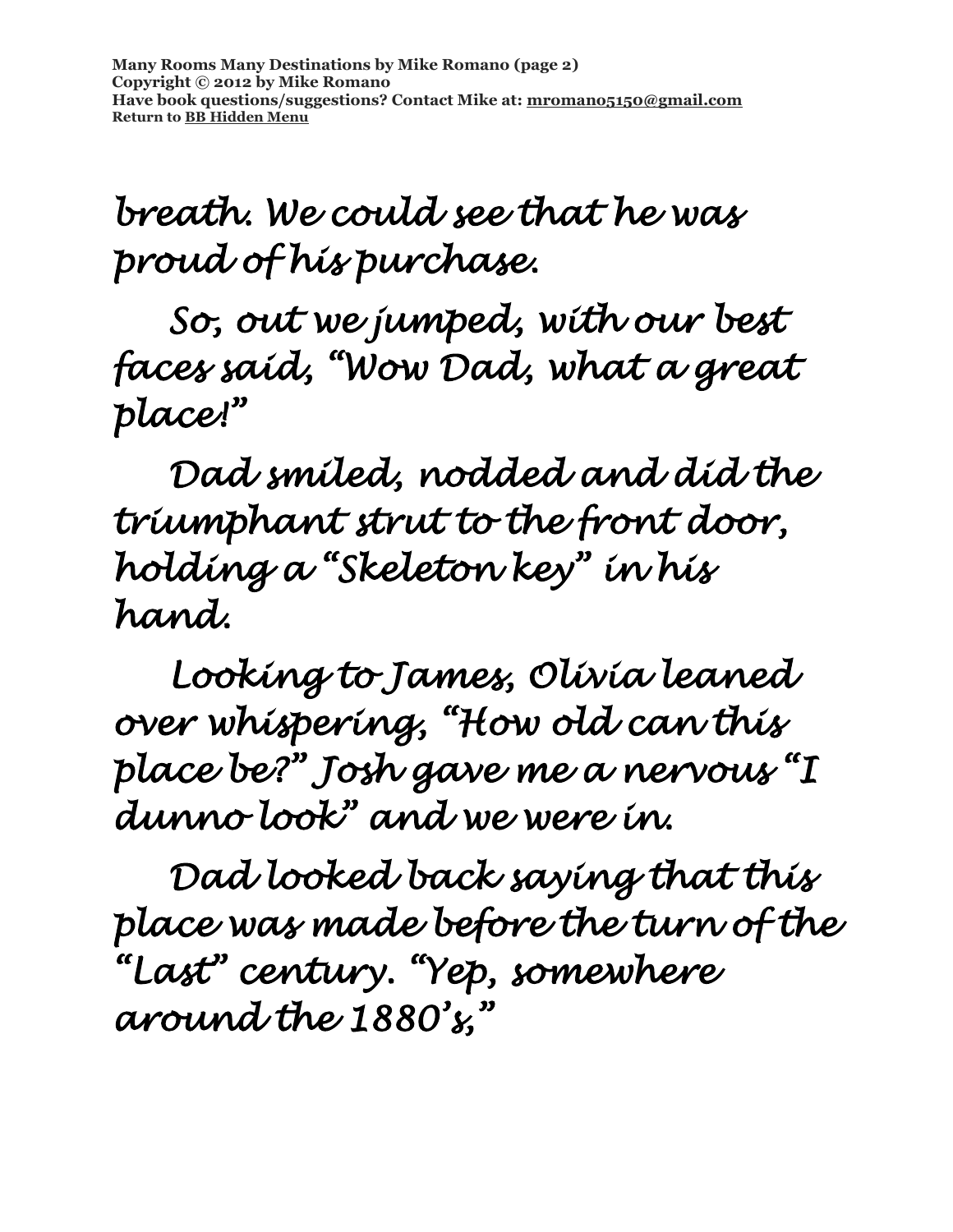*breath. We could see that he was proud of his purchase.*

*So, out we jumped, with our best faces said, "Wow Dad, what a great place!"*

*Dad smiled, nodded and did the triumphant strut to the front door, holding a "Skeleton key" in his hand.*

*Looking to James, Olivia leaned over whispering, "How old can this place be?" Josh gave me a nervous "I dunno look" and we were in.*

*Dad looked back saying that this place was made before the turn of the "Last" century. "Yep, somewhere around the 1880's,"*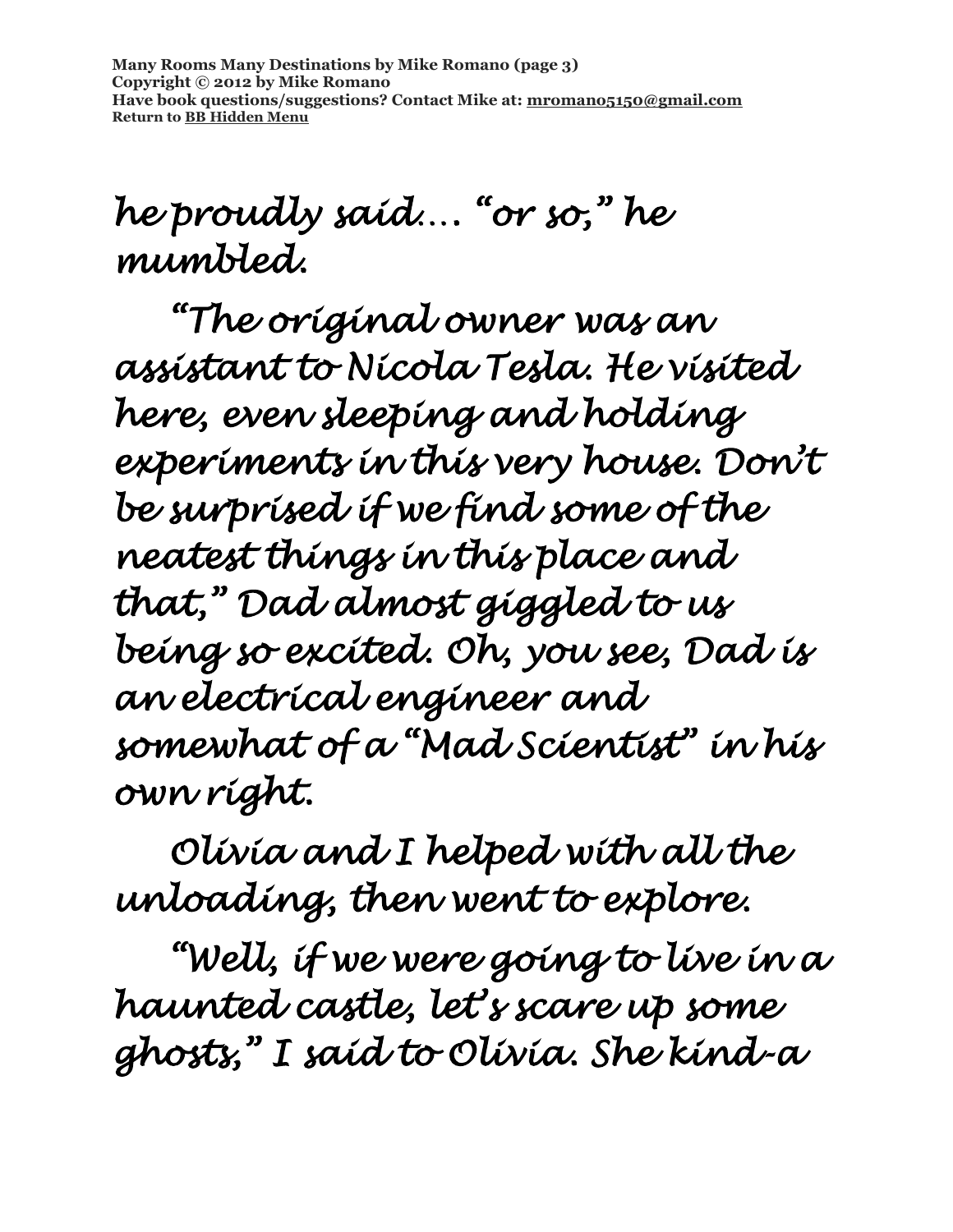he proudly said.... "or so," he mumbled.

"The original owner was an assistant to Nicola Tesla. He visited here, even sleeping and holding experiments in this very house. Don't be surprised if we find some of the neatest things in this place and that," Dad almost giggled to us being so excited. Oh, you see, Dad is an electrical engineer and somewhat of a "Mad Scientist" in his own right.

Olivia and I helped with all the unloading, then went to explore.

"Well, if we were going to live in a haunted castle, let's scare up some ghosts," I said to Olivia. She kind-a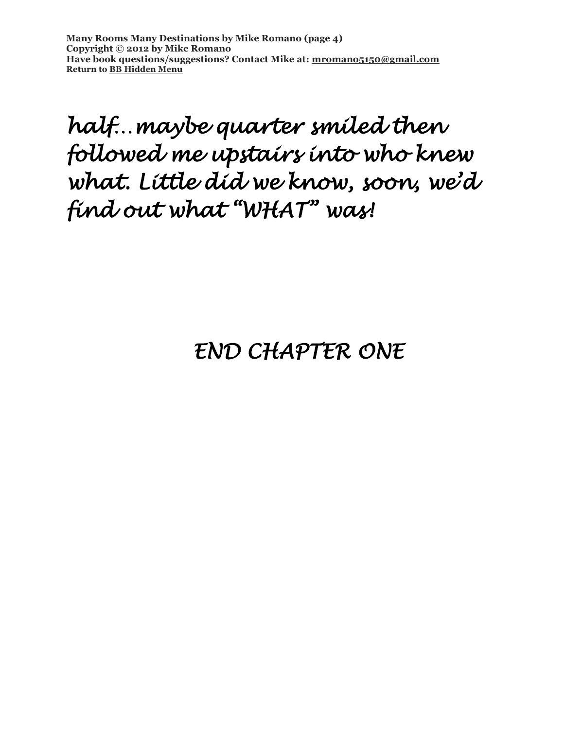*half…maybe quarter smiled then followed me upstairs into who knew what. Little did we know, soon, we'd find out what "WHAT" was!*

## *END CHAPTER ONE*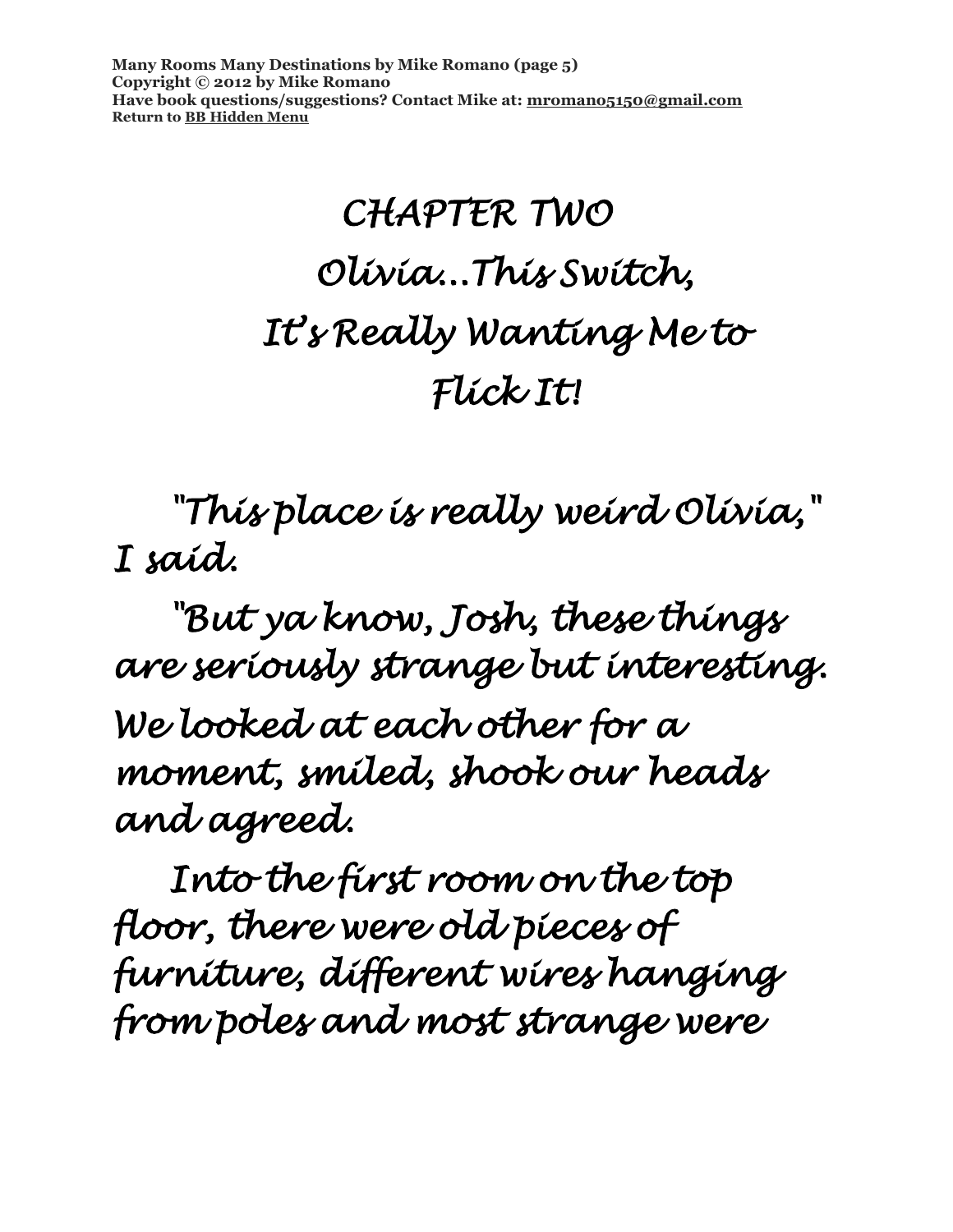# CHAPTER TWO

## Olivia...This Switch, It's Really Wanting Me to Flick It!

"This place is really weird Olivia," I said.

"But ya know, Josh, these things are seriously strange but interesting.

We looked at each other for a moment, smiled, shook our heads and agreed.

Into the first room on the top floor, there were old pieces of furniture, different wires hanging from poles and most strange were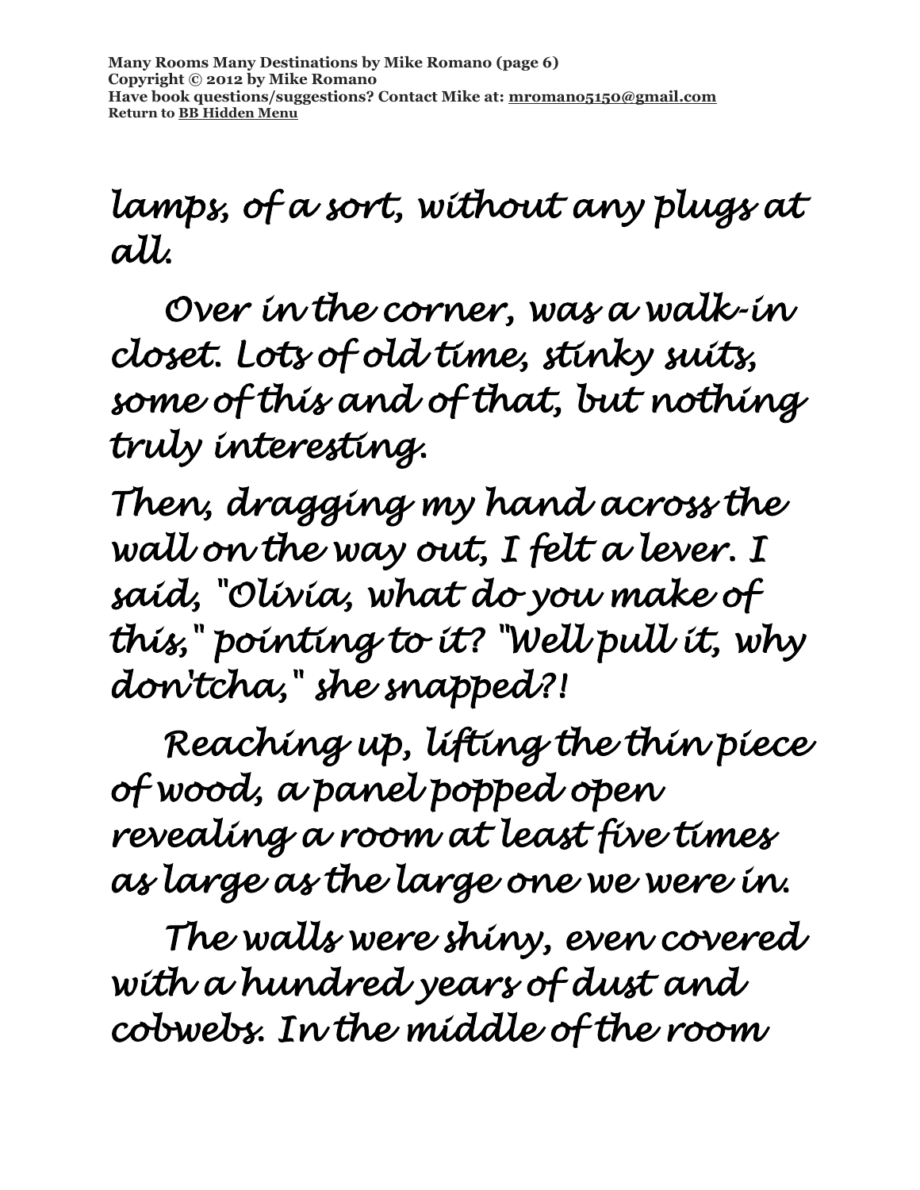lamps, of a sort, without any plugs at all.

Over in the corner, was a walk-in closet. Lots of old time, stinky suits, some of this and of that, but nothing truly interesting.

Then, dragging my hand across the wall on the way out, I felt a lever. I said, "Olivia, what do you make of this," pointing to it? "Well pull it, why don'tcha," she snapped?!

Reaching up, lifting the thin piece of wood, a panel popped open revealing a room at least five times as large as the large one we were in.

The walls were shiny, even covered with a hundred years of dust and cobwebs. In the middle of the room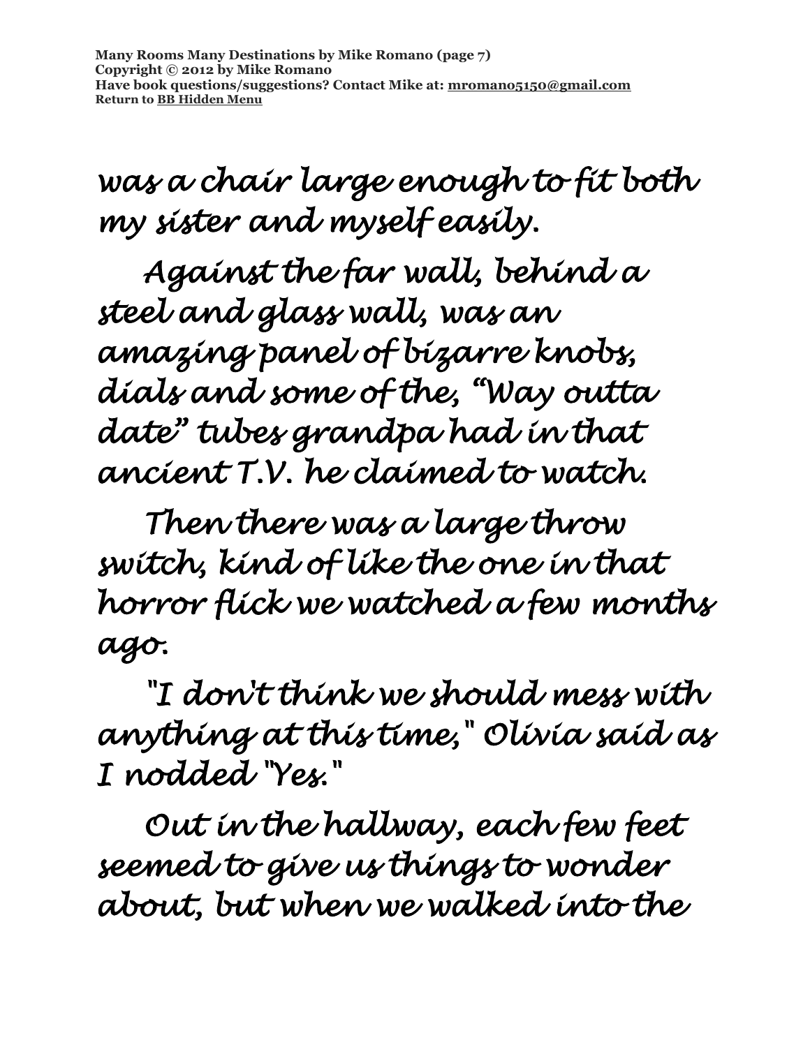was a chair large enough to fit both my sister and myself easily.

Against the far wall, behind a steel and glass wall, was an amazing panel of bizarre knobs, dials and some of the, "Way outta date" tubes grandpa had in that ancient T.V. he claimed to watch.

Then there was a large throw switch, kind of like the one in that horror flick we watched a few months ago.

"I don't think we should mess with anything at this time," Olivia said as I nodded "Yes."

Out in the hallway, each few feet seemed to give us things to wonder about, but when we walked into the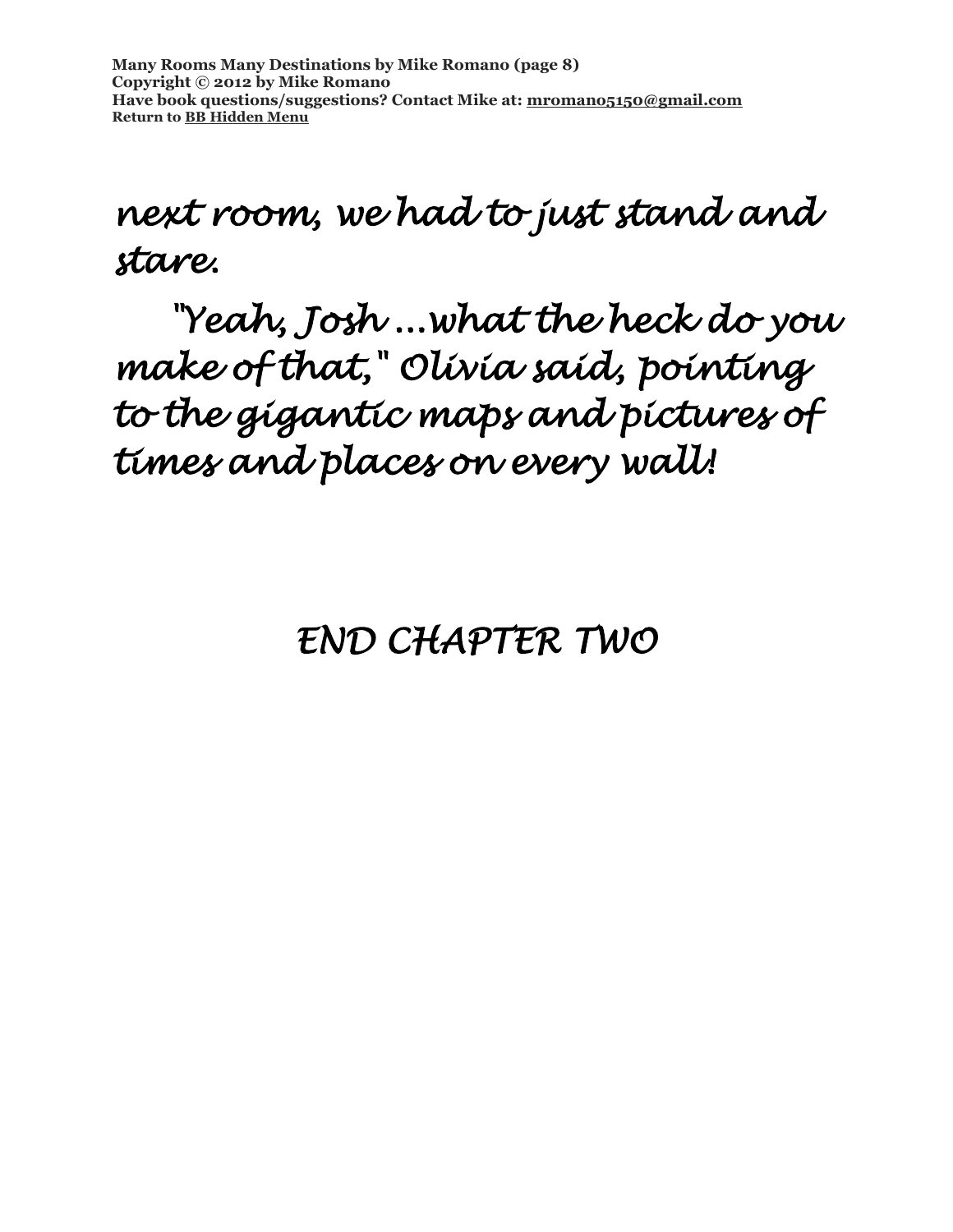next room, we had to just stand and stare.

"Yeah, Josh ...what the heck do you make of that," Olivia said, pointing to the gigantic maps and pictures of times and places on every wall!

## END CHAPTER TWO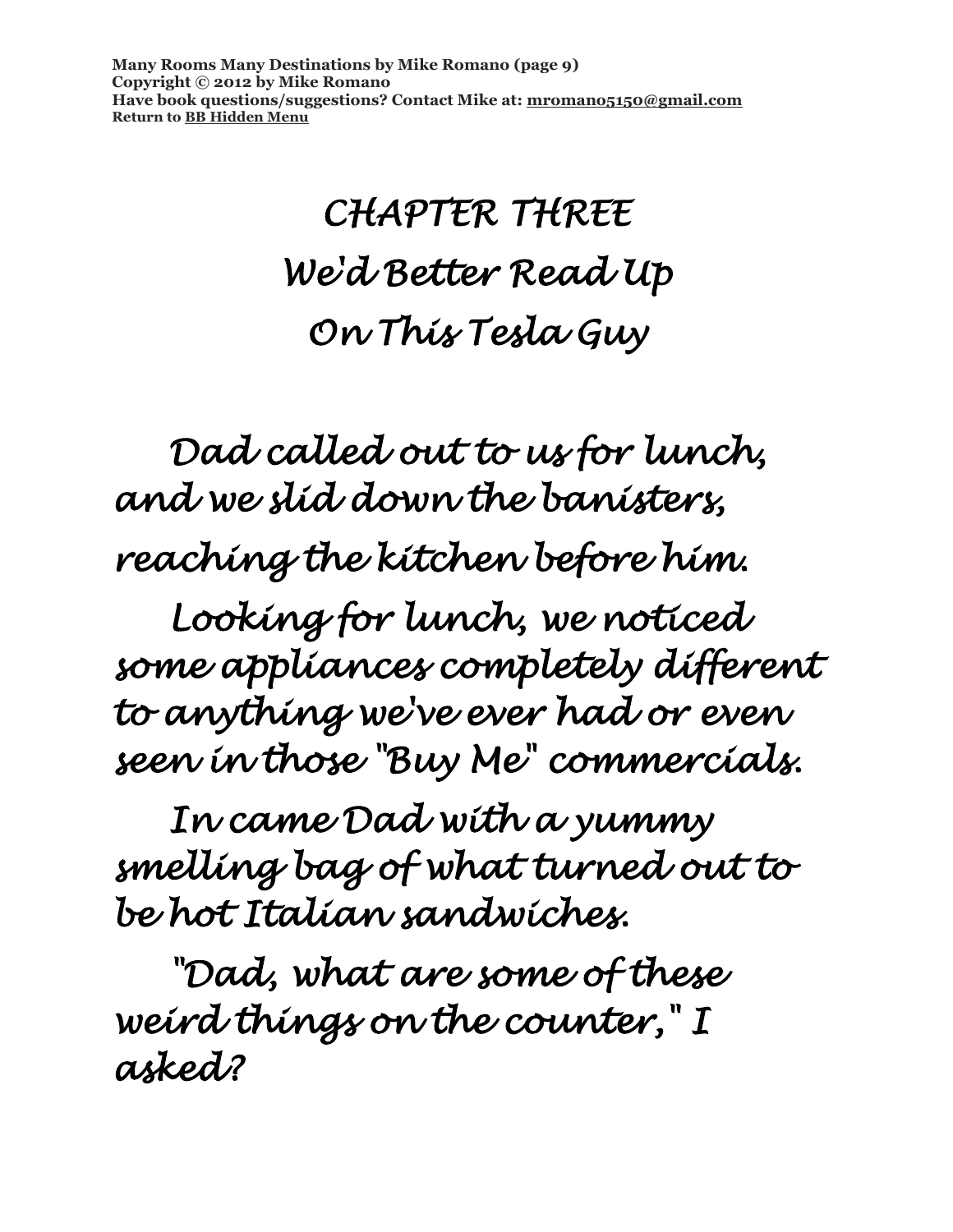# CHAPTER THREE
## We'd Better Read Up On This Tesla Guy

Dad called out to us for lunch, and we slid down the banisters, reaching the kitchen before him.

Looking for lunch, we noticed some appliances completely different to anything we've ever had or even seen in those "Buy Me" commercials.

In came Dad with a yummy smelling bag of what turned out to be hot Italian sandwiches.

"Dad, what are some of these weird things on the counter," I asked?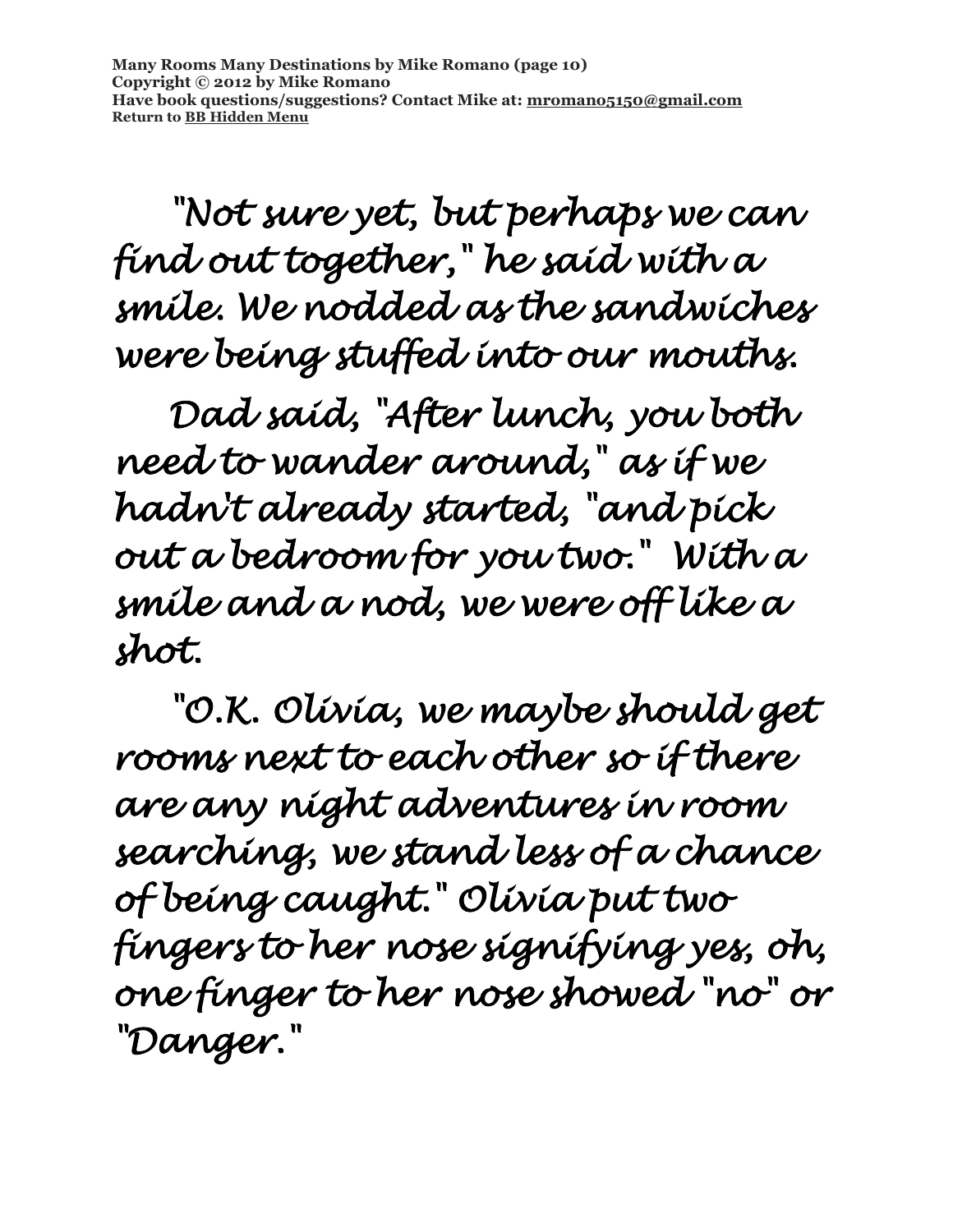"Not sure yet, but perhaps we can find out together," he said with a smile. We nodded as the sandwiches were being stuffed into our mouths.

Dad said, "After lunch, you both need to wander around," as if we hadn't already started, "and pick out a bedroom for you two." With a smile and a nod, we were off like a shot.

"O.K. Olivia, we maybe should get rooms next to each other so if there are any night adventures in room searching, we stand less of a chance of being caught." Olivia put two fingers to her nose signifying yes, oh, one finger to her nose showed "no" or "Danger."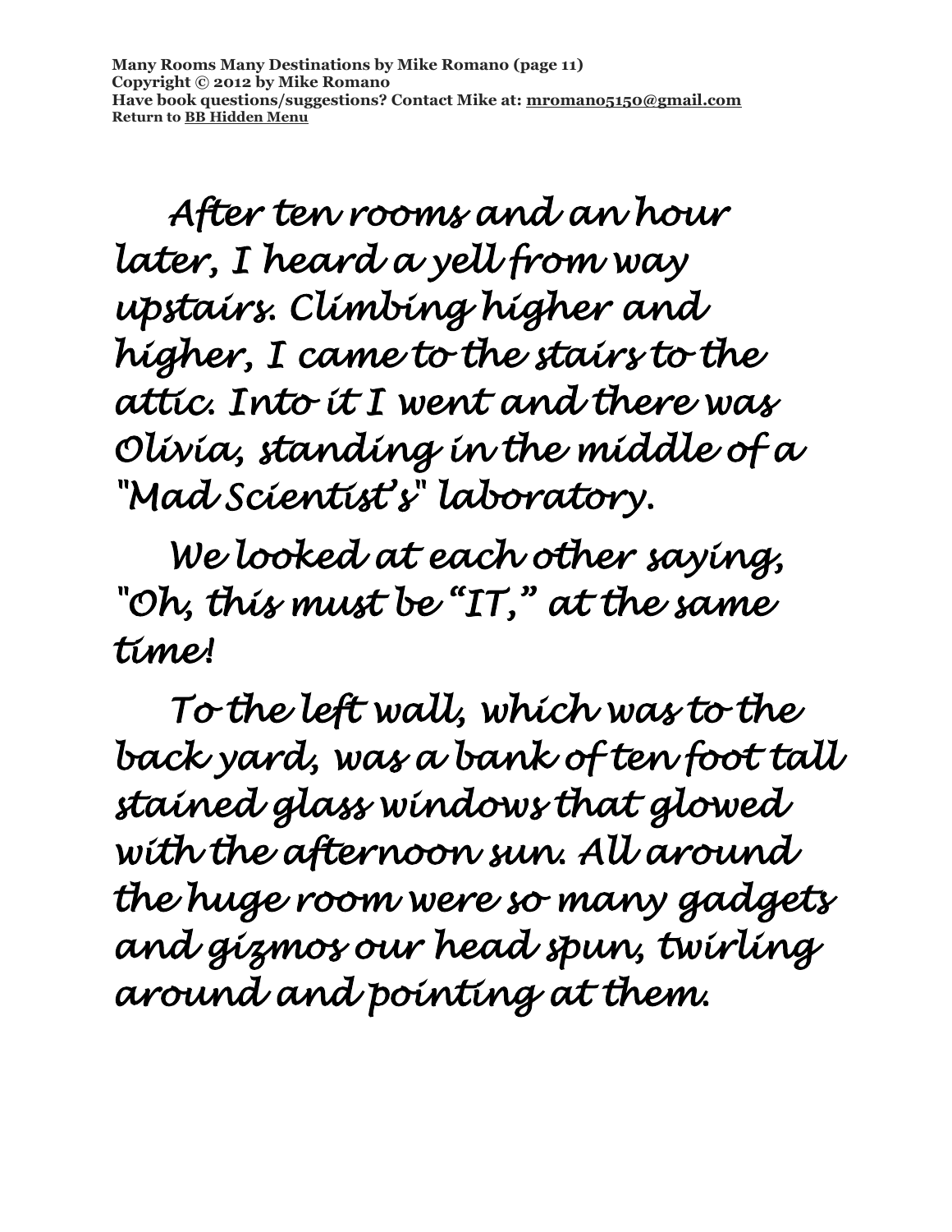After ten rooms and an hour later, I heard a yell from way upstairs. Climbing higher and higher, I came to the stairs to the attic. Into it I went and there was Olivia, standing in the middle of a "Mad Scientist's" laboratory.

We looked at each other saying, "Oh, this must be "IT," at the same time!

To the left wall, which was to the back yard, was a bank of ten foot tall stained glass windows that glowed with the afternoon sun. All around the huge room were so many gadgets and gizmos our head spun, twirling around and pointing at them.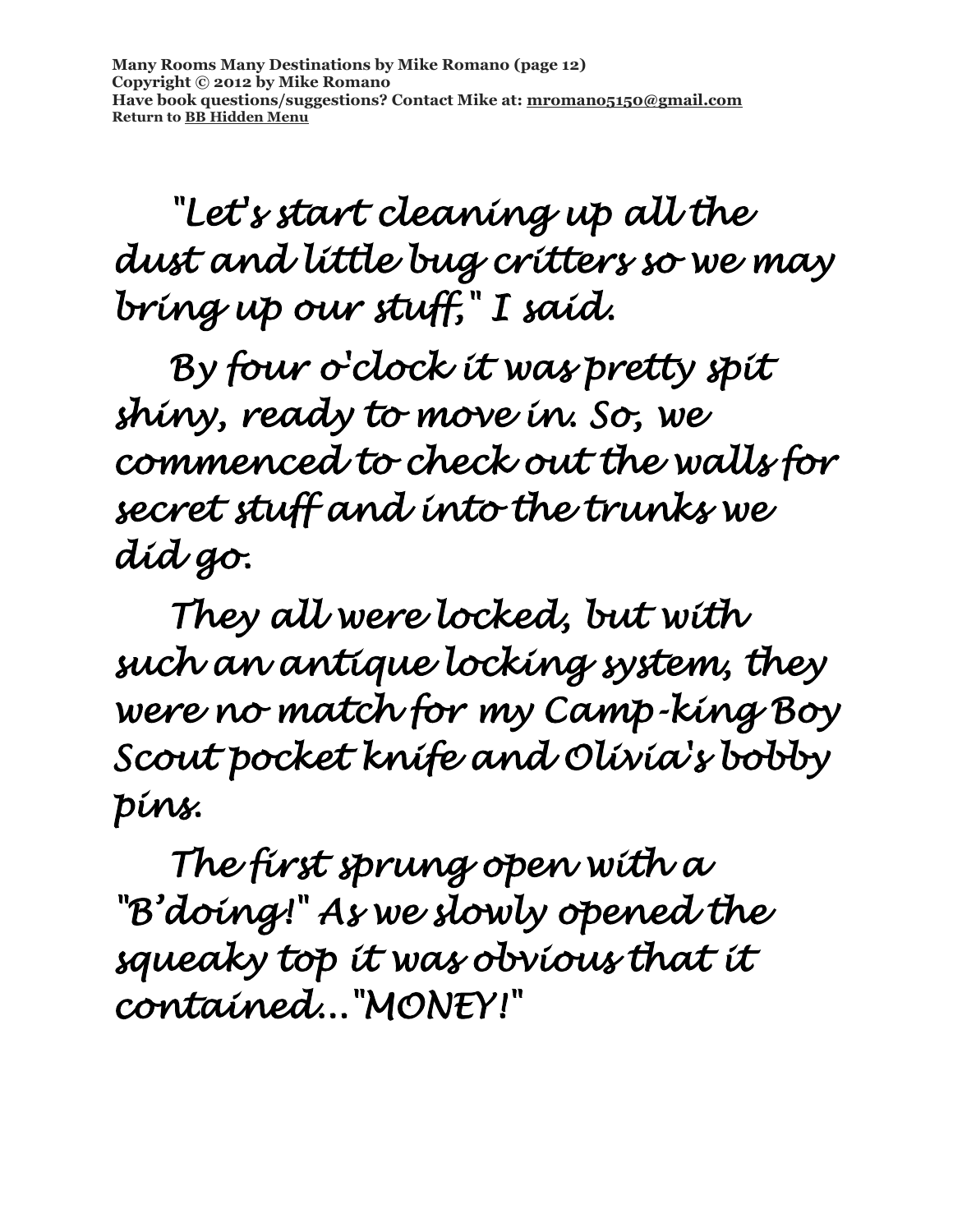"Let's start cleaning up all the dust and little bug critters so we may bring up our stuff," I said.

By four o'clock it was pretty spit shiny, ready to move in. So, we commenced to check out the walls for secret stuff and into the trunks we did go.

They all were locked, but with such an antique locking system, they were no match for my Camp-king Boy Scout pocket knife and Olivia's bobby pins.

The first sprung open with a "B'doing!" As we slowly opened the squeaky top it was obvious that it contained…"MONEY!"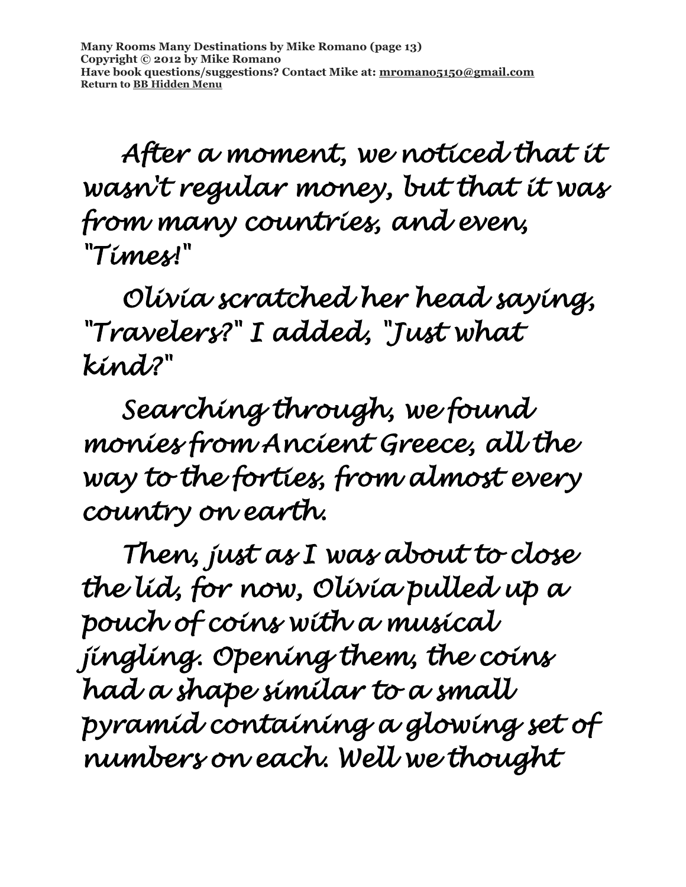After a moment, we noticed that it wasn't regular money, but that it was from many countries, and even, "Times!"

Olivia scratched her head saying, "Travelers?" I added, "Just what kind?"

Searching through, we found monies from Ancient Greece, all the way to the forties, from almost every country on earth.

Then, just as I was about to close the lid, for now, Olivia pulled up a pouch of coins with a musical jingling. Opening them, the coins had a shape similar to a small pyramid containing a glowing set of numbers on each. Well we thought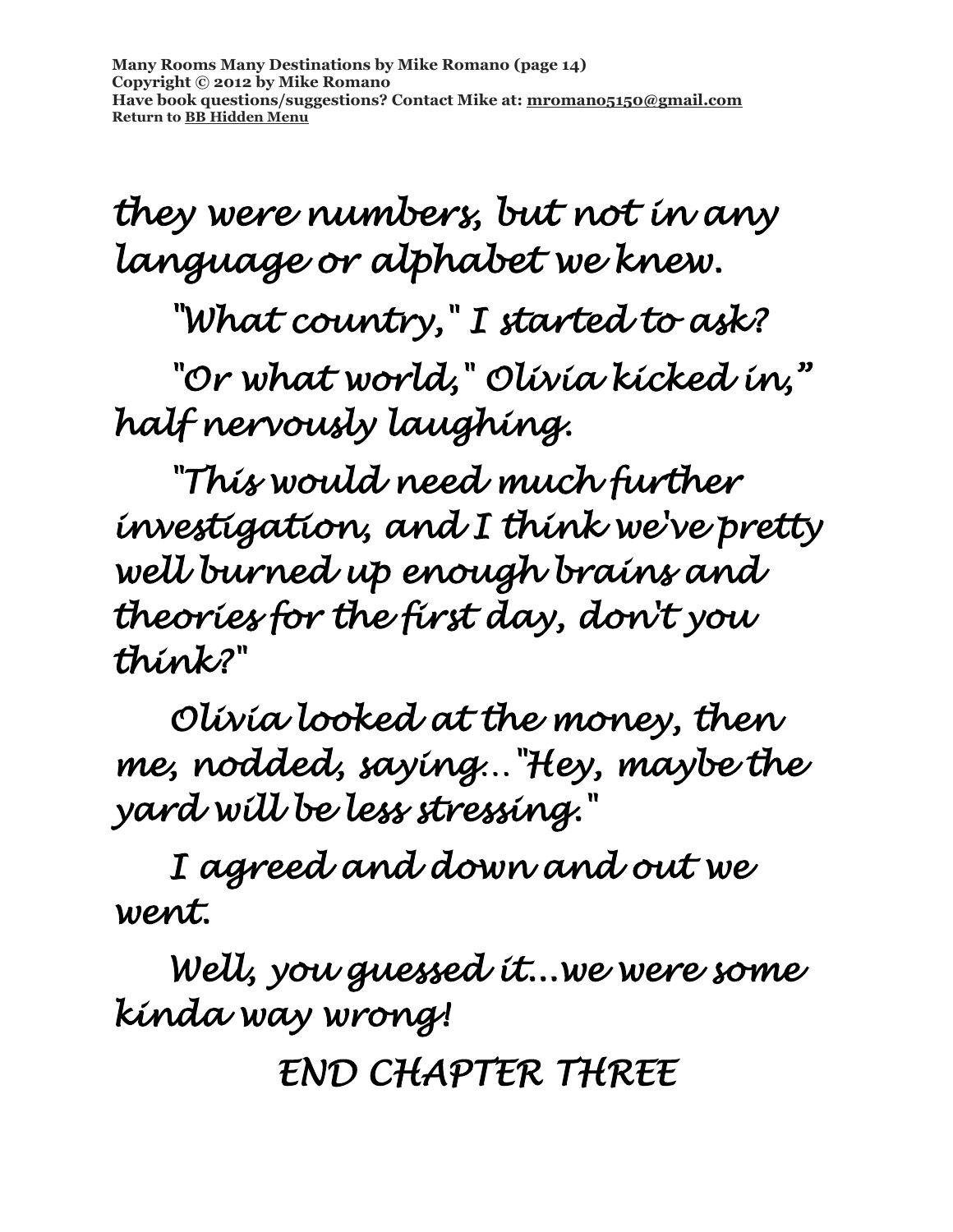*they were numbers, but not in any language or alphabet we knew.*

*"What country," I started to ask?*

*"Or what world," Olivia kicked in," half nervously laughing.*

*"This would need much further investigation, and I think we've pretty well burned up enough brains and theories for the first day, don't you think?"*

*Olivia looked at the money, then me, nodded, saying…"Hey, maybe the yard will be less stressing."*

*I agreed and down and out we went.*

*Well, you guessed it…we were some kinda way wrong!*

*END CHAPTER THREE*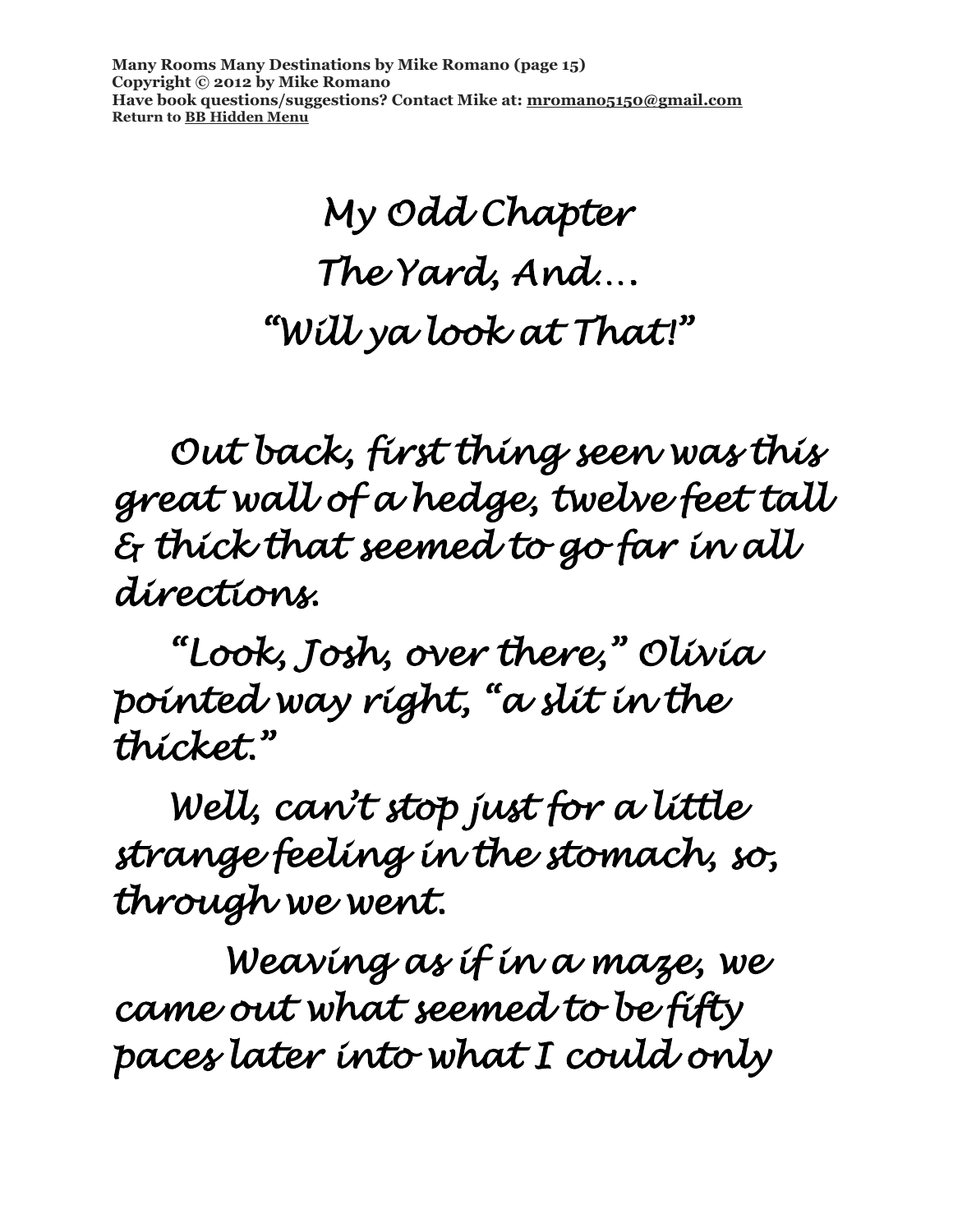# My Odd Chapter
# The Yard, And....
# "Will ya look at That!"

Out back, first thing seen was this great wall of a hedge, twelve feet tall & thick that seemed to go far in all directions.

"Look, Josh, over there," Olivia pointed way right, "a slit in the thicket."

Well, can't stop just for a little strange feeling in the stomach, so, through we went.

Weaving as if in a maze, we came out what seemed to be fifty paces later into what I could only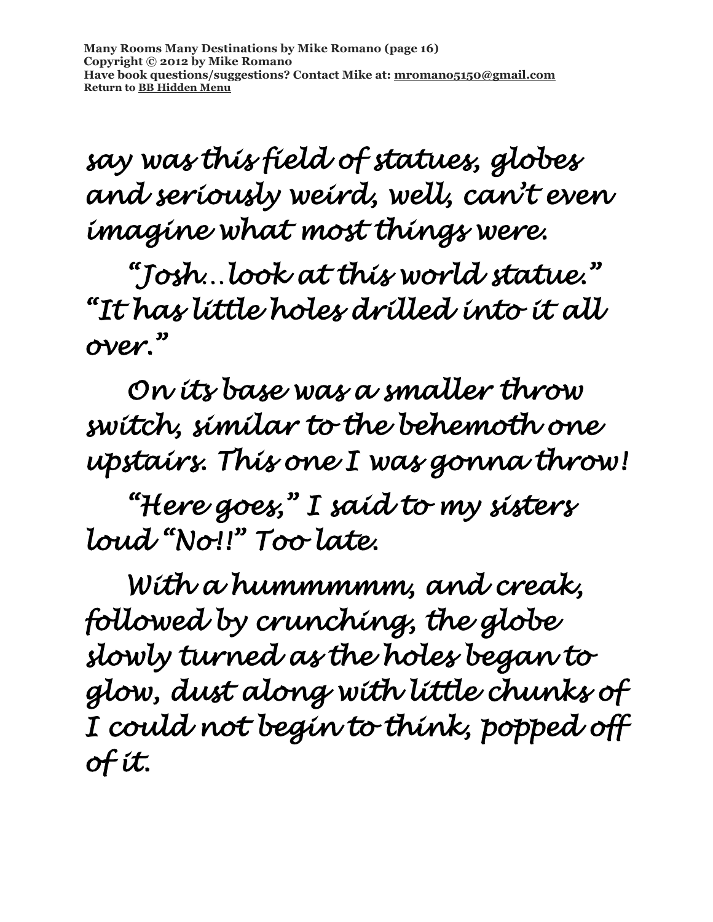say was this field of statues, globes and seriously weird, well, can't even imagine what most things were.

"Josh…look at this world statue." "It has little holes drilled into it all over."

On its base was a smaller throw switch, similar to the behemoth one upstairs. This one I was gonna throw!

"Here goes," I said to my sisters loud "No!!" Too late.

With a hummmmm, and creak, followed by crunching, the globe slowly turned as the holes began to glow, dust along with little chunks of I could not begin to think, popped off of it.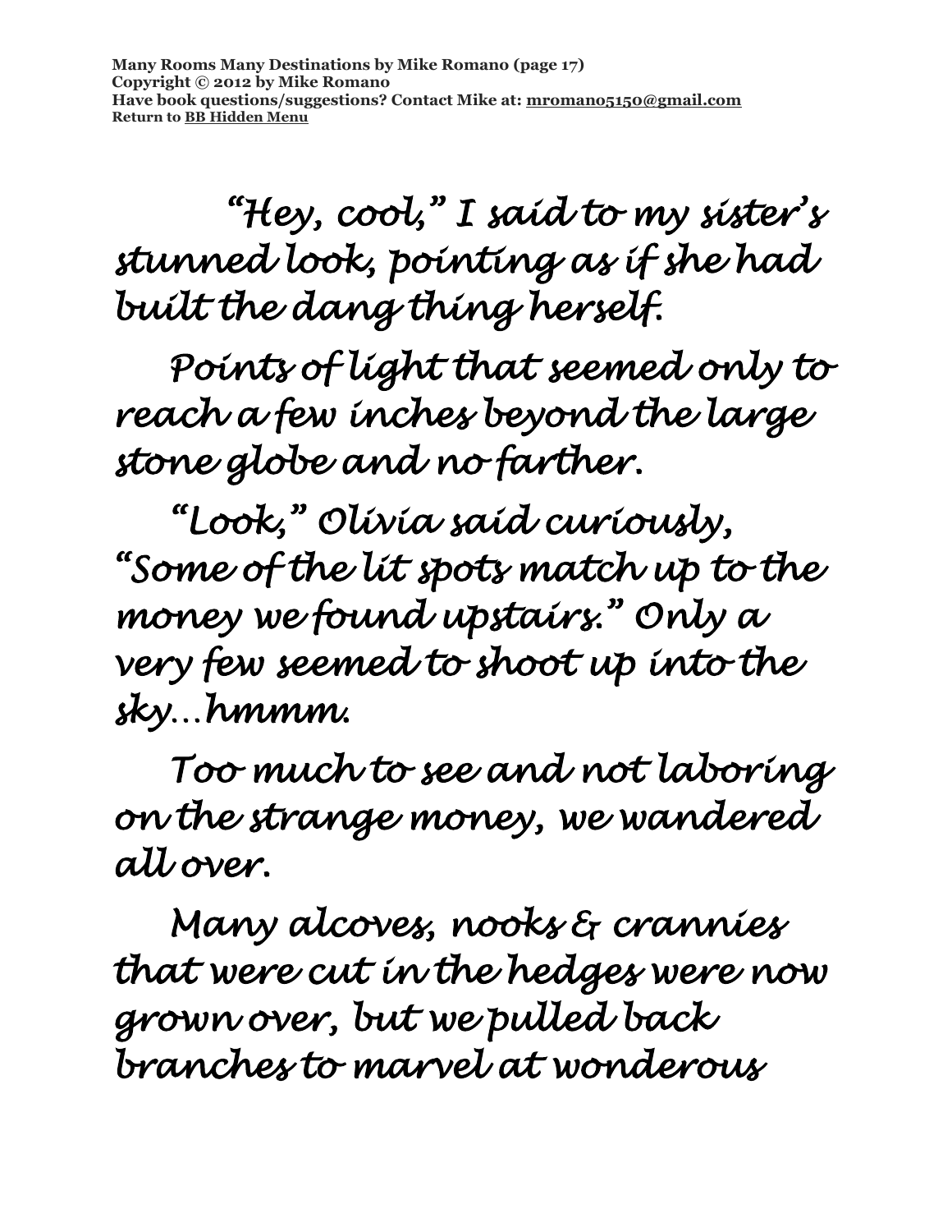"Hey, cool," I said to my sister's stunned look, pointing as if she had built the dang thing herself.

Points of light that seemed only to reach a few inches beyond the large stone globe and no farther.

"Look," Olivia said curiously, "Some of the lit spots match up to the money we found upstairs." Only a very few seemed to shoot up into the sky…hmmm.

Too much to see and not laboring on the strange money, we wandered all over.

Many alcoves, nooks & crannies that were cut in the hedges were now grown over, but we pulled back branches to marvel at wonderous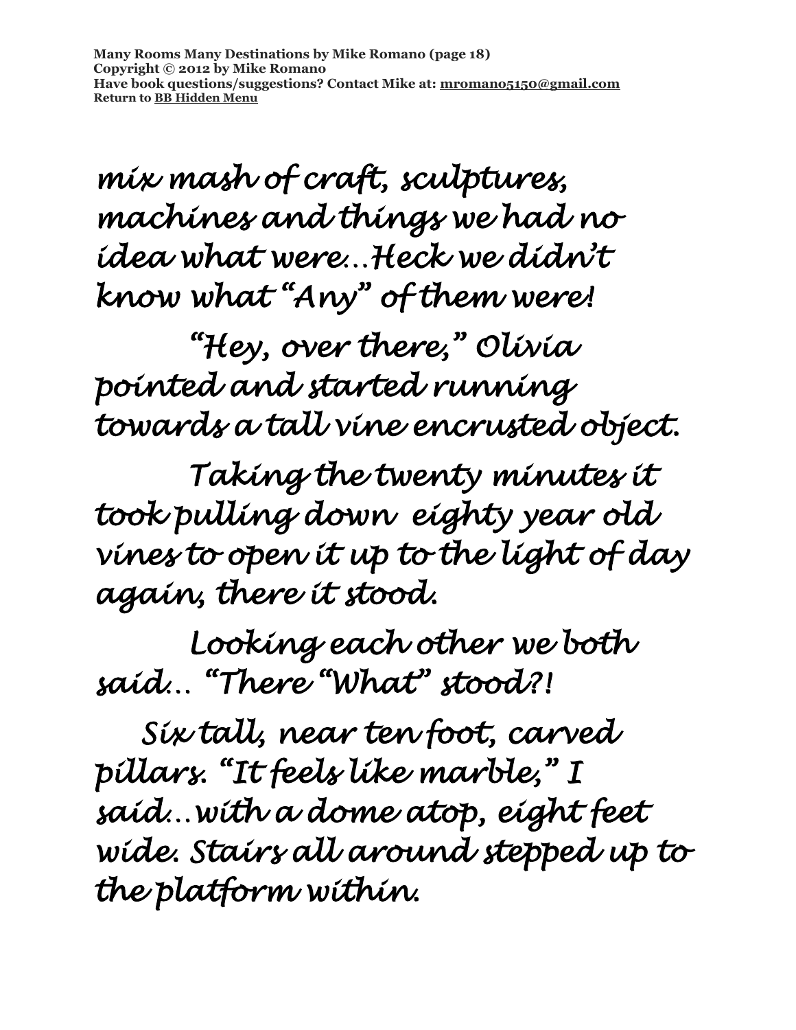*mix mash of craft, sculptures, machines and things we had no idea what were…Heck we didn't know what "Any" of them were!*

*"Hey, over there," Olivia pointed and started running towards a tall vine encrusted object.*

*Taking the twenty minutes it took pulling down eighty year old vines to open it up to the light of day again, there it stood.*

*Looking each other we both said… "There "What" stood?!*

*Six tall, near ten foot, carved pillars. "It feels like marble," I said…with a dome atop, eight feet wide. Stairs all around stepped up to the platform within.*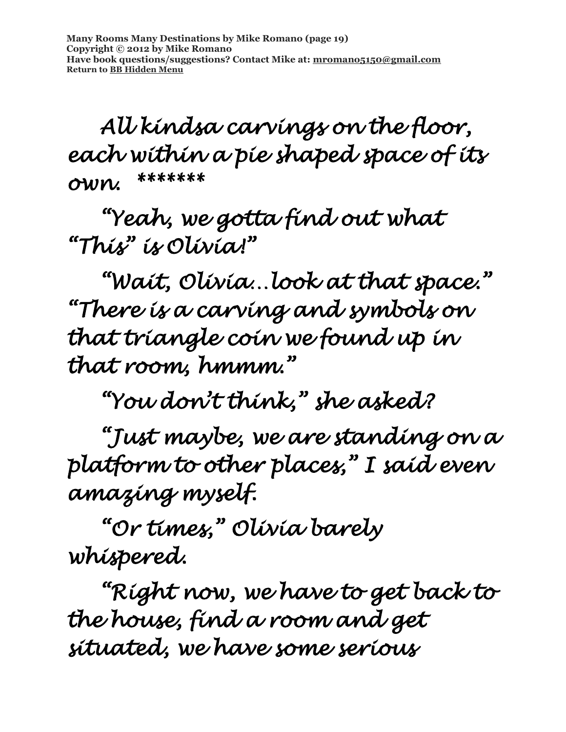All kindsa carvings on the floor, each within a pie shaped space of its own. *******

"Yeah, we gotta find out what "This" is Olivia!"

"Wait, Olivia…look at that space." "There is a carving and symbols on that triangle coin we found up in that room, hmmm."

"You don't think," she asked?

"Just maybe, we are standing on a platform to other places," I said even amazing myself.

"Or times," Olivia barely whispered.

"Right now, we have to get back to the house, find a room and get situated, we have some serious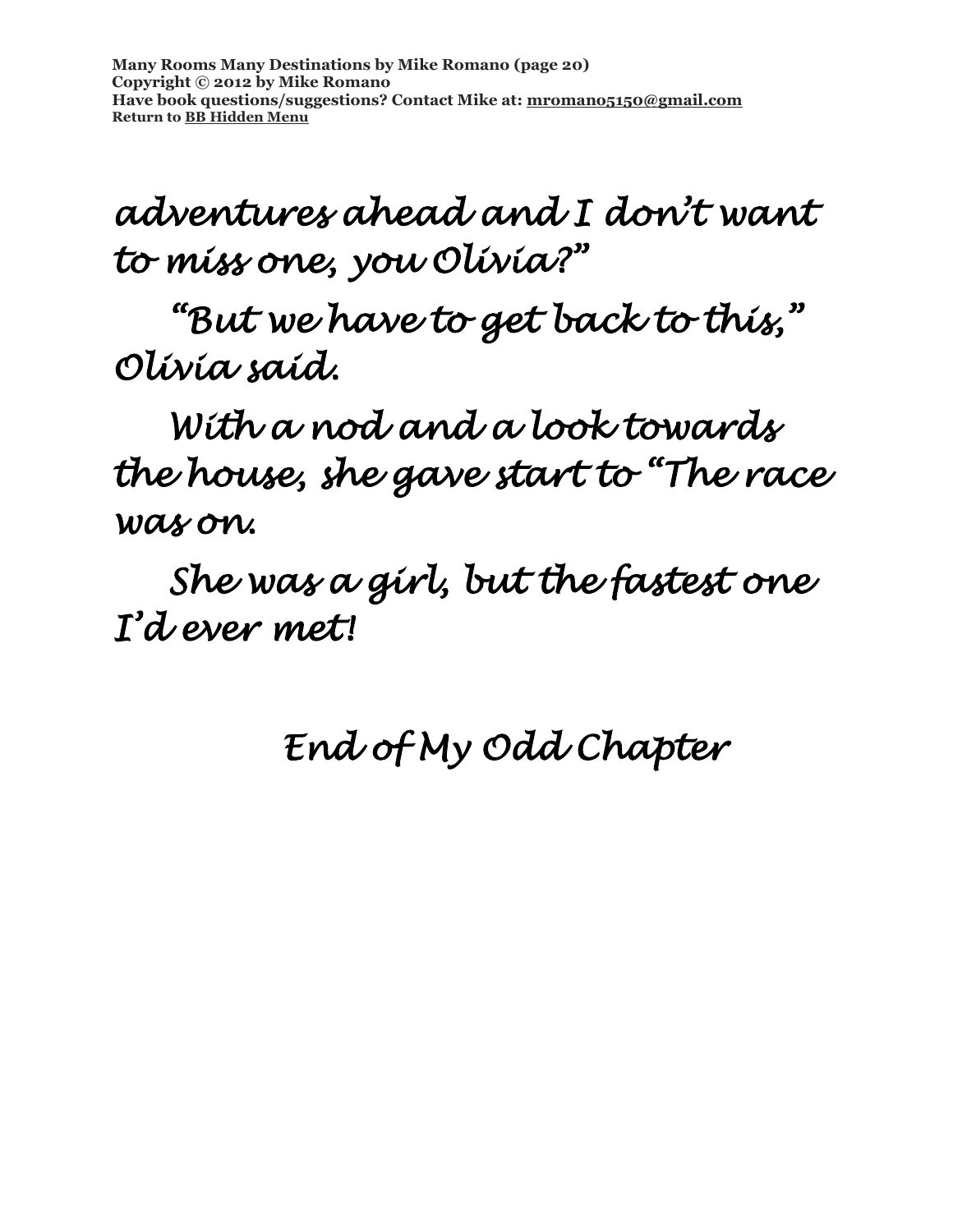adventures ahead and I don't want to miss one, you Olivia?"

"But we have to get back to this," Olivia said.

With a nod and a look towards the house, she gave start to "The race was on.

She was a girl, but the fastest one I'd ever met!

End of My Odd Chapter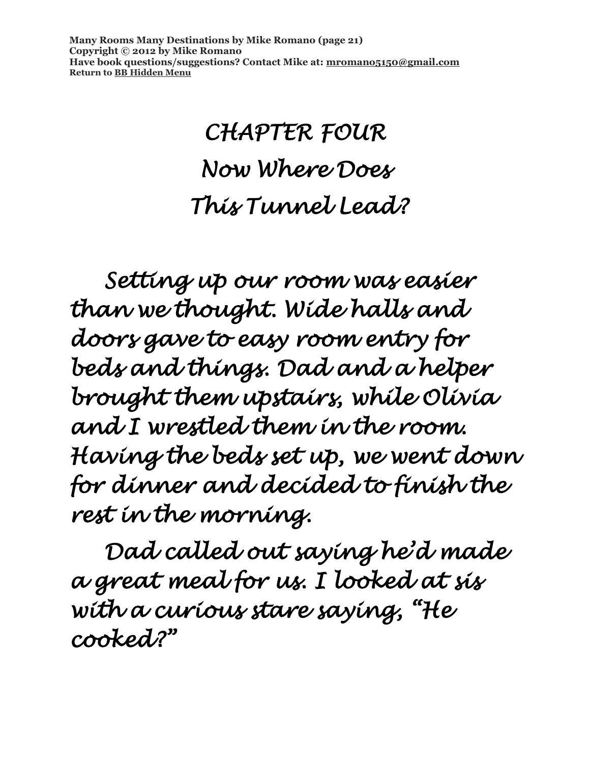# CHAPTER FOUR

## Now Where Does This Tunnel Lead?

Setting up our room was easier than we thought. Wide halls and doors gave to easy room entry for beds and things. Dad and a helper brought them upstairs, while Olivia and I wrestled them in the room. Having the beds set up, we went down for dinner and decided to finish the rest in the morning.

Dad called out saying he'd made a great meal for us. I looked at sis with a curious stare saying, "He cooked?"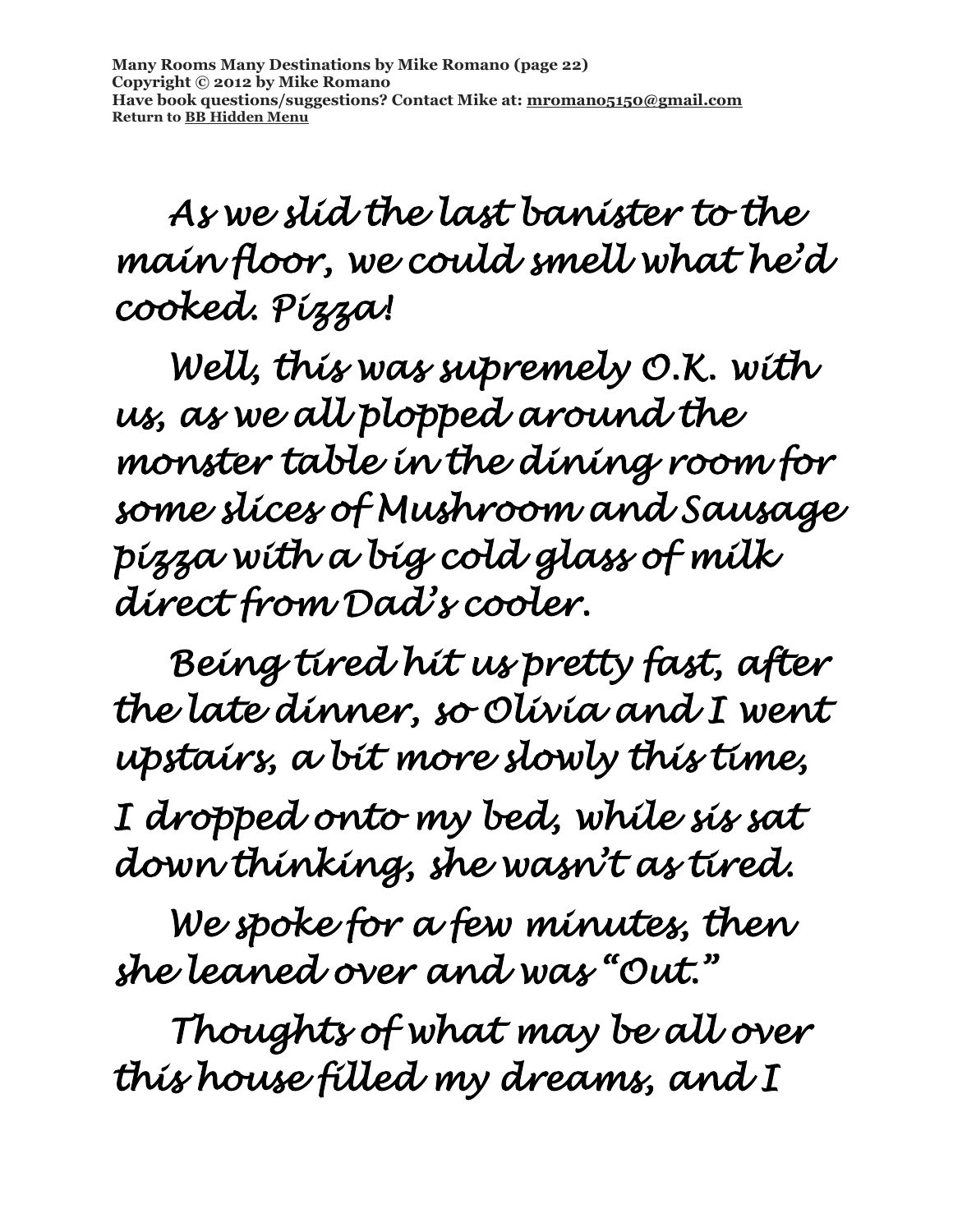As we slid the last banister to the main floor, we could smell what he'd cooked. Pizza!

Well, this was supremely O.K. with us, as we all plopped around the monster table in the dining room for some slices of Mushroom and Sausage pizza with a big cold glass of milk direct from Dad's cooler.

Being tired hit us pretty fast, after the late dinner, so Olivia and I went upstairs, a bit more slowly this time,

I dropped onto my bed, while sis sat down thinking, she wasn't as tired.

We spoke for a few minutes, then she leaned over and was "Out."

Thoughts of what may be all over this house filled my dreams, and I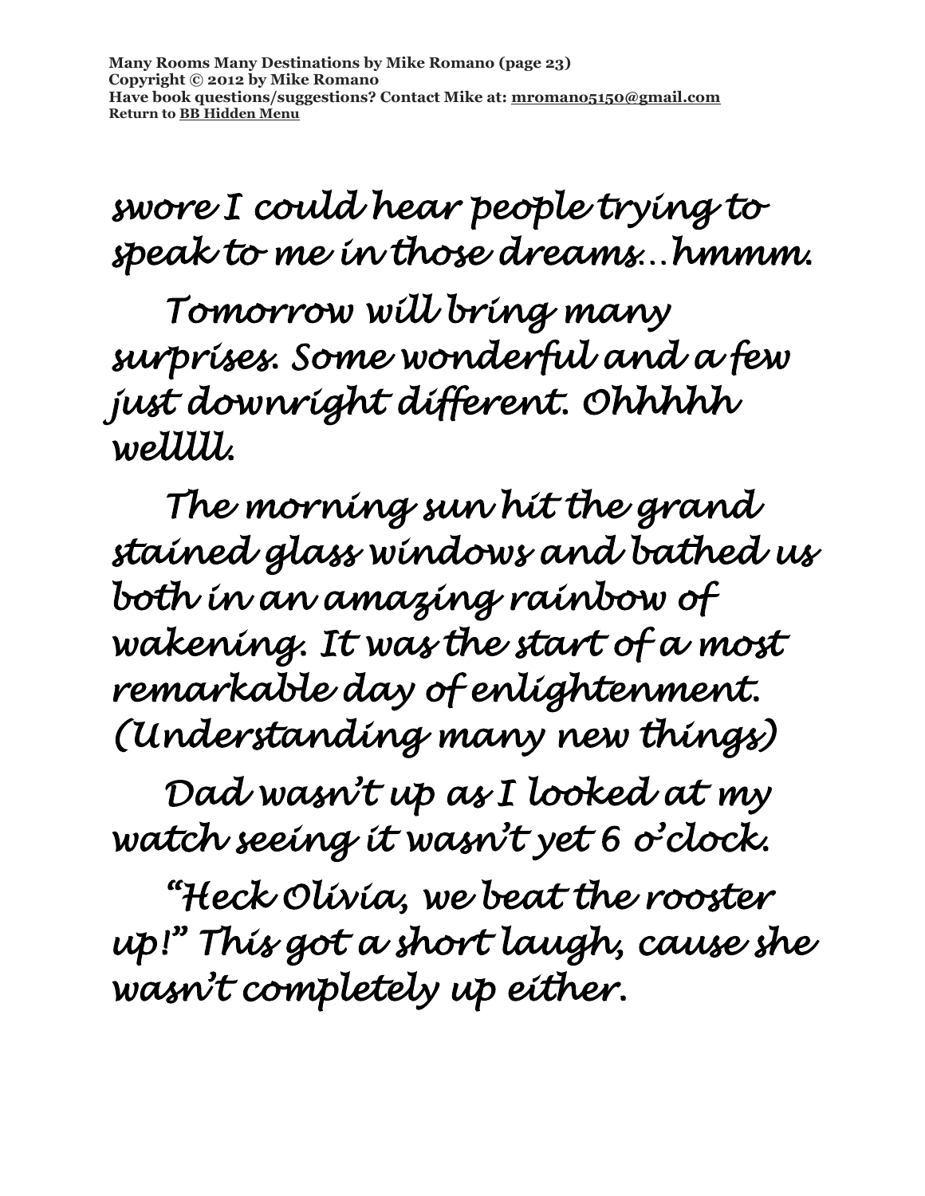*swore I could hear people trying to speak to me in those dreams…hmmm.*

*Tomorrow will bring many surprises. Some wonderful and a few just downright different. Ohhhhh wellll.*

*The morning sun hit the grand stained glass windows and bathed us both in an amazing rainbow of wakening. It was the start of a most remarkable day of enlightenment. (Understanding many new things)*

*Dad wasn't up as I looked at my watch seeing it wasn't yet 6 o'clock.*

*"Heck Olivia, we beat the rooster up!" This got a short laugh, cause she wasn't completely up either.*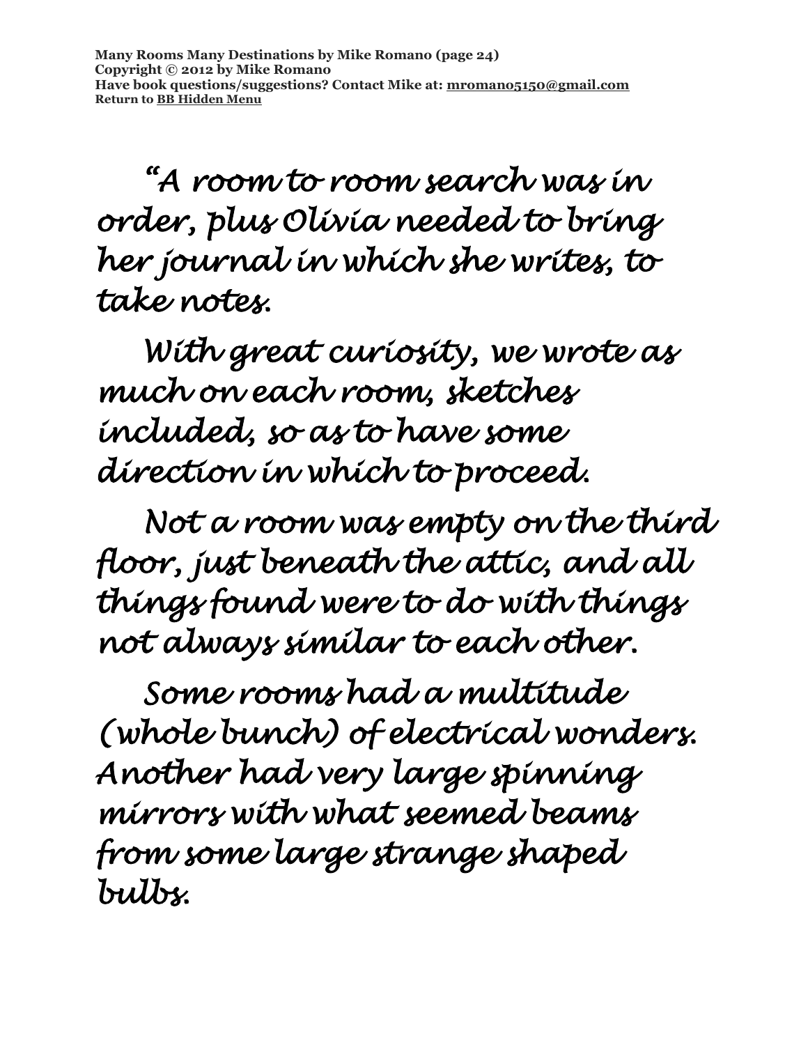"A room to room search was in order, plus Olivia needed to bring her journal in which she writes, to take notes.

With great curiosity, we wrote as much on each room, sketches included, so as to have some direction in which to proceed.

Not a room was empty on the third floor, just beneath the attic, and all things found were to do with things not always similar to each other.

Some rooms had a multitude (whole bunch) of electrical wonders. Another had very large spinning mirrors with what seemed beams from some large strange shaped bulbs.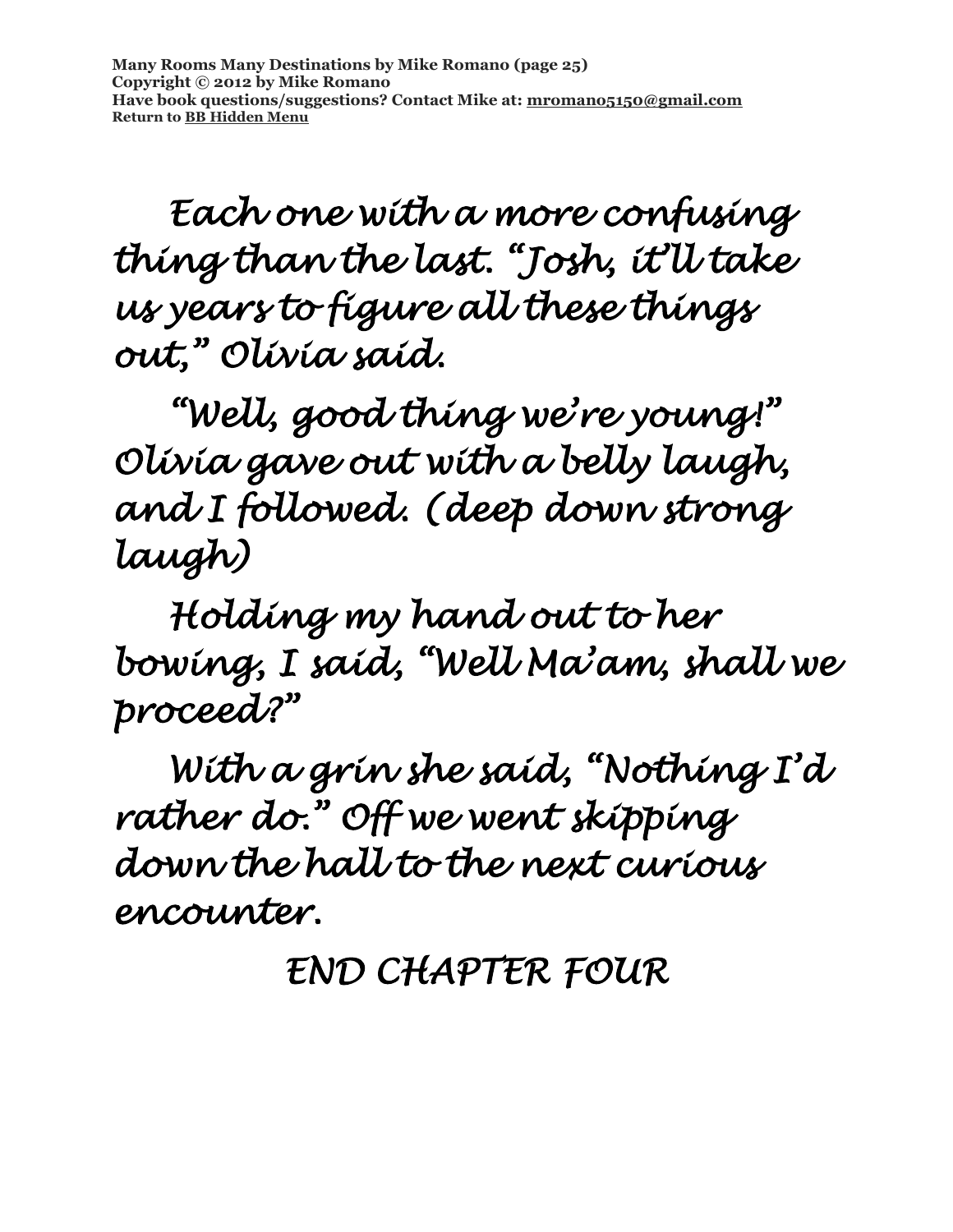Each one with a more confusing thing than the last. "Josh, it'll take us years to figure all these things out," Olivia said.

"Well, good thing we're young!" Olivia gave out with a belly laugh, and I followed. (deep down strong laugh)

Holding my hand out to her bowing, I said, "Well Ma'am, shall we proceed?"

With a grin she said, "Nothing I'd rather do." Off we went skipping down the hall to the next curious encounter.

END CHAPTER FOUR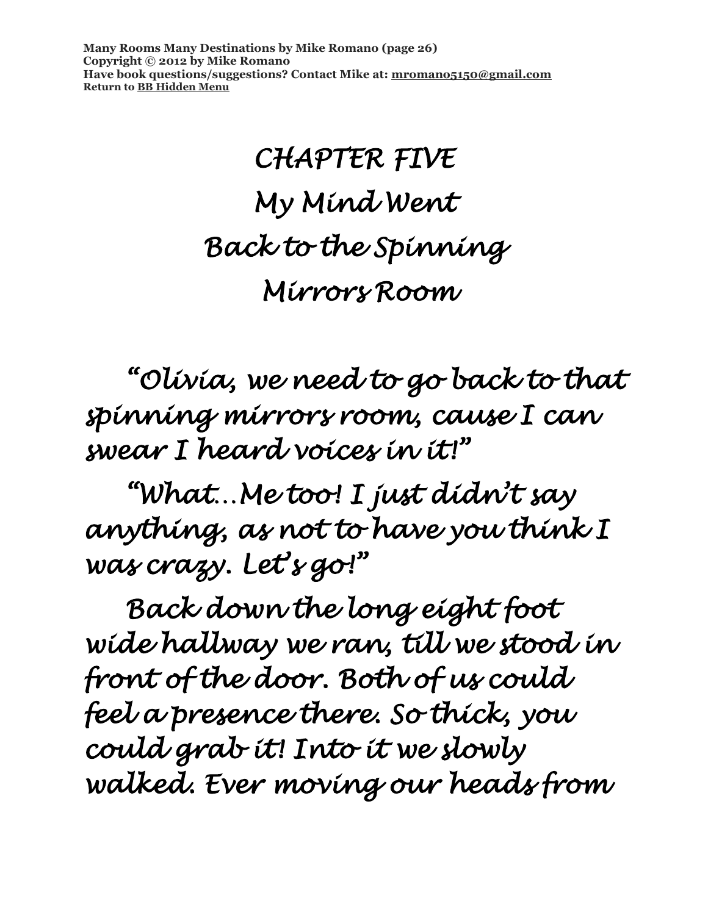# CHAPTER FIVE
# My Mind Went Back to the Spinning Mirrors Room

"Olivia, we need to go back to that spinning mirrors room, cause I can swear I heard voices in it!"

"What…Me too! I just didn't say anything, as not to have you think I was crazy. Let's go!"

Back down the long eight foot wide hallway we ran, till we stood in front of the door. Both of us could feel a presence there. So thick, you could grab it! Into it we slowly walked. Ever moving our heads from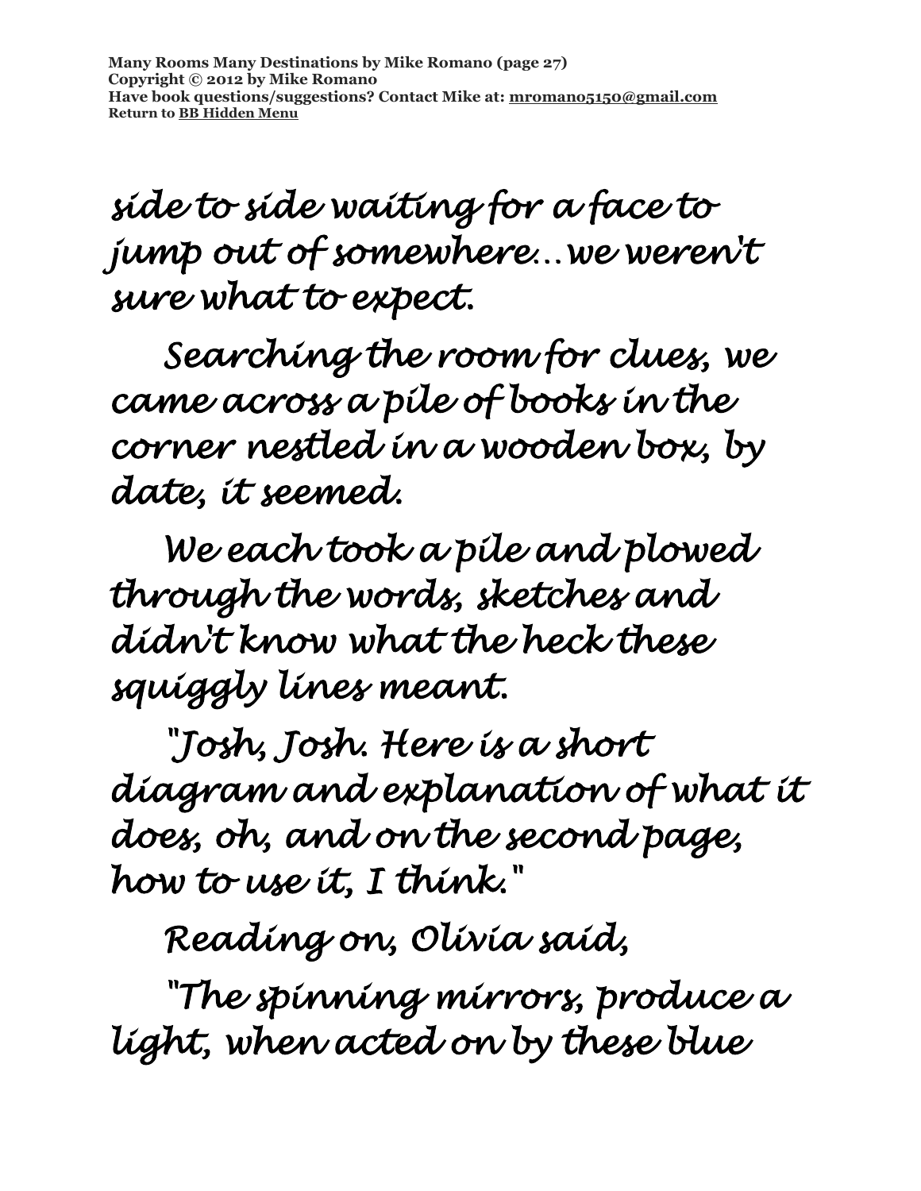side to side waiting for a face to jump out of somewhere…we weren't sure what to expect.

Searching the room for clues, we came across a pile of books in the corner nestled in a wooden box, by date, it seemed.

We each took a pile and plowed through the words, sketches and didn't know what the heck these squiggly lines meant.

"Josh, Josh. Here is a short diagram and explanation of what it does, oh, and on the second page, how to use it, I think."

Reading on, Olivia said,

"The spinning mirrors, produce a light, when acted on by these blue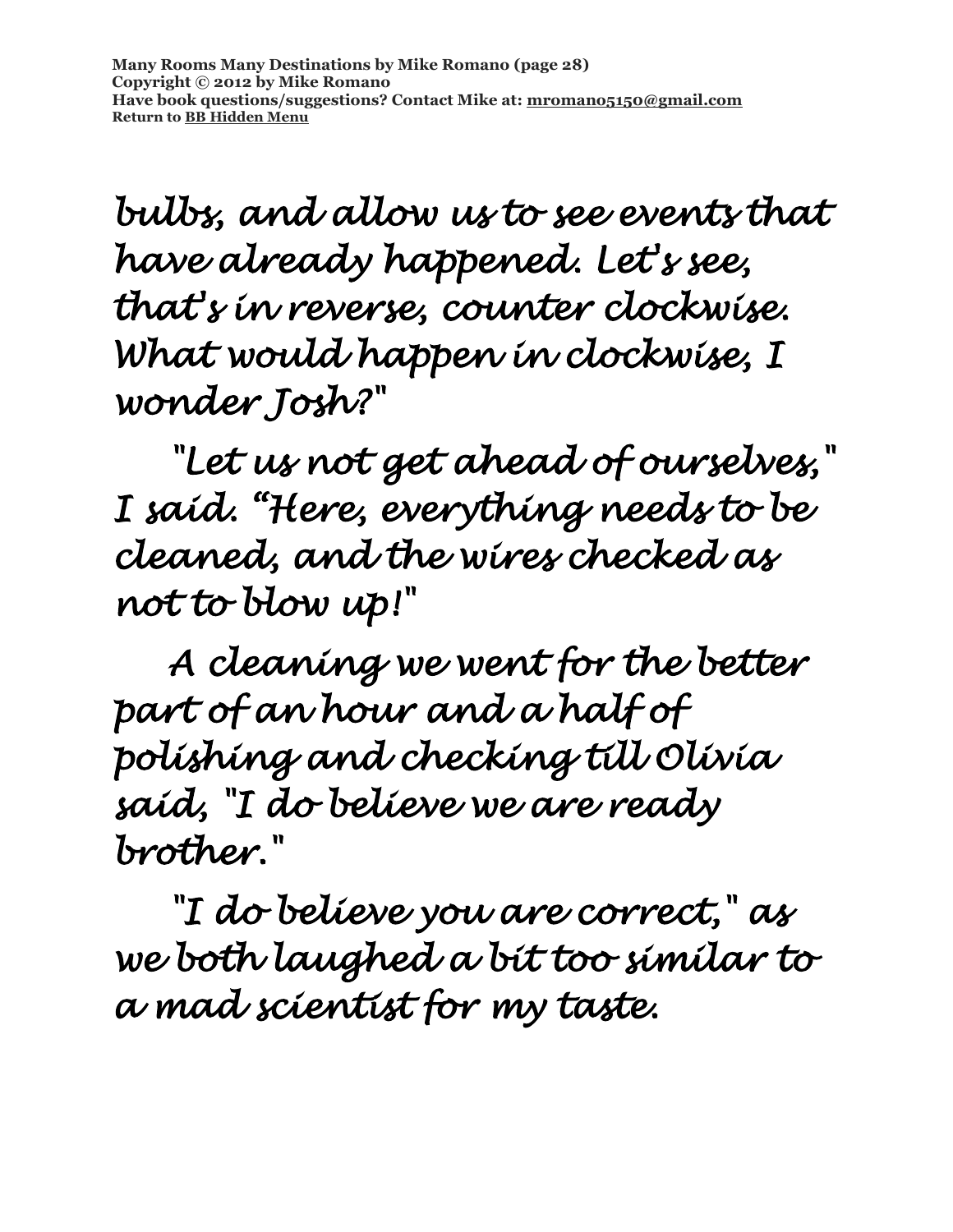bulbs, and allow us to see events that have already happened. Let's see, that's in reverse, counter clockwise. What would happen in clockwise, I wonder Josh?"

"Let us not get ahead of ourselves," I said. "Here, everything needs to be cleaned, and the wires checked as not to blow up!"

A cleaning we went for the better part of an hour and a half of polishing and checking till Olivia said, "I do believe we are ready brother."

"I do believe you are correct," as we both laughed a bit too similar to a mad scientist for my taste.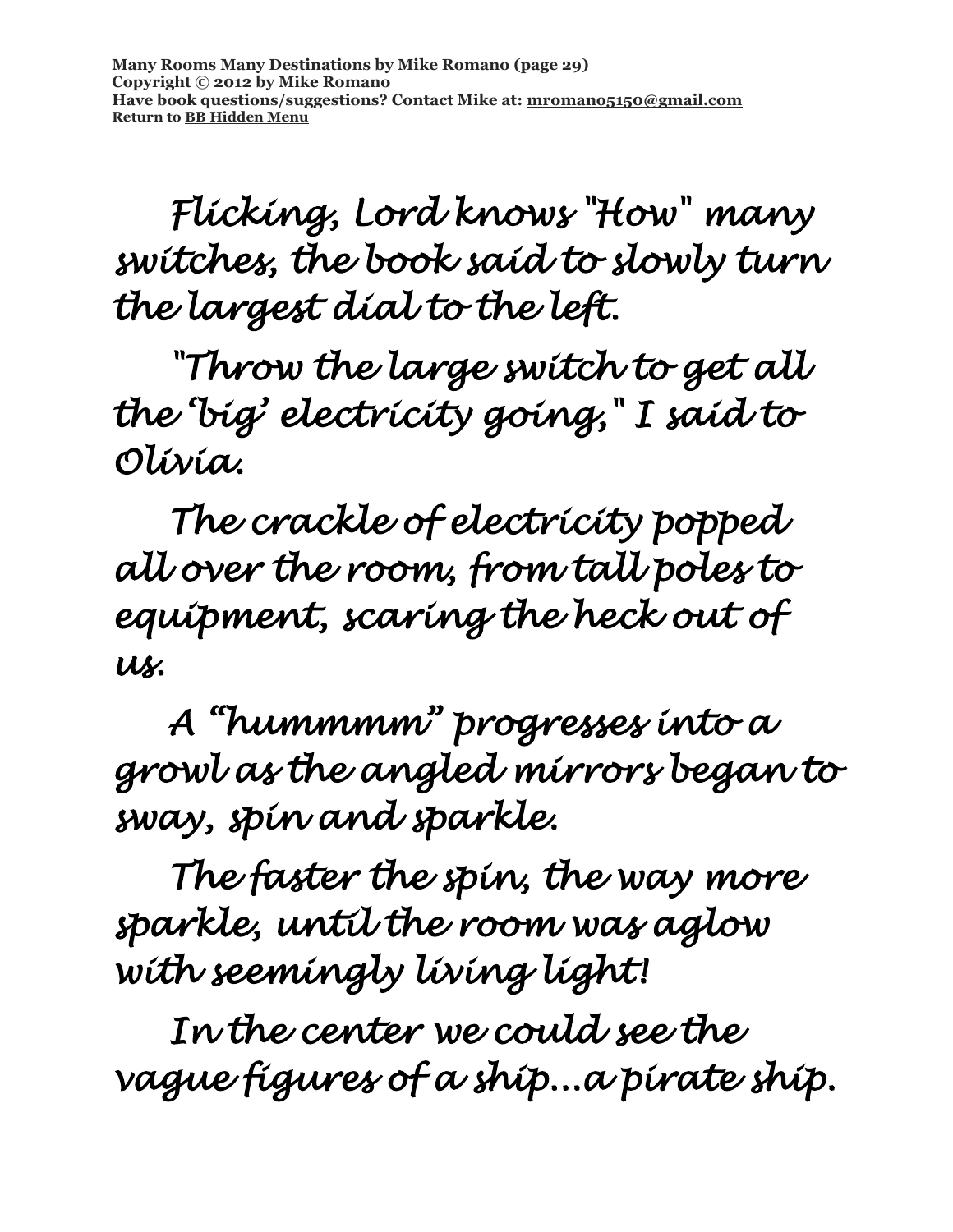Flicking, Lord knows "How" many switches, the book said to slowly turn the largest dial to the left.

"Throw the large switch to get all the 'big' electricity going," I said to Olivia.

The crackle of electricity popped all over the room, from tall poles to equipment, scaring the heck out of us.

A "hummmm" progresses into a growl as the angled mirrors began to sway, spin and sparkle.

The faster the spin, the way more sparkle, until the room was aglow with seemingly living light!

In the center we could see the vague figures of a ship…a pirate ship.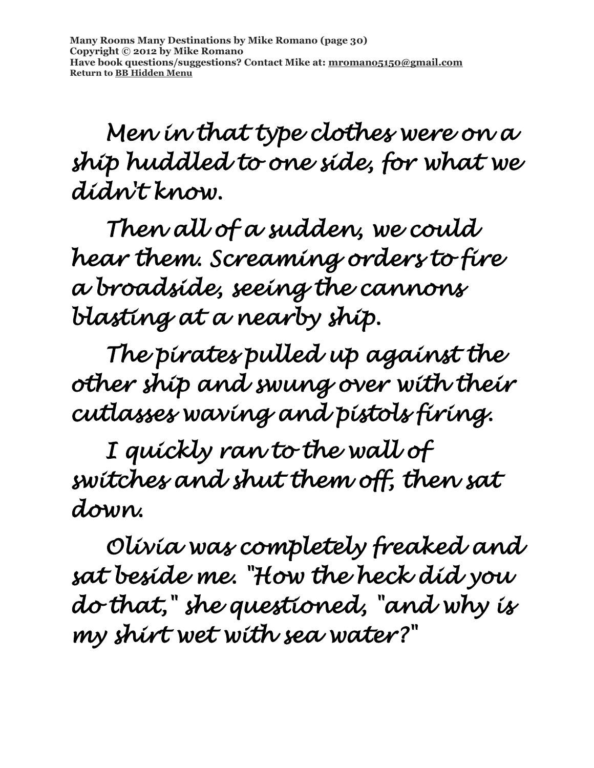Men in that type clothes were on a ship huddled to one side, for what we didn't know.

Then all of a sudden, we could hear them. Screaming orders to fire a broadside, seeing the cannons blasting at a nearby ship.

The pirates pulled up against the other ship and swung over with their cutlasses waving and pistols firing.

I quickly ran to the wall of switches and shut them off, then sat down.

Olivia was completely freaked and sat beside me. "How the heck did you do that," she questioned, "and why is my shirt wet with sea water?"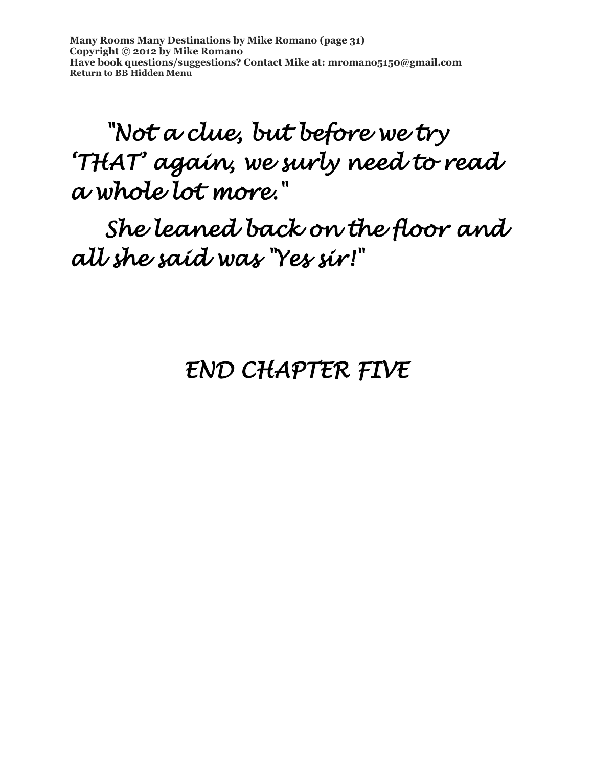*"Not a clue, but before we try 'THAT' again, we surly need to read a whole lot more."*

*She leaned back on the floor and all she said was "Yes sir!"*

*END CHAPTER FIVE*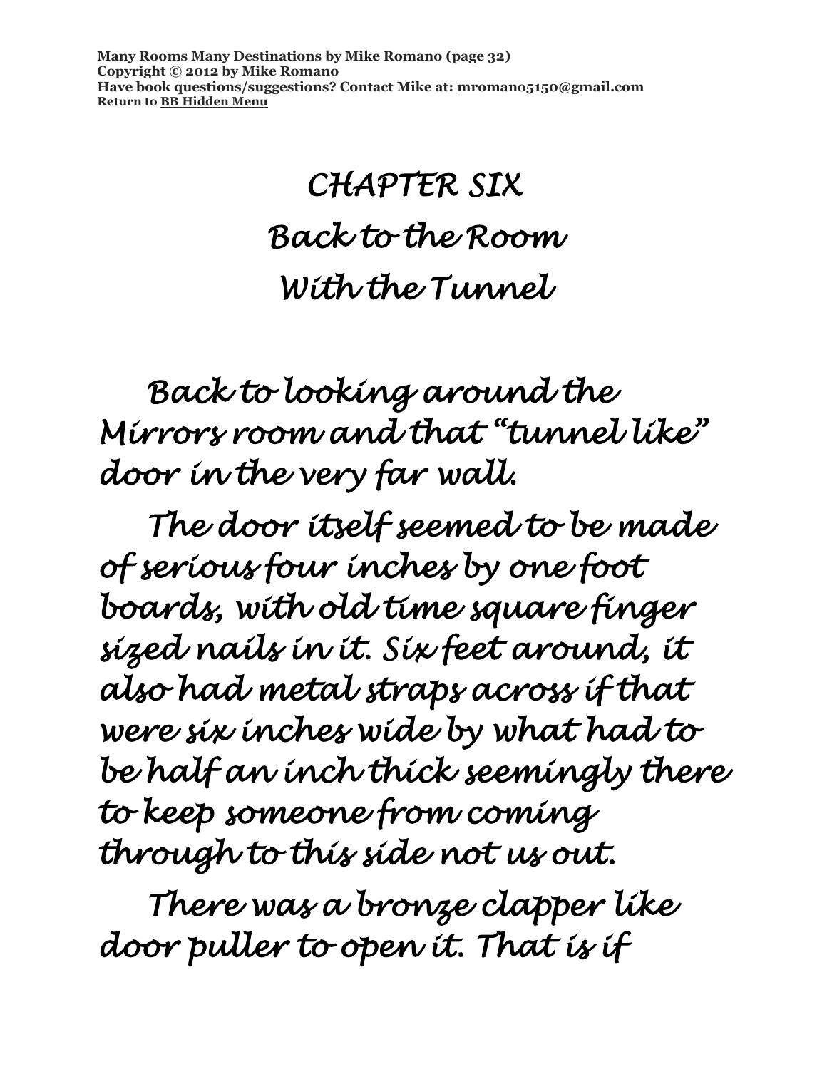# CHAPTER SIX
# Back to the Room
# With the Tunnel

Back to looking around the Mirrors room and that "tunnel like" door in the very far wall.

The door itself seemed to be made of serious four inches by one foot boards, with old time square finger sized nails in it. Six feet around, it also had metal straps across if that were six inches wide by what had to be half an inch thick seemingly there to keep someone from coming through to this side not us out.

There was a bronze clapper like door puller to open it. That is if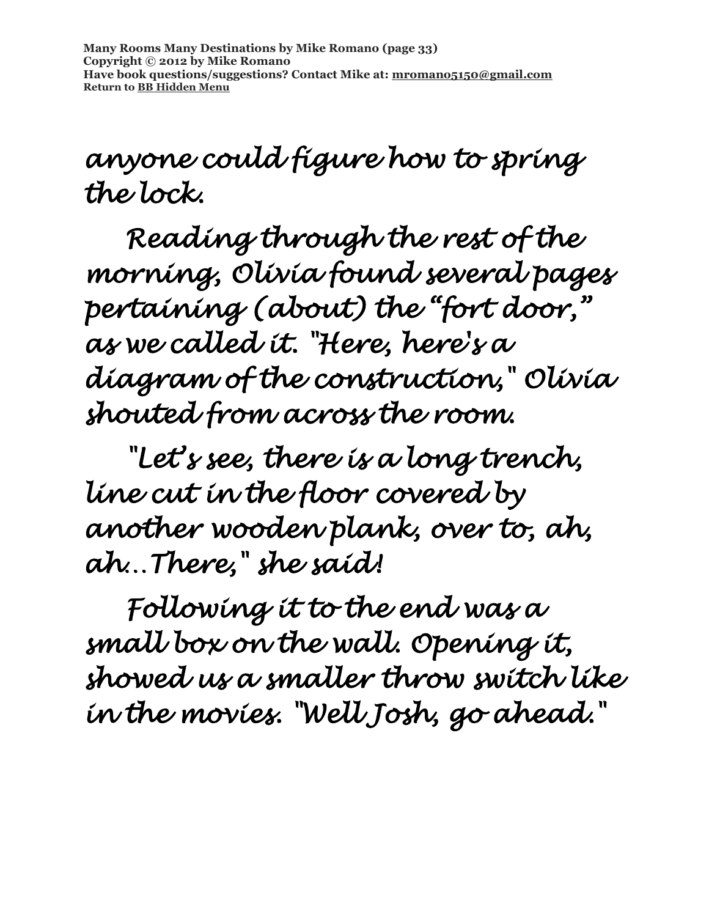anyone could figure how to spring the lock.

Reading through the rest of the morning, Olivia found several pages pertaining (about) the "fort door," as we called it. "Here, here's a diagram of the construction," Olivia shouted from across the room.

"Let's see, there is a long trench, line cut in the floor covered by another wooden plank, over to, ah, ah…There," she said!

Following it to the end was a small box on the wall. Opening it, showed us a smaller throw switch like in the movies. "Well Josh, go ahead."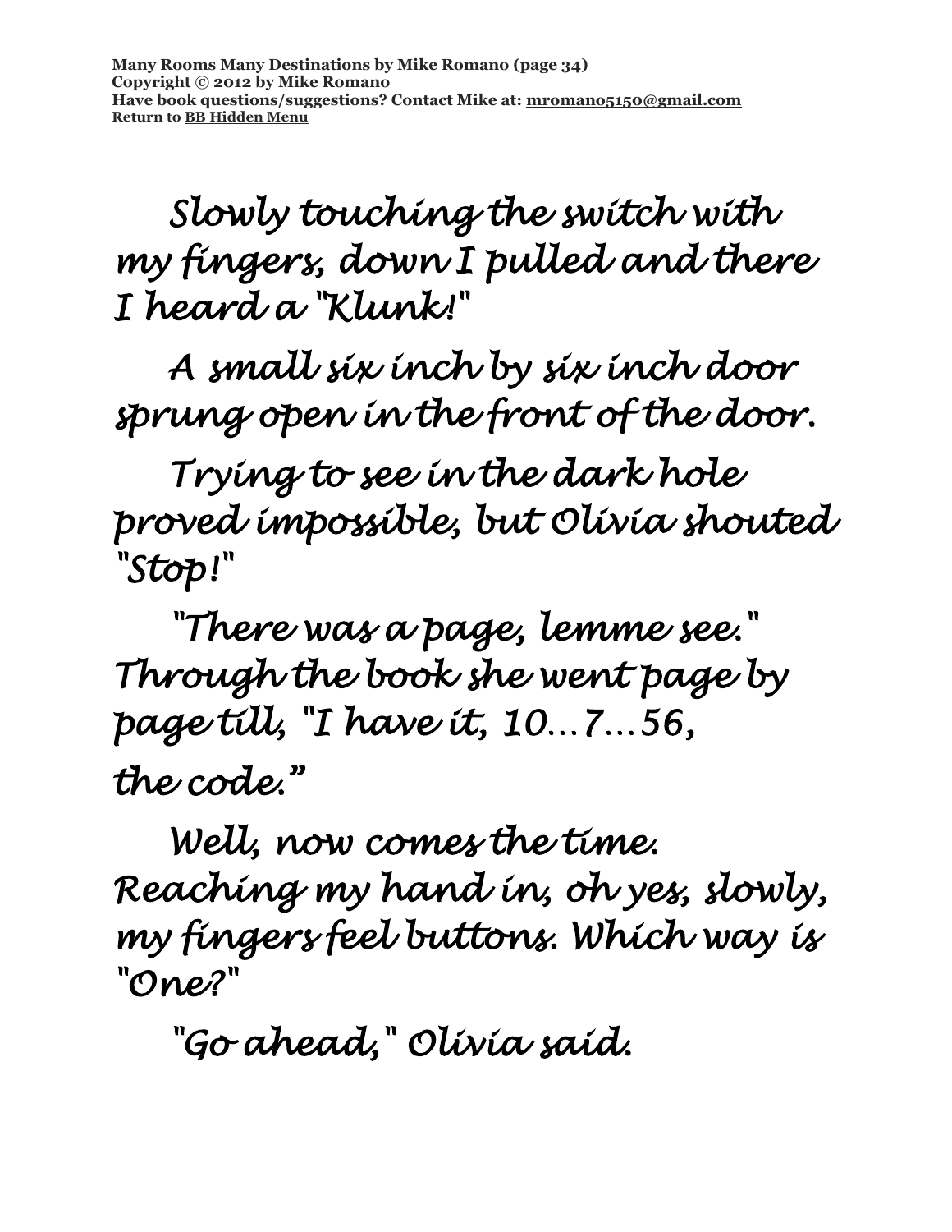Slowly touching the switch with my fingers, down I pulled and there I heard a "Klunk!"

A small six inch by six inch door sprung open in the front of the door.

Trying to see in the dark hole proved impossible, but Olivia shouted "Stop!"

"There was a page, lemme see." Through the book she went page by page till, "I have it, 10…7…56, the code."

Well, now comes the time. Reaching my hand in, oh yes, slowly, my fingers feel buttons. Which way is "One?"

"Go ahead," Olivia said.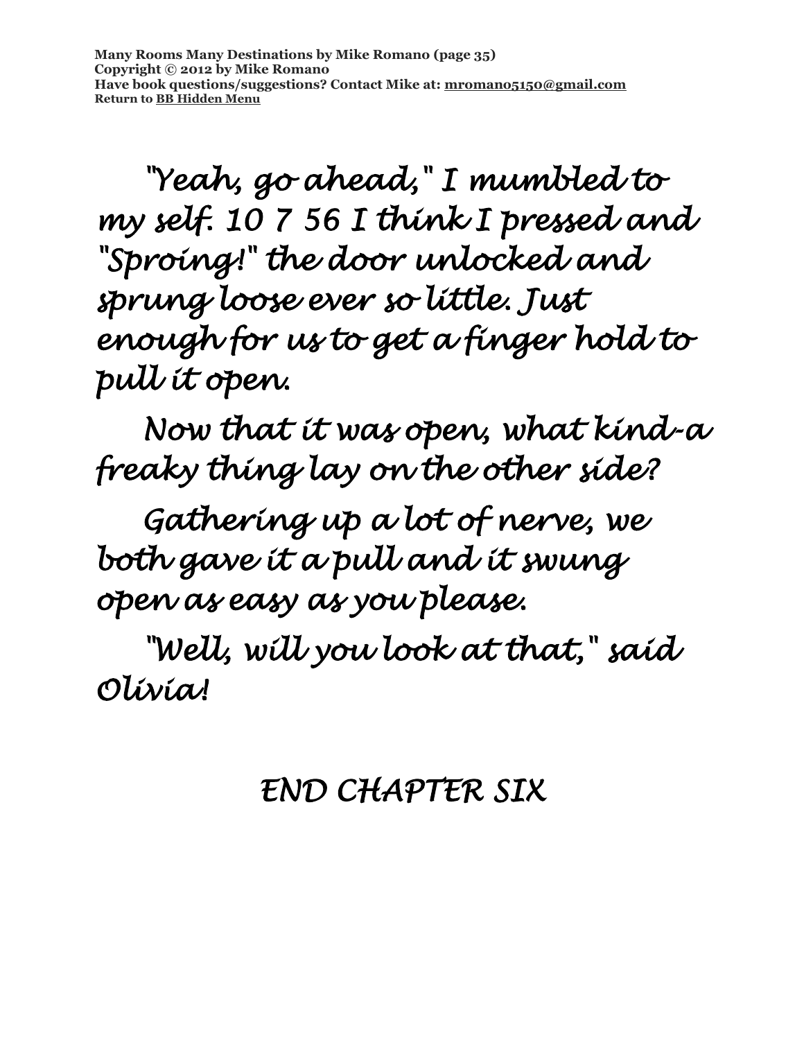"Yeah, go ahead," I mumbled to my self. 10 7 56 I think I pressed and "Sproing!" the door unlocked and sprung loose ever so little. Just enough for us to get a finger hold to pull it open.

Now that it was open, what kind-a freaky thing lay on the other side?

Gathering up a lot of nerve, we both gave it a pull and it swung open as easy as you please.

"Well, will you look at that," said Olivia!

END CHAPTER SIX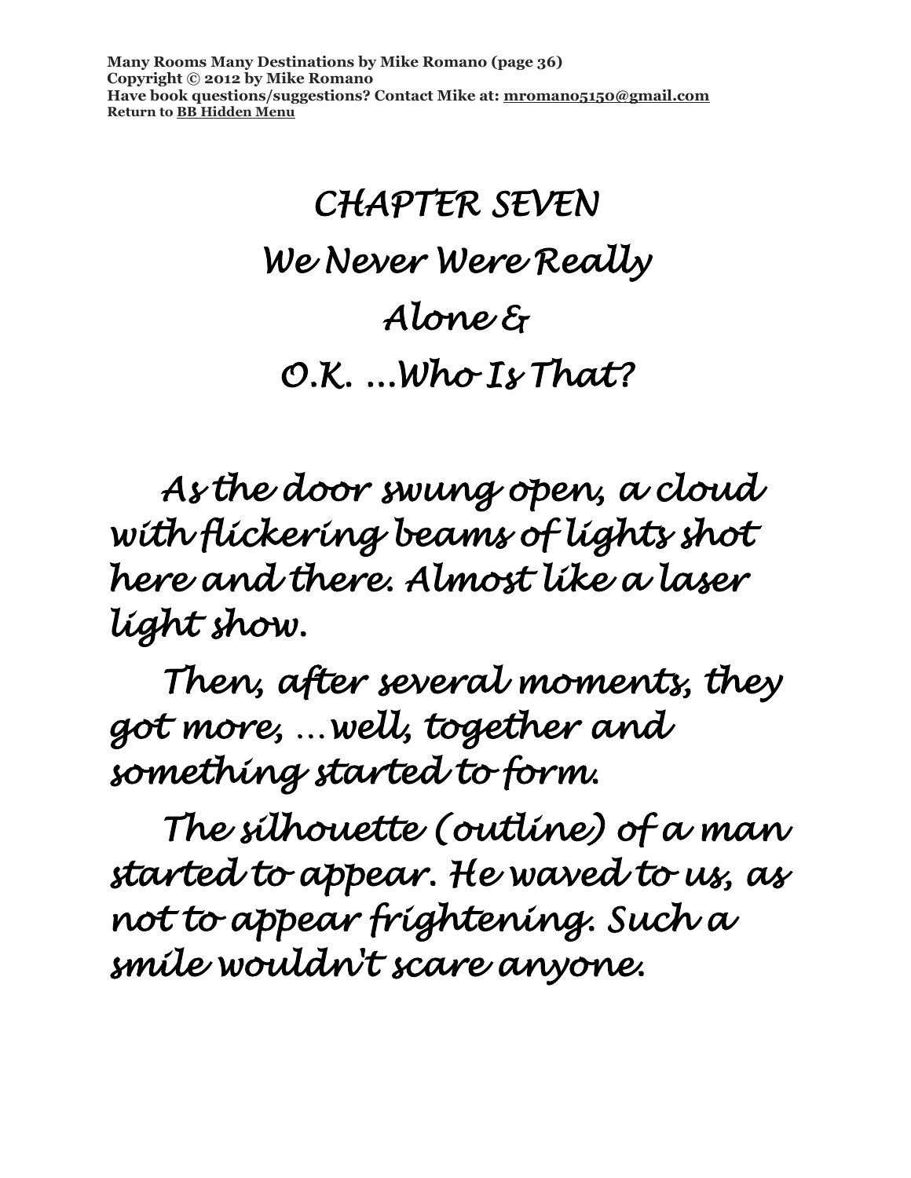# CHAPTER SEVEN

# We Never Were Really Alone & O.K. ...Who Is That?

*As the door swung open, a cloud with flickering beams of lights shot here and there. Almost like a laser light show.*

*Then, after several moments, they got more, ...well, together and something started to form.*

*The silhouette (outline) of a man started to appear. He waved to us, as not to appear frightening. Such a smile wouldn't scare anyone.*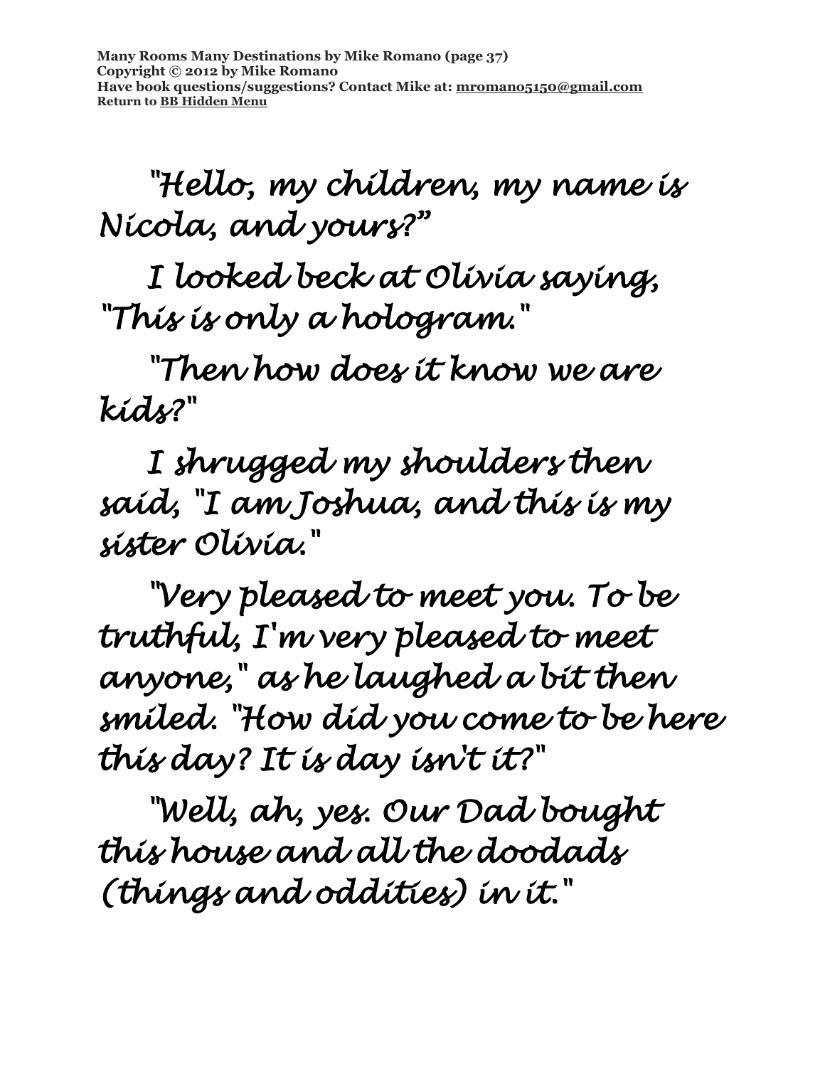"Hello, my children, my name is Nicola, and yours?"

I looked beck at Olivia saying, "This is only a hologram."

"Then how does it know we are kids?"

I shrugged my shoulders then said, "I am Joshua, and this is my sister Olivia."

"Very pleased to meet you. To be truthful, I'm very pleased to meet anyone," as he laughed a bit then smiled. "How did you come to be here this day? It is day isn't it?"

"Well, ah, yes. Our Dad bought this house and all the doodads (things and oddities) in it."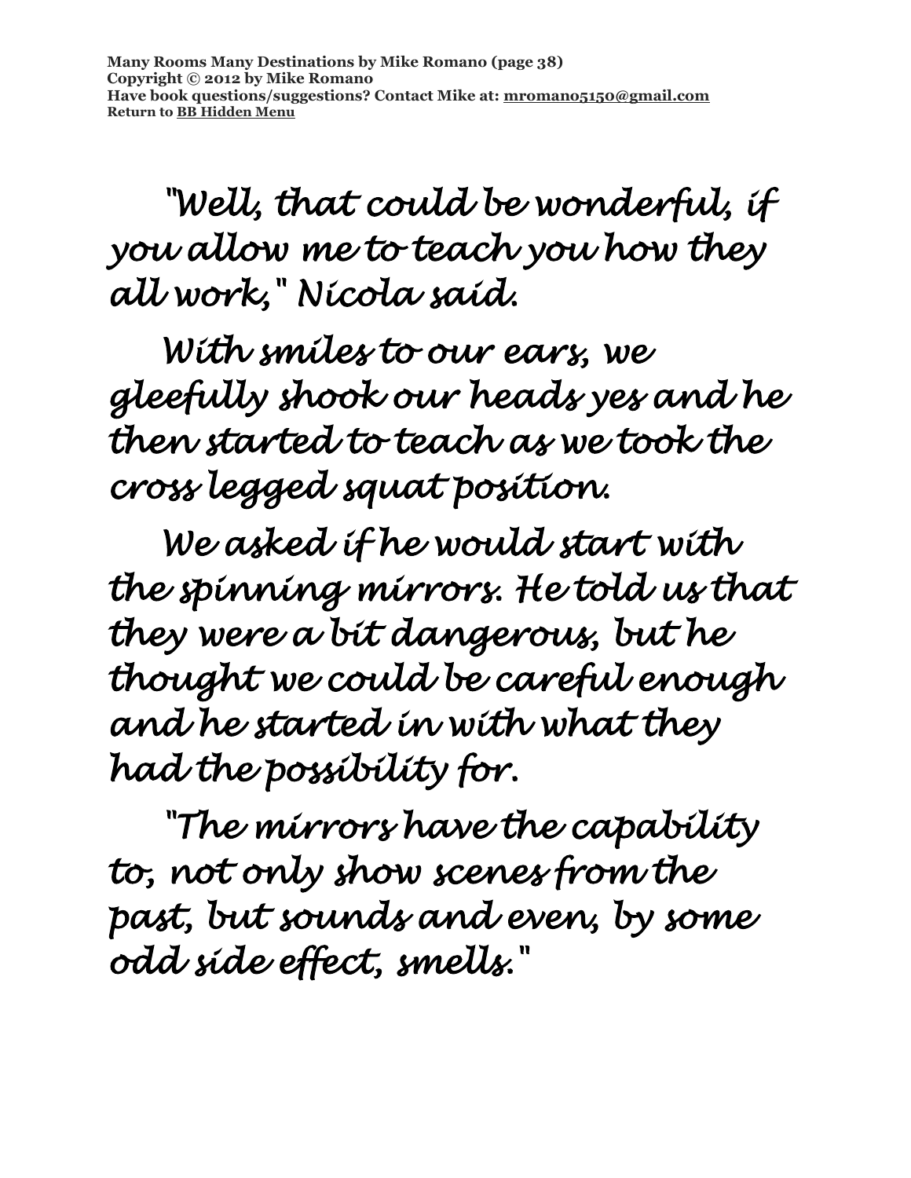"Well, that could be wonderful, if you allow me to teach you how they all work," Nicola said.

With smiles to our ears, we gleefully shook our heads yes and he then started to teach as we took the cross legged squat position.

We asked if he would start with the spinning mirrors. He told us that they were a bit dangerous, but he thought we could be careful enough and he started in with what they had the possibility for.

"The mirrors have the capability to, not only show scenes from the past, but sounds and even, by some odd side effect, smells."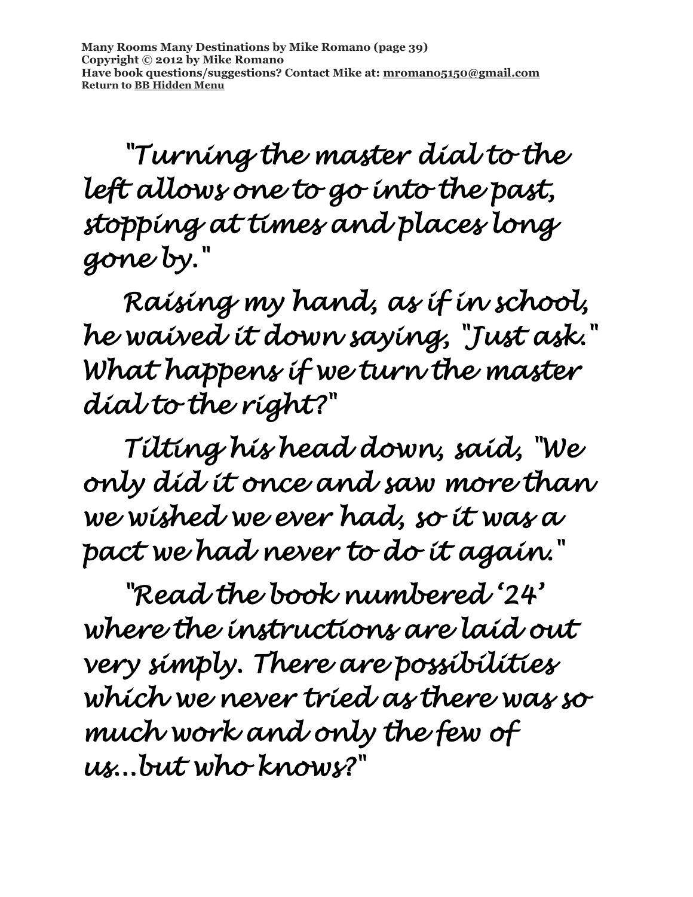"Turning the master dial to the left allows one to go into the past, stopping at times and places long gone by."

Raising my hand, as if in school, he waived it down saying, "Just ask." What happens if we turn the master dial to the right?"

Tilting his head down, said, "We only did it once and saw more than we wished we ever had, so it was a pact we had never to do it again."

"Read the book numbered '24' where the instructions are laid out very simply. There are possibilities which we never tried as there was so much work and only the few of us...but who knows?"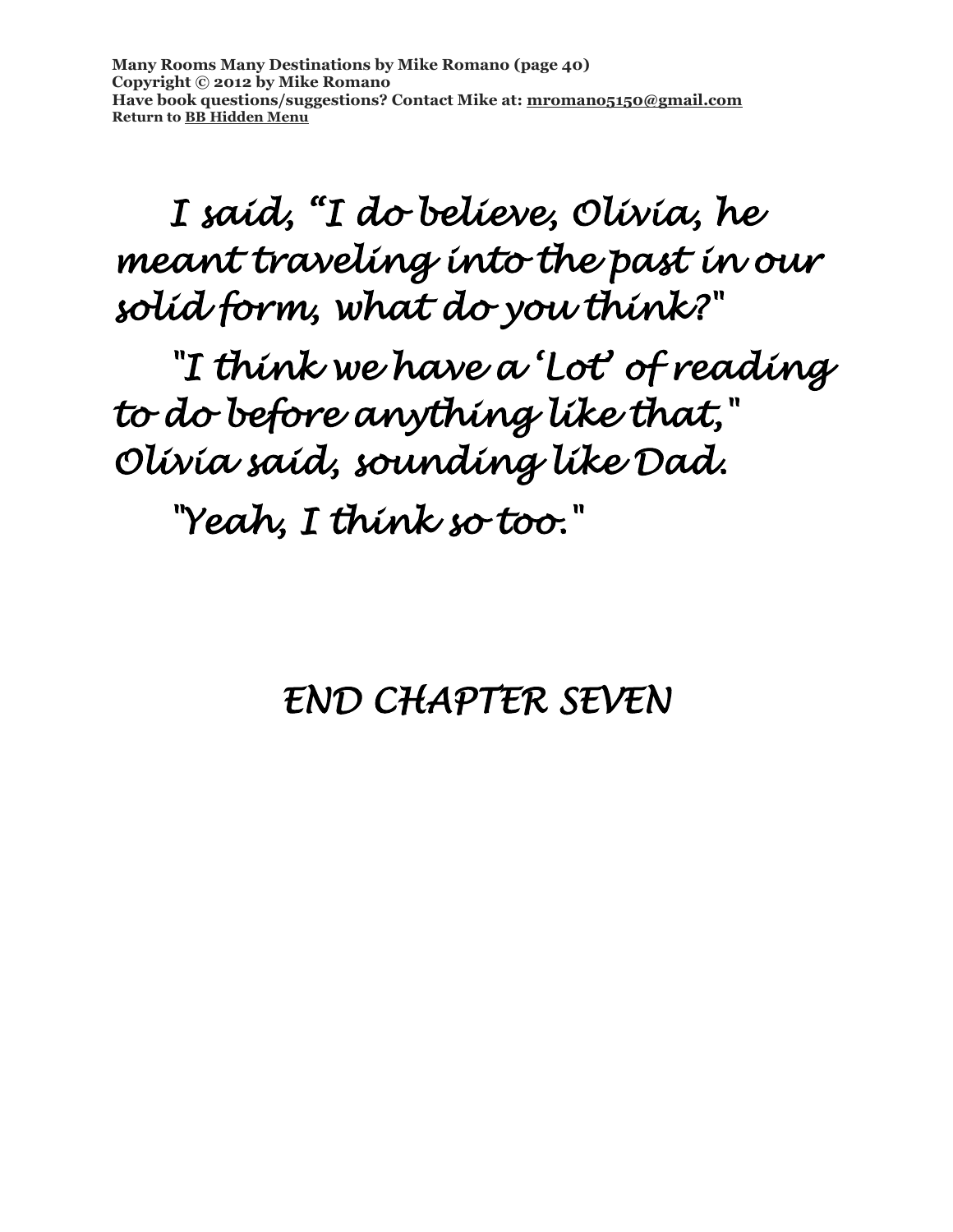I said, “I do believe, Olivia, he meant traveling into the past in our solid form, what do you think?"

"I think we have a ‘Lot’ of reading to do before anything like that," Olivia said, sounding like Dad.

"Yeah, I think so too."

END CHAPTER SEVEN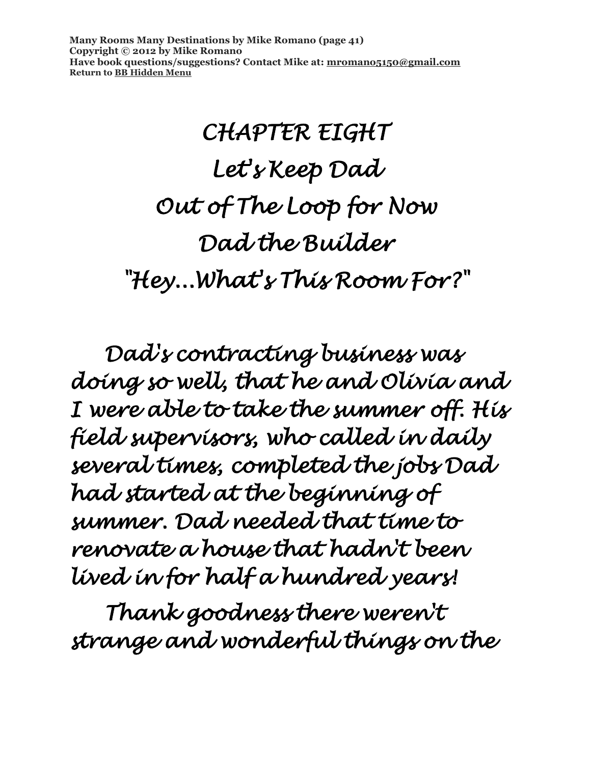# CHAPTER EIGHT

# Let's Keep Dad Out of The Loop for Now

# Dad the Builder

# "Hey...What's This Room For?"

Dad's contracting business was doing so well, that he and Olivia and I were able to take the summer off. His field supervisors, who called in daily several times, completed the jobs Dad had started at the beginning of summer. Dad needed that time to renovate a house that hadn't been lived in for half a hundred years!

Thank goodness there weren't strange and wonderful things on the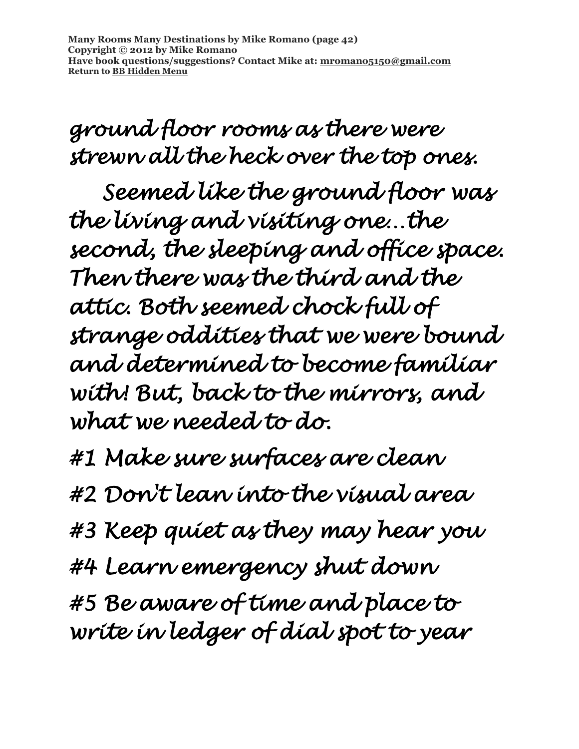ground floor rooms as there were strewn all the heck over the top ones.

Seemed like the ground floor was the living and visiting one...the second, the sleeping and office space. Then there was the third and the attic. Both seemed chock full of strange oddities that we were bound and determined to become familiar with! But, back to the mirrors, and what we needed to do.

#1 Make sure surfaces are clean

#2 Don't lean into the visual area

#3 Keep quiet as they may hear you

#4 Learn emergency shut down

#5 Be aware of time and place to write in ledger of dial spot to year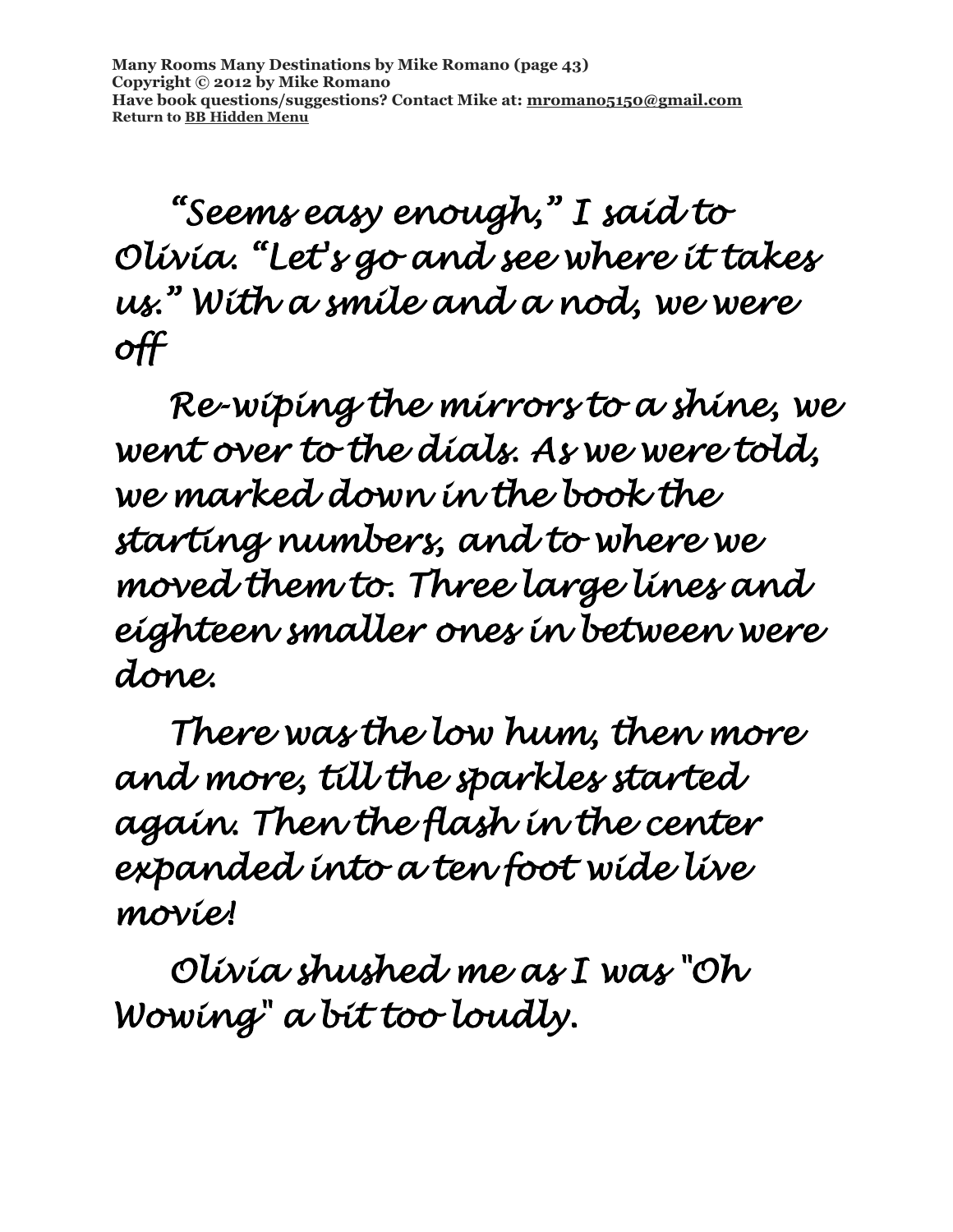"Seems easy enough," I said to Olivia. "Let's go and see where it takes us." With a smile and a nod, we were off

Re-wiping the mirrors to a shine, we went over to the dials. As we were told, we marked down in the book the starting numbers, and to where we moved them to. Three large lines and eighteen smaller ones in between were done.

There was the low hum, then more and more, till the sparkles started again. Then the flash in the center expanded into a ten foot wide live movie!

Olivia shushed me as I was "Oh Wowing" a bit too loudly.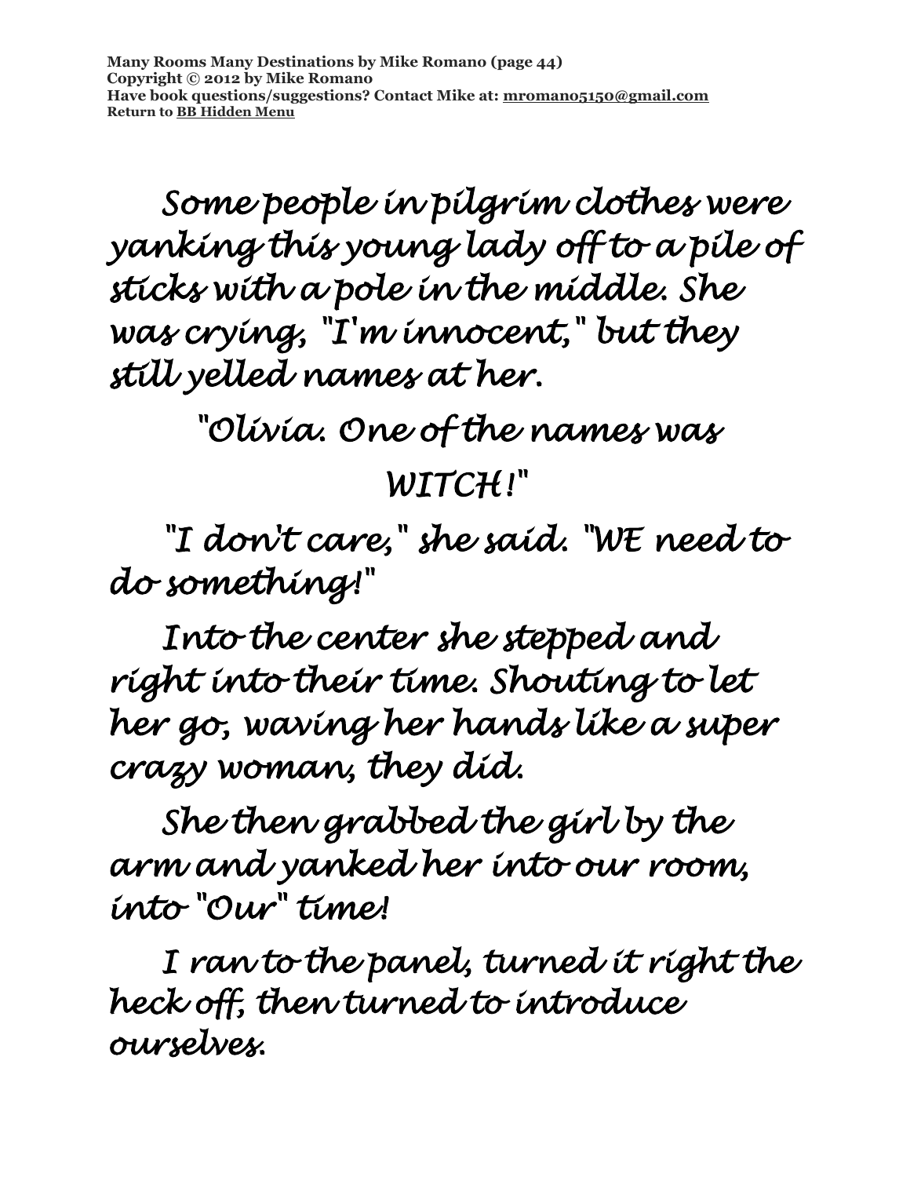Some people in pilgrim clothes were yanking this young lady off to a pile of sticks with a pole in the middle. She was crying, "I'm innocent," but they still yelled names at her.

"Olivia. One of the names was WITCH!"

"I don't care," she said. "WE need to do something!"

Into the center she stepped and right into their time. Shouting to let her go, waving her hands like a super crazy woman, they did.

She then grabbed the girl by the arm and yanked her into our room, into "Our" time!

I ran to the panel, turned it right the heck off, then turned to introduce ourselves.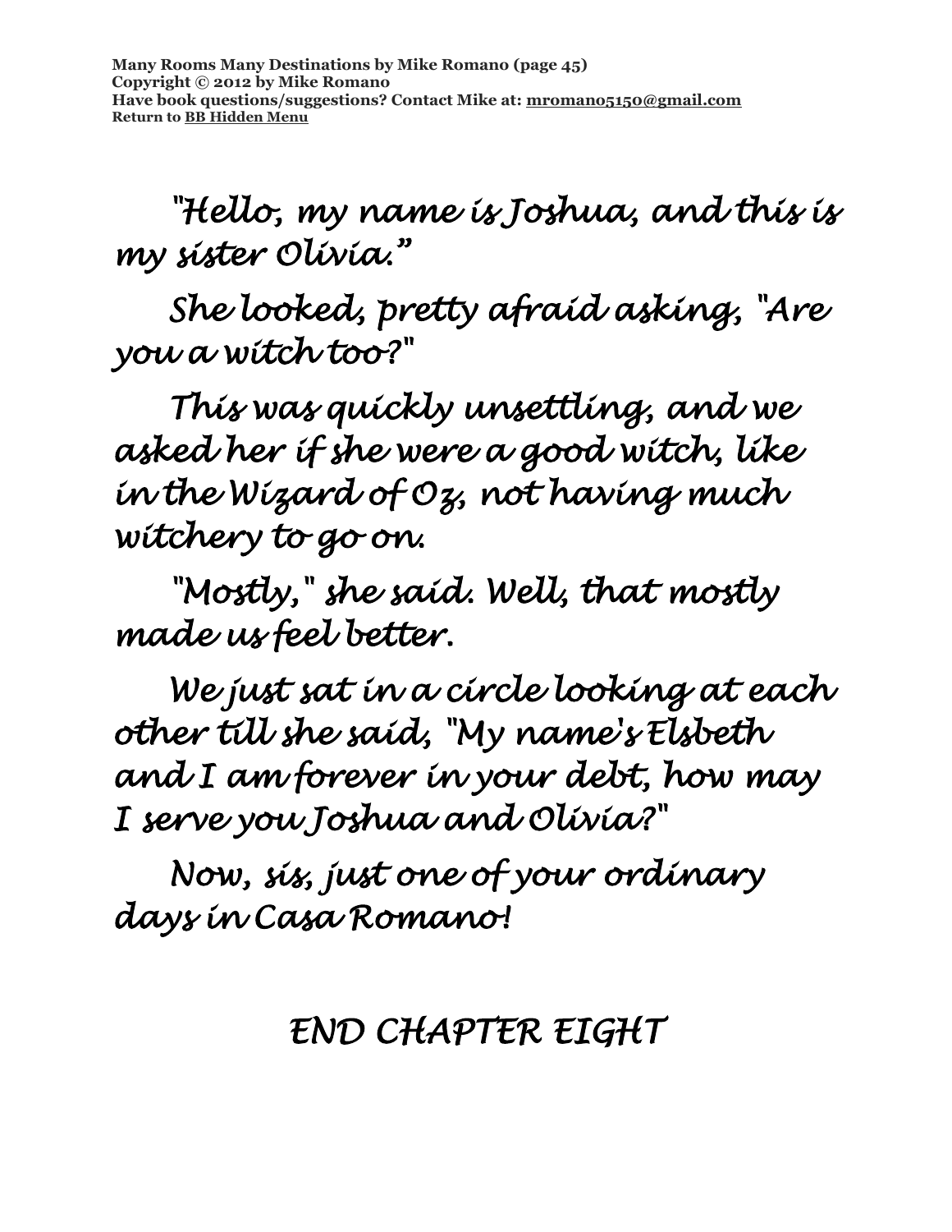*"Hello, my name is Joshua, and this is my sister Olivia."*

*She looked, pretty afraid asking, "Are you a witch too?"*

*This was quickly unsettling, and we asked her if she were a good witch, like in the Wizard of Oz, not having much witchery to go on.*

*"Mostly," she said. Well, that mostly made us feel better.*

*We just sat in a circle looking at each other till she said, "My name's Elsbeth and I am forever in your debt, how may I serve you Joshua and Olivia?"*

*Now, sis, just one of your ordinary days in Casa Romano!*

*END CHAPTER EIGHT*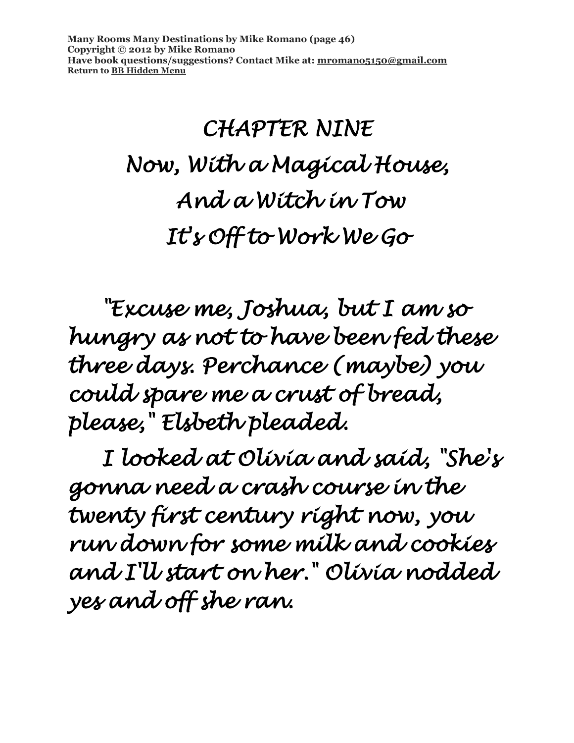# CHAPTER NINE

## Now, With a Magical House, And a Witch in Tow It's Off to Work We Go

"Excuse me, Joshua, but I am so hungry as not to have been fed these three days. Perchance (maybe) you could spare me a crust of bread, please," Elsbeth pleaded.

I looked at Olivia and said, "She's gonna need a crash course in the twenty first century right now, you run down for some milk and cookies and I'll start on her." Olivia nodded yes and off she ran.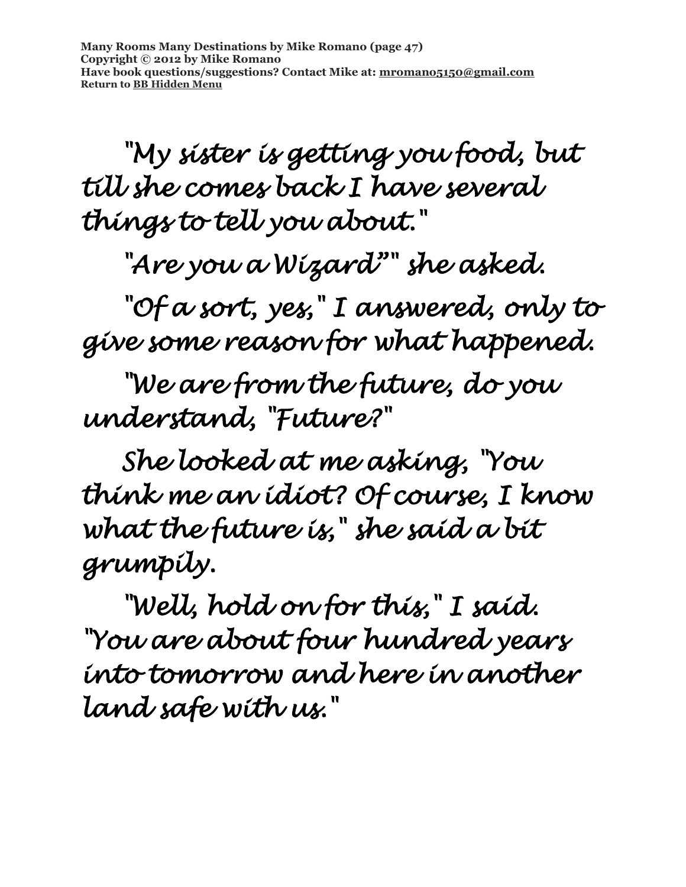"My sister is getting you food, but till she comes back I have several things to tell you about."

"Are you a Wizard”" she asked.

"Of a sort, yes," I answered, only to give some reason for what happened.

"We are from the future, do you understand, "Future?"

She looked at me asking, "You think me an idiot? Of course, I know what the future is," she said a bit grumpily.

"Well, hold on for this," I said. "You are about four hundred years into tomorrow and here in another land safe with us."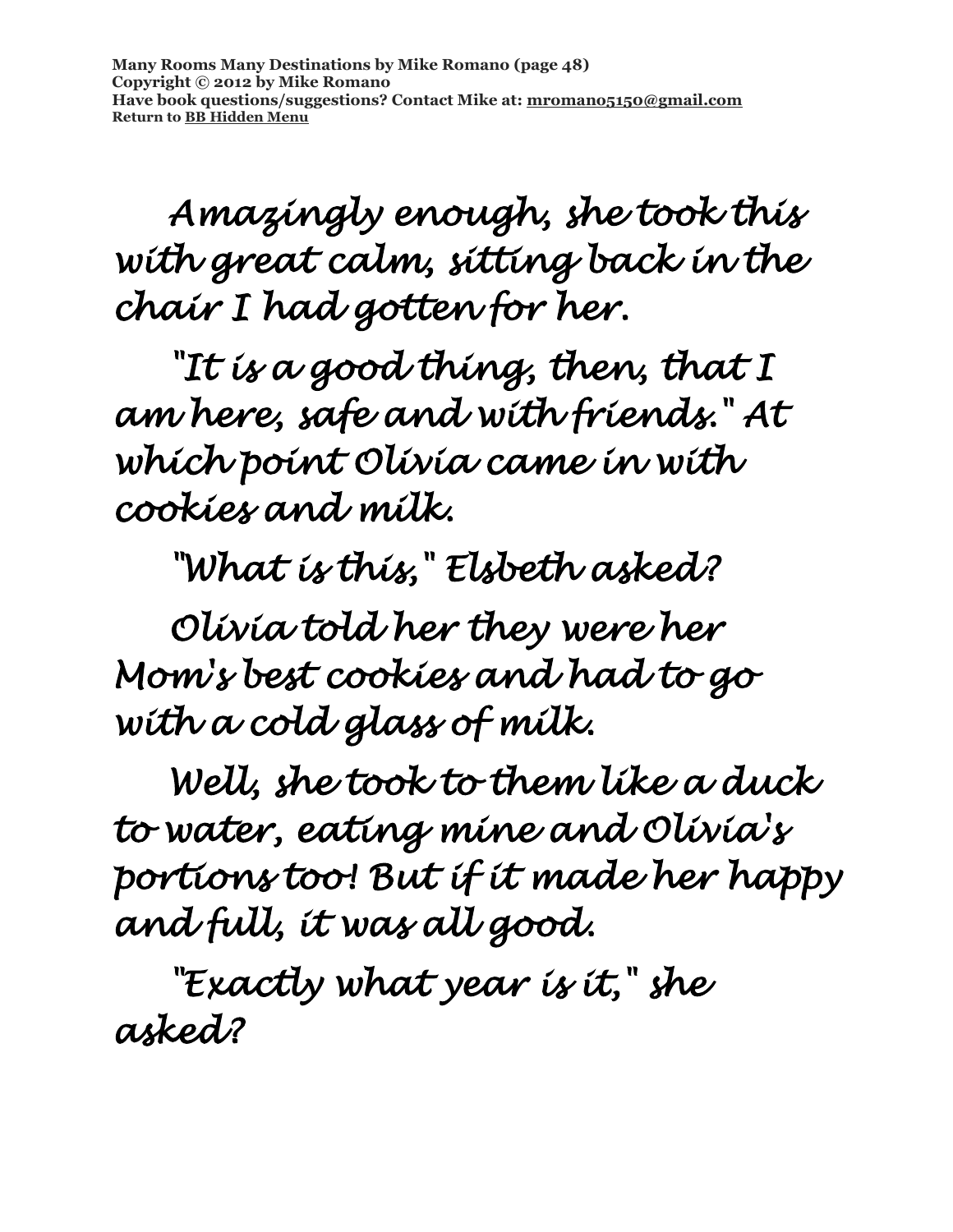Amazingly enough, she took this with great calm, sitting back in the chair I had gotten for her.

"It is a good thing, then, that I am here, safe and with friends." At which point Olivia came in with cookies and milk.

"What is this," Elsbeth asked?

Olivia told her they were her Mom's best cookies and had to go with a cold glass of milk.

Well, she took to them like a duck to water, eating mine and Olivia's portions too! But if it made her happy and full, it was all good.

"Exactly what year is it," she asked?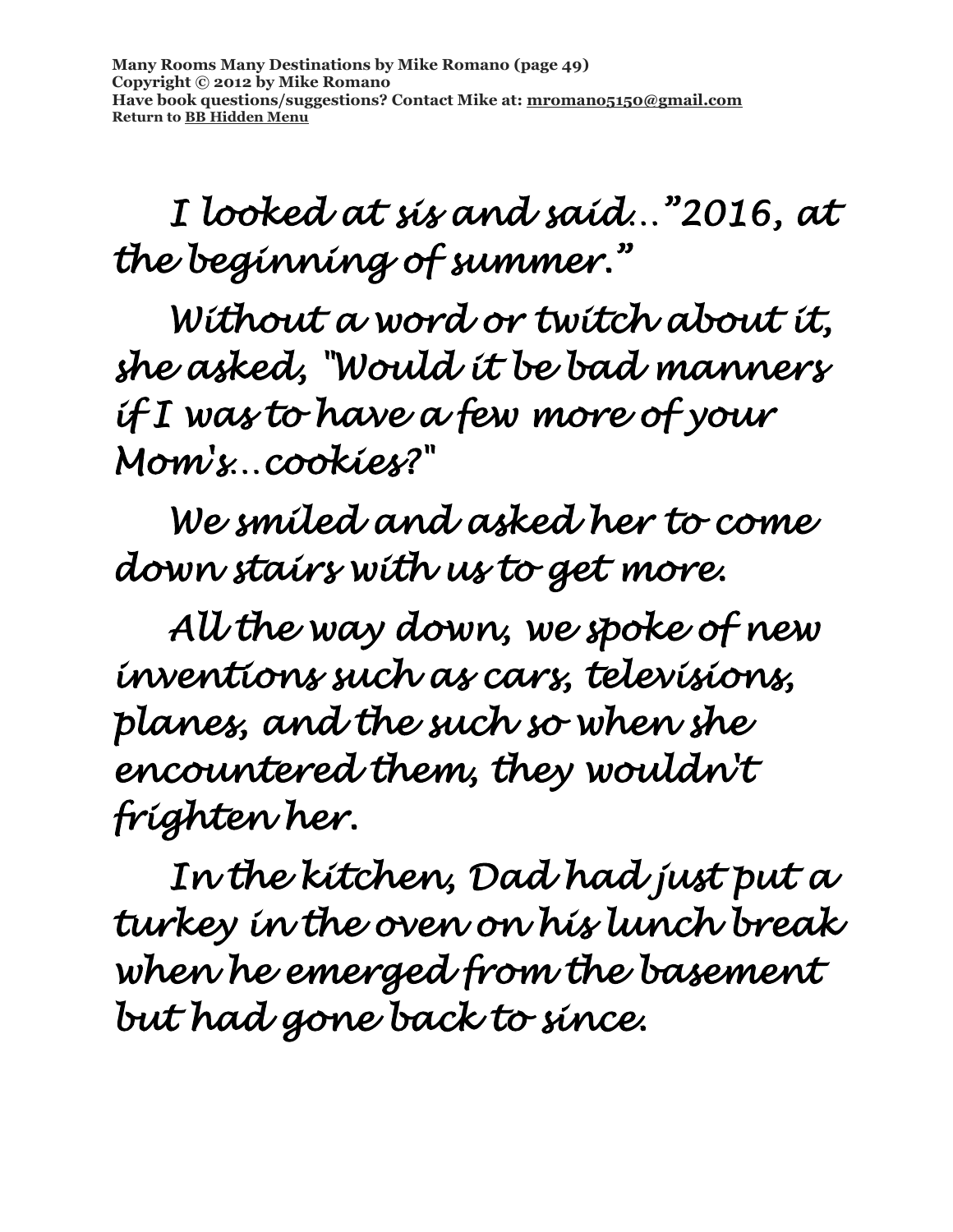I looked at sis and said..."2016, at the beginning of summer."

Without a word or twitch about it, she asked, "Would it be bad manners if I was to have a few more of your Mom's...cookies?"

We smiled and asked her to come down stairs with us to get more.

All the way down, we spoke of new inventions such as cars, televisions, planes, and the such so when she encountered them, they wouldn't frighten her.

In the kitchen, Dad had just put a turkey in the oven on his lunch break when he emerged from the basement but had gone back to since.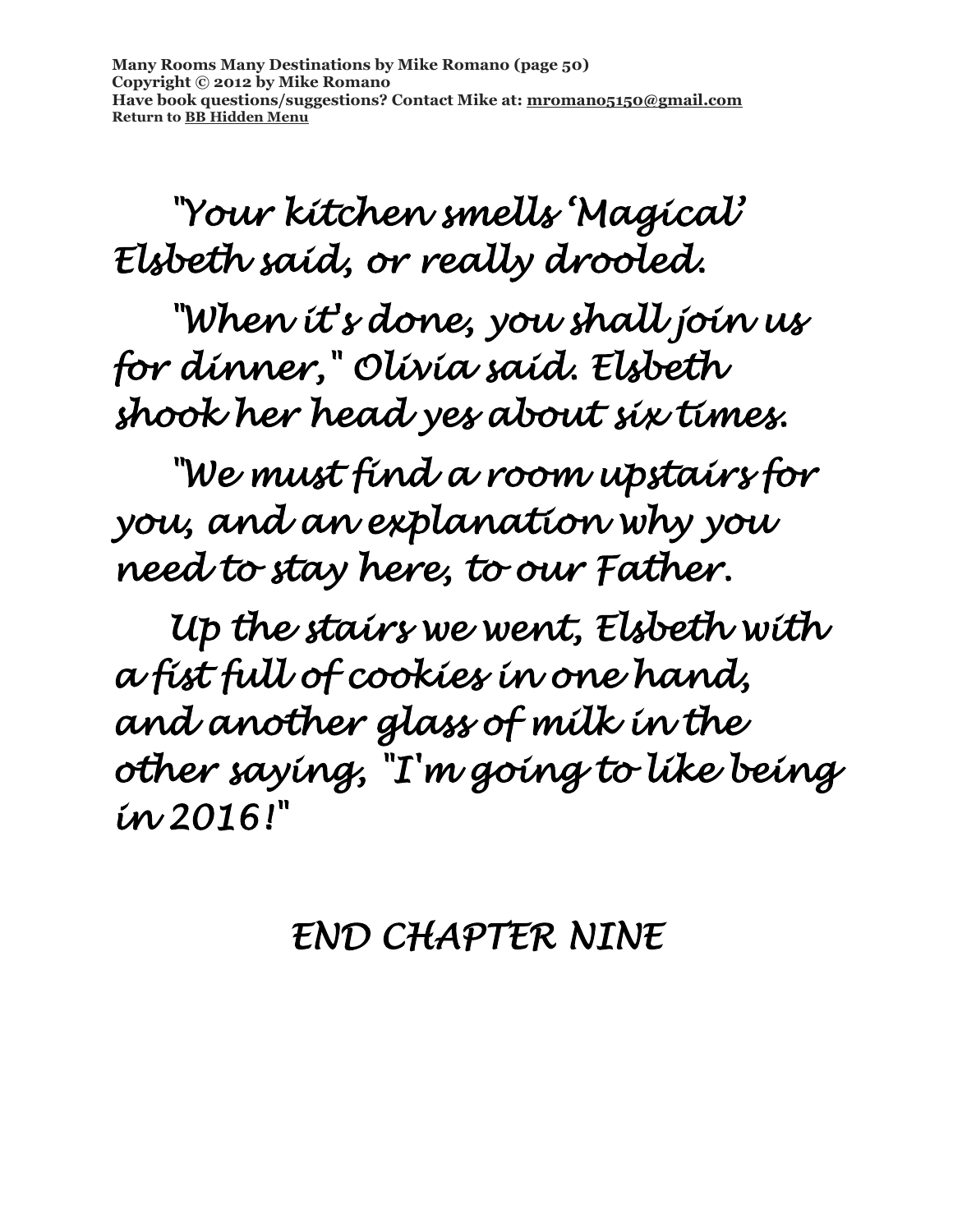"Your kitchen smells 'Magical' Elsbeth said, or really drooled.

"When it's done, you shall join us for dinner," Olivia said. Elsbeth shook her head yes about six times.

"We must find a room upstairs for you, and an explanation why you need to stay here, to our Father.

Up the stairs we went, Elsbeth with a fist full of cookies in one hand, and another glass of milk in the other saying, "I'm going to like being in 2016!"

END CHAPTER NINE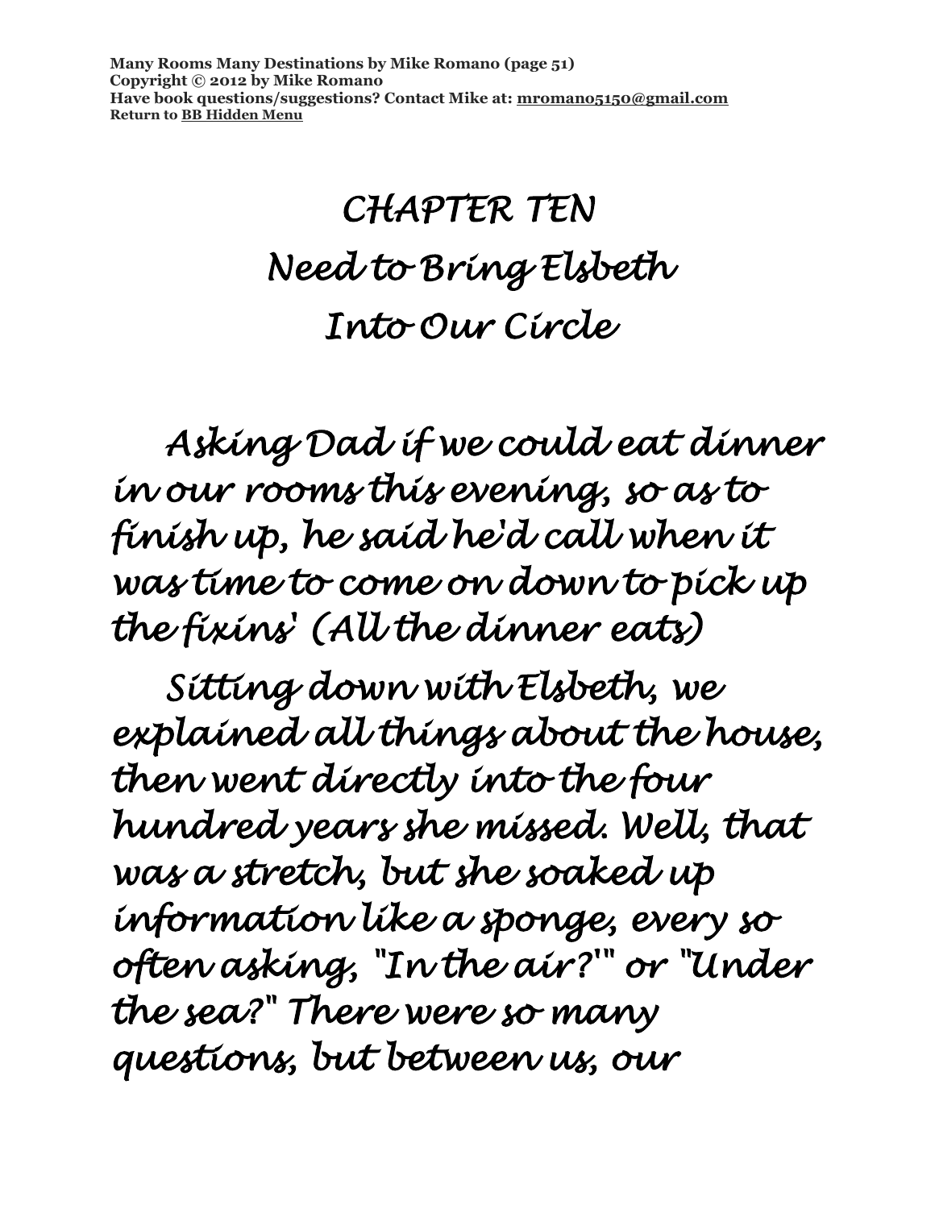# CHAPTER TEN
# Need to Bring Elsbeth Into Our Circle

Asking Dad if we could eat dinner in our rooms this evening, so as to finish up, he said he'd call when it was time to come on down to pick up the fixins' (All the dinner eats)

Sitting down with Elsbeth, we explained all things about the house, then went directly into the four hundred years she missed. Well, that was a stretch, but she soaked up information like a sponge, every so often asking, "In the air?'" or "Under the sea?" There were so many questions, but between us, our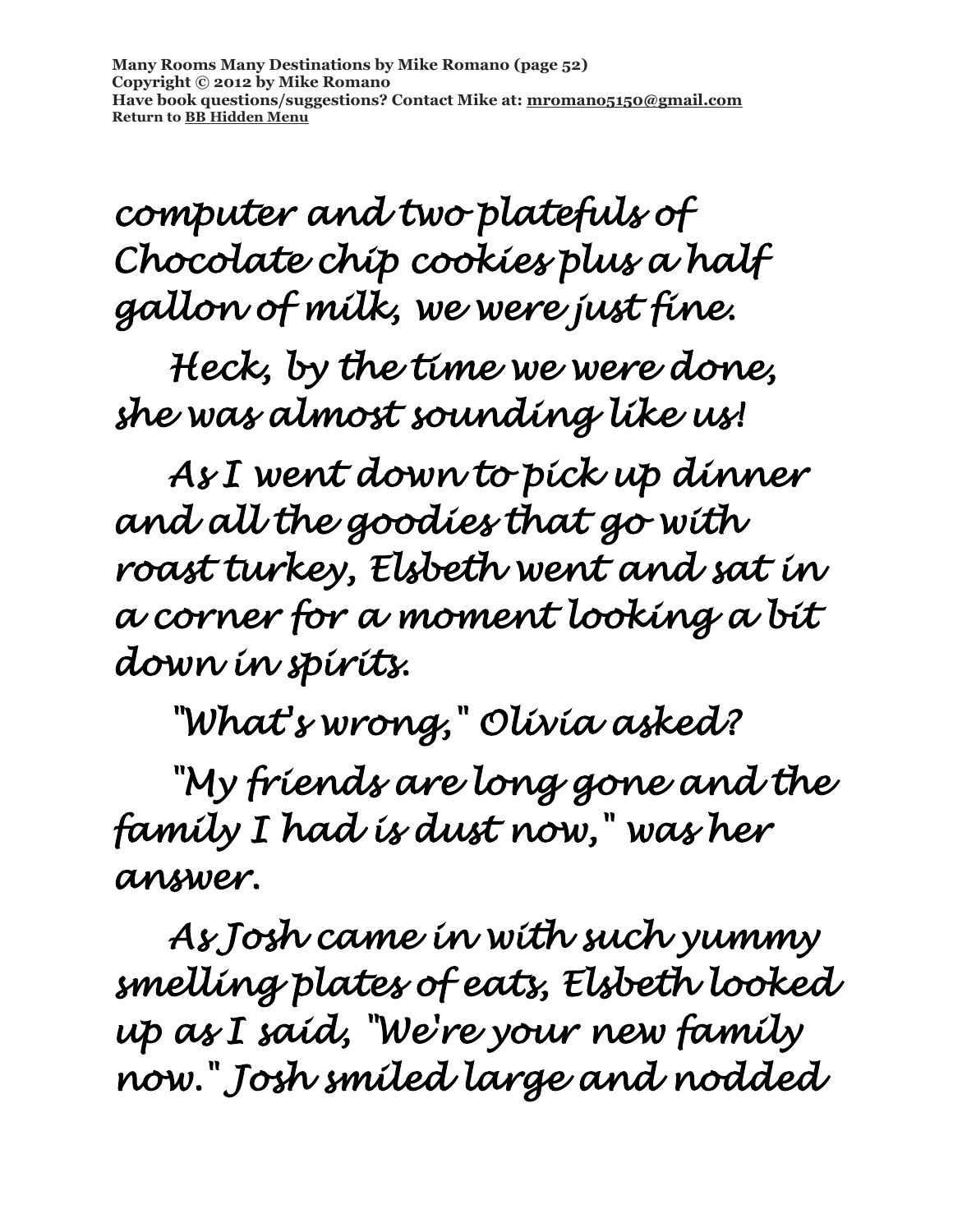computer and two platefuls of Chocolate chip cookies plus a half gallon of milk, we were just fine.

Heck, by the time we were done, she was almost sounding like us!

As I went down to pick up dinner and all the goodies that go with roast turkey, Elsbeth went and sat in a corner for a moment looking a bit down in spirits.

"What's wrong," Olivia asked?

"My friends are long gone and the family I had is dust now," was her answer.

As Josh came in with such yummy smelling plates of eats, Elsbeth looked up as I said, "We're your new family now." Josh smiled large and nodded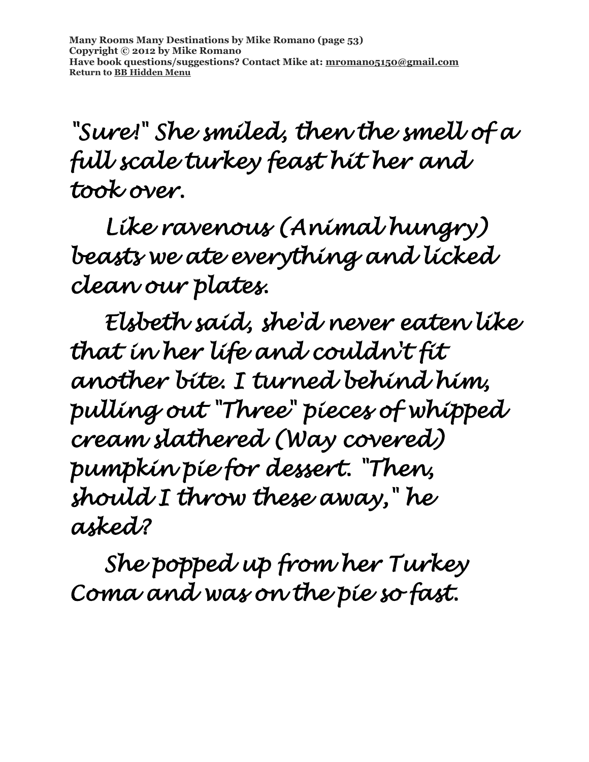*"Sure!" She smiled, then the smell of a full scale turkey feast hit her and took over.*

*Like ravenous (Animal hungry) beasts we ate everything and licked clean our plates.*

*Elsbeth said, she'd never eaten like that in her life and couldn't fit another bite. I turned behind him, pulling out "Three" pieces of whipped cream slathered (Way covered) pumpkin pie for dessert. "Then, should I throw these away," he asked?*

*She popped up from her Turkey Coma and was on the pie so fast.*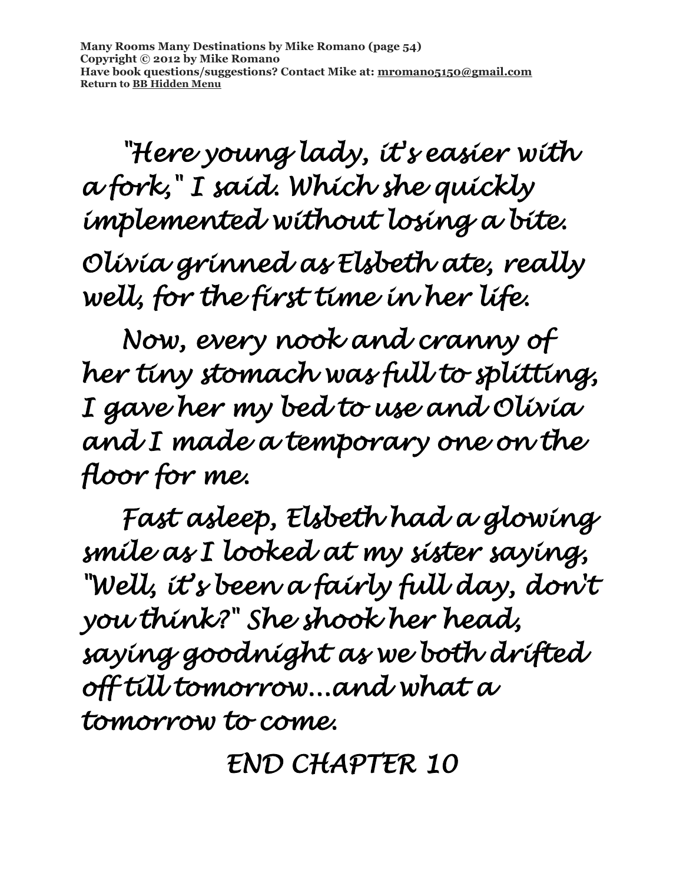"Here young lady, it's easier with a fork," I said. Which she quickly implemented without losing a bite. Olivia grinned as Elsbeth ate, really well, for the first time in her life.

Now, every nook and cranny of her tiny stomach was full to splitting, I gave her my bed to use and Olivia and I made a temporary one on the floor for me.

Fast asleep, Elsbeth had a glowing smile as I looked at my sister saying, "Well, it's been a fairly full day, don't you think?" She shook her head, saying goodnight as we both drifted off till tomorrow...and what a tomorrow to come.

END CHAPTER 10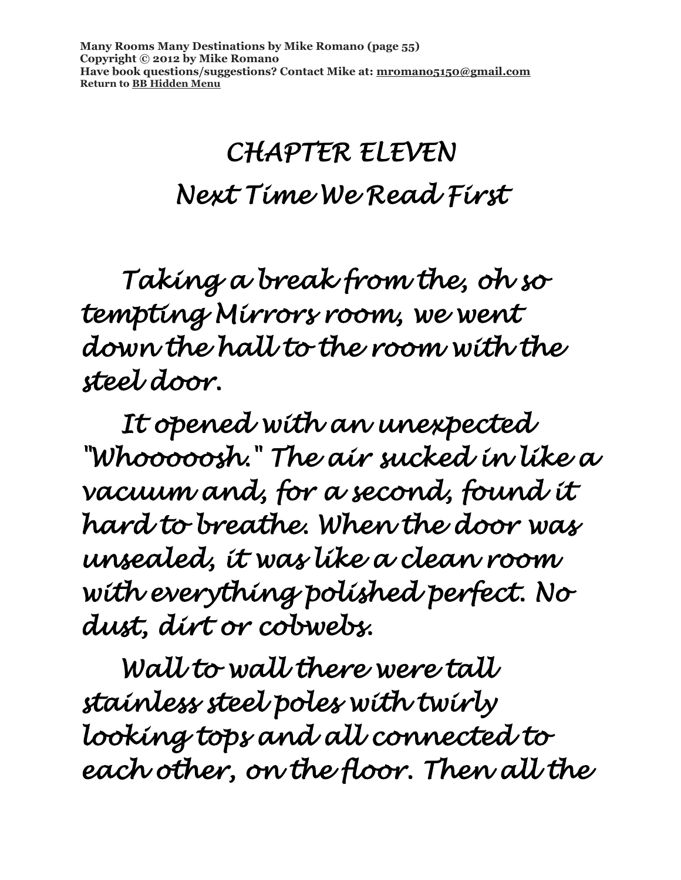# CHAPTER ELEVEN

## Next Time We Read First

Taking a break from the, oh so tempting Mirrors room, we went down the hall to the room with the steel door.

It opened with an unexpected "Whoooooosh." The air sucked in like a vacuum and, for a second, found it hard to breathe. When the door was unsealed, it was like a clean room with everything polished perfect. No dust, dirt or cobwebs.

Wall to wall there were tall stainless steel poles with twirly looking tops and all connected to each other, on the floor. Then all the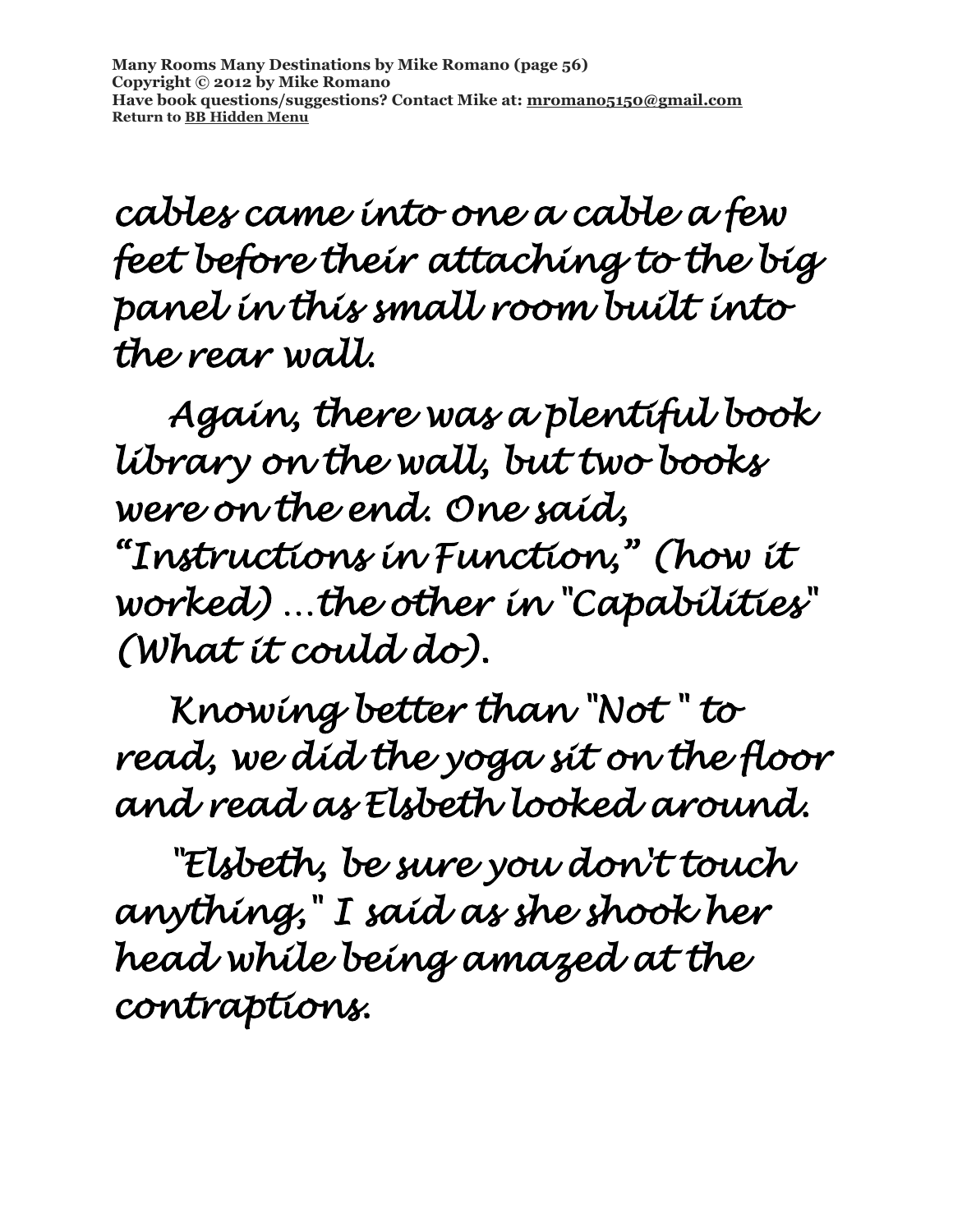*cables came into one a cable a few feet before their attaching to the big panel in this small room built into the rear wall.*

*Again, there was a plentiful book library on the wall, but two books were on the end. One said, "Instructions in Function," (how it worked) ...the other in "Capabilities" (What it could do).*

*Knowing better than "Not " to read, we did the yoga sit on the floor and read as Elsbeth looked around.*

*"Elsbeth, be sure you don't touch anything," I said as she shook her head while being amazed at the contraptions.*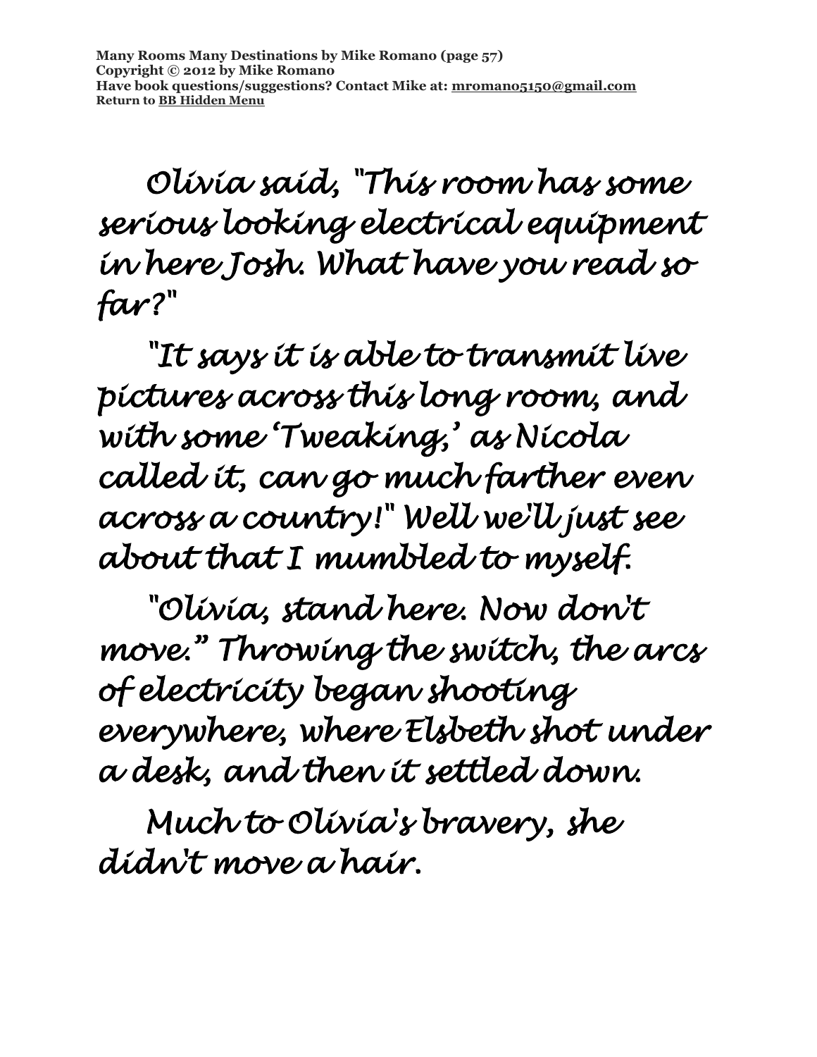Olivia said, "This room has some serious looking electrical equipment in here Josh. What have you read so far?"

"It says it is able to transmit live pictures across this long room, and with some 'Tweaking,' as Nicola called it, can go much farther even across a country!" Well we'll just see about that I mumbled to myself.

"Olivia, stand here. Now don't move." Throwing the switch, the arcs of electricity began shooting everywhere, where Elsbeth shot under a desk, and then it settled down.

Much to Olivia's bravery, she didn't move a hair.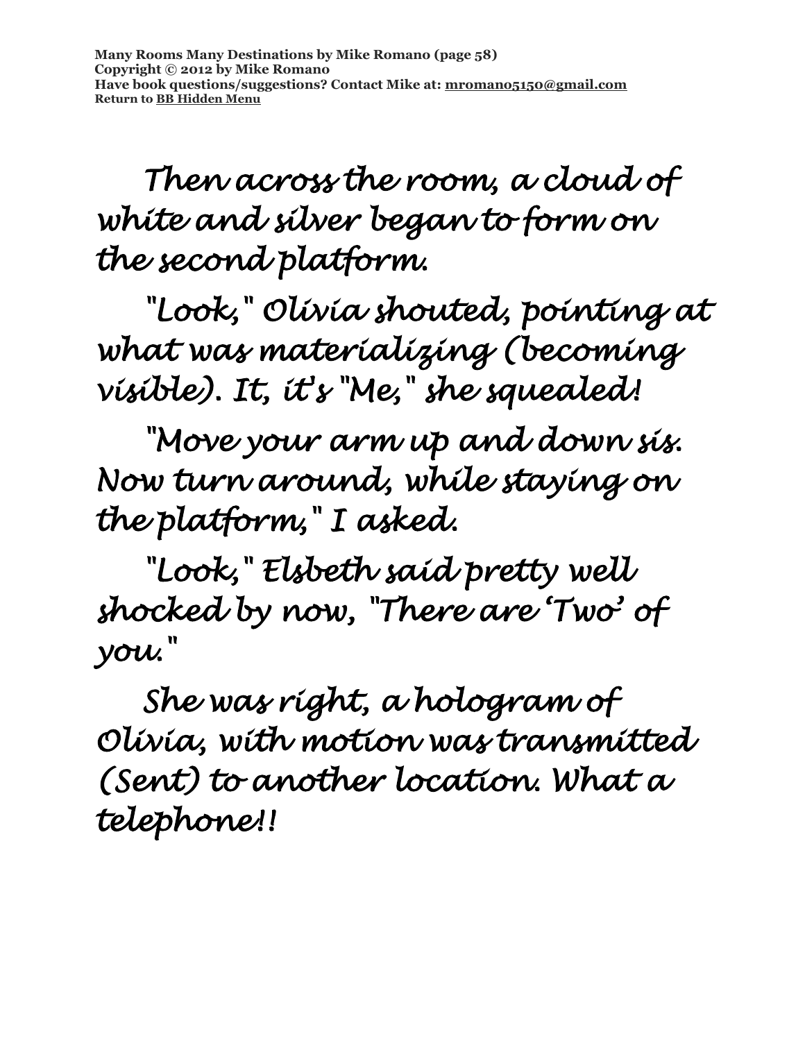Then across the room, a cloud of white and silver began to form on the second platform.

"Look," Olivia shouted, pointing at what was materializing (becoming visible). It, it's "Me," she squealed!

"Move your arm up and down sis. Now turn around, while staying on the platform," I asked.

"Look," Elsbeth said pretty well shocked by now, "There are 'Two' of you."

She was right, a hologram of Olivia, with motion was transmitted (Sent) to another location. What a telephone!!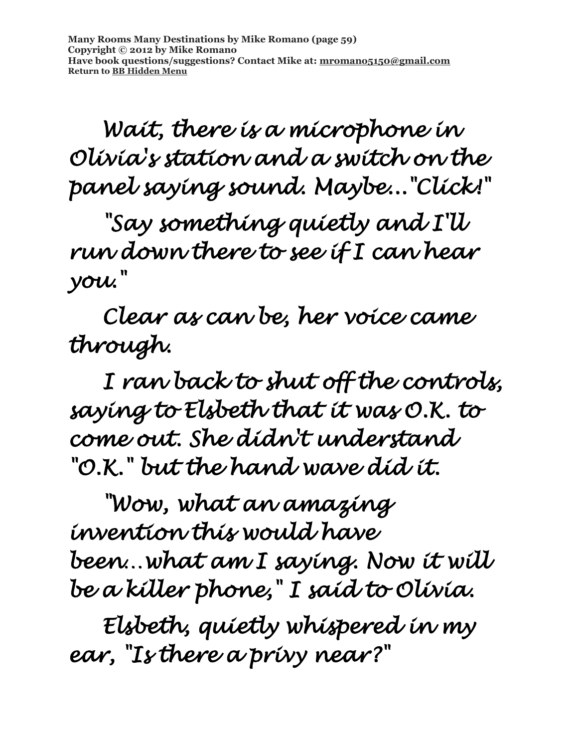Wait, there is a microphone in Olivia's station and a switch on the panel saying sound. Maybe..."Click!"

"Say something quietly and I'll run down there to see if I can hear you."

Clear as can be, her voice came through.

I ran back to shut off the controls, saying to Elsbeth that it was O.K. to come out. She didn't understand "O.K." but the hand wave did it.

"Wow, what an amazing invention this would have been...what am I saying. Now it will be a killer phone," I said to Olivia.

Elsbeth, quietly whispered in my ear, "Is there a privy near?"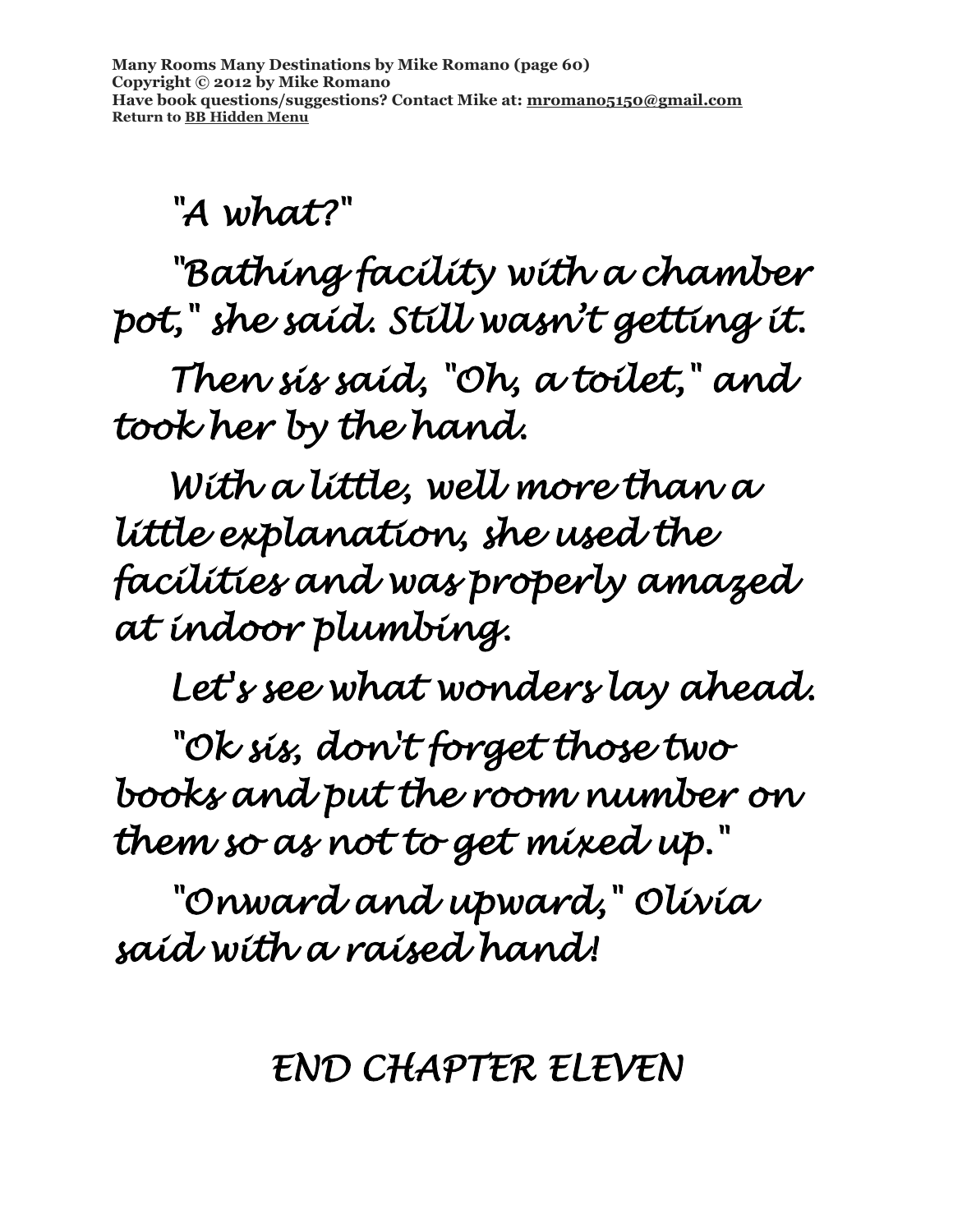"A what?"

"Bathing facility with a chamber pot," she said. Still wasn't getting it.

Then sis said, "Oh, a toilet," and took her by the hand.

With a little, well more than a little explanation, she used the facilities and was properly amazed at indoor plumbing.

Let's see what wonders lay ahead.

"Ok sis, don't forget those two books and put the room number on them so as not to get mixed up."

"Onward and upward," Olivia said with a raised hand!

END CHAPTER ELEVEN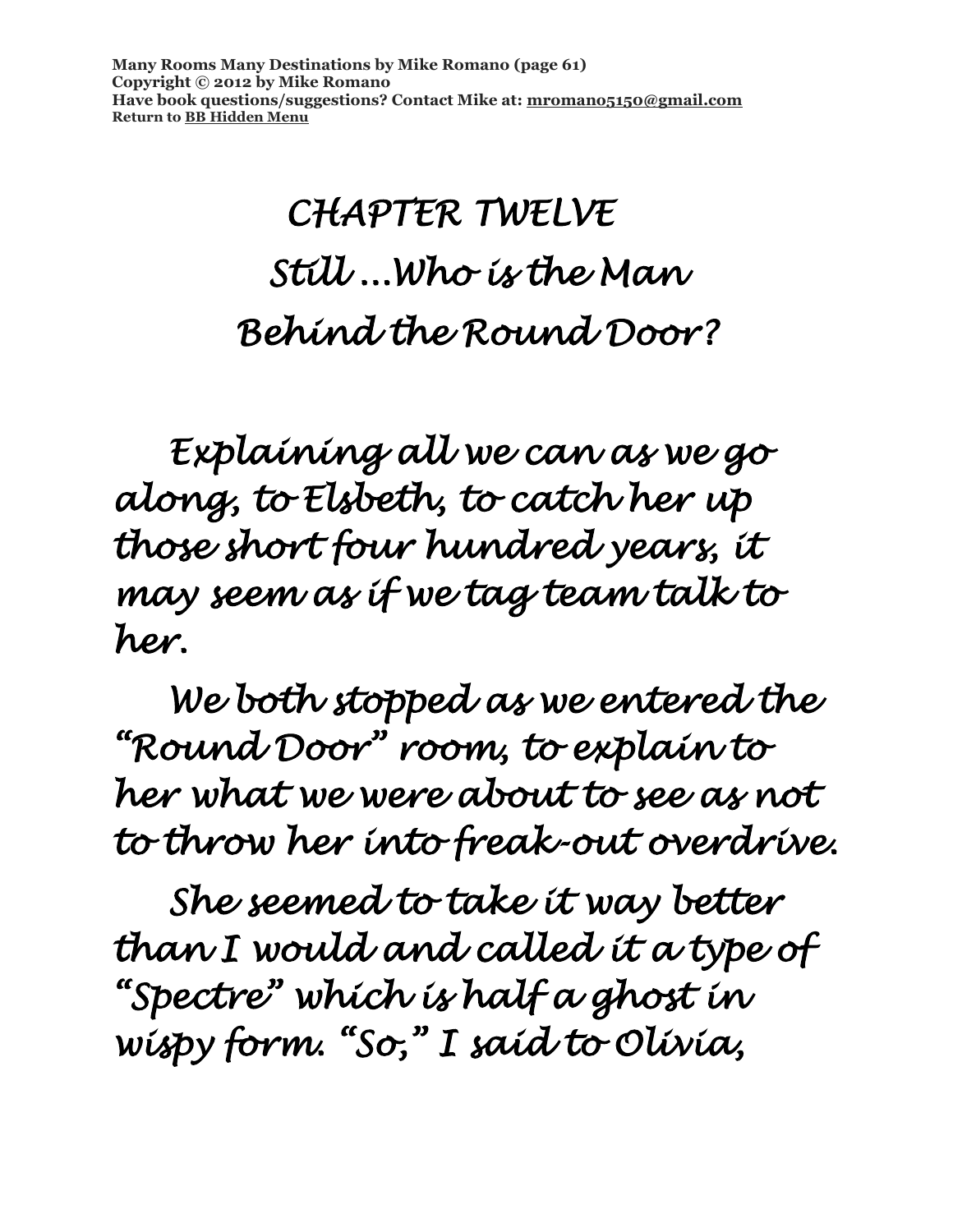# CHAPTER TWELVE

# Still ...Who is the Man Behind the Round Door?

Explaining all we can as we go along, to Elsbeth, to catch her up those short four hundred years, it may seem as if we tag team talk to her.

We both stopped as we entered the "Round Door" room, to explain to her what we were about to see as not to throw her into freak-out overdrive.

She seemed to take it way better than I would and called it a type of "Spectre" which is half a ghost in wispy form. "So," I said to Olivia,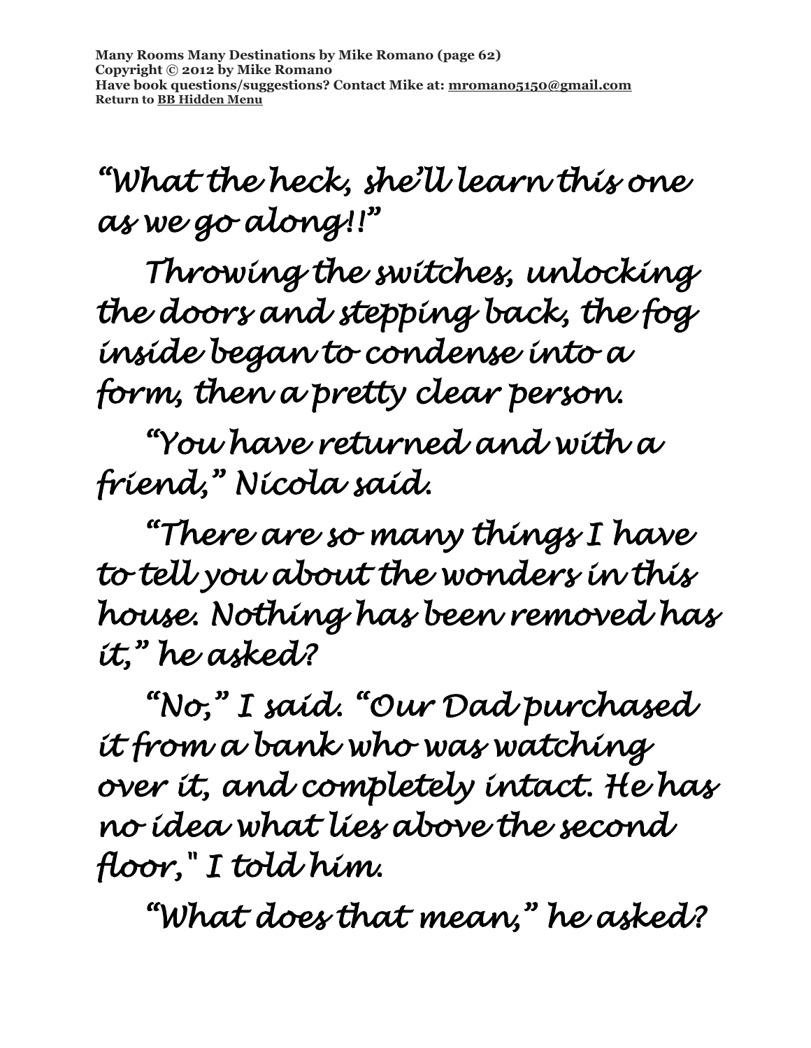"What the heck, she'll learn this one as we go along!!"

Throwing the switches, unlocking the doors and stepping back, the fog inside began to condense into a form, then a pretty clear person.

"You have returned and with a friend," Nicola said.

"There are so many things I have to tell you about the wonders in this house. Nothing has been removed has it," he asked?

"No," I said. "Our Dad purchased it from a bank who was watching over it, and completely intact. He has no idea what lies above the second floor," I told him.

"What does that mean," he asked?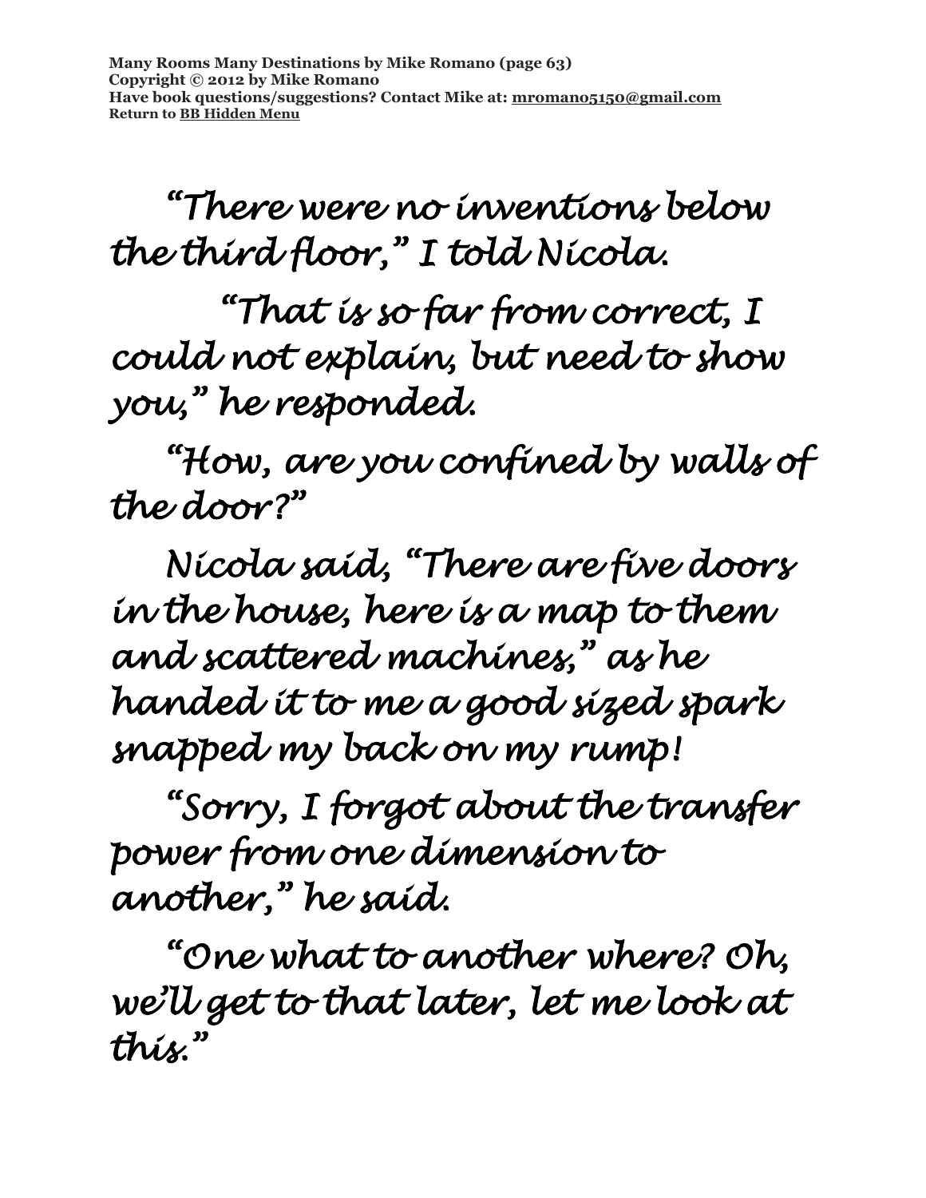"There were no inventions below the third floor," I told Nicola.

"That is so far from correct, I could not explain, but need to show you," he responded.

"How, are you confined by walls of the door?"

Nicola said, "There are five doors in the house, here is a map to them and scattered machines," as he handed it to me a good sized spark snapped my back on my rump!

"Sorry, I forgot about the transfer power from one dimension to another," he said.

"One what to another where? Oh, we'll get to that later, let me look at this."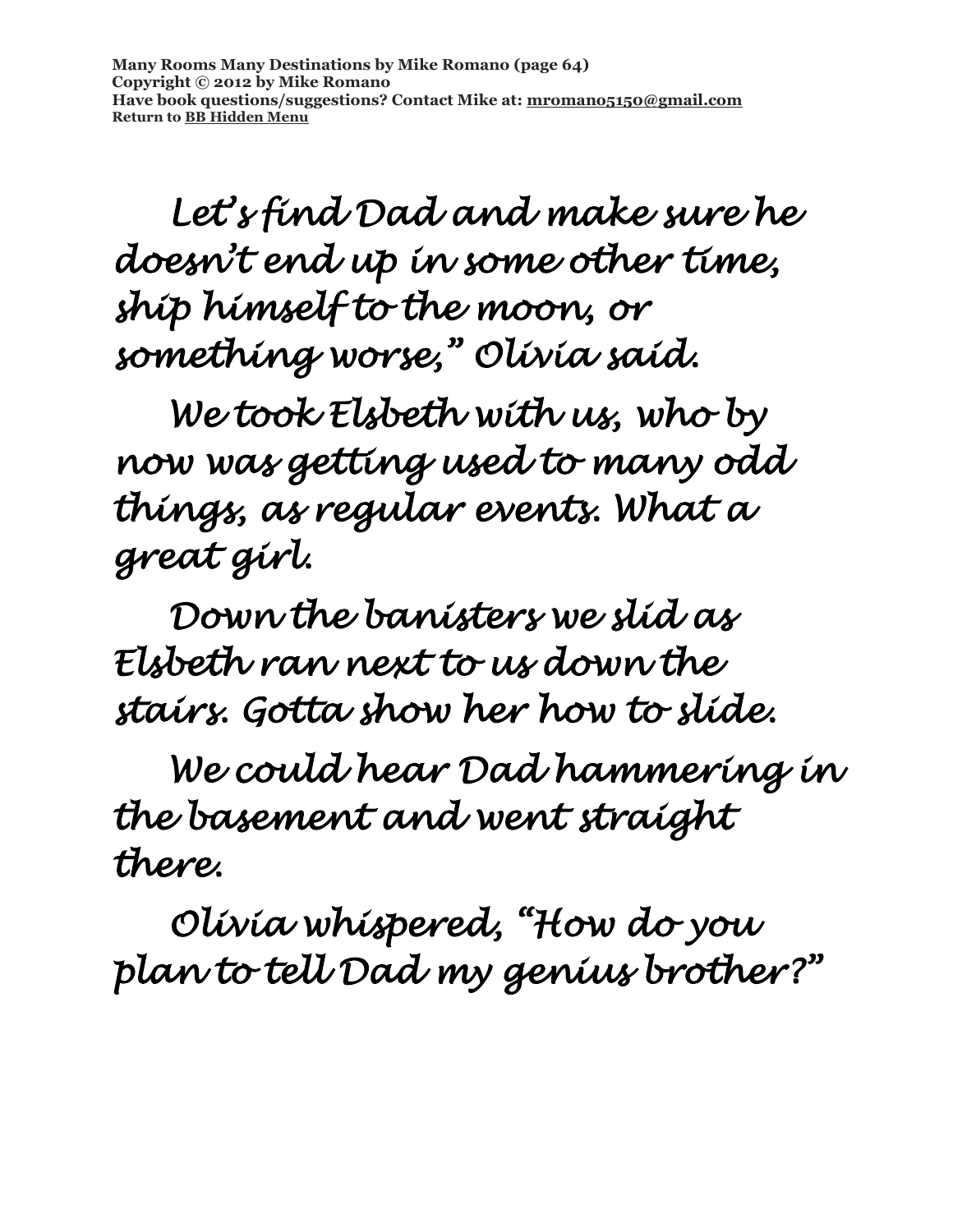*Let's find Dad and make sure he doesn't end up in some other time, ship himself to the moon, or something worse," Olivia said.*

*We took Elsbeth with us, who by now was getting used to many odd things, as regular events. What a great girl.*

*Down the banisters we slid as Elsbeth ran next to us down the stairs. Gotta show her how to slide.*

*We could hear Dad hammering in the basement and went straight there.*

*Olivia whispered, "How do you plan to tell Dad my genius brother?"*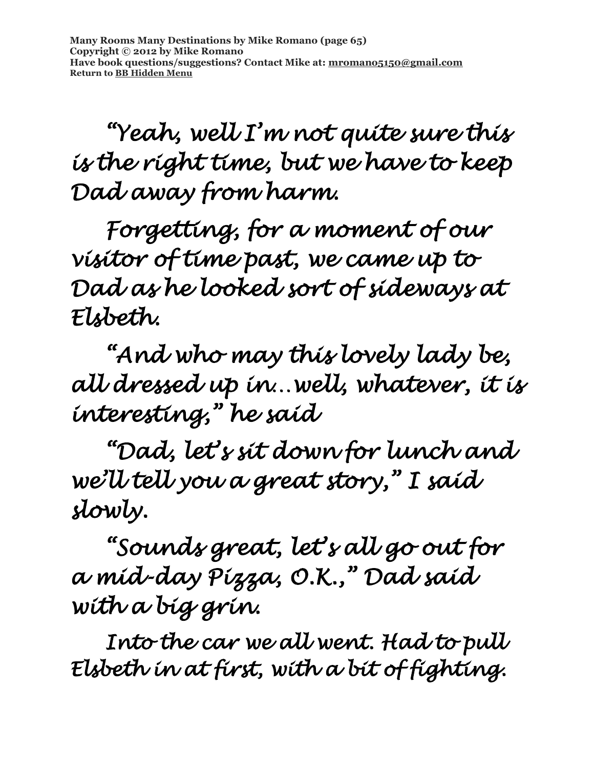"Yeah, well I'm not quite sure this is the right time, but we have to keep Dad away from harm.

Forgetting, for a moment of our visitor of time past, we came up to Dad as he looked sort of sideways at Elsbeth.

"And who may this lovely lady be, all dressed up in…well, whatever, it is interesting," he said

"Dad, let's sit down for lunch and we'll tell you a great story," I said slowly.

"Sounds great, let's all go out for a mid-day Pizza, O.K.," Dad said with a big grin.

Into the car we all went. Had to pull Elsbeth in at first, with a bit of fighting.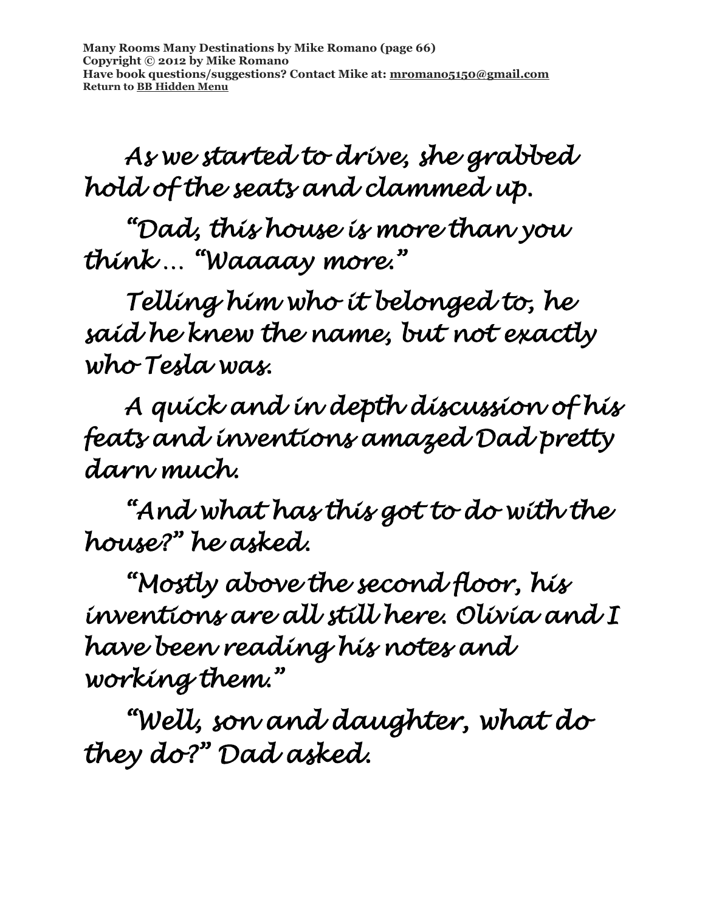As we started to drive, she grabbed hold of the seats and clammed up.

"Dad, this house is more than you think… "Waaaay more."

Telling him who it belonged to, he said he knew the name, but not exactly who Tesla was.

A quick and in depth discussion of his feats and inventions amazed Dad pretty darn much.

"And what has this got to do with the house?" he asked.

"Mostly above the second floor, his inventions are all still here. Olivia and I have been reading his notes and working them."

"Well, son and daughter, what do they do?" Dad asked.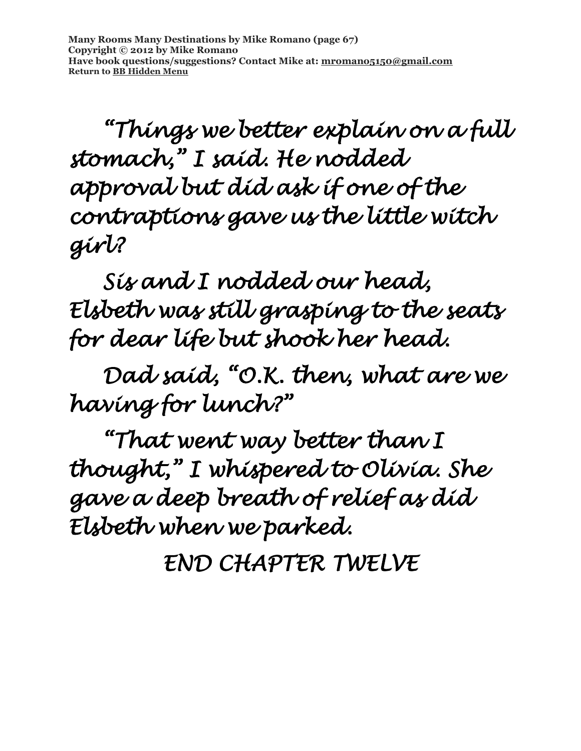*"Things we better explain on a full stomach," I said. He nodded approval but did ask if one of the contraptions gave us the little witch girl?*

*Sis and I nodded our head, Elsbeth was still grasping to the seats for dear life but shook her head.*

*Dad said, "O.K. then, what are we having for lunch?"*

*"That went way better than I thought," I whispered to Olivia. She gave a deep breath of relief as did Elsbeth when we parked.*

*END CHAPTER TWELVE*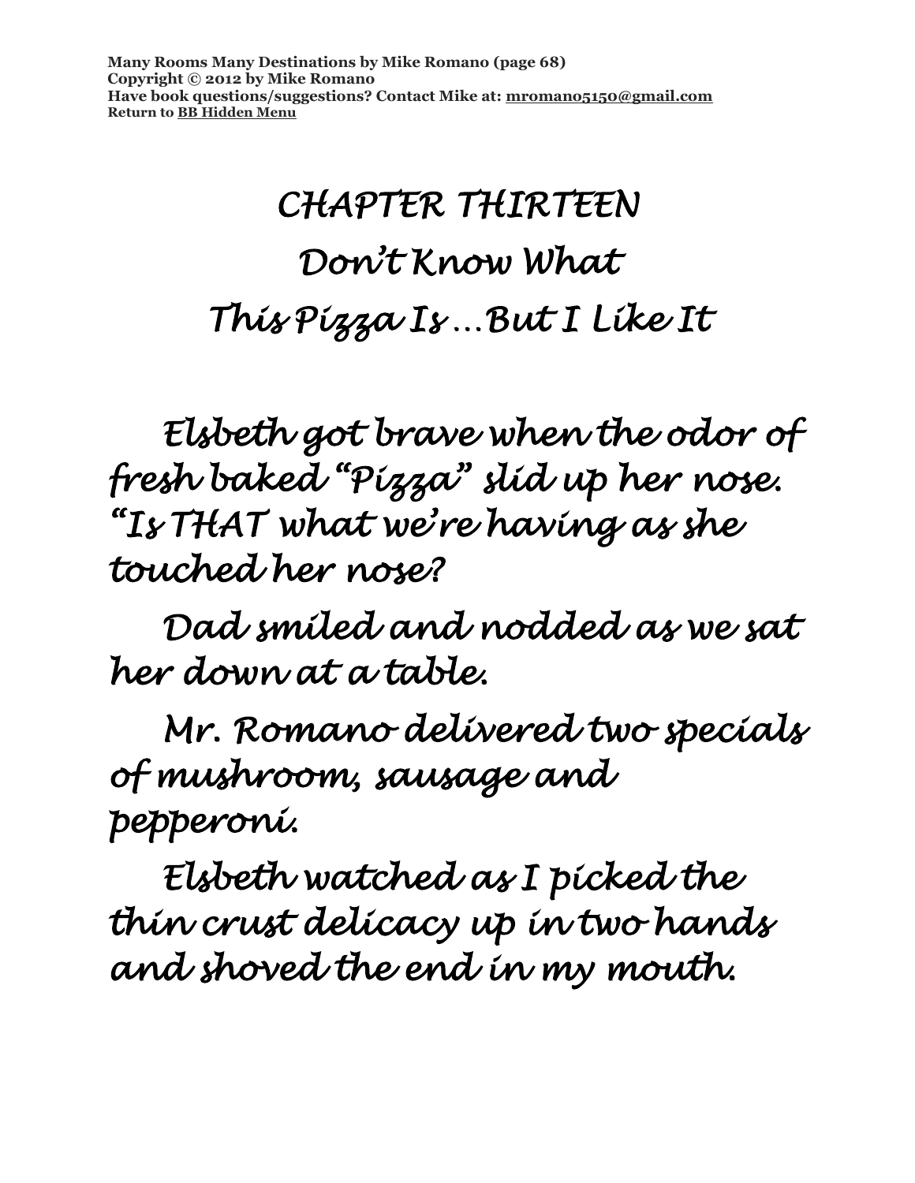# CHAPTER THIRTEEN

# Don't Know What This Pizza Is …But I Like It

Elsbeth got brave when the odor of fresh baked "Pizza" slid up her nose. "Is THAT what we're having as she touched her nose?

Dad smiled and nodded as we sat her down at a table.

Mr. Romano delivered two specials of mushroom, sausage and pepperoni.

Elsbeth watched as I picked the thin crust delicacy up in two hands and shoved the end in my mouth.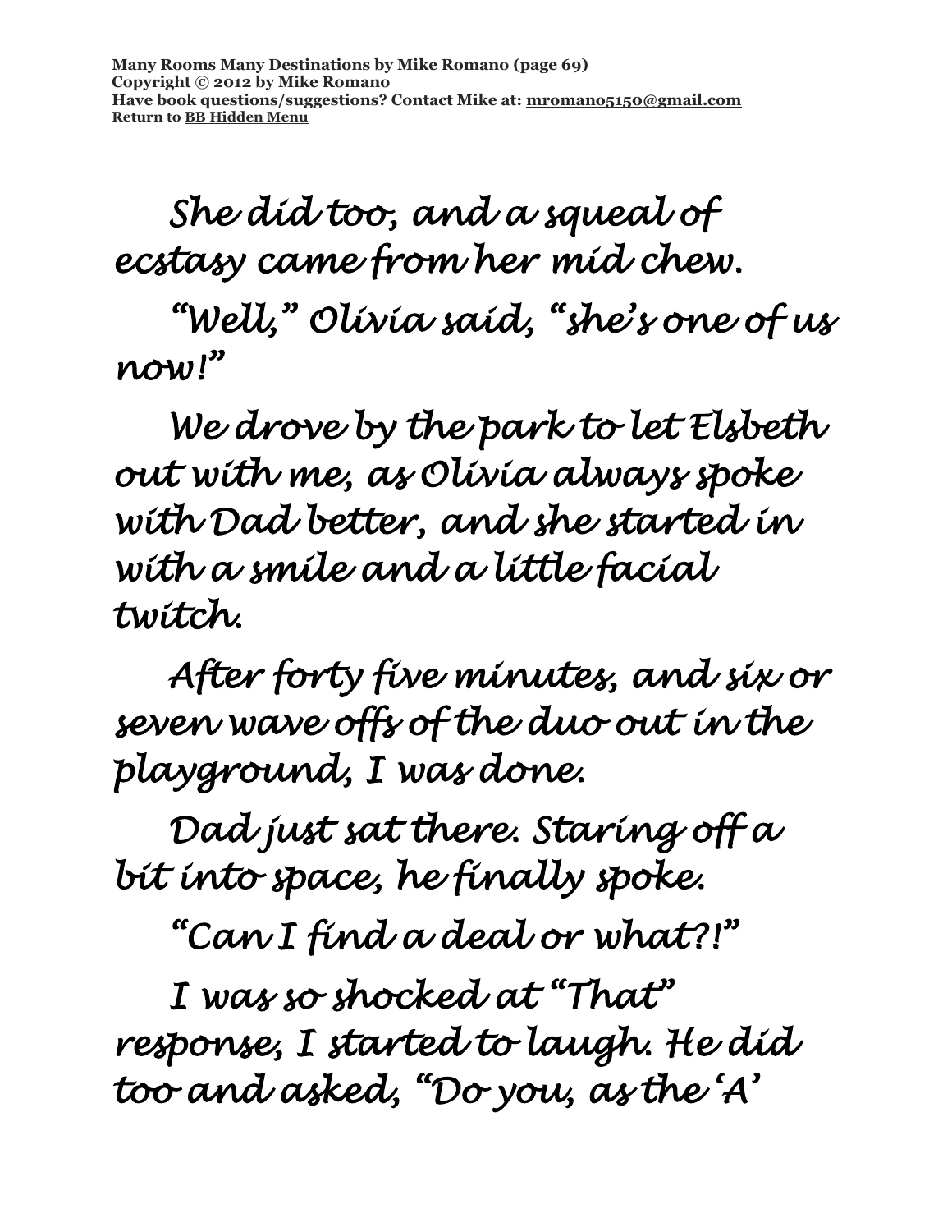She did too, and a squeal of ecstasy came from her mid chew.

"Well," Olivia said, "she's one of us now!"

We drove by the park to let Elsbeth out with me, as Olivia always spoke with Dad better, and she started in with a smile and a little facial twitch.

After forty five minutes, and six or seven wave offs of the duo out in the playground, I was done.

Dad just sat there. Staring off a bit into space, he finally spoke.

"Can I find a deal or what?!"

I was so shocked at "That" response, I started to laugh. He did too and asked, "Do you, as the 'A'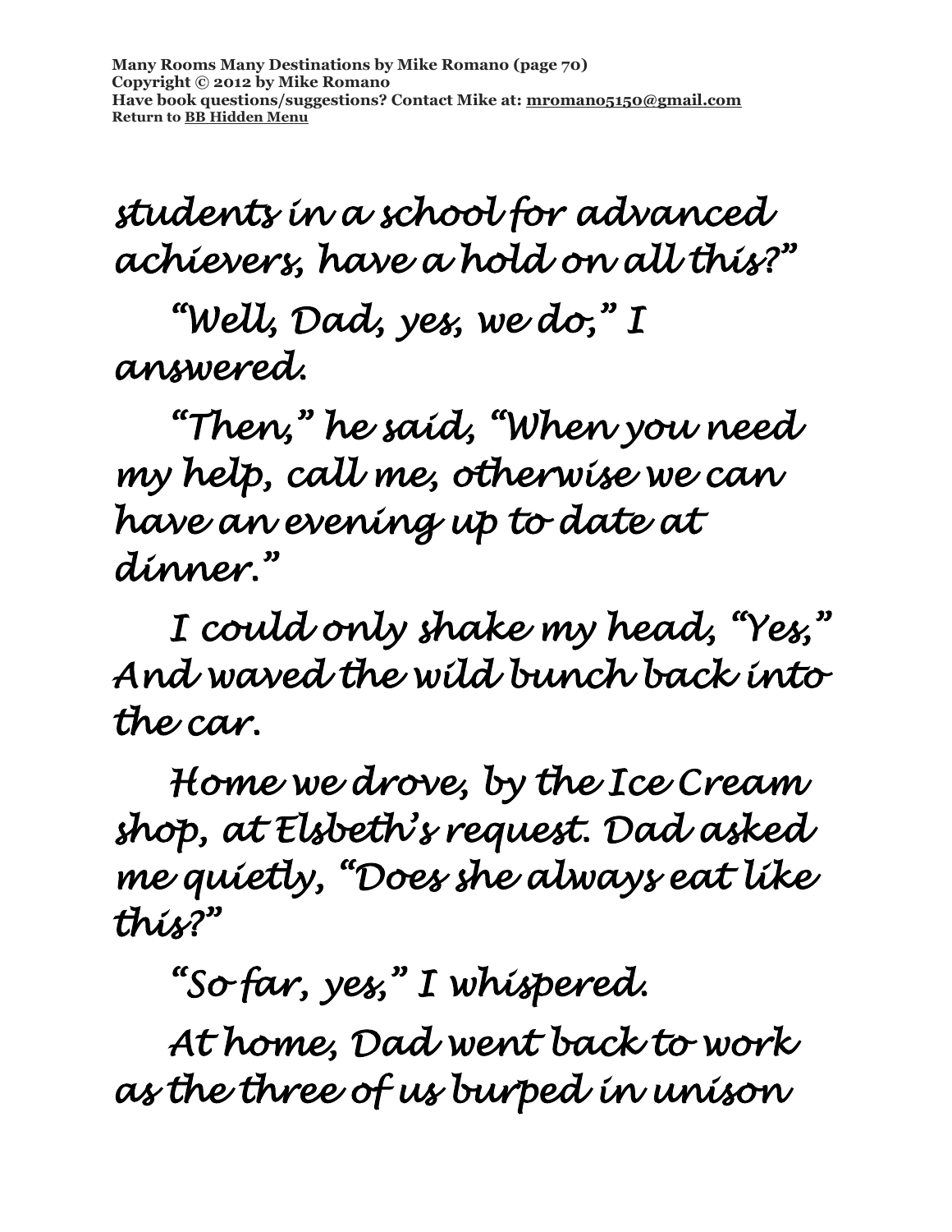*students in a school for advanced achievers, have a hold on all this?"*

*"Well, Dad, yes, we do," I answered.*

*"Then," he said, "When you need my help, call me, otherwise we can have an evening up to date at dinner."*

*I could only shake my head, "Yes," And waved the wild bunch back into the car.*

*Home we drove, by the Ice Cream shop, at Elsbeth's request. Dad asked me quietly, "Does she always eat like this?"*

*"So far, yes," I whispered.*

*At home, Dad went back to work as the three of us burped in unison*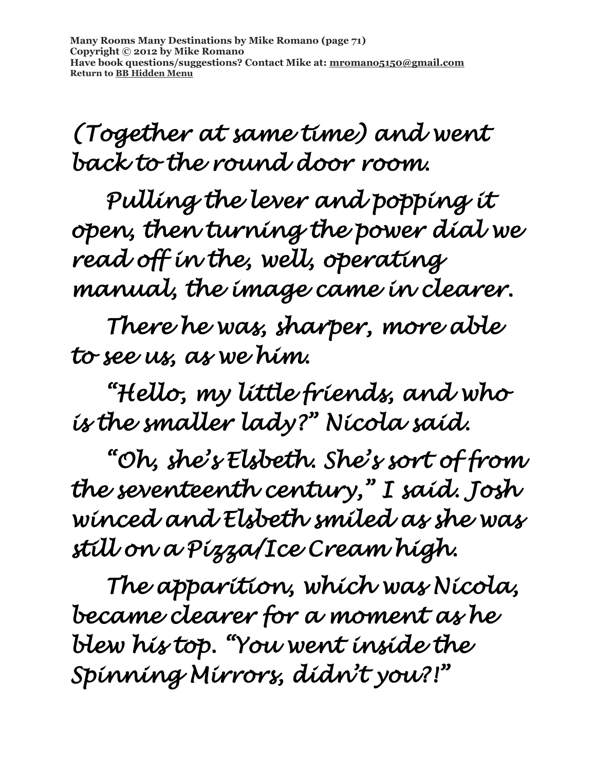(Together at same time) and went back to the round door room.

Pulling the lever and popping it open, then turning the power dial we read off in the, well, operating manual, the image came in clearer.

There he was, sharper, more able to see us, as we him.

"Hello, my little friends, and who is the smaller lady?" Nicola said.

"Oh, she's Elsbeth. She's sort of from the seventeenth century," I said. Josh winced and Elsbeth smiled as she was still on a Pizza/Ice Cream high.

The apparition, which was Nicola, became clearer for a moment as he blew his top. "You went inside the Spinning Mirrors, didn't you?!"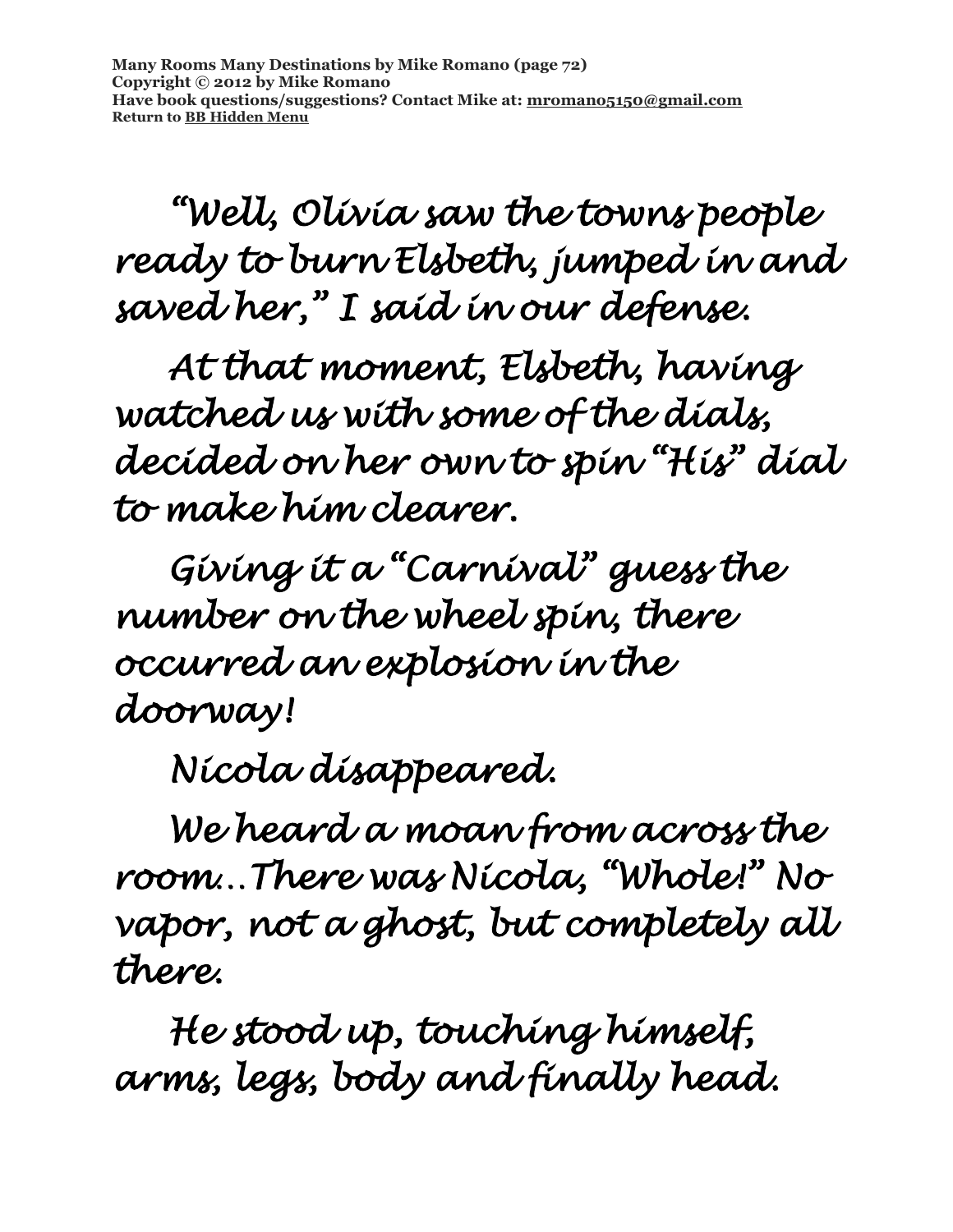"Well, Olivia saw the towns people ready to burn Elsbeth, jumped in and saved her," I said in our defense.

At that moment, Elsbeth, having watched us with some of the dials, decided on her own to spin "His" dial to make him clearer.

Giving it a "Carnival" guess the number on the wheel spin, there occurred an explosion in the doorway!

Nicola disappeared.

We heard a moan from across the room…There was Nicola, "Whole!" No vapor, not a ghost, but completely all there.

He stood up, touching himself, arms, legs, body and finally head.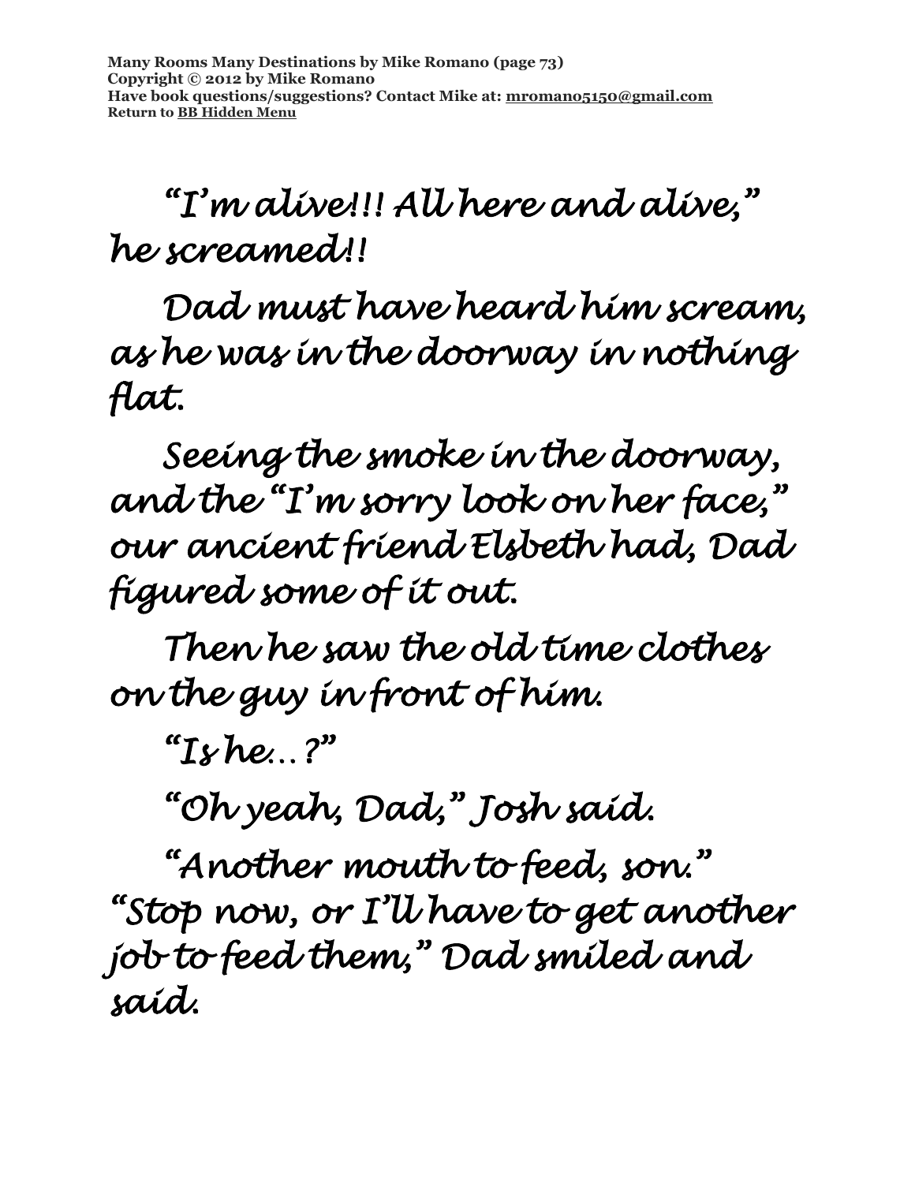"I'm alive!!! All here and alive," he screamed!!

Dad must have heard him scream, as he was in the doorway in nothing flat.

Seeing the smoke in the doorway, and the "I'm sorry look on her face," our ancient friend Elsbeth had, Dad figured some of it out.

Then he saw the old time clothes on the guy in front of him.

"Is he…?"

"Oh yeah, Dad," Josh said.

"Another mouth to feed, son." "Stop now, or I'll have to get another job to feed them," Dad smiled and said.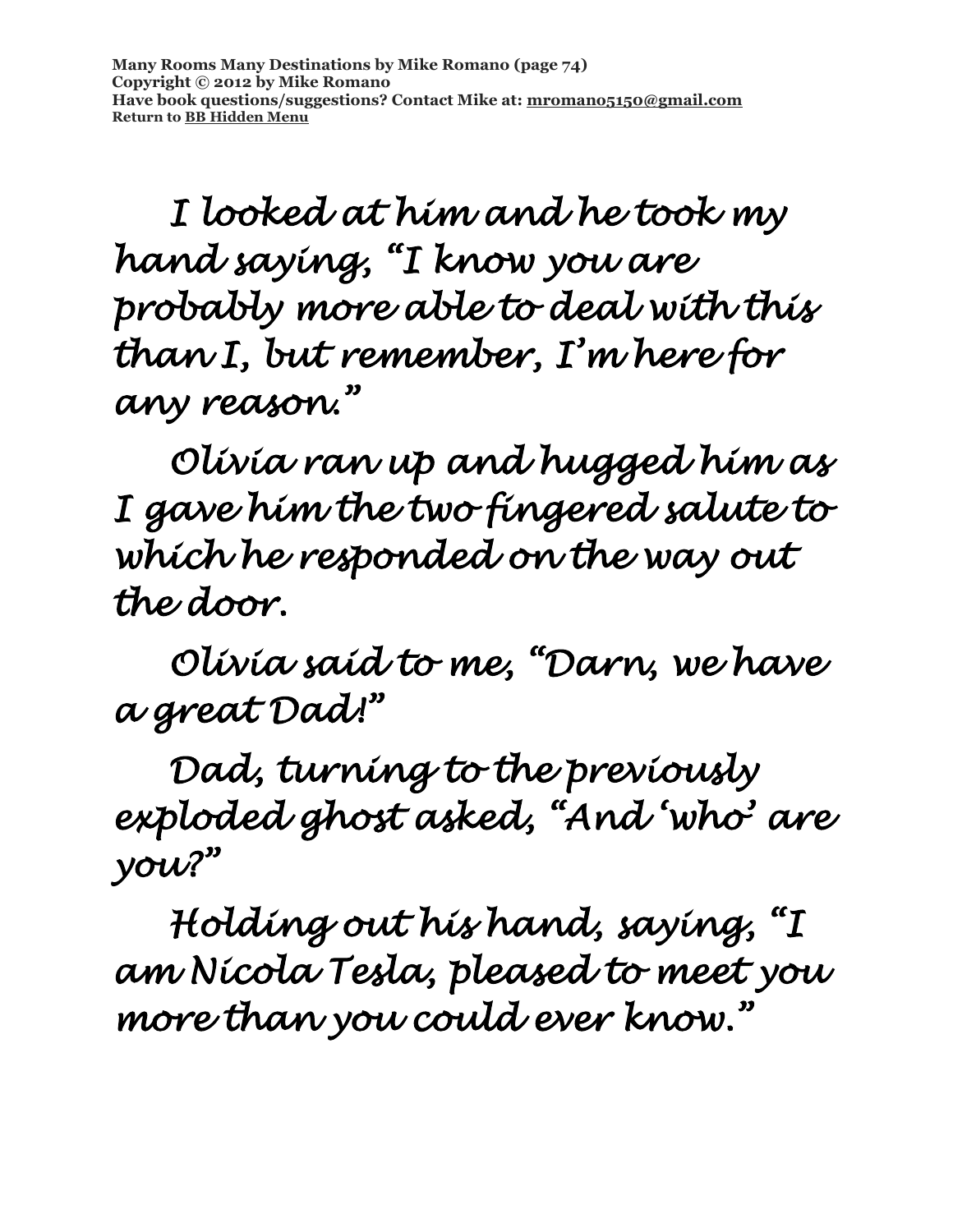*I looked at him and he took my hand saying, "I know you are probably more able to deal with this than I, but remember, I'm here for any reason."*

*Olivia ran up and hugged him as I gave him the two fingered salute to which he responded on the way out the door.*

*Olivia said to me, "Darn, we have a great Dad!"*

*Dad, turning to the previously exploded ghost asked, "And 'who' are you?"*

*Holding out his hand, saying, "I am Nicola Tesla, pleased to meet you more than you could ever know."*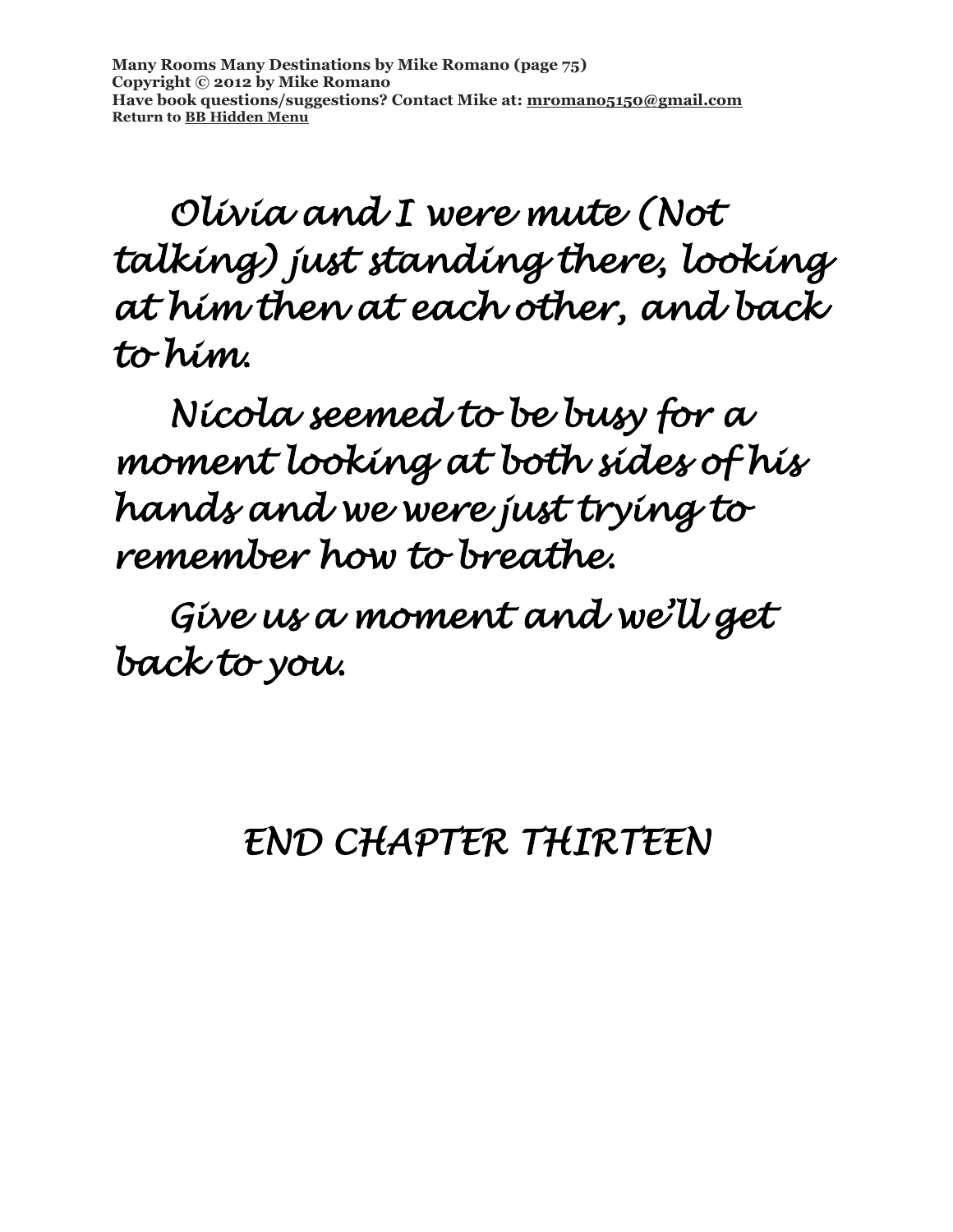*Olivia and I were mute (Not talking) just standing there, looking at him then at each other, and back to him.*

*Nicola seemed to be busy for a moment looking at both sides of his hands and we were just trying to remember how to breathe.*

*Give us a moment and we'll get back to you.*

*END CHAPTER THIRTEEN*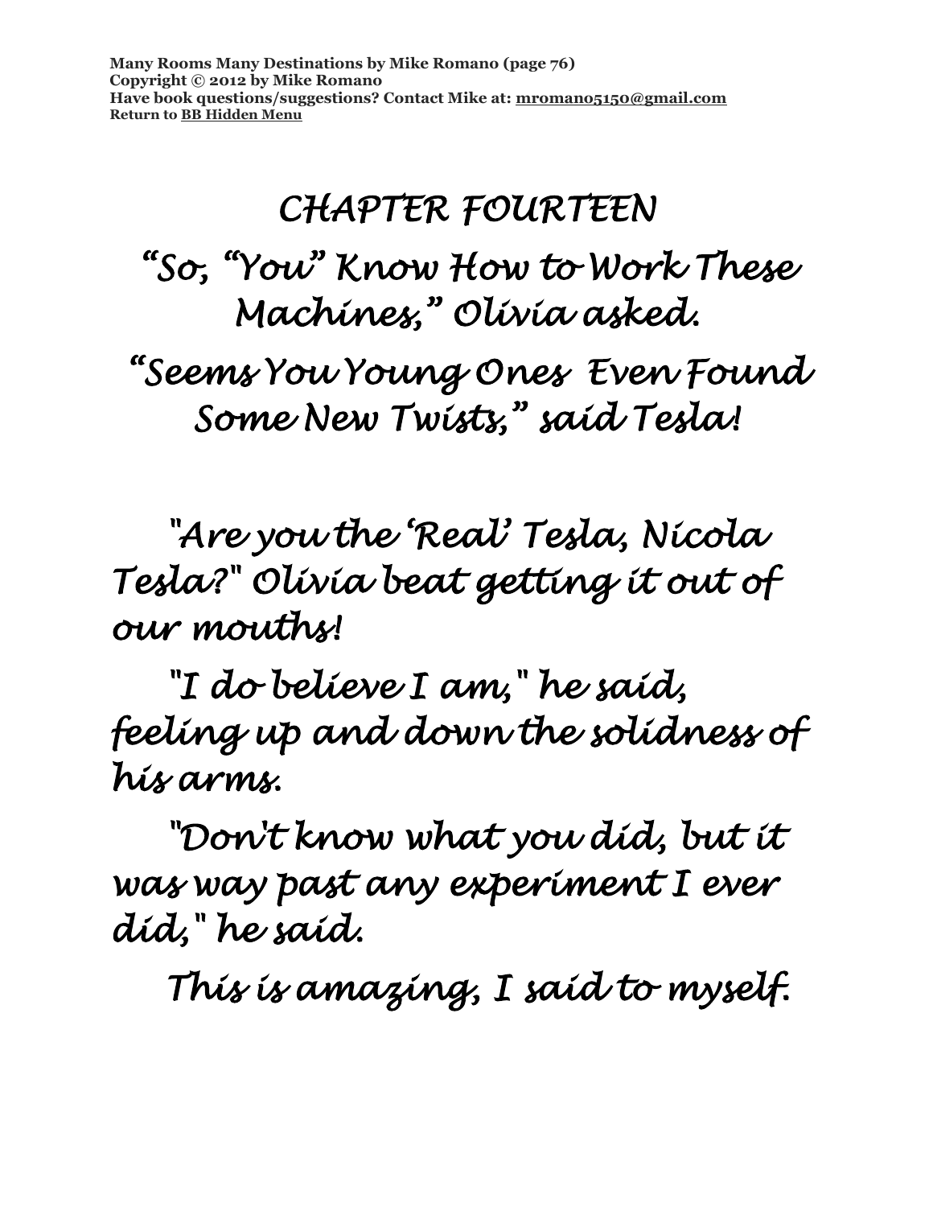# CHAPTER FOURTEEN

## "So, "You" Know How to Work These Machines," Olivia asked.

## "Seems You Young Ones Even Found Some New Twists," said Tesla!

"Are you the 'Real' Tesla, Nicola Tesla?" Olivia beat getting it out of our mouths!

"I do believe I am," he said, feeling up and down the solidness of his arms.

"Don't know what you did, but it was way past any experiment I ever did," he said.

This is amazing, I said to myself.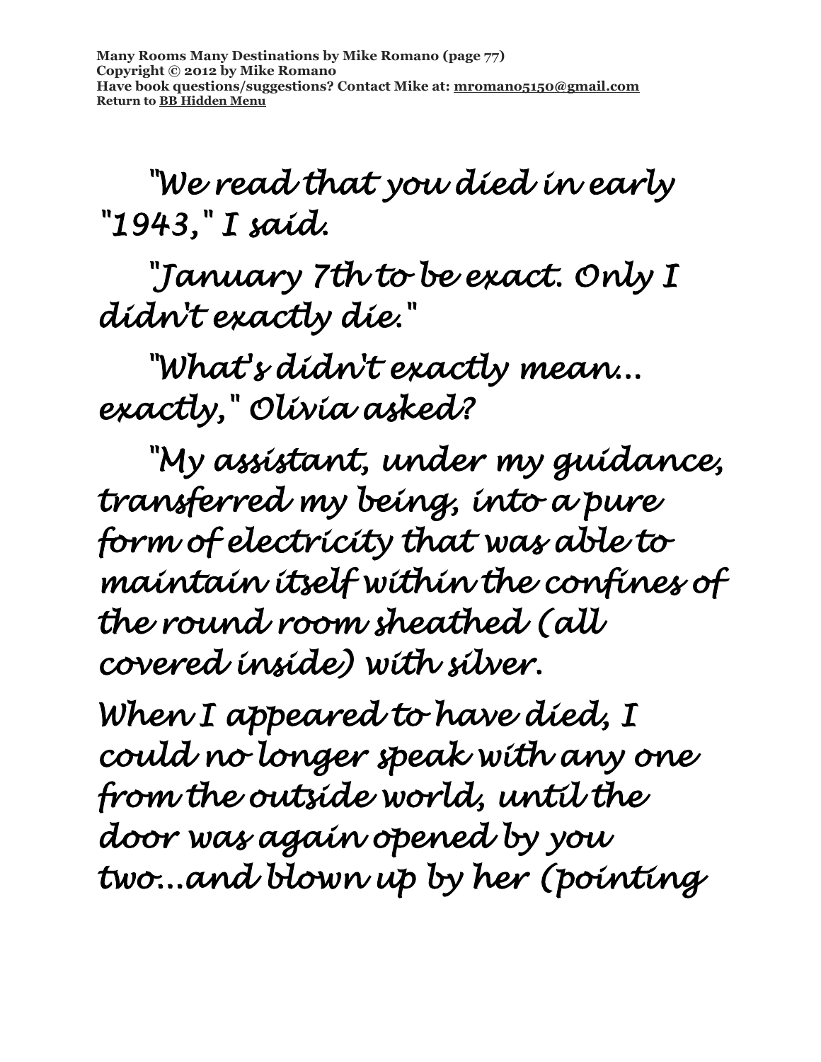"We read that you died in early "1943," I said.

"January 7th to be exact. Only I didn't exactly die."

"What's didn't exactly mean... exactly," Olivia asked?

"My assistant, under my guidance, transferred my being, into a pure form of electricity that was able to maintain itself within the confines of the round room sheathed (all covered inside) with silver.

When I appeared to have died, I could no longer speak with any one from the outside world, until the door was again opened by you two...and blown up by her (pointing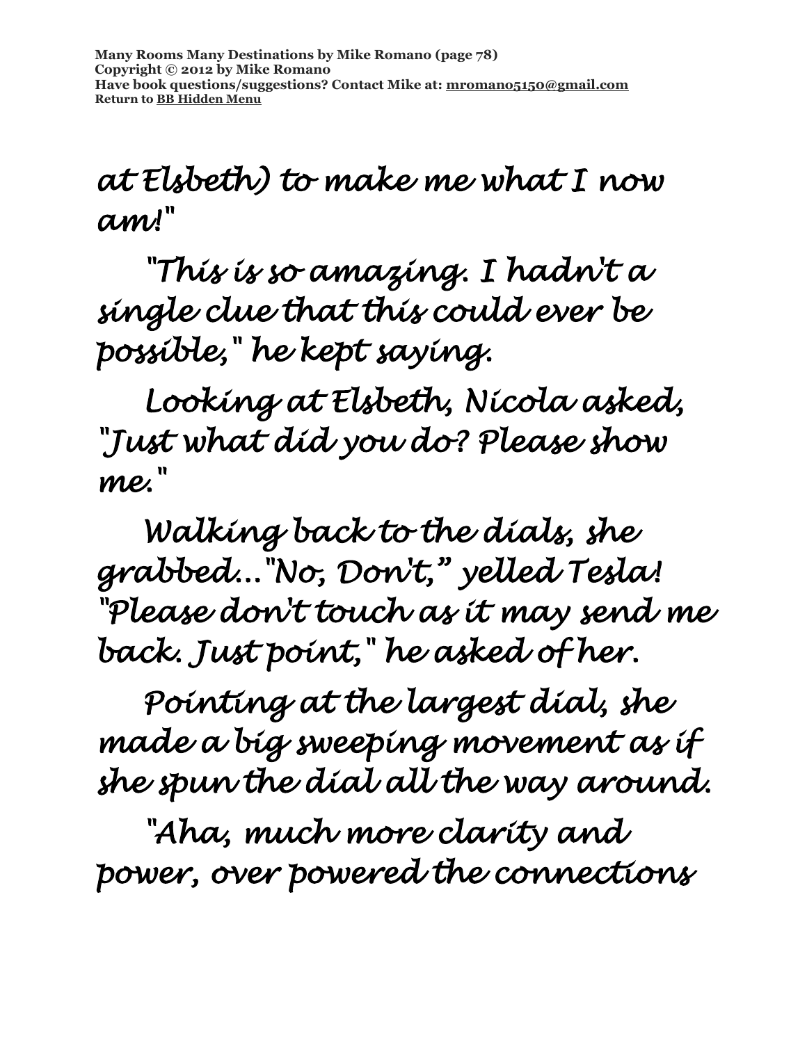at Elsbeth) to make me what I now am!"

"This is so amazing. I hadn't a single clue that this could ever be possible," he kept saying.

Looking at Elsbeth, Nicola asked, "Just what did you do? Please show me."

Walking back to the dials, she grabbed..."No, Don't," yelled Tesla! "Please don't touch as it may send me back. Just point," he asked of her.

Pointing at the largest dial, she made a big sweeping movement as if she spun the dial all the way around.

"Aha, much more clarity and power, over powered the connections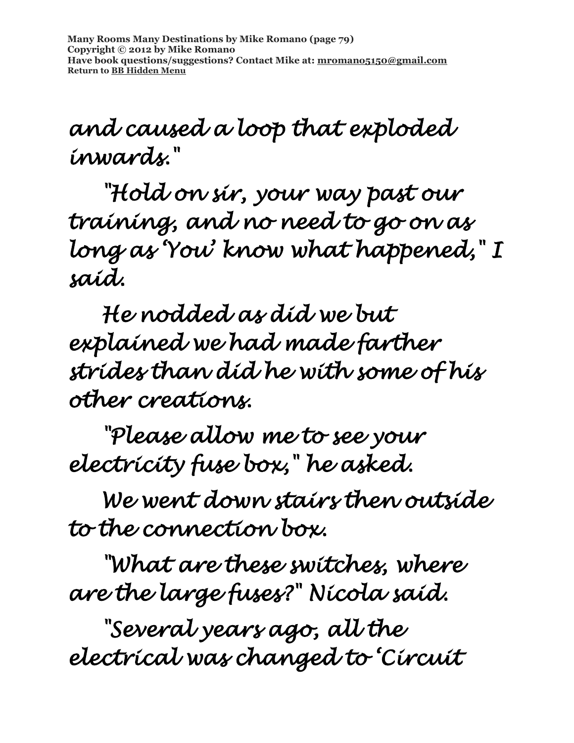and caused a loop that exploded inwards."

"Hold on sir, your way past our training, and no need to go on as long as 'You' know what happened," I said.

He nodded as did we but explained we had made farther strides than did he with some of his other creations.

"Please allow me to see your electricity fuse box," he asked.

We went down stairs then outside to the connection box.

"What are these switches, where are the large fuses?" Nicola said.

"Several years ago, all the electrical was changed to 'Circuit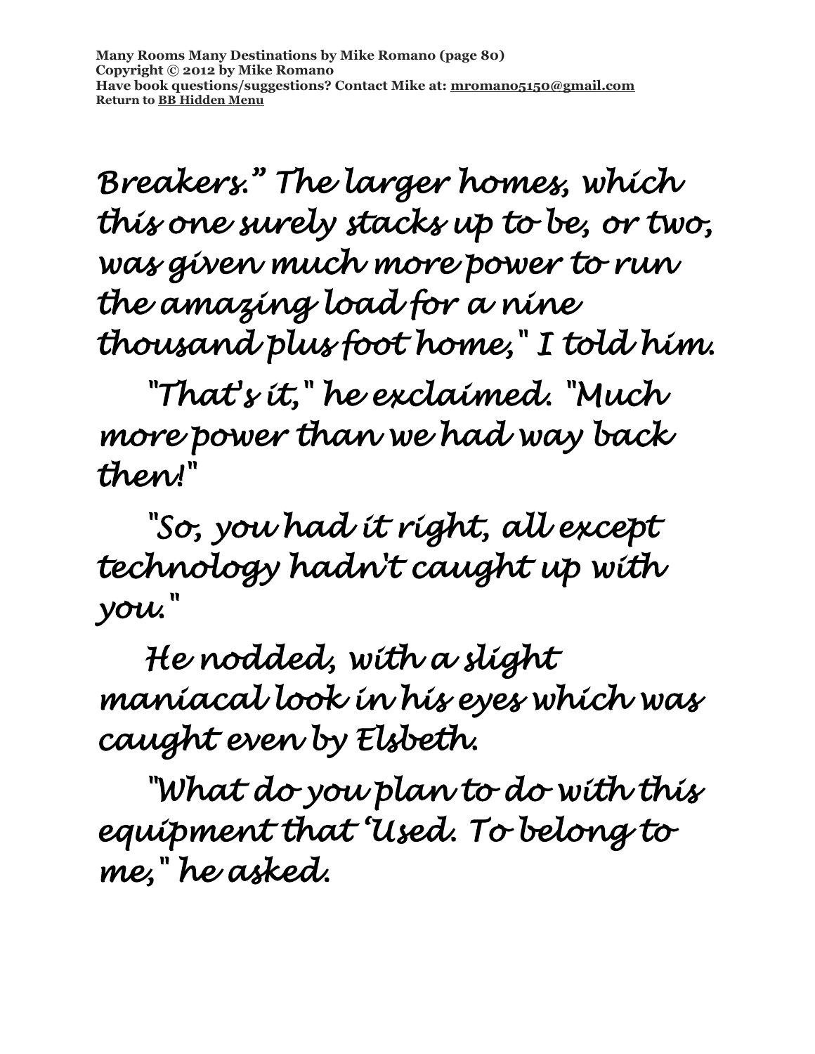Breakers." The larger homes, which this one surely stacks up to be, or two, was given much more power to run the amazing load for a nine thousand plus foot home," I told him.

"That's it," he exclaimed. "Much more power than we had way back then!"

"So, you had it right, all except technology hadn't caught up with you."

He nodded, with a slight maniacal look in his eyes which was caught even by Elsbeth.

"What do you plan to do with this equipment that 'Used. To belong to me," he asked.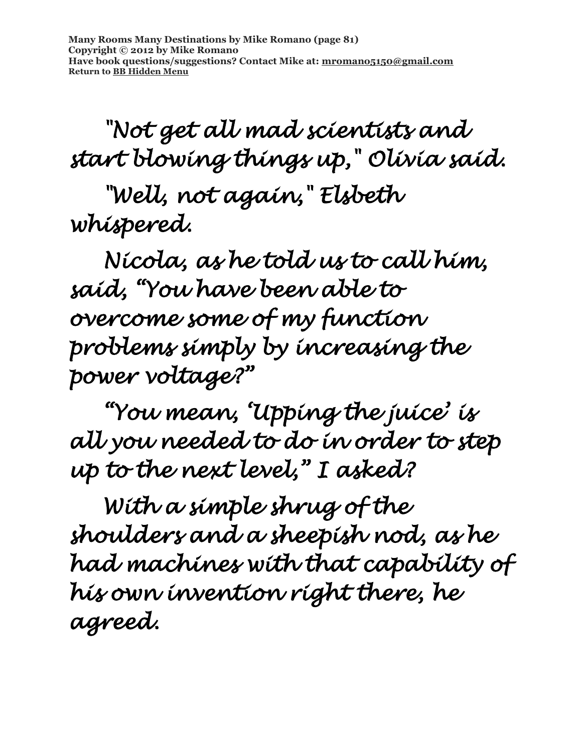"Not get all mad scientists and start blowing things up," Olivia said.

"Well, not again," Elsbeth whispered.

Nicola, as he told us to call him, said, "You have been able to overcome some of my function problems simply by increasing the power voltage?"

"You mean, 'Upping the juice' is all you needed to do in order to step up to the next level," I asked?

With a simple shrug of the shoulders and a sheepish nod, as he had machines with that capability of his own invention right there, he agreed.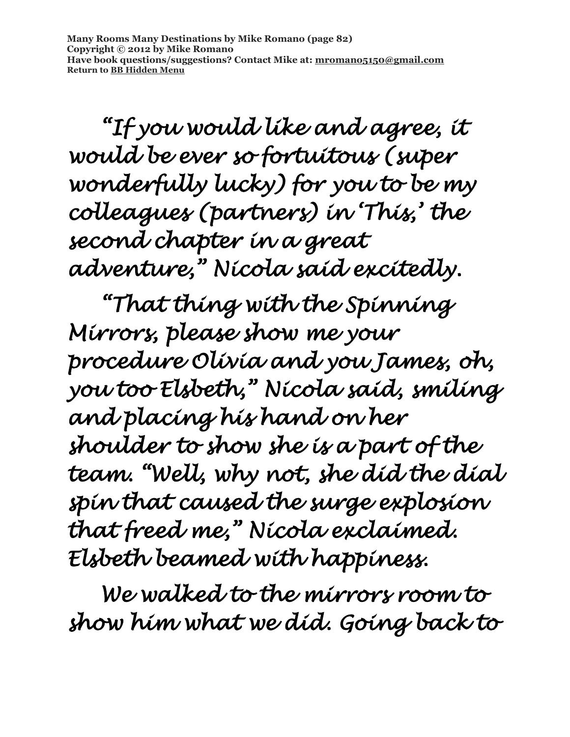"If you would like and agree, it would be ever so fortuitous (super wonderfully lucky) for you to be my colleagues (partners) in 'This,' the second chapter in a great adventure," Nicola said excitedly.

"That thing with the Spinning Mirrors, please show me your procedure Olivia and you James, oh, you too Elsbeth," Nicola said, smiling and placing his hand on her shoulder to show she is a part of the team. "Well, why not, she did the dial spin that caused the surge explosion that freed me," Nicola exclaimed. Elsbeth beamed with happiness.

We walked to the mirrors room to show him what we did. Going back to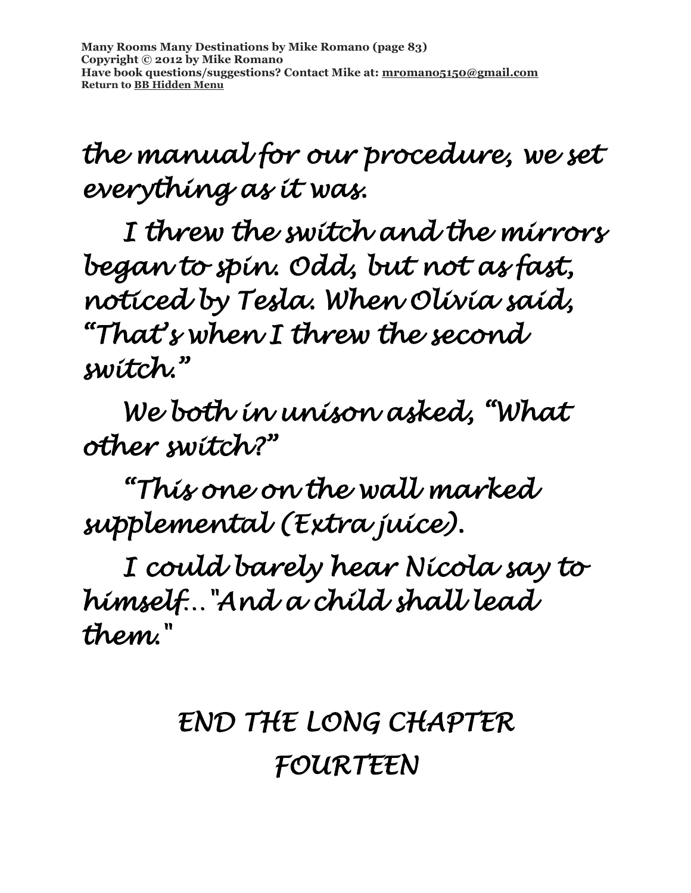*the manual for our procedure, we set everything as it was.*

*I threw the switch and the mirrors began to spin. Odd, but not as fast, noticed by Tesla. When Olivia said, "That's when I threw the second switch."*

*We both in unison asked, "What other switch?"*

*"This one on the wall marked supplemental (Extra juice).*

*I could barely hear Nicola say to himself…"And a child shall lead them."*

*END THE LONG CHAPTER FOURTEEN*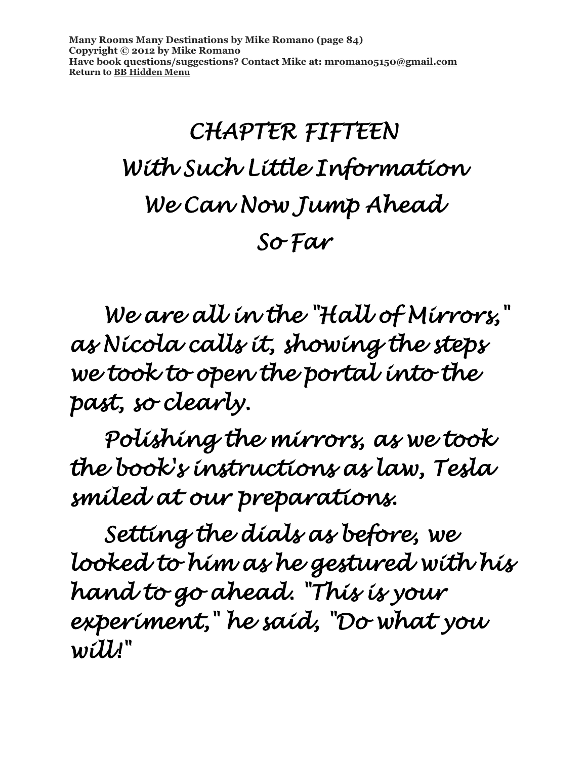# CHAPTER FIFTEEN
# With Such Little Information We Can Now Jump Ahead So Far

We are all in the "Hall of Mirrors," as Nicola calls it, showing the steps we took to open the portal into the past, so clearly.

Polishing the mirrors, as we took the book's instructions as law, Tesla smiled at our preparations.

Setting the dials as before, we looked to him as he gestured with his hand to go ahead. "This is your experiment," he said, "Do what you will!"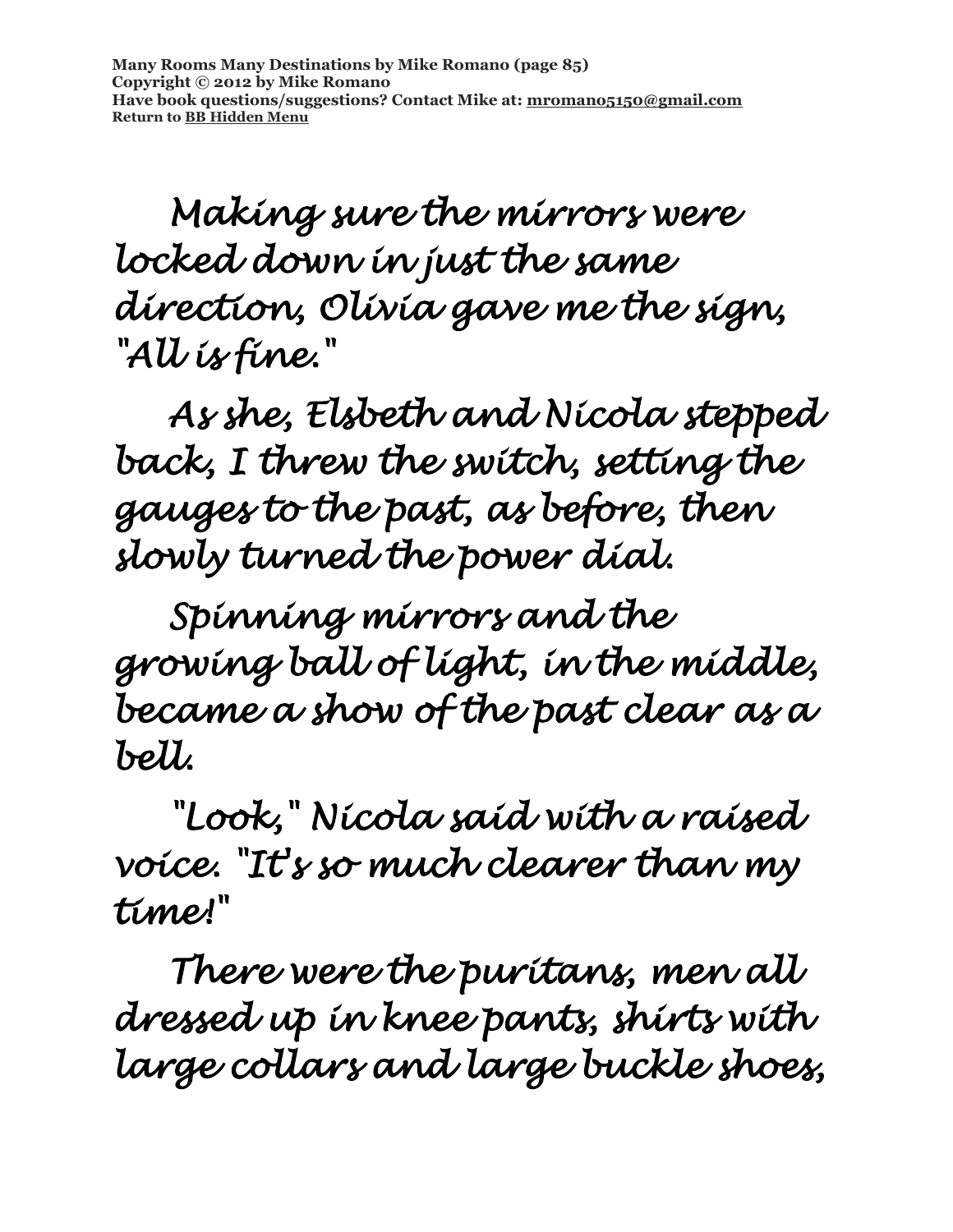Making sure the mirrors were locked down in just the same direction, Olivia gave me the sign, "All is fine."

As she, Elsbeth and Nicola stepped back, I threw the switch, setting the gauges to the past, as before, then slowly turned the power dial.

Spinning mirrors and the growing ball of light, in the middle, became a show of the past clear as a bell.

"Look," Nicola said with a raised voice. "It's so much clearer than my time!"

There were the puritans, men all dressed up in knee pants, shirts with large collars and large buckle shoes,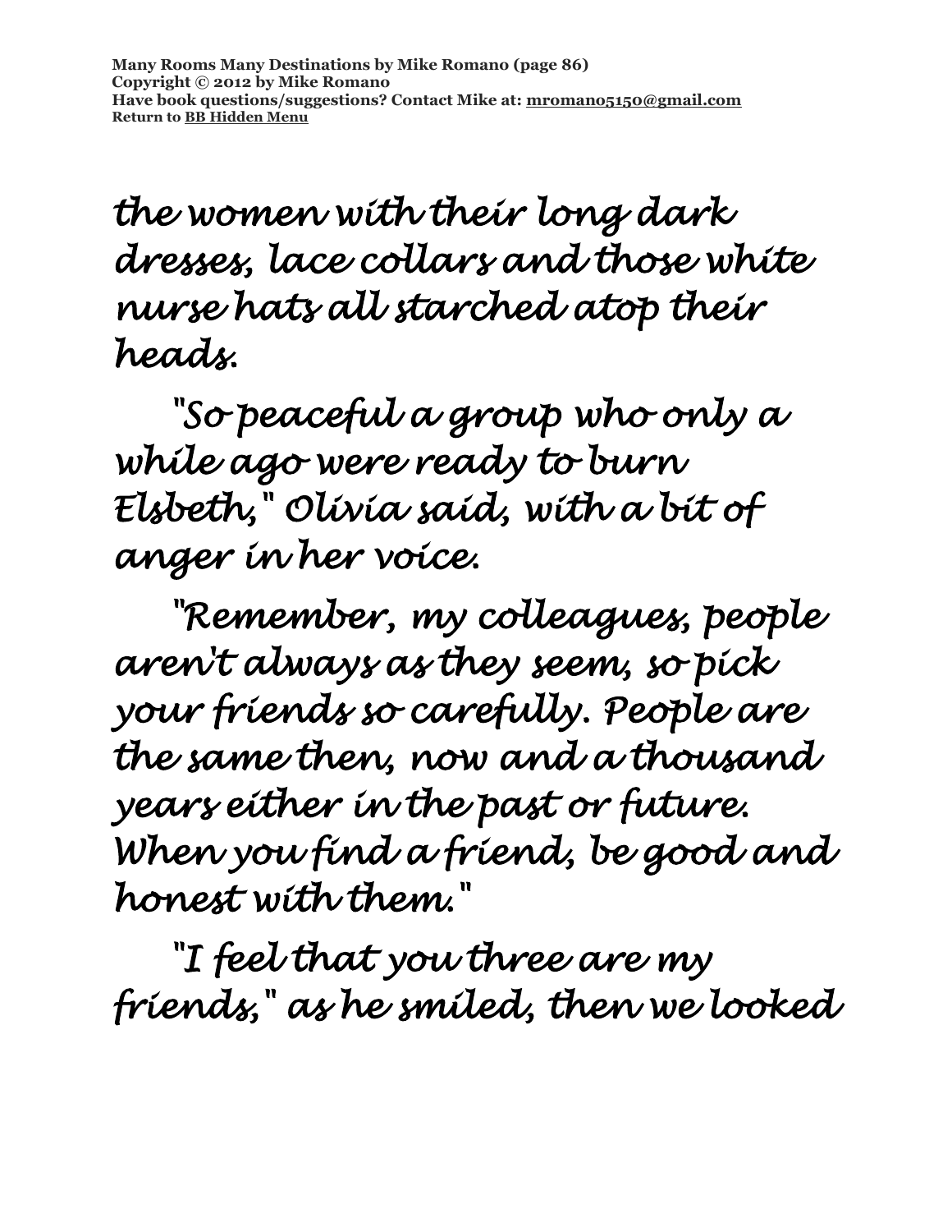the women with their long dark dresses, lace collars and those white nurse hats all starched atop their heads.

"So peaceful a group who only a while ago were ready to burn Elsbeth," Olivia said, with a bit of anger in her voice.

"Remember, my colleagues, people aren't always as they seem, so pick your friends so carefully. People are the same then, now and a thousand years either in the past or future. When you find a friend, be good and honest with them."

"I feel that you three are my friends," as he smiled, then we looked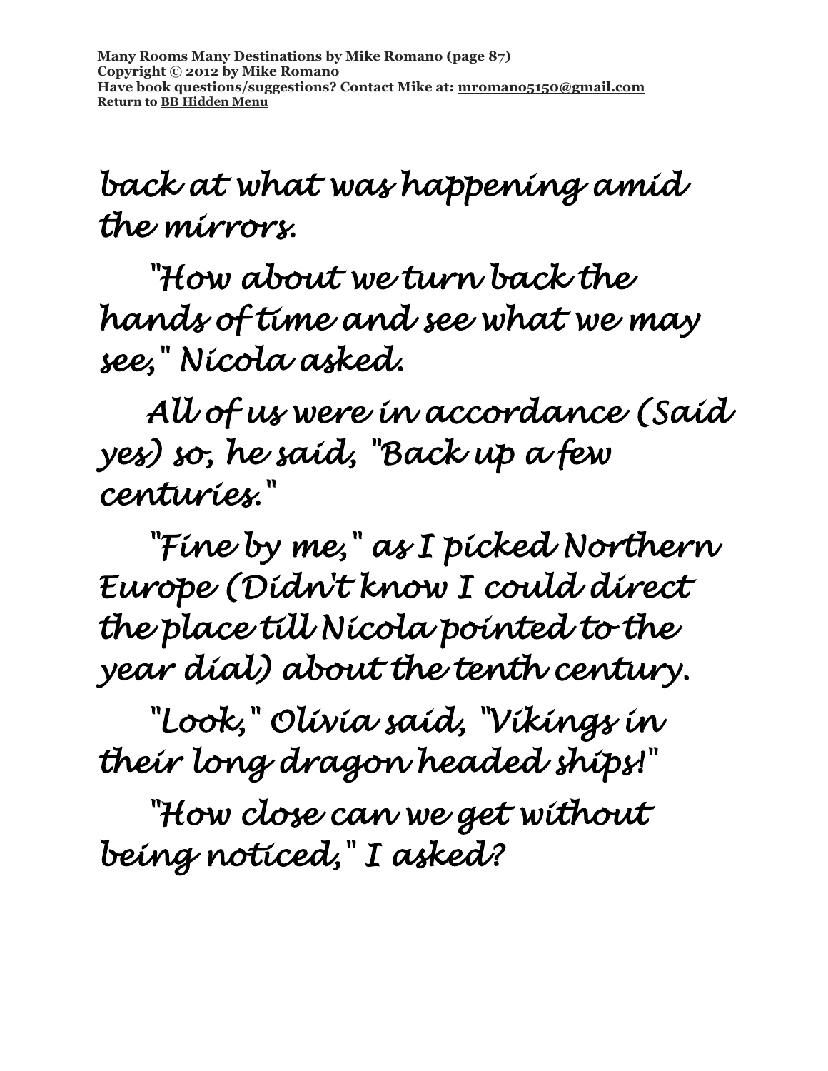back at what was happening amid the mirrors.

"How about we turn back the hands of time and see what we may see," Nicola asked.

All of us were in accordance (Said yes) so, he said, "Back up a few centuries."

"Fine by me," as I picked Northern Europe (Didn't know I could direct the place till Nicola pointed to the year dial) about the tenth century.

"Look," Olivia said, "Vikings in their long dragon headed ships!"

"How close can we get without being noticed," I asked?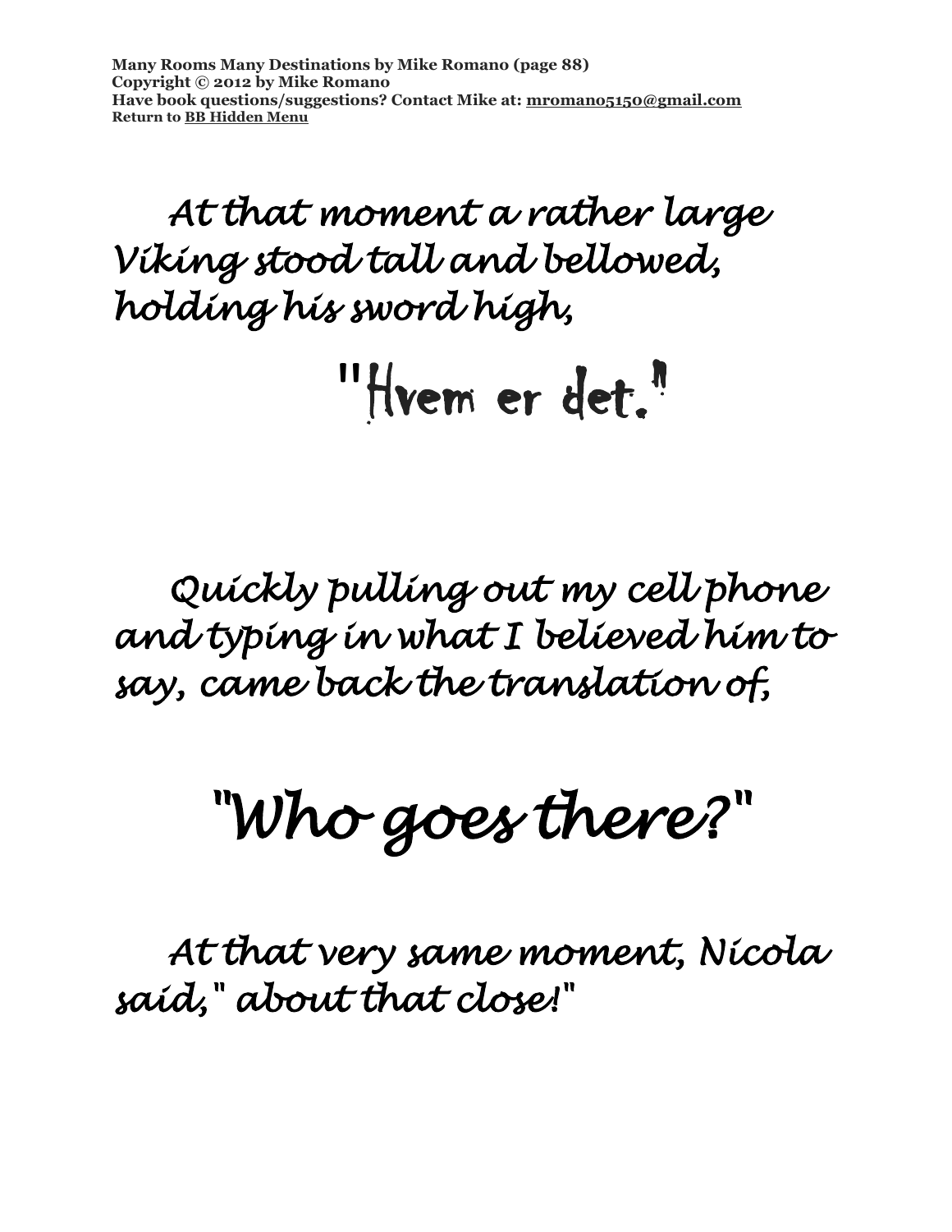*At that moment a rather large Viking stood tall and bellowed, holding his sword high,*

"Hvem er det."

*Quickly pulling out my cell phone and typing in what I believed him to say, came back the translation of,*

*"Who goes there?"*

*At that very same moment, Nicola said," about that close!"*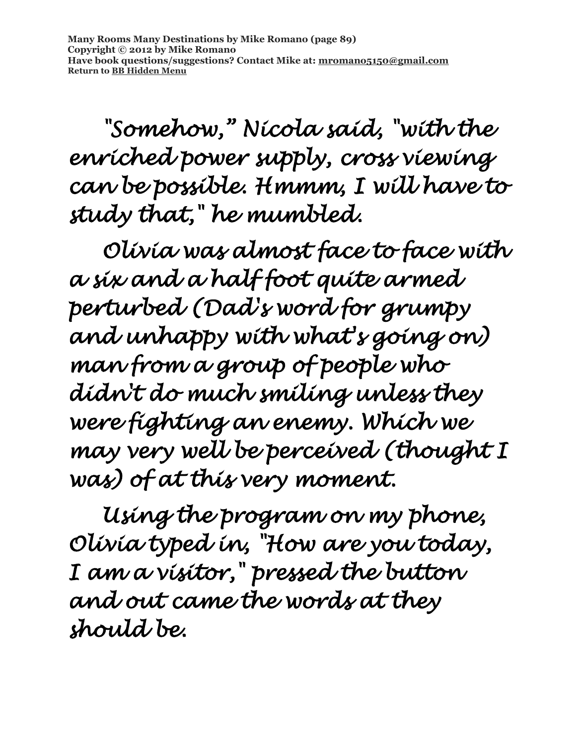"Somehow," Nicola said, "with the enriched power supply, cross viewing can be possible. Hmmm, I will have to study that," he mumbled.

Olivia was almost face to face with a six and a half foot quite armed perturbed (Dad's word for grumpy and unhappy with what's going on) man from a group of people who didn't do much smiling unless they were fighting an enemy. Which we may very well be perceived (thought I was) of at this very moment.

Using the program on my phone, Olivia typed in, "How are you today, I am a visitor," pressed the button and out came the words at they should be.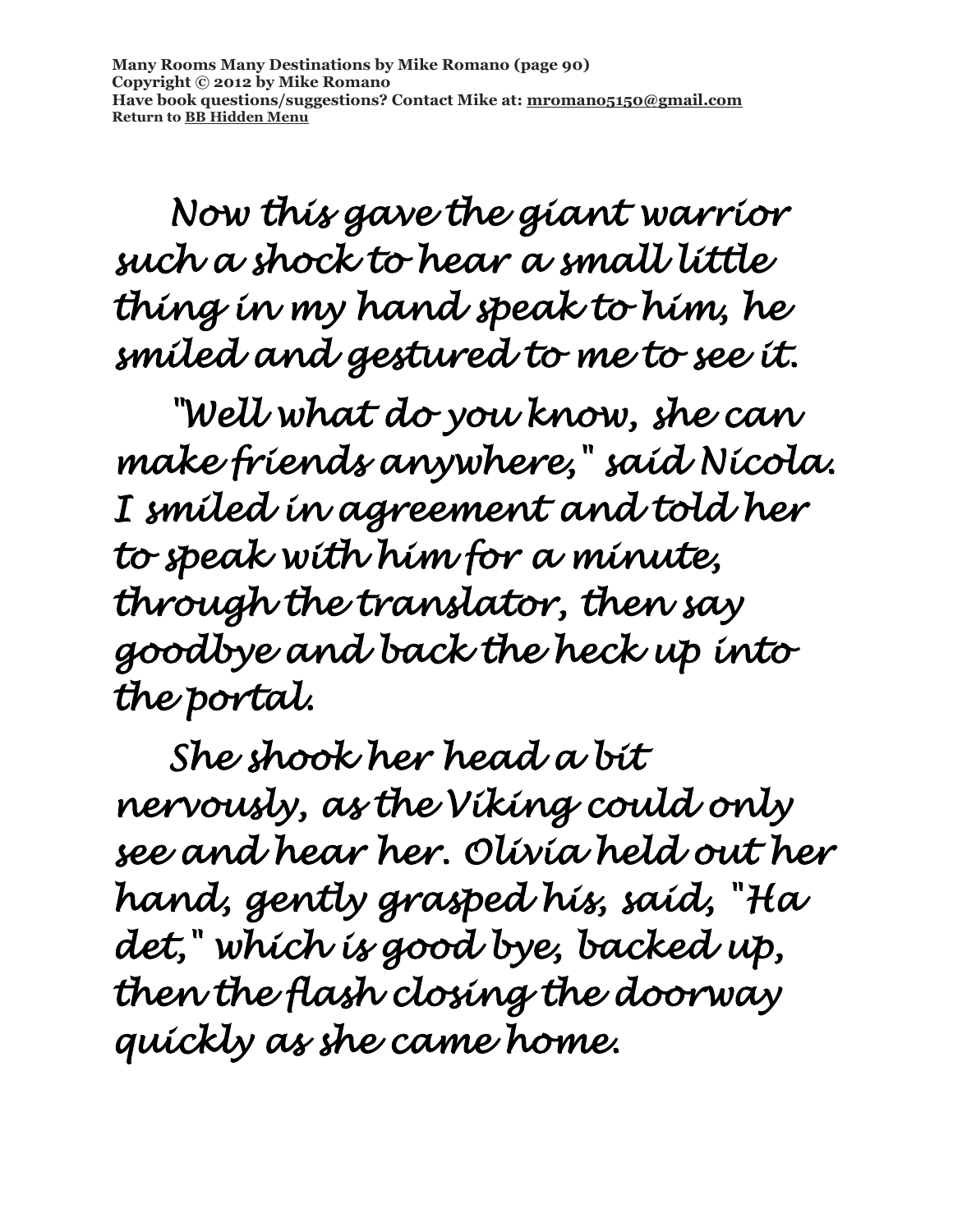Now this gave the giant warrior such a shock to hear a small little thing in my hand speak to him, he smiled and gestured to me to see it.

"Well what do you know, she can make friends anywhere," said Nicola. I smiled in agreement and told her to speak with him for a minute, through the translator, then say goodbye and back the heck up into the portal.

She shook her head a bit nervously, as the Viking could only see and hear her. Olivia held out her hand, gently grasped his, said, "Ha det," which is good bye, backed up, then the flash closing the doorway quickly as she came home.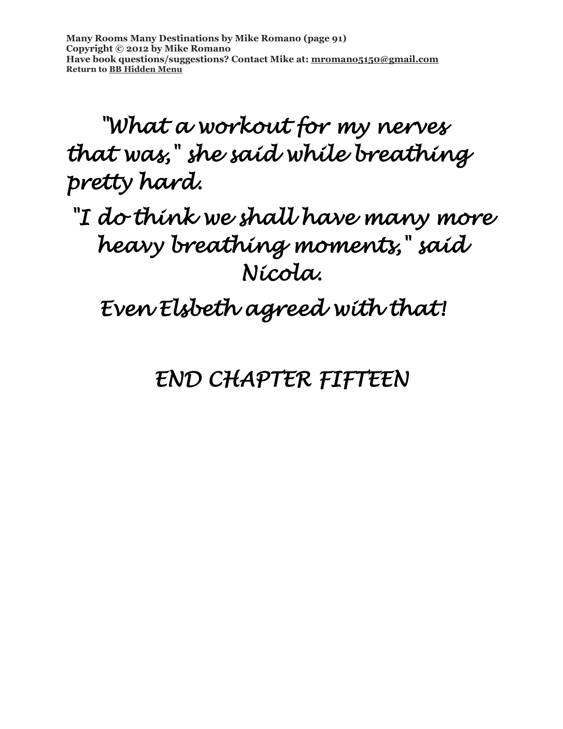"What a workout for my nerves that was," she said while breathing pretty hard.

"I do think we shall have many more heavy breathing moments," said Nicola.

Even Elsbeth agreed with that!

END CHAPTER FIFTEEN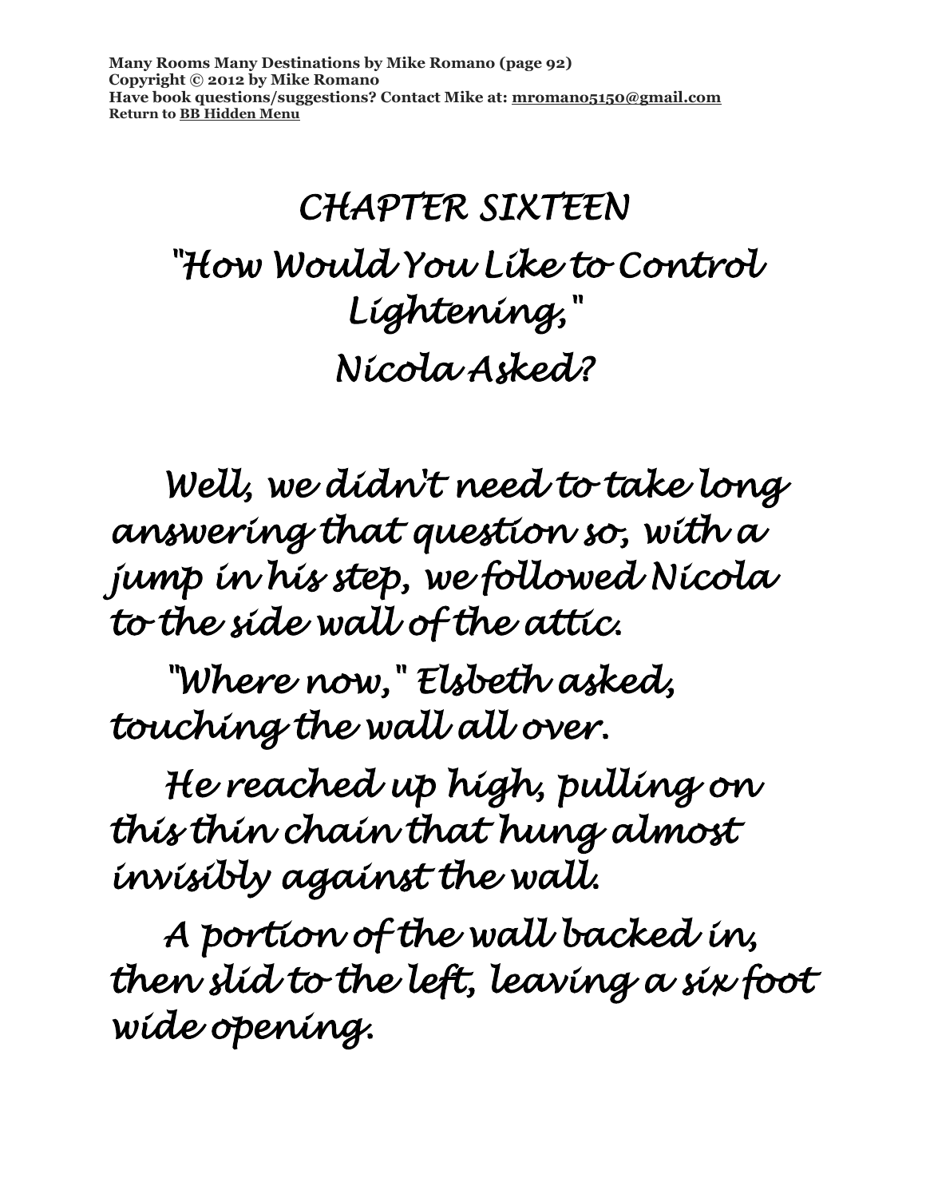# CHAPTER SIXTEEN

## "How Would You Like to Control Lightening," Nicola Asked?

Well, we didn't need to take long answering that question so, with a jump in his step, we followed Nicola to the side wall of the attic.

"Where now," Elsbeth asked, touching the wall all over.

He reached up high, pulling on this thin chain that hung almost invisibly against the wall.

A portion of the wall backed in, then slid to the left, leaving a six foot wide opening.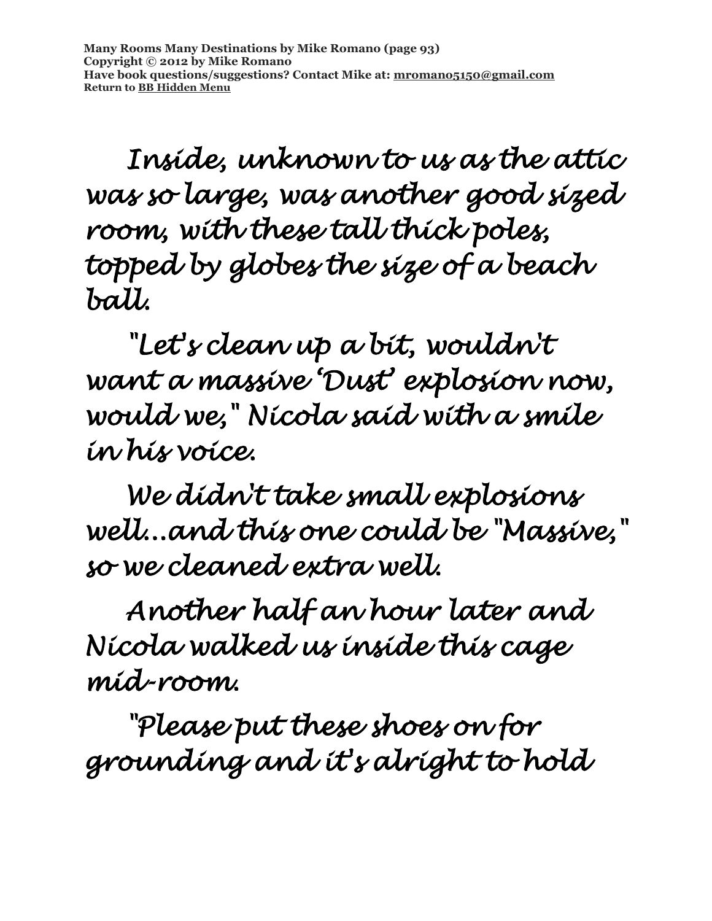Inside, unknown to us as the attic was so large, was another good sized room, with these tall thick poles, topped by globes the size of a beach ball.

"Let's clean up a bit, wouldn't want a massive 'Dust' explosion now, would we," Nicola said with a smile in his voice.

We didn't take small explosions well…and this one could be "Massive," so we cleaned extra well.

Another half an hour later and Nicola walked us inside this cage mid-room.

"Please put these shoes on for grounding and it's alright to hold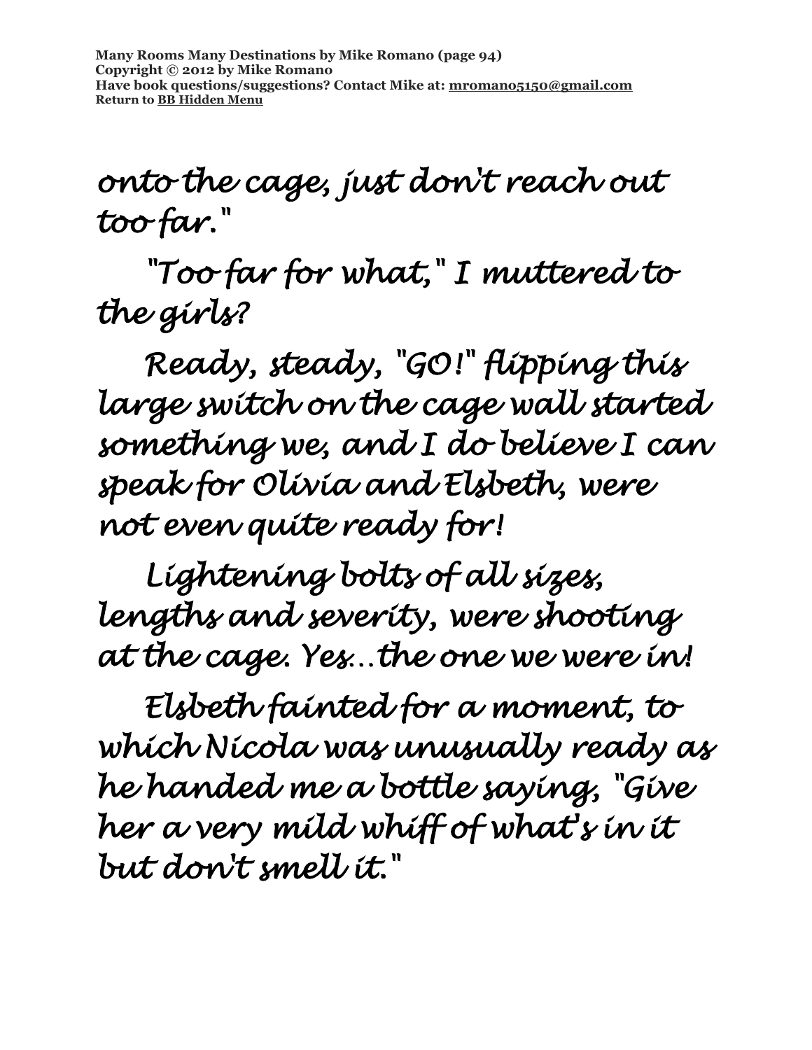onto the cage, just don't reach out too far."

"Too far for what," I muttered to the girls?

Ready, steady, "GO!" flipping this large switch on the cage wall started something we, and I do believe I can speak for Olivia and Elsbeth, were not even quite ready for!

Lightening bolts of all sizes, lengths and severity, were shooting at the cage. Yes…the one we were in!

Elsbeth fainted for a moment, to which Nicola was unusually ready as he handed me a bottle saying, "Give her a very mild whiff of what's in it but don't smell it."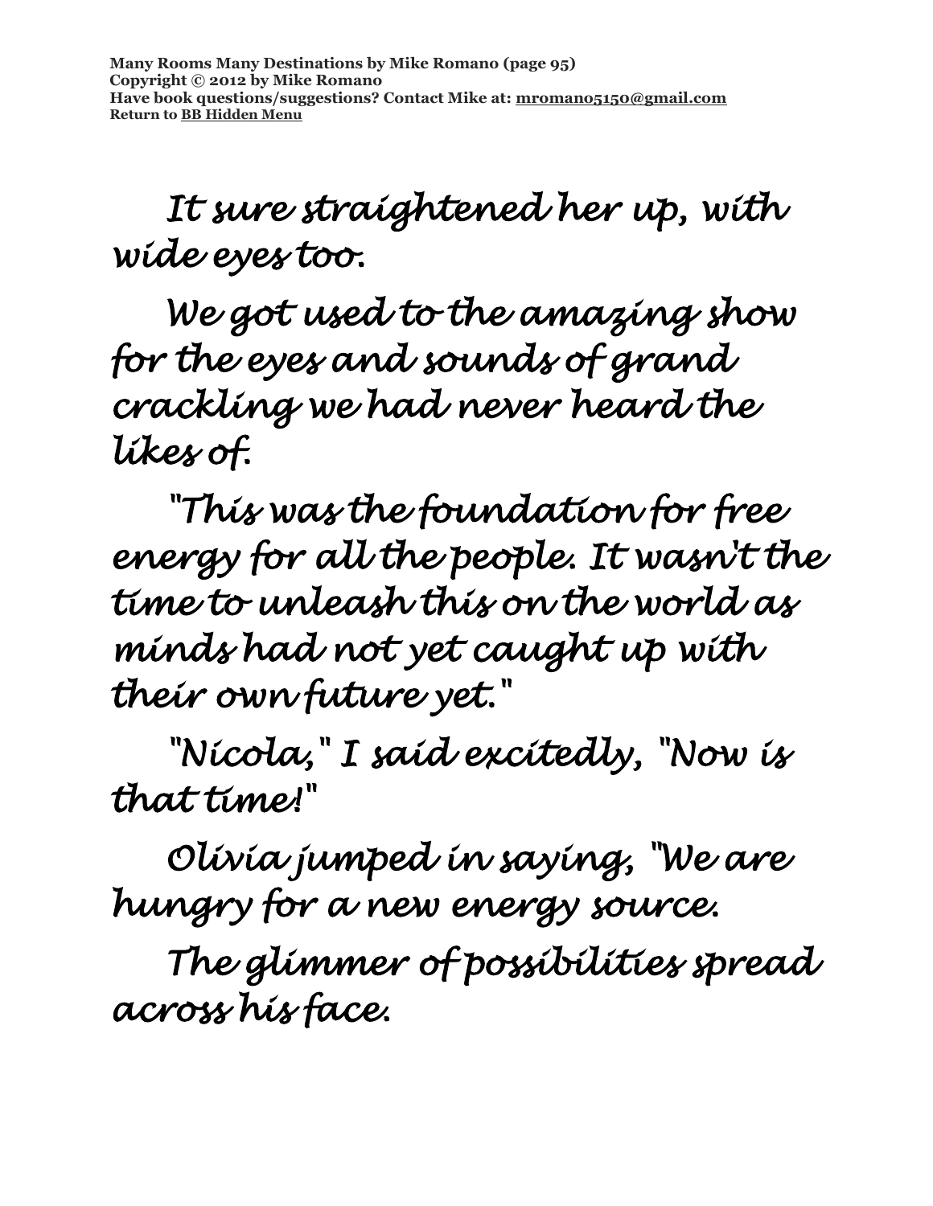It sure straightened her up, with wide eyes too.

We got used to the amazing show for the eyes and sounds of grand crackling we had never heard the likes of.

"This was the foundation for free energy for all the people. It wasn't the time to unleash this on the world as minds had not yet caught up with their own future yet."

"Nicola," I said excitedly, "Now is that time!"

Olivia jumped in saying, "We are hungry for a new energy source.

The glimmer of possibilities spread across his face.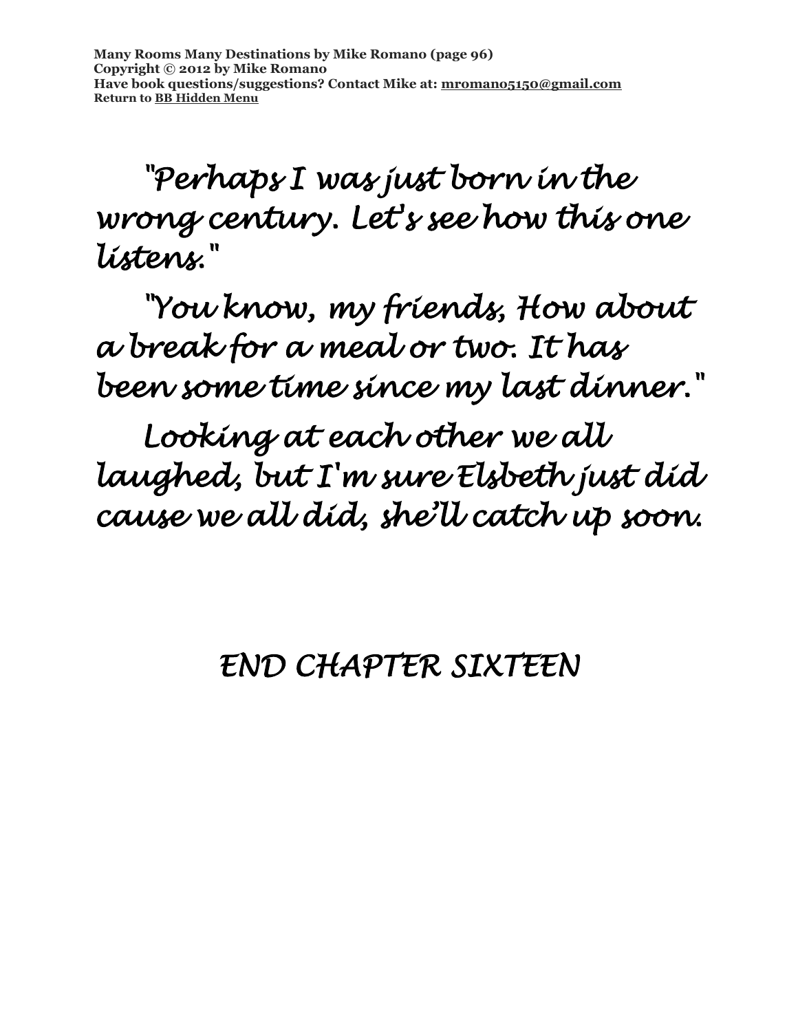"Perhaps I was just born in the wrong century. Let's see how this one listens."

"You know, my friends, How about a break for a meal or two. It has been some time since my last dinner."

Looking at each other we all laughed, but I'm sure Elsbeth just did cause we all did, she'll catch up soon.

END CHAPTER SIXTEEN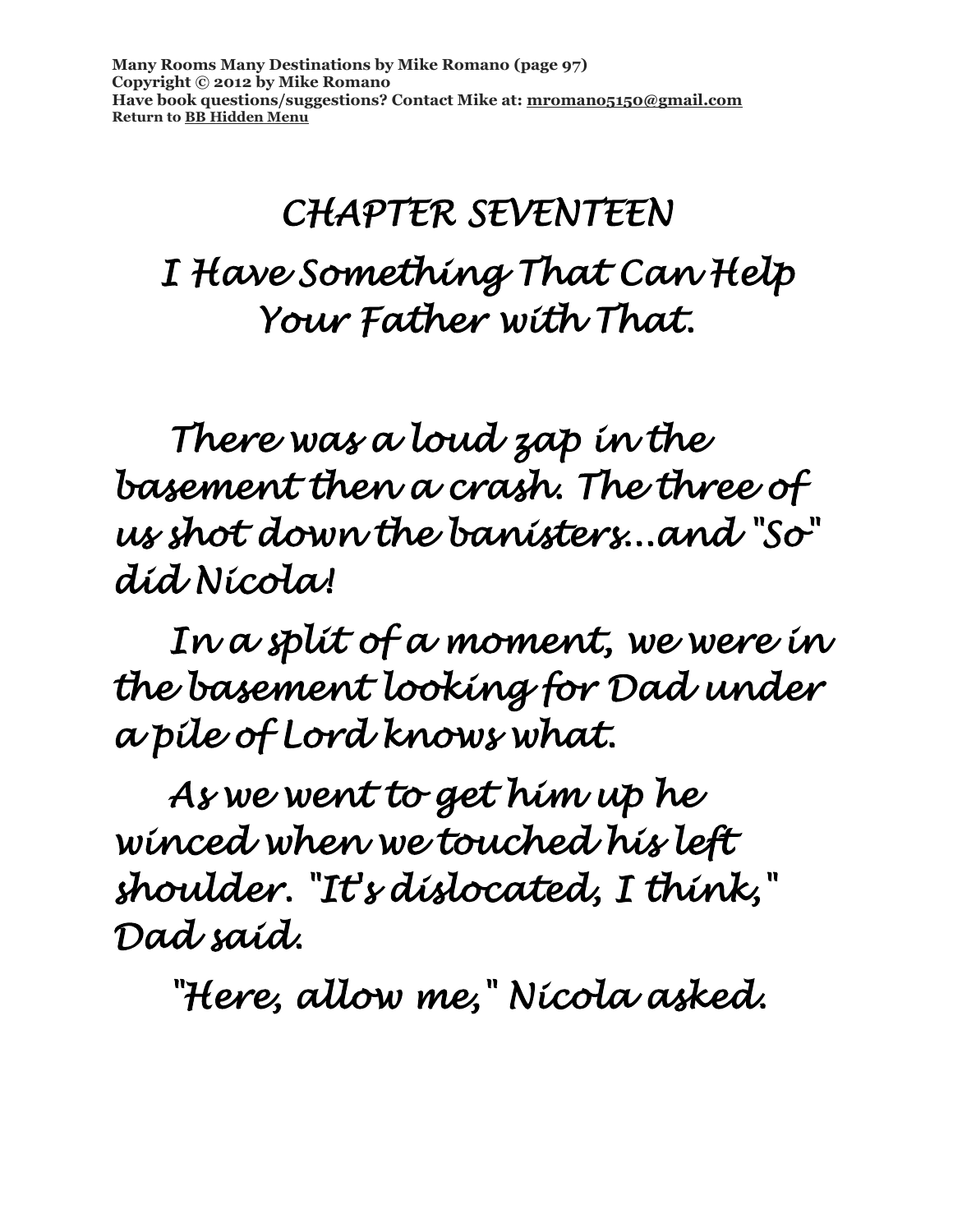# CHAPTER SEVENTEEN

## I Have Something That Can Help Your Father with That.

There was a loud zap in the basement then a crash. The three of us shot down the banisters...and "So" did Nicola!

In a split of a moment, we were in the basement looking for Dad under a pile of Lord knows what.

As we went to get him up he winced when we touched his left shoulder. "It's dislocated, I think," Dad said.

"Here, allow me," Nicola asked.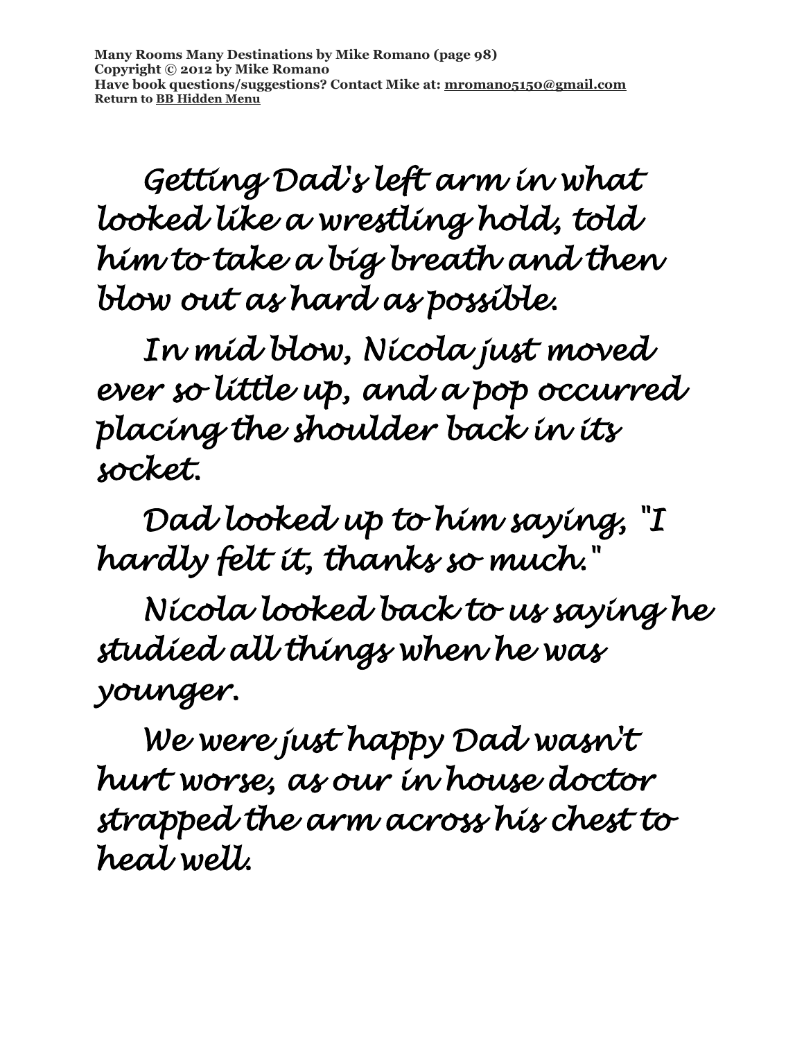Getting Dad's left arm in what looked like a wrestling hold, told him to take a big breath and then blow out as hard as possible.

In mid blow, Nicola just moved ever so little up, and a pop occurred placing the shoulder back in its socket.

Dad looked up to him saying, "I hardly felt it, thanks so much."

Nicola looked back to us saying he studied all things when he was younger.

We were just happy Dad wasn't hurt worse, as our in house doctor strapped the arm across his chest to heal well.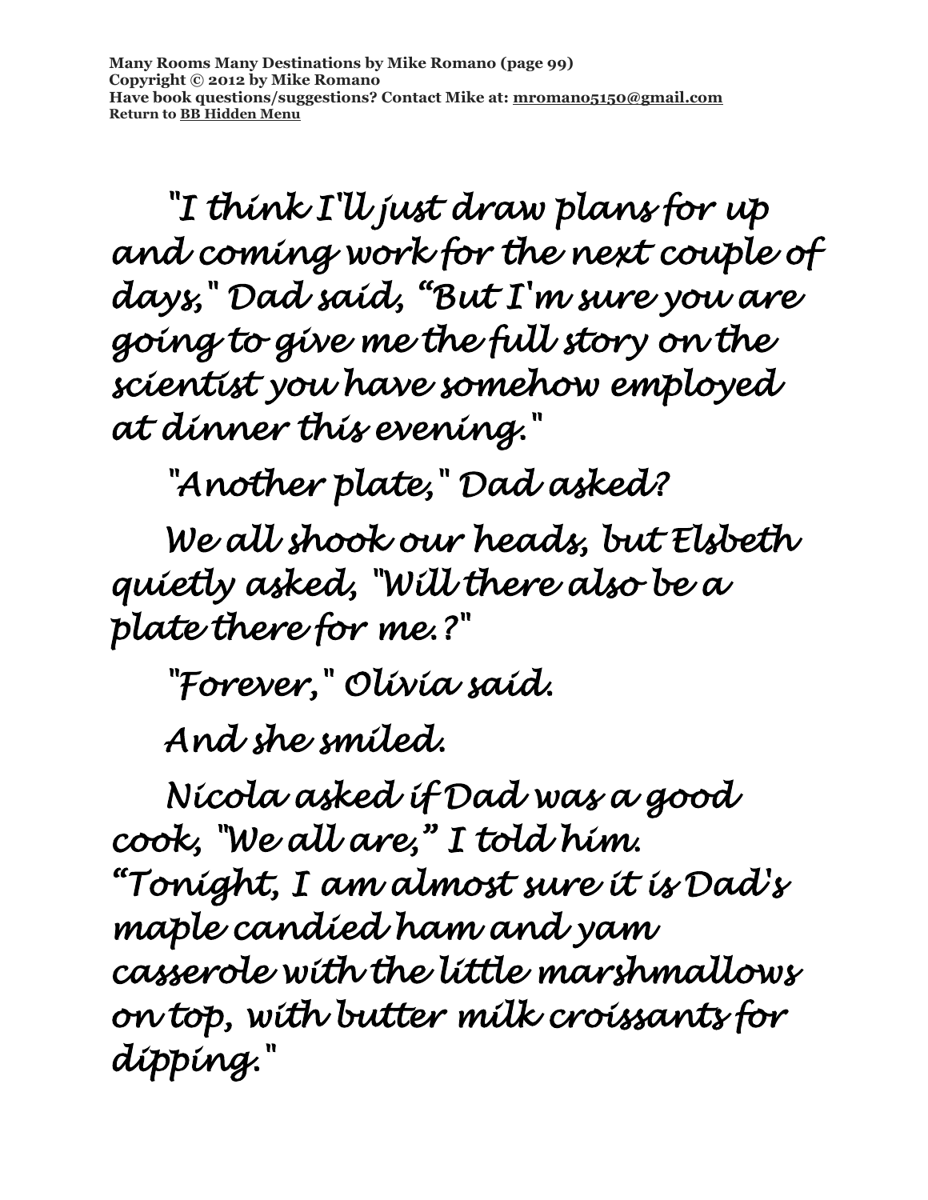"I think I'll just draw plans for up and coming work for the next couple of days," Dad said, "But I'm sure you are going to give me the full story on the scientist you have somehow employed at dinner this evening."

"Another plate," Dad asked?

We all shook our heads, but Elsbeth quietly asked, "Will there also be a plate there for me.?"

"Forever," Olivia said.

And she smiled.

Nicola asked if Dad was a good cook, "We all are," I told him. "Tonight, I am almost sure it is Dad's maple candied ham and yam casserole with the little marshmallows on top, with butter milk croissants for dipping."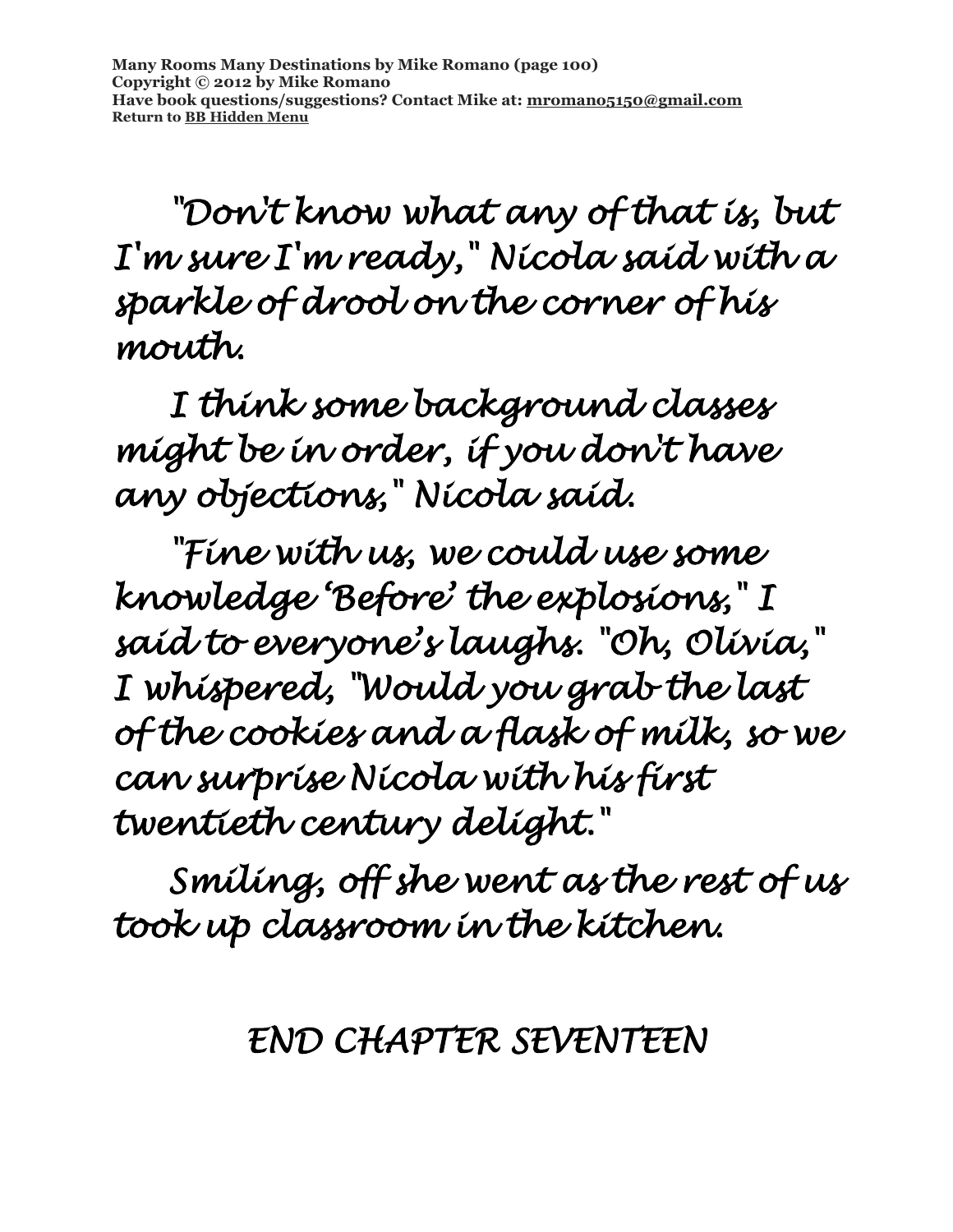"Don't know what any of that is, but I'm sure I'm ready," Nicola said with a sparkle of drool on the corner of his mouth.

I think some background classes might be in order, if you don't have any objections," Nicola said.

"Fine with us, we could use some knowledge 'Before' the explosions," I said to everyone's laughs. "Oh, Olivia," I whispered, "Would you grab the last of the cookies and a flask of milk, so we can surprise Nicola with his first twentieth century delight."

Smiling, off she went as the rest of us took up classroom in the kitchen.

END CHAPTER SEVENTEEN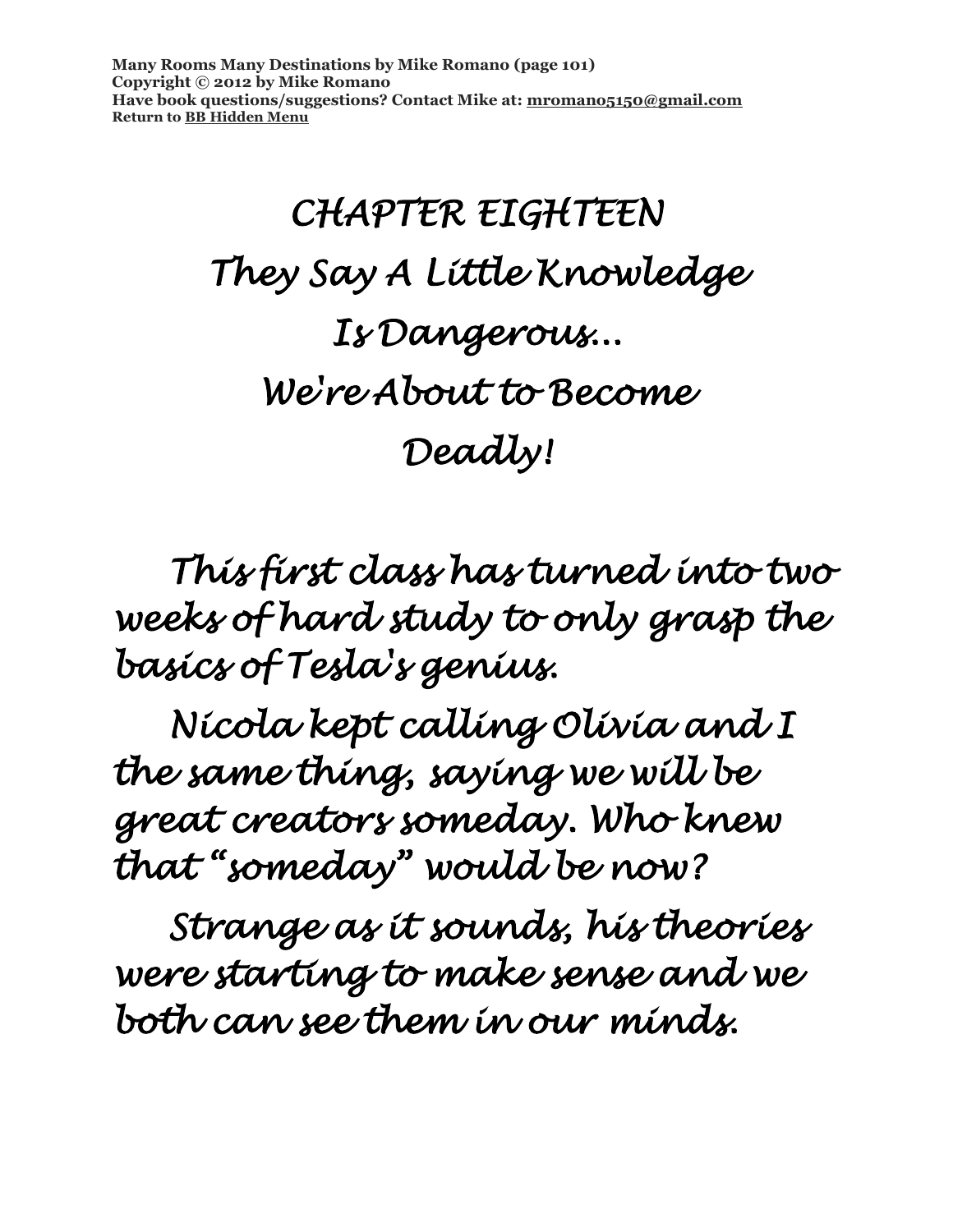# CHAPTER EIGHTEEN

# They Say A Little Knowledge Is Dangerous... We're About to Become Deadly!

This first class has turned into two weeks of hard study to only grasp the basics of Tesla's genius.

Nicola kept calling Olivia and I the same thing, saying we will be great creators someday. Who knew that "someday" would be now?

Strange as it sounds, his theories were starting to make sense and we both can see them in our minds.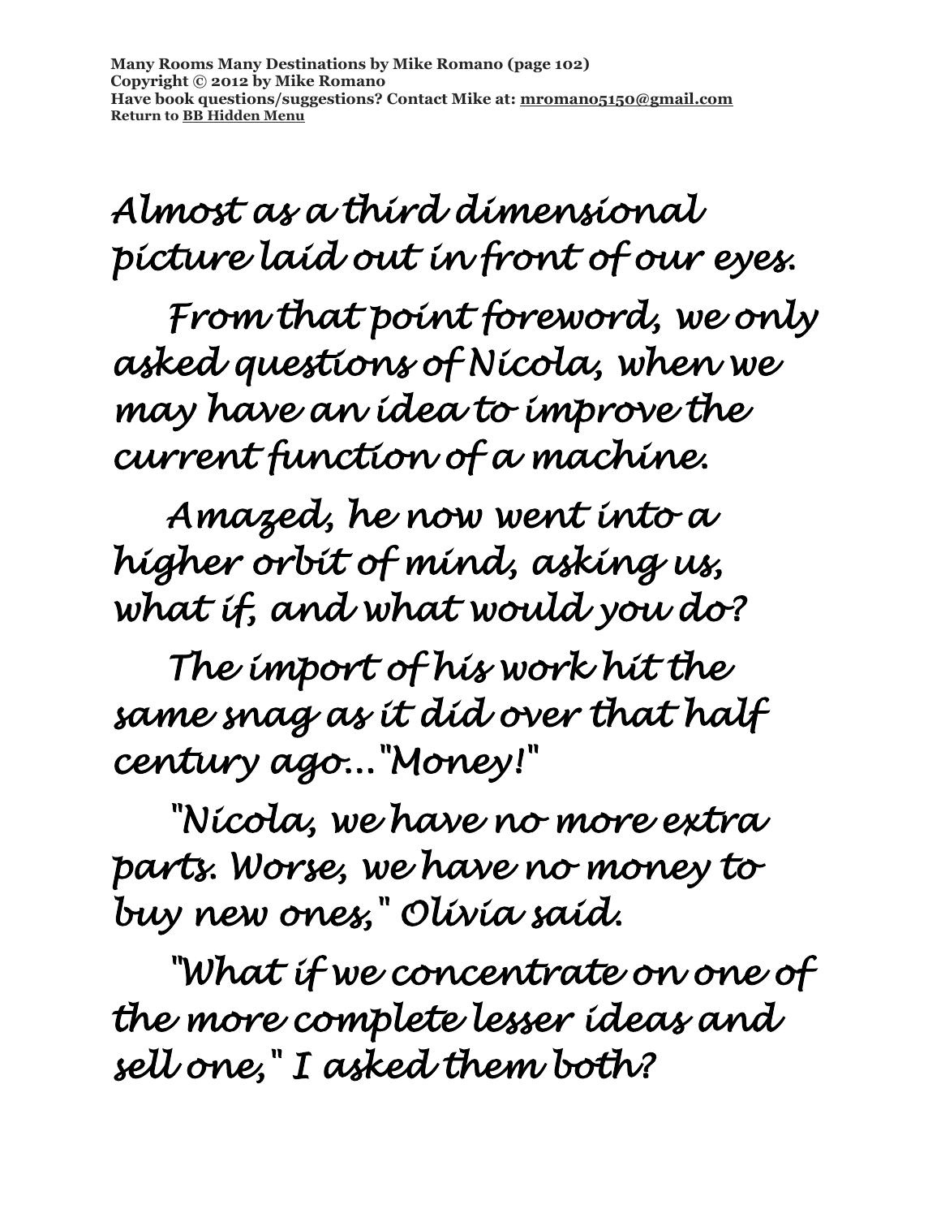Almost as a third dimensional picture laid out in front of our eyes.

From that point foreword, we only asked questions of Nicola, when we may have an idea to improve the current function of a machine.

Amazed, he now went into a higher orbit of mind, asking us, what if, and what would you do?

The import of his work hit the same snag as it did over that half century ago..."Money!"

"Nicola, we have no more extra parts. Worse, we have no money to buy new ones," Olivia said.

"What if we concentrate on one of the more complete lesser ideas and sell one," I asked them both?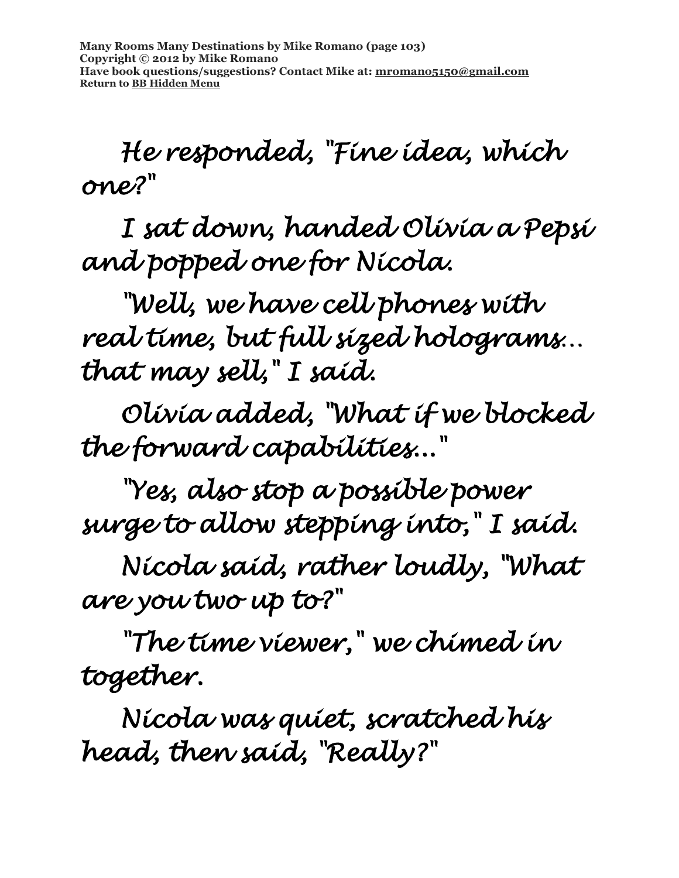He responded, "Fine idea, which one?"

I sat down, handed Olivia a Pepsi and popped one for Nicola.

"Well, we have cell phones with real time, but full sized holograms… that may sell," I said.

Olivia added, "What if we blocked the forward capabilities…"

"Yes, also stop a possible power surge to allow stepping into," I said.

Nicola said, rather loudly, "What are you two up to?"

"The time viewer," we chimed in together.

Nicola was quiet, scratched his head, then said, "Really?"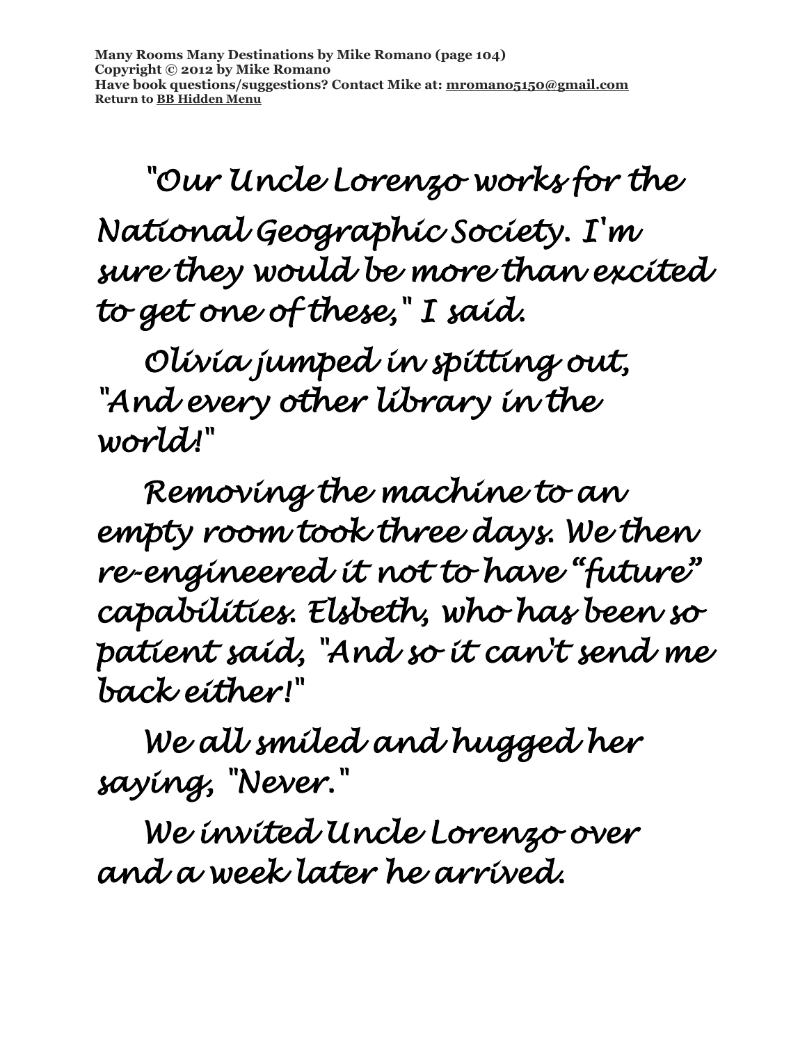"Our Uncle Lorenzo works for the National Geographic Society. I'm sure they would be more than excited to get one of these," I said.

Olivia jumped in spitting out, "And every other library in the world!"

Removing the machine to an empty room took three days. We then re-engineered it not to have "future" capabilities. Elsbeth, who has been so patient said, "And so it can't send me back either!"

We all smiled and hugged her saying, "Never."

We invited Uncle Lorenzo over and a week later he arrived.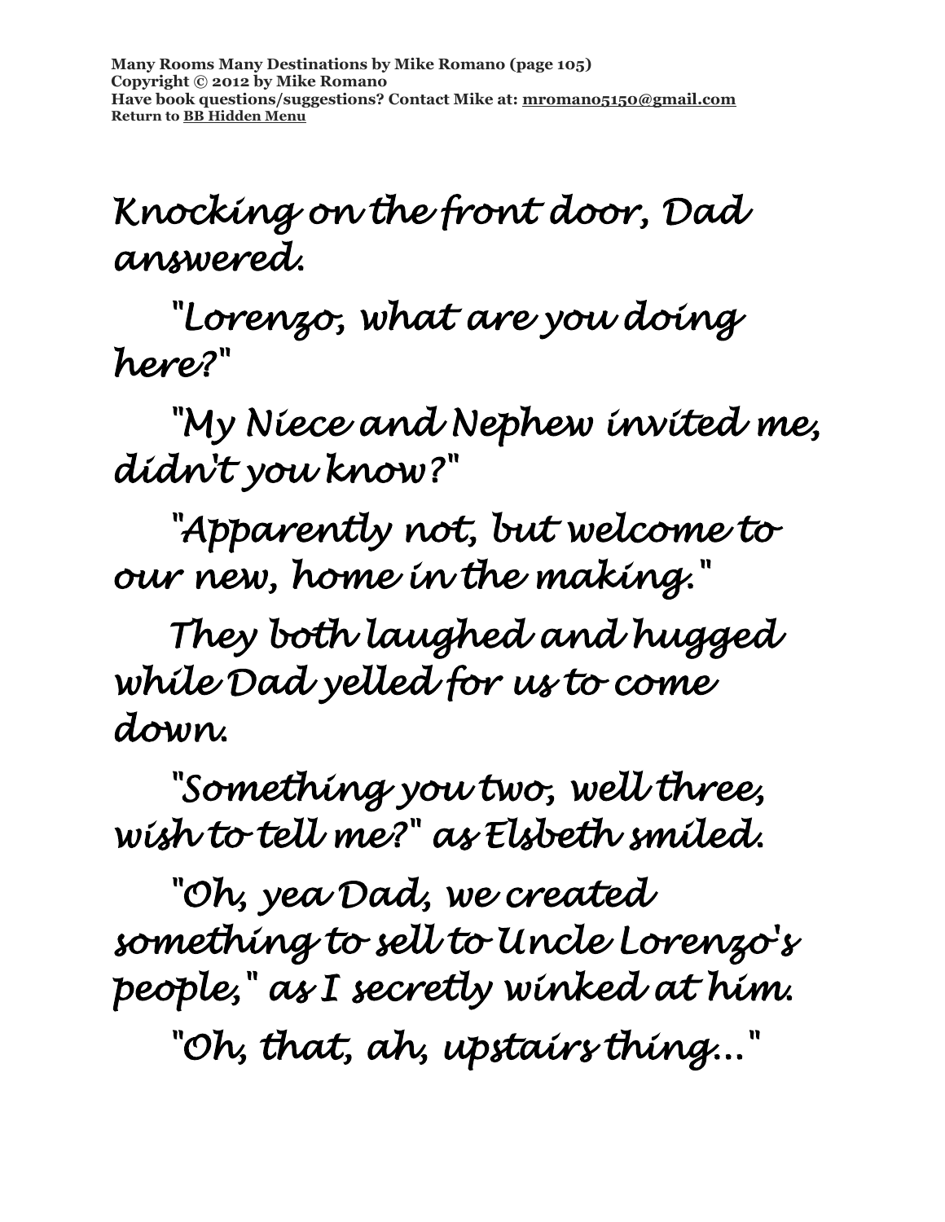Knocking on the front door, Dad answered.

"Lorenzo, what are you doing here?"

"My Niece and Nephew invited me, didn't you know?"

"Apparently not, but welcome to our new, home in the making."

They both laughed and hugged while Dad yelled for us to come down.

"Something you two, well three, wish to tell me?" as Elsbeth smiled.

"Oh, yea Dad, we created something to sell to Uncle Lorenzo's people," as I secretly winked at him.

"Oh, that, ah, upstairs thing..."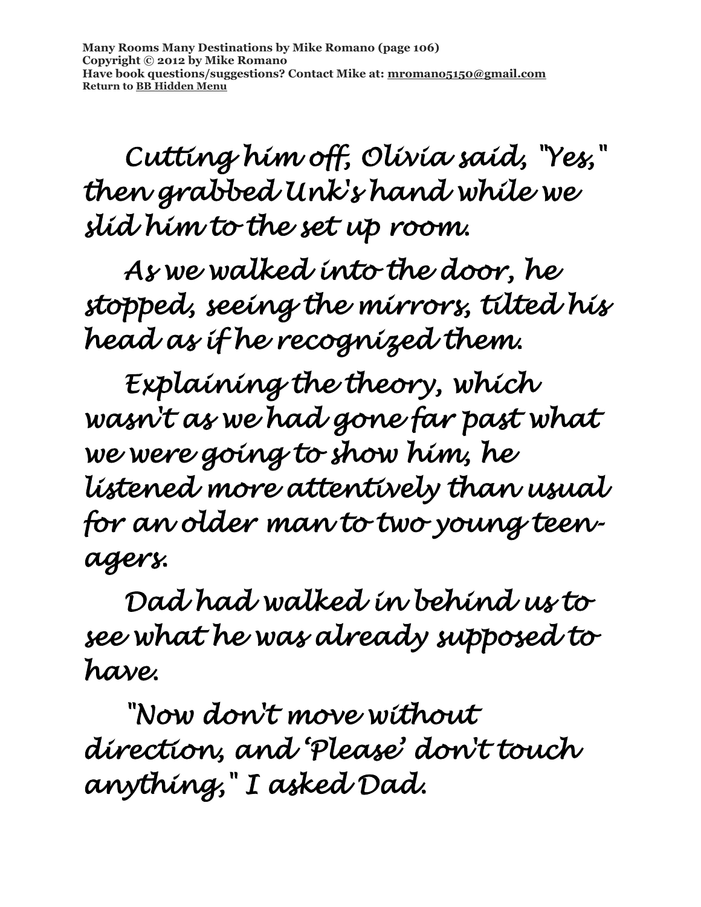Cutting him off, Olivia said, "Yes," then grabbed Unk's hand while we slid him to the set up room.

As we walked into the door, he stopped, seeing the mirrors, tilted his head as if he recognized them.

Explaining the theory, which wasn't as we had gone far past what we were going to show him, he listened more attentively than usual for an older man to two young teen-agers.

Dad had walked in behind us to see what he was already supposed to have.

"Now don't move without direction, and 'Please' don't touch anything," I asked Dad.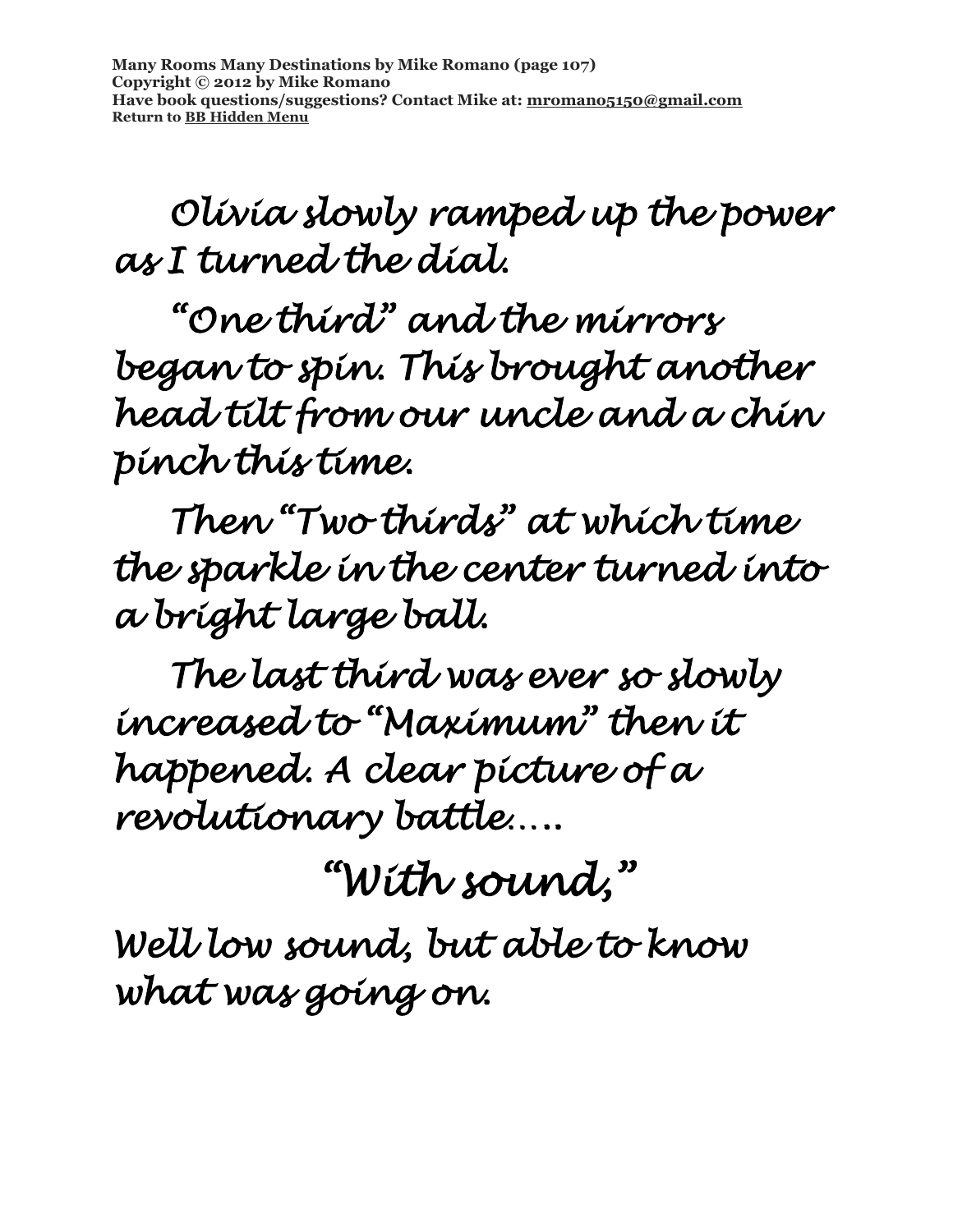Olivia slowly ramped up the power as I turned the dial.

"One third" and the mirrors began to spin. This brought another head tilt from our uncle and a chin pinch this time.

Then "Two thirds" at which time the sparkle in the center turned into a bright large ball.

The last third was ever so slowly increased to "Maximum" then it happened. A clear picture of a revolutionary battle…..

"With sound,"

Well low sound, but able to know what was going on.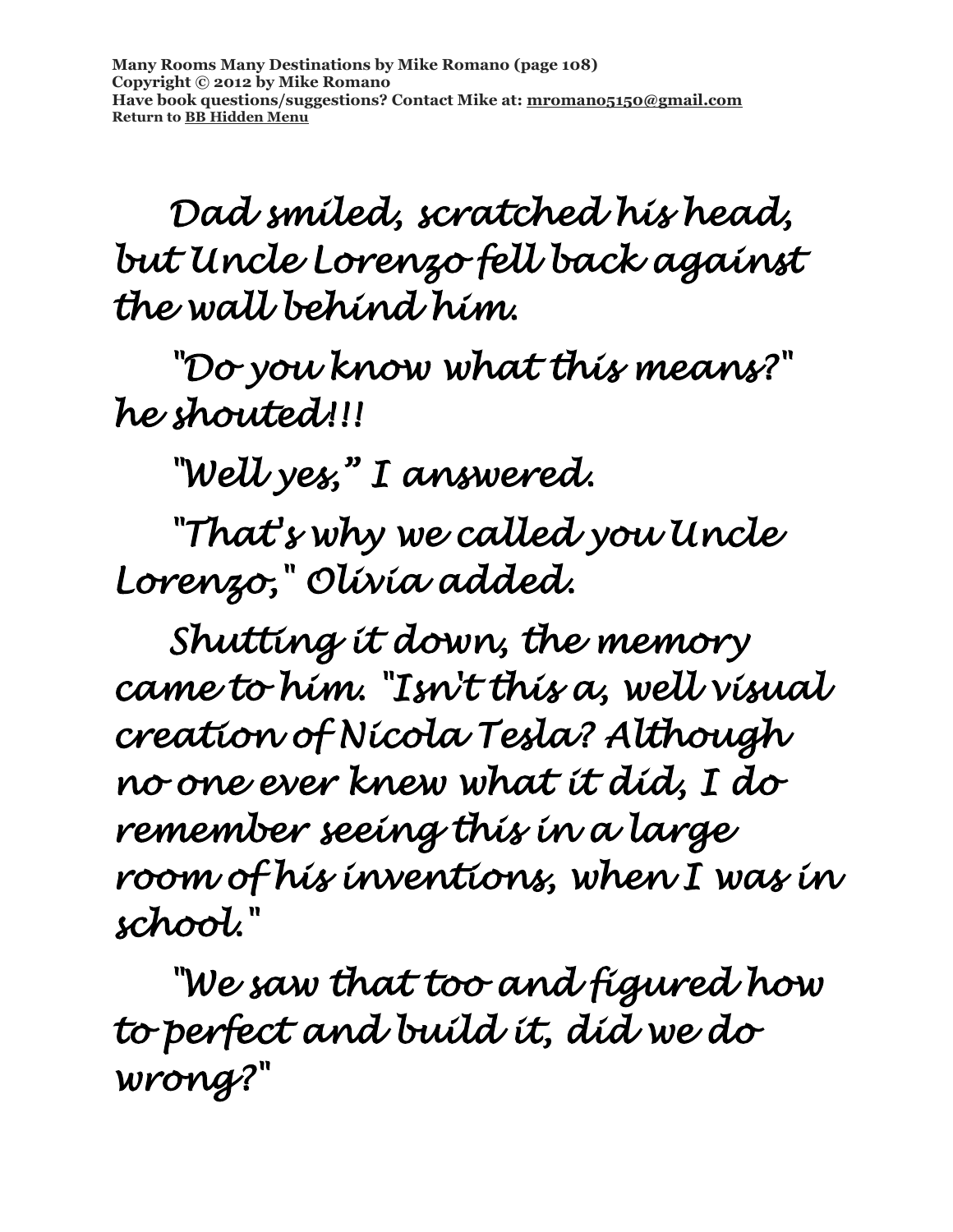Dad smiled, scratched his head, but Uncle Lorenzo fell back against the wall behind him.

"Do you know what this means?" he shouted!!!

"Well yes," I answered.

"That's why we called you Uncle Lorenzo," Olivia added.

Shutting it down, the memory came to him. "Isn't this a, well visual creation of Nicola Tesla? Although no one ever knew what it did, I do remember seeing this in a large room of his inventions, when I was in school."

"We saw that too and figured how to perfect and build it, did we do wrong?"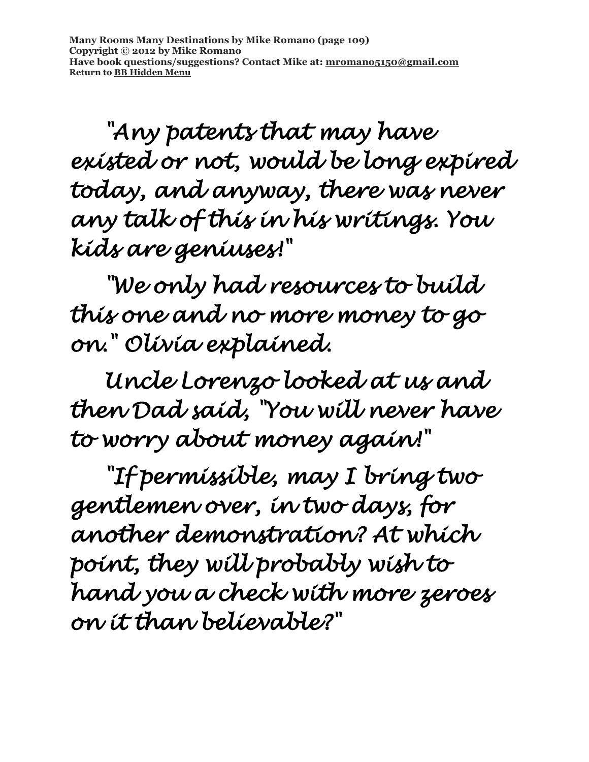"Any patents that may have existed or not, would be long expired today, and anyway, there was never any talk of this in his writings. You kids are geniuses!"

"We only had resources to build this one and no more money to go on." Olivia explained.

Uncle Lorenzo looked at us and then Dad said, "You will never have to worry about money again!"

"If permissible, may I bring two gentlemen over, in two days, for another demonstration? At which point, they will probably wish to hand you a check with more zeroes on it than believable?"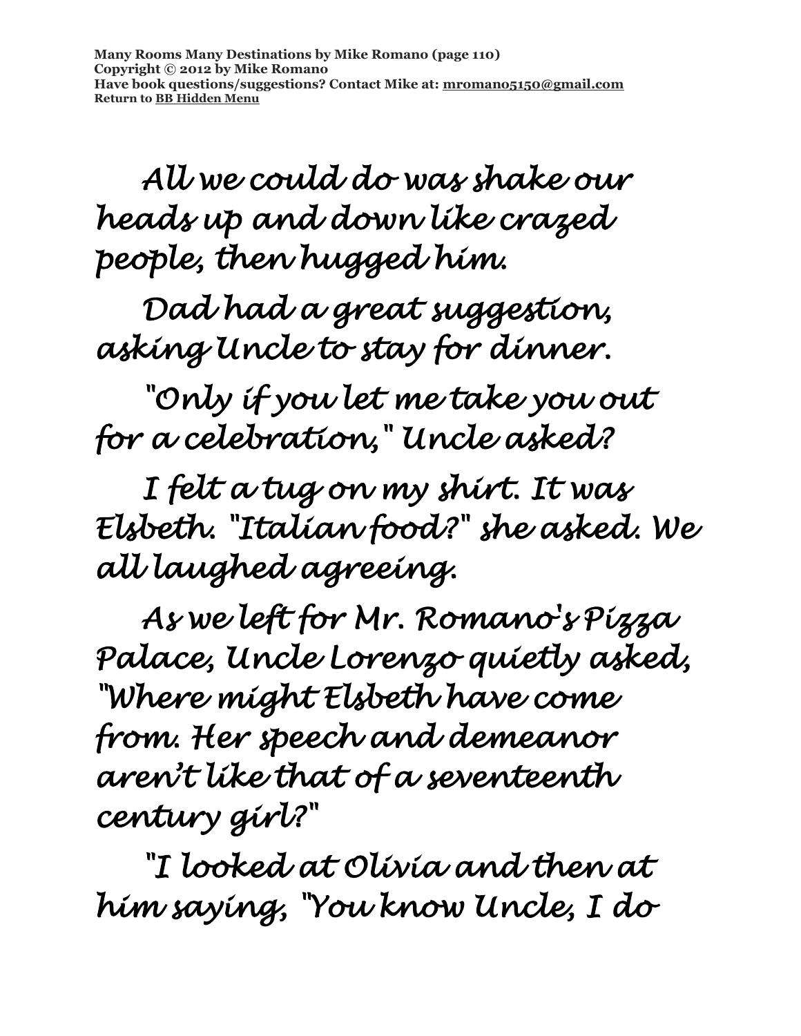All we could do was shake our heads up and down like crazed people, then hugged him.

Dad had a great suggestion, asking Uncle to stay for dinner.

"Only if you let me take you out for a celebration," Uncle asked?

I felt a tug on my shirt. It was Elsbeth. "Italian food?" she asked. We all laughed agreeing.

As we left for Mr. Romano's Pizza Palace, Uncle Lorenzo quietly asked, "Where might Elsbeth have come from. Her speech and demeanor aren't like that of a seventeenth century girl?"

"I looked at Olivia and then at him saying, "You know Uncle, I do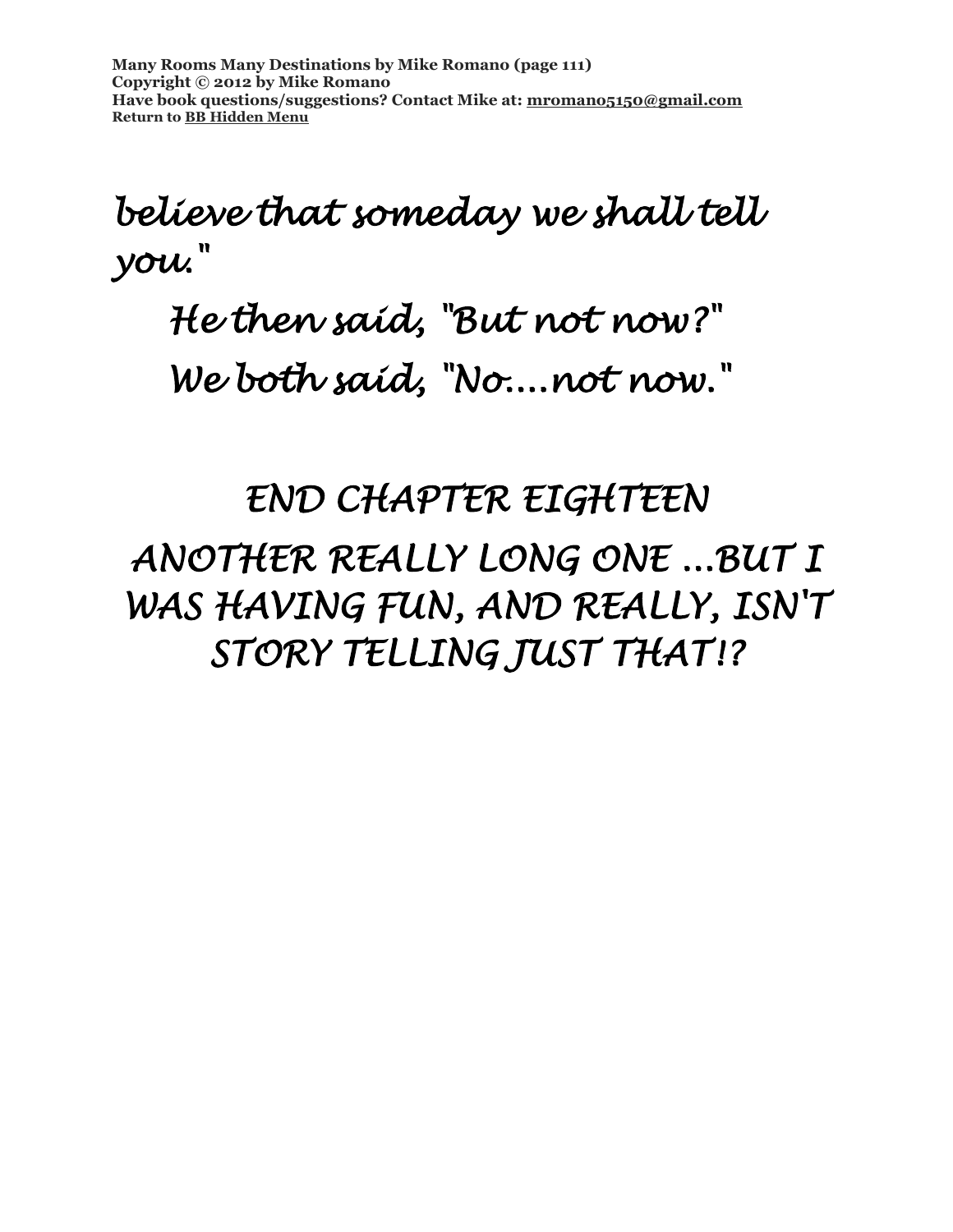believe that someday we shall tell you."

He then said, "But not now?"

We both said, "No....not now."

END CHAPTER EIGHTEEN

ANOTHER REALLY LONG ONE ...BUT I WAS HAVING FUN, AND REALLY, ISN'T STORY TELLING JUST THAT!?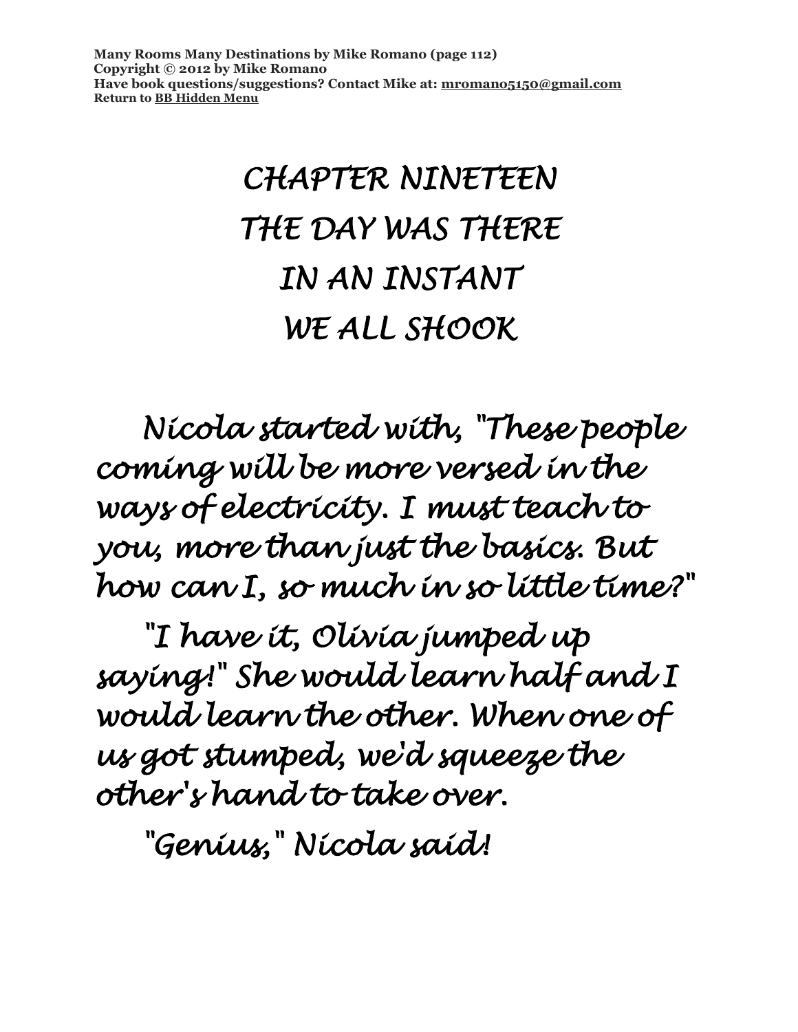# CHAPTER NINETEEN
# THE DAY WAS THERE
# IN AN INSTANT
# WE ALL SHOOK

*Nicola started with, "These people coming will be more versed in the ways of electricity. I must teach to you, more than just the basics. But how can I, so much in so little time?"*

*"I have it, Olivia jumped up saying!" She would learn half and I would learn the other. When one of us got stumped, we'd squeeze the other's hand to take over.*

*"Genius," Nicola said!*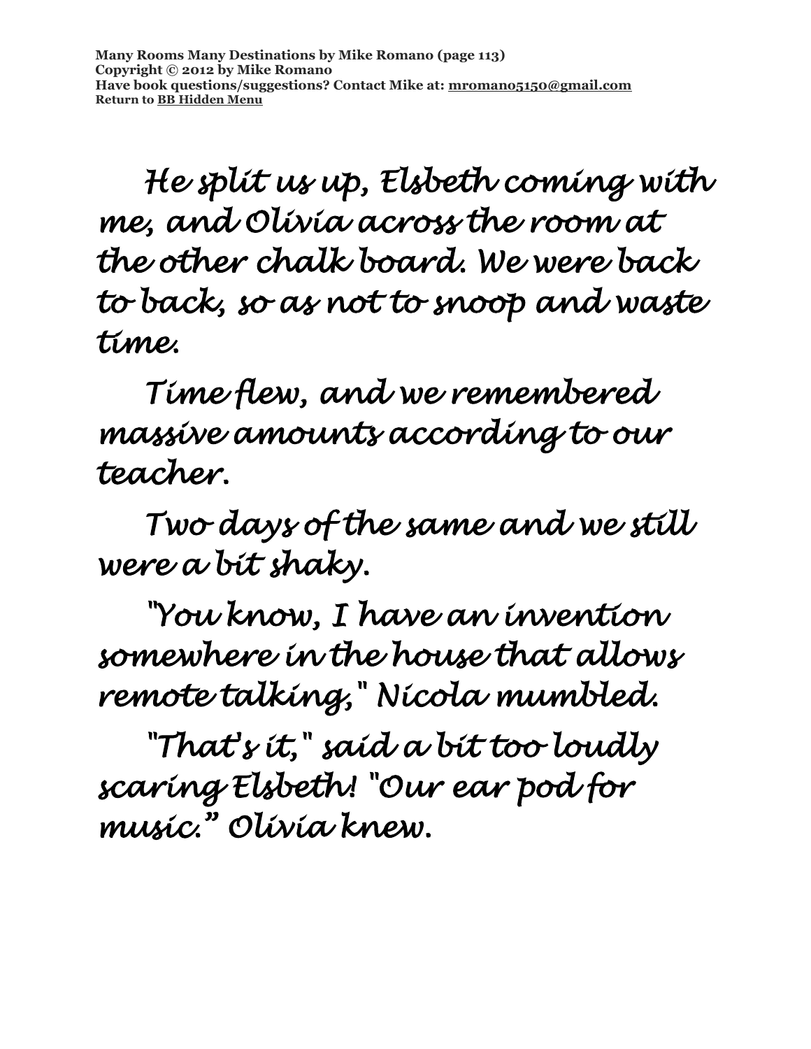He split us up, Elsbeth coming with me, and Olivia across the room at the other chalk board. We were back to back, so as not to snoop and waste time.

Time flew, and we remembered massive amounts according to our teacher.

Two days of the same and we still were a bit shaky.

"You know, I have an invention somewhere in the house that allows remote talking," Nicola mumbled.

"That's it," said a bit too loudly scaring Elsbeth! "Our ear pod for music." Olivia knew.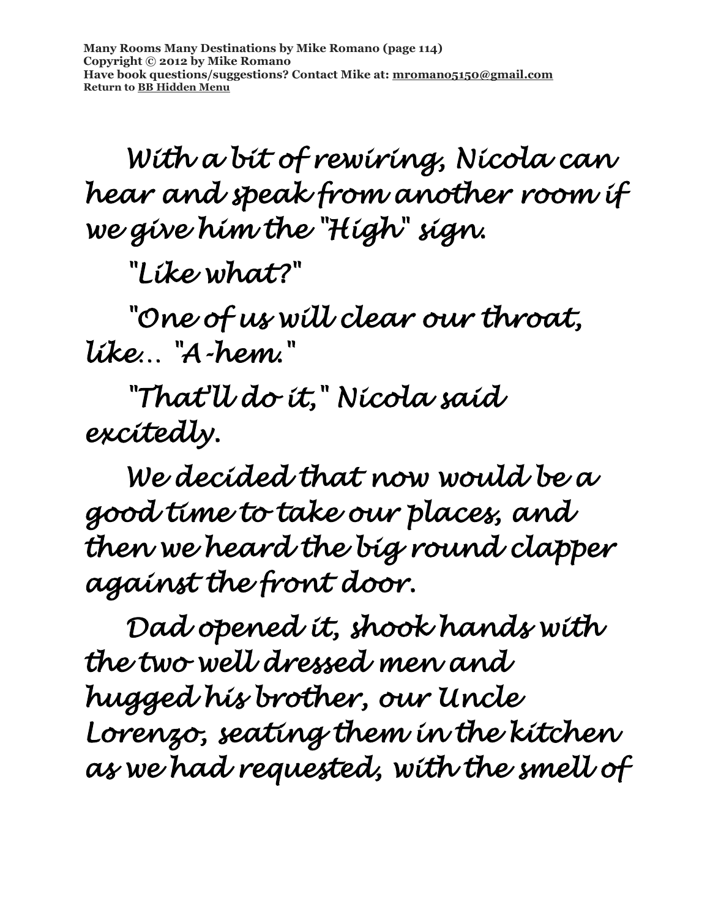With a bit of rewiring, Nicola can hear and speak from another room if we give him the "High" sign.

"Like what?"

"One of us will clear our throat, like... "A-hem."

"That'll do it," Nicola said excitedly.

We decided that now would be a good time to take our places, and then we heard the big round clapper against the front door.

Dad opened it, shook hands with the two well dressed men and hugged his brother, our Uncle Lorenzo, seating them in the kitchen as we had requested, with the smell of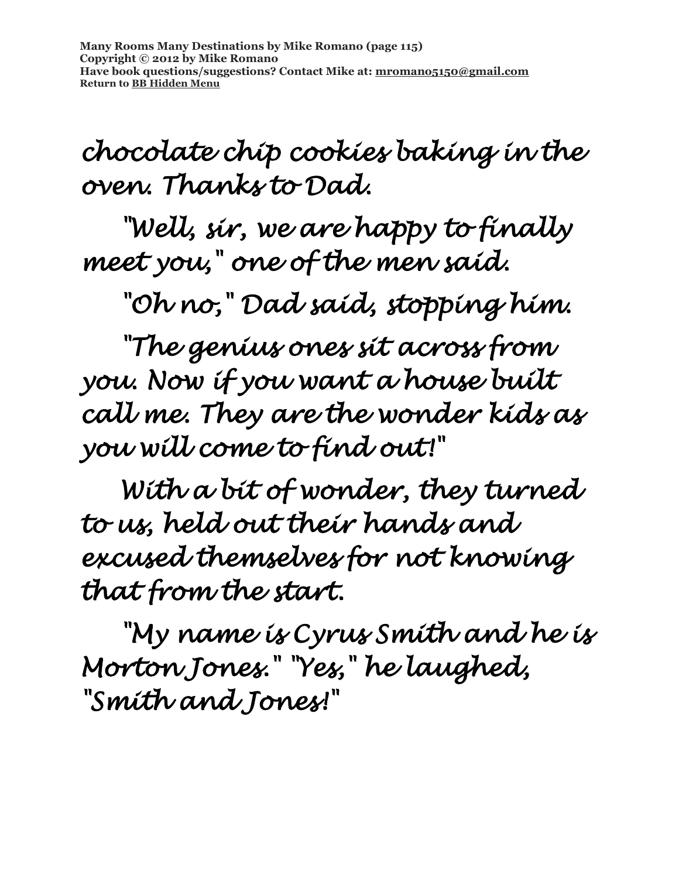chocolate chip cookies baking in the oven. Thanks to Dad.

"Well, sir, we are happy to finally meet you," one of the men said.

"Oh no," Dad said, stopping him.

"The genius ones sit across from you. Now if you want a house built call me. They are the wonder kids as you will come to find out!"

With a bit of wonder, they turned to us, held out their hands and excused themselves for not knowing that from the start.

"My name is Cyrus Smith and he is Morton Jones." "Yes," he laughed, "Smith and Jones!"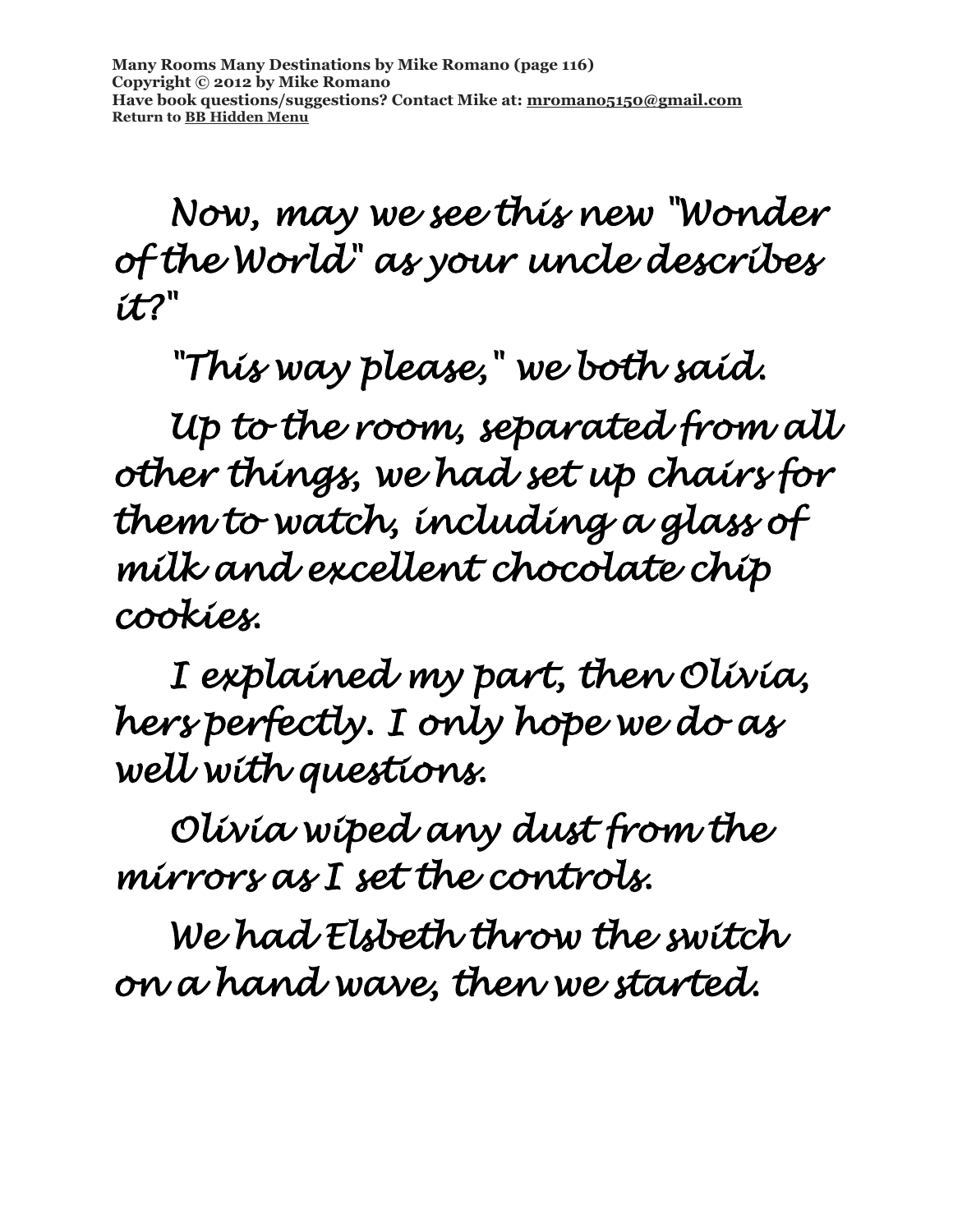Now, may we see this new "Wonder of the World" as your uncle describes it?"

"This way please," we both said.

Up to the room, separated from all other things, we had set up chairs for them to watch, including a glass of milk and excellent chocolate chip cookies.

I explained my part, then Olivia, hers perfectly. I only hope we do as well with questions.

Olivia wiped any dust from the mirrors as I set the controls.

We had Elsbeth throw the switch on a hand wave, then we started.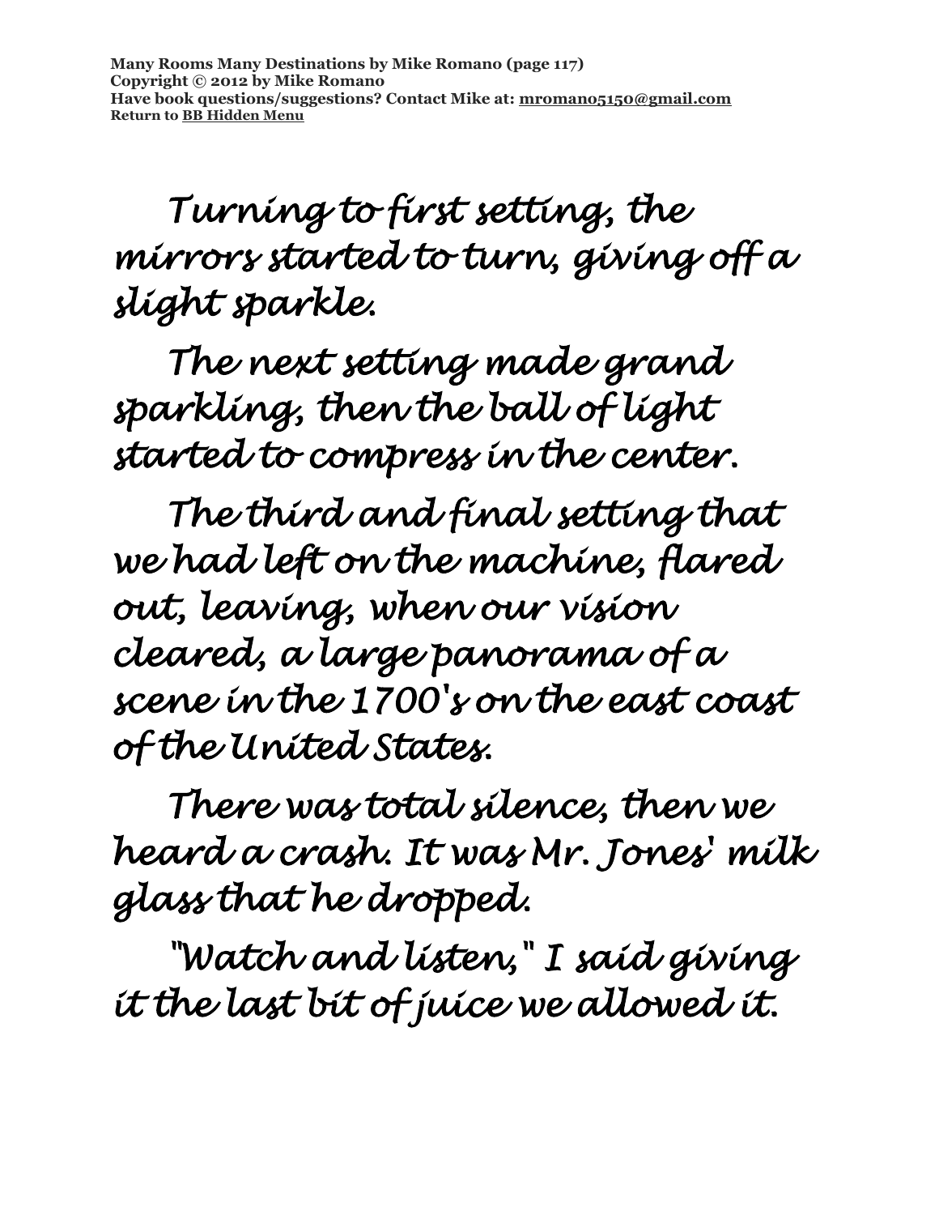Turning to first setting, the mirrors started to turn, giving off a slight sparkle.

The next setting made grand sparkling, then the ball of light started to compress in the center.

The third and final setting that we had left on the machine, flared out, leaving, when our vision cleared, a large panorama of a scene in the 1700's on the east coast of the United States.

There was total silence, then we heard a crash. It was Mr. Jones' milk glass that he dropped.

"Watch and listen," I said giving it the last bit of juice we allowed it.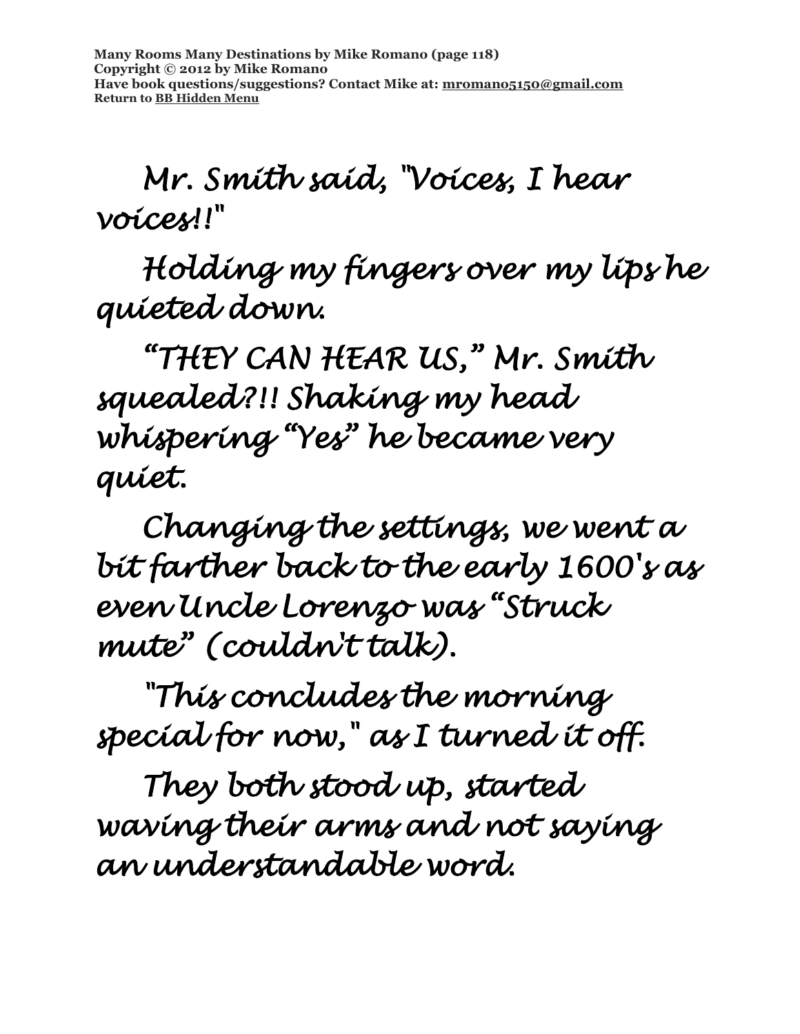Mr. Smith said, "Voices, I hear voices!!"

Holding my fingers over my lips he quieted down.

"THEY CAN HEAR US," Mr. Smith squealed?!! Shaking my head whispering "Yes" he became very quiet.

Changing the settings, we went a bit farther back to the early 1600's as even Uncle Lorenzo was "Struck mute" (couldn't talk).

"This concludes the morning special for now," as I turned it off.

They both stood up, started waving their arms and not saying an understandable word.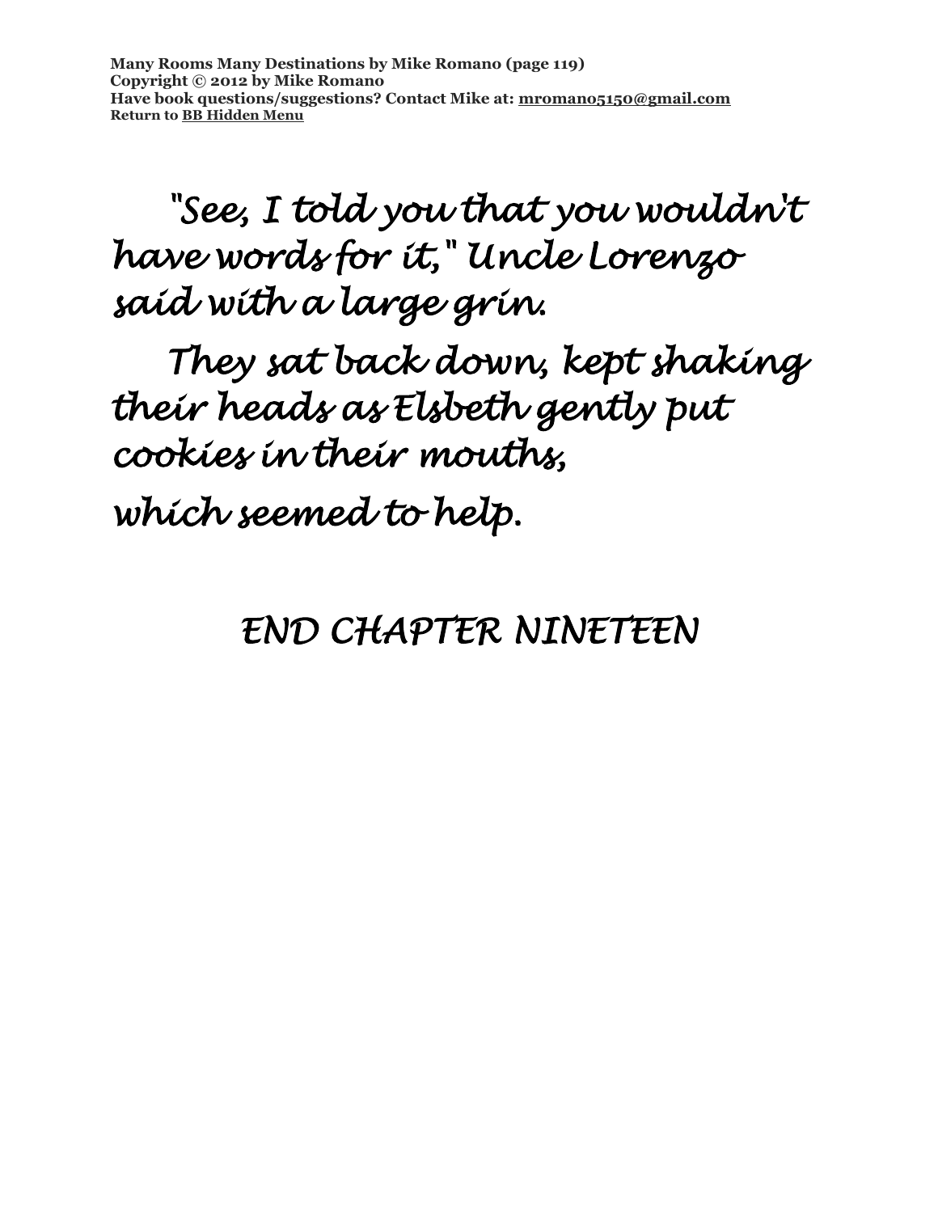"See, I told you that you wouldn't have words for it," Uncle Lorenzo said with a large grin.

They sat back down, kept shaking their heads as Elsbeth gently put cookies in their mouths, which seemed to help.

END CHAPTER NINETEEN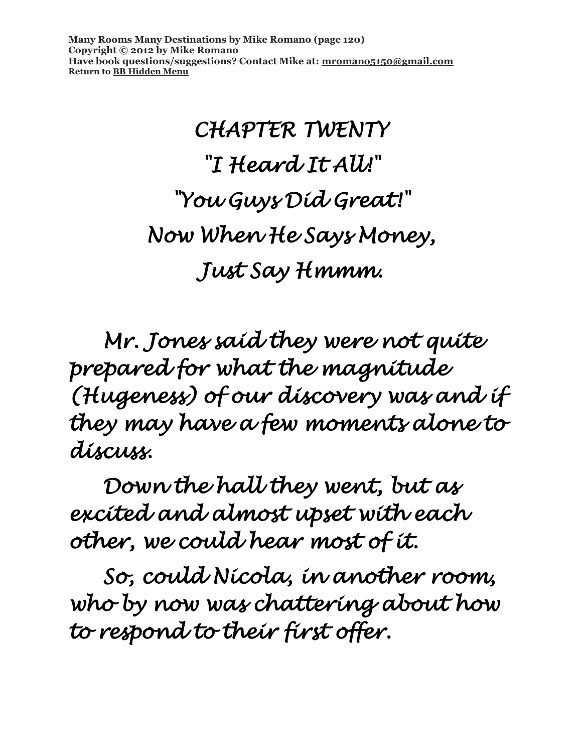# CHAPTER TWENTY

## "I Heard It All!"

## "You Guys Did Great!"

## Now When He Says Money,

## Just Say Hmmm.

Mr. Jones said they were not quite prepared for what the magnitude (Hugeness) of our discovery was and if they may have a few moments alone to discuss.

Down the hall they went, but as excited and almost upset with each other, we could hear most of it.

So, could Nicola, in another room, who by now was chattering about how to respond to their first offer.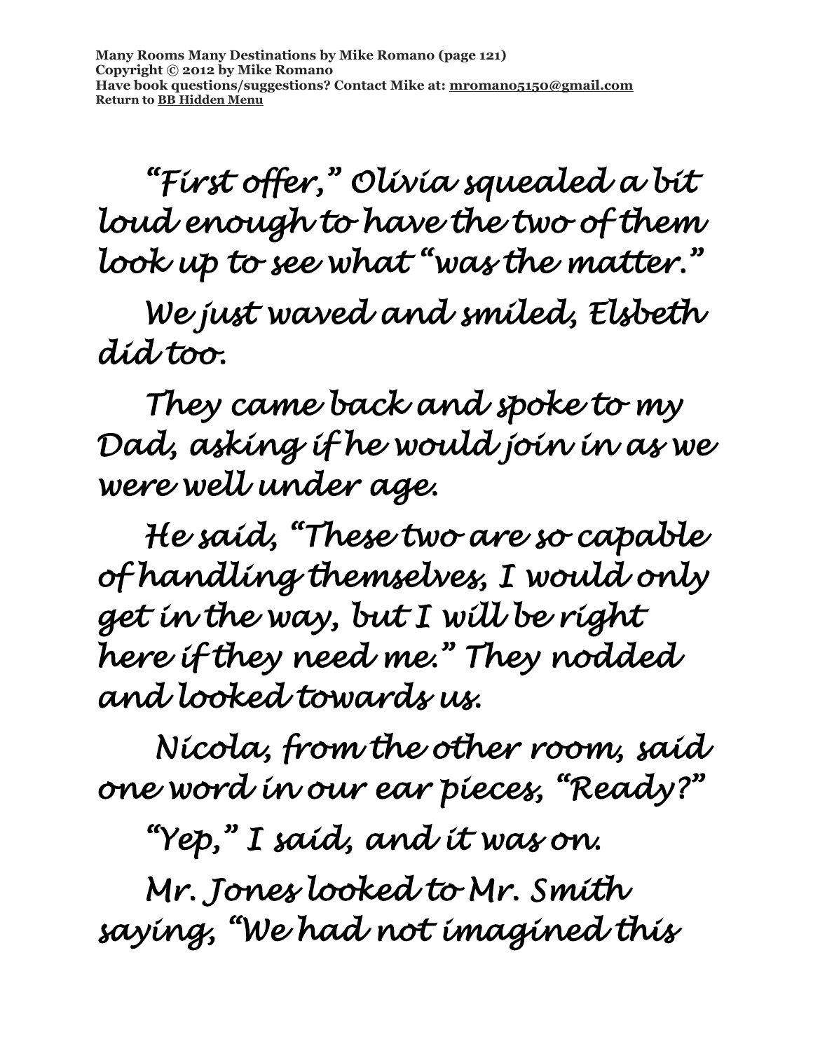"First offer," Olivia squealed a bit loud enough to have the two of them look up to see what "was the matter."

We just waved and smiled, Elsbeth did too.

They came back and spoke to my Dad, asking if he would join in as we were well under age.

He said, "These two are so capable of handling themselves, I would only get in the way, but I will be right here if they need me." They nodded and looked towards us.

Nicola, from the other room, said one word in our ear pieces, "Ready?"

"Yep," I said, and it was on.

Mr. Jones looked to Mr. Smith saying, "We had not imagined this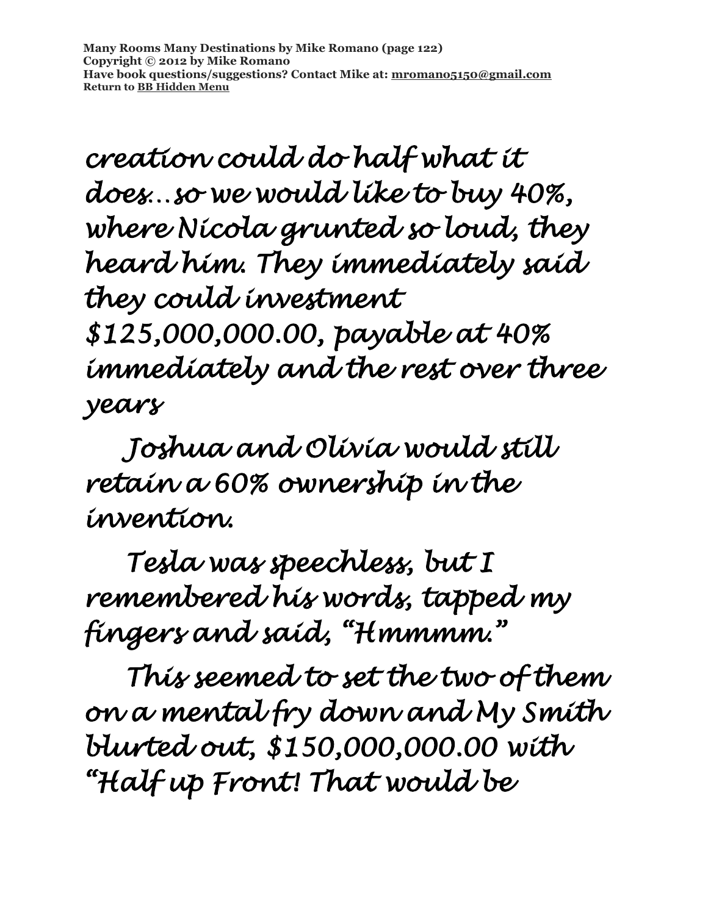*creation could do half what it does…so we would like to buy 40%, where Nicola grunted so loud, they heard him. They immediately said they could investment $125,000,000.00, payable at 40% immediately and the rest over three years*

*Joshua and Olivia would still retain a 60% ownership in the invention.*

*Tesla was speechless, but I remembered his words, tapped my fingers and said, "Hmmmm."*

*This seemed to set the two of them on a mental fry down and My Smith blurted out, $150,000,000.00 with "Half up Front! That would be*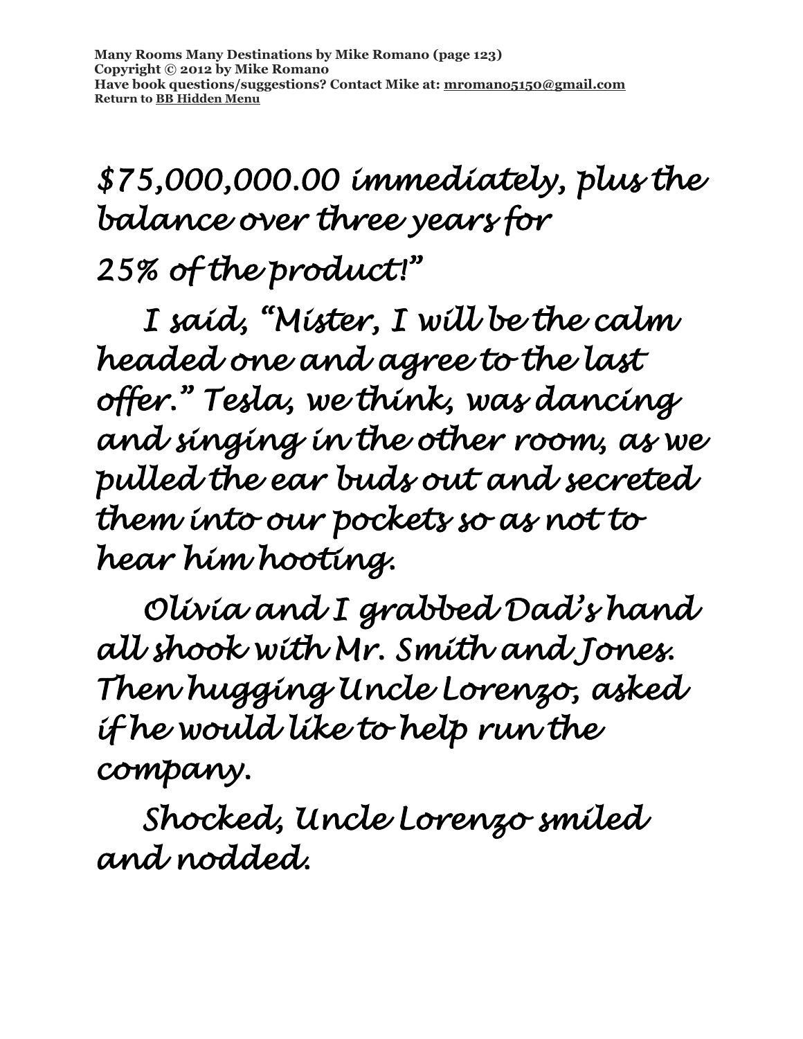*$75,000,000.00 immediately, plus the balance over three years for 25% of the product!"*

*I said, "Mister, I will be the calm headed one and agree to the last offer." Tesla, we think, was dancing and singing in the other room, as we pulled the ear buds out and secreted them into our pockets so as not to hear him hooting.*

*Olivia and I grabbed Dad's hand all shook with Mr. Smith and Jones. Then hugging Uncle Lorenzo, asked if he would like to help run the company.*

*Shocked, Uncle Lorenzo smiled and nodded.*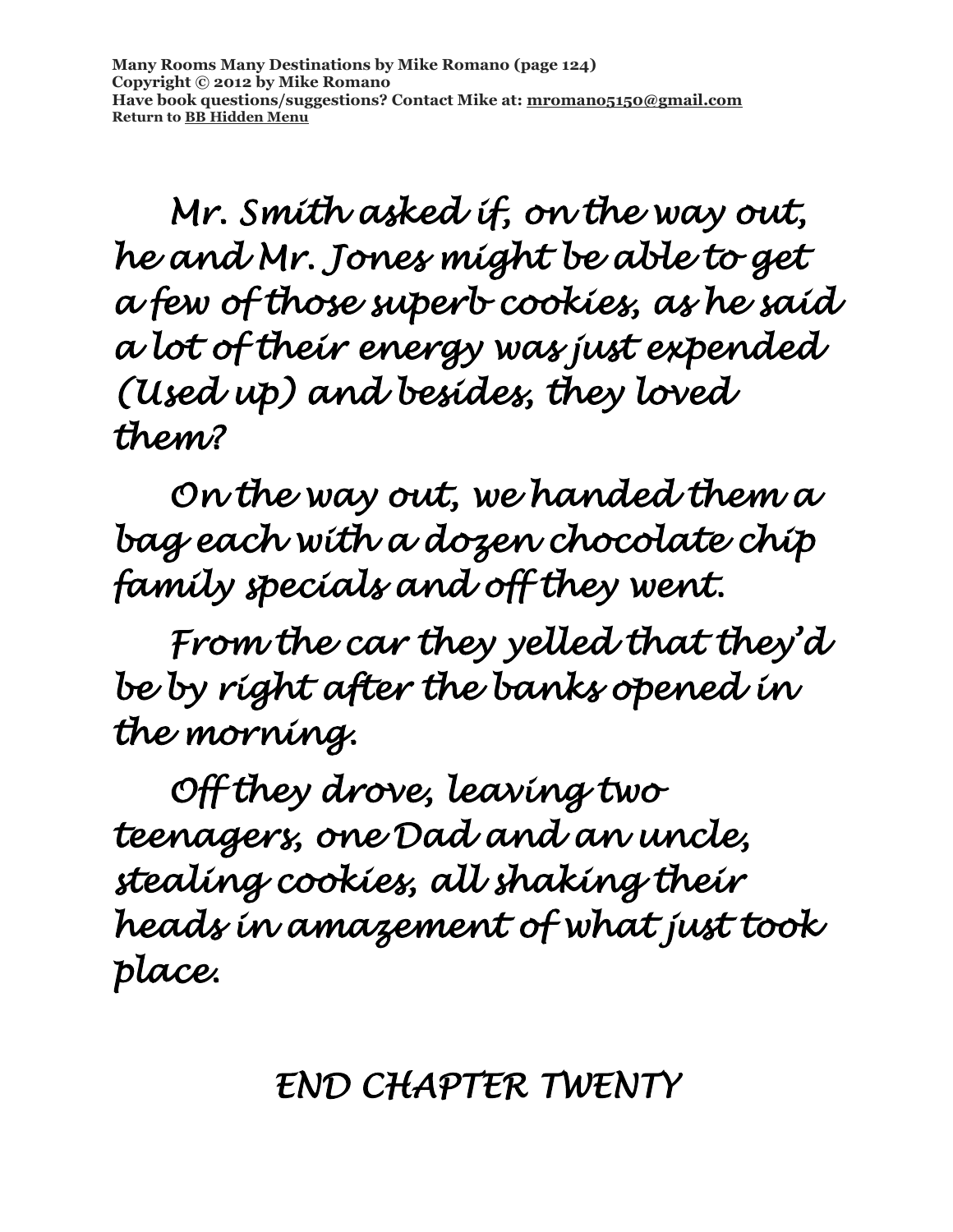Mr. Smith asked if, on the way out, he and Mr. Jones might be able to get a few of those superb cookies, as he said a lot of their energy was just expended (Used up) and besides, they loved them?

On the way out, we handed them a bag each with a dozen chocolate chip family specials and off they went.

From the car they yelled that they'd be by right after the banks opened in the morning.

Off they drove, leaving two teenagers, one Dad and an uncle, stealing cookies, all shaking their heads in amazement of what just took place.

END CHAPTER TWENTY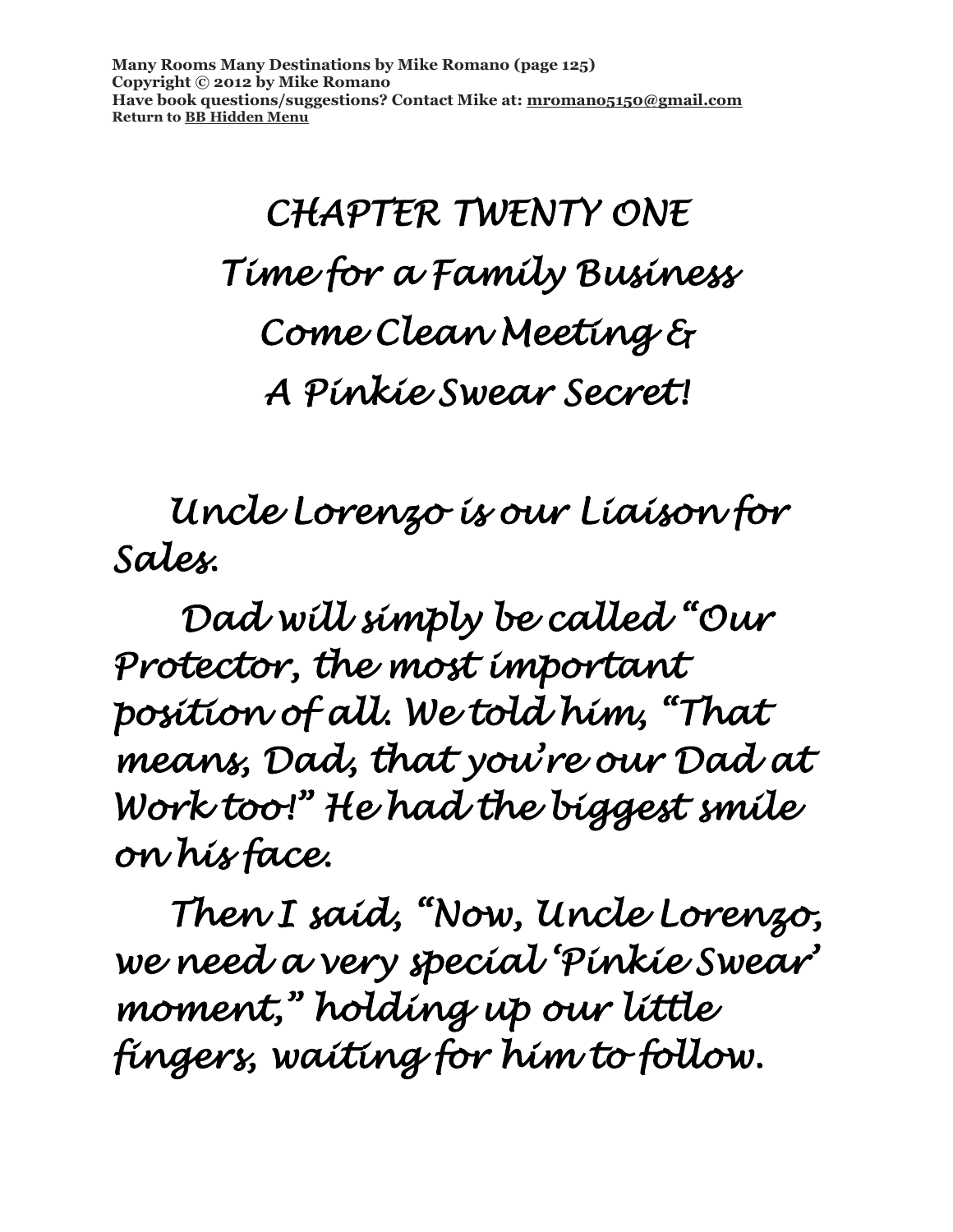# CHAPTER TWENTY ONE
# Time for a Family Business Come Clean Meeting & A Pinkie Swear Secret!

*Uncle Lorenzo is our Liaison for Sales.*

*Dad will simply be called "Our Protector, the most important position of all. We told him, "That means, Dad, that you're our Dad at Work too!" He had the biggest smile on his face.*

*Then I said, "Now, Uncle Lorenzo, we need a very special 'Pinkie Swear' moment," holding up our little fingers, waiting for him to follow.*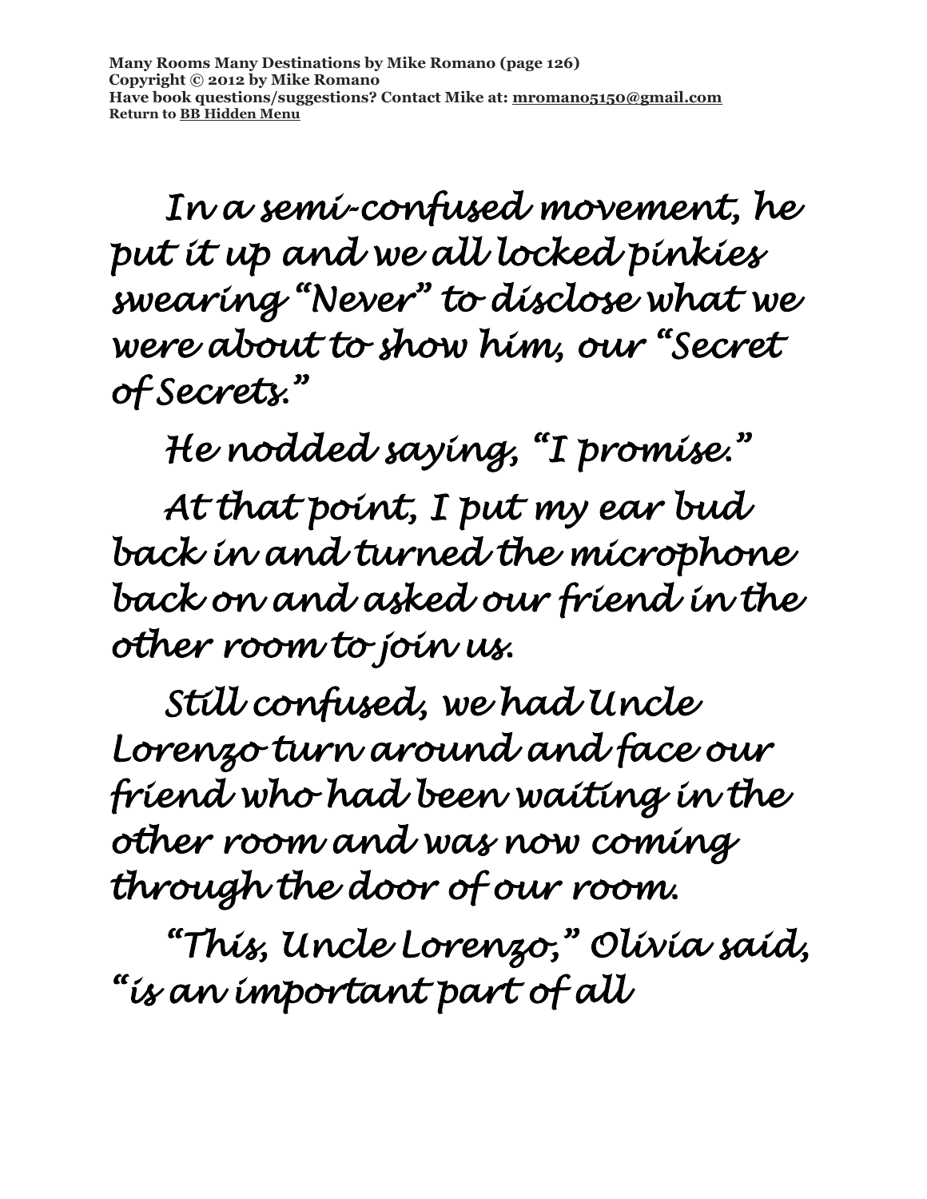In a semi-confused movement, he put it up and we all locked pinkies swearing "Never" to disclose what we were about to show him, our "Secret of Secrets."

He nodded saying, "I promise."

At that point, I put my ear bud back in and turned the microphone back on and asked our friend in the other room to join us.

Still confused, we had Uncle Lorenzo turn around and face our friend who had been waiting in the other room and was now coming through the door of our room.

"This, Uncle Lorenzo," Olivia said, "is an important part of all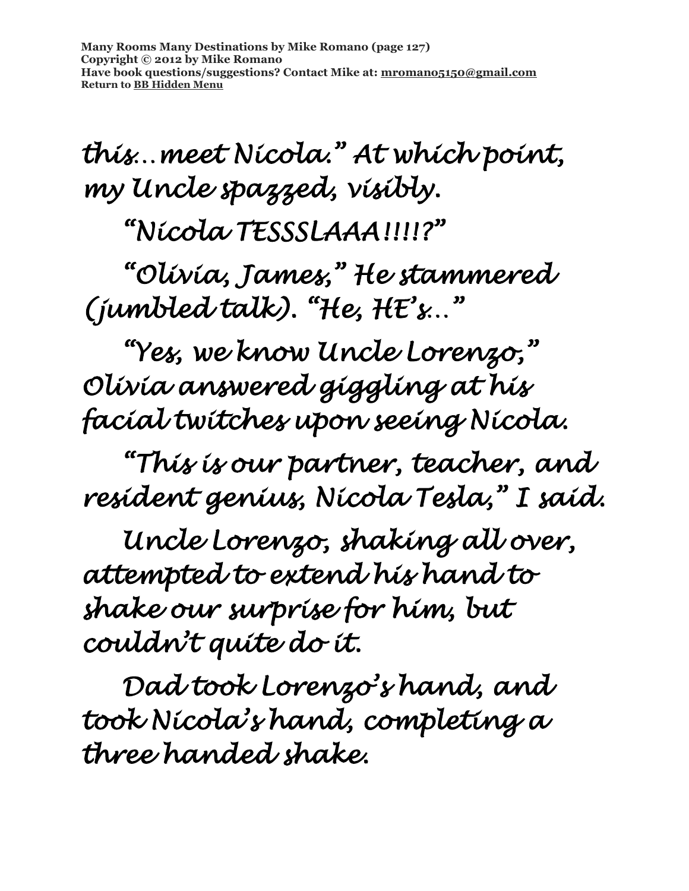this…meet Nicola." At which point, my Uncle spazzed, visibly.

"Nicola TESSSLAAA!!!!?"

"Olivia, James," He stammered (jumbled talk). "He, HE's…"

"Yes, we know Uncle Lorenzo," Olivia answered giggling at his facial twitches upon seeing Nicola.

"This is our partner, teacher, and resident genius, Nicola Tesla," I said.

Uncle Lorenzo, shaking all over, attempted to extend his hand to shake our surprise for him, but couldn't quite do it.

Dad took Lorenzo's hand, and took Nicola's hand, completing a three handed shake.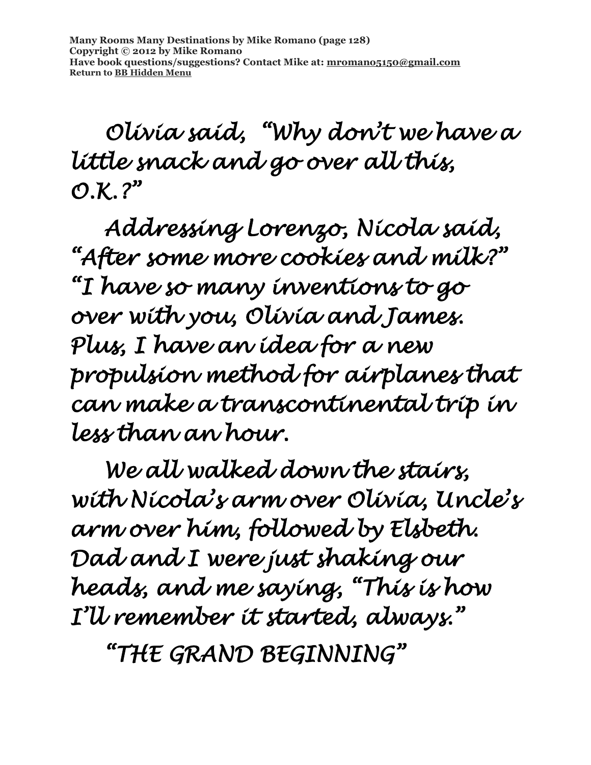Olivia said, "Why don't we have a little snack and go over all this, O.K.?"

Addressing Lorenzo, Nicola said, "After some more cookies and milk?" "I have so many inventions to go over with you, Olivia and James. Plus, I have an idea for a new propulsion method for airplanes that can make a transcontinental trip in less than an hour.

We all walked down the stairs, with Nicola's arm over Olivia, Uncle's arm over him, followed by Elsbeth. Dad and I were just shaking our heads, and me saying, "This is how I'll remember it started, always."

"THE GRAND BEGINNING"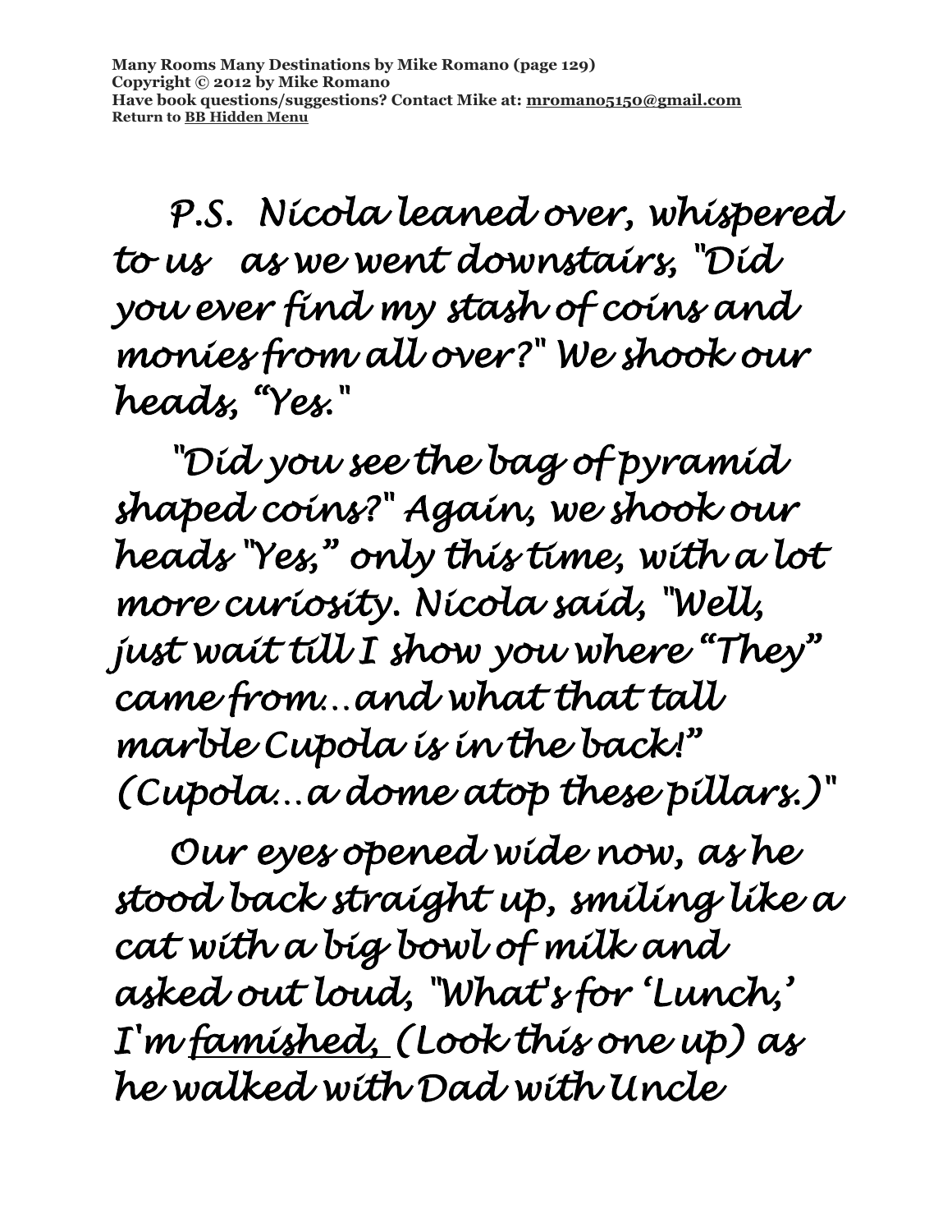P.S. Nicola leaned over, whispered to us as we went downstairs, "Did you ever find my stash of coins and monies from all over?" We shook our heads, "Yes."

"Did you see the bag of pyramid shaped coins?" Again, we shook our heads "Yes," only this time, with a lot more curiosity. Nicola said, "Well, just wait till I show you where "They" came from…and what that tall marble Cupola is in the back!" (Cupola…a dome atop these pillars.)"

Our eyes opened wide now, as he stood back straight up, smiling like a cat with a big bowl of milk and asked out loud, "What's for 'Lunch,' I'm <u>famished,</u> (Look this one up) as he walked with Dad with Uncle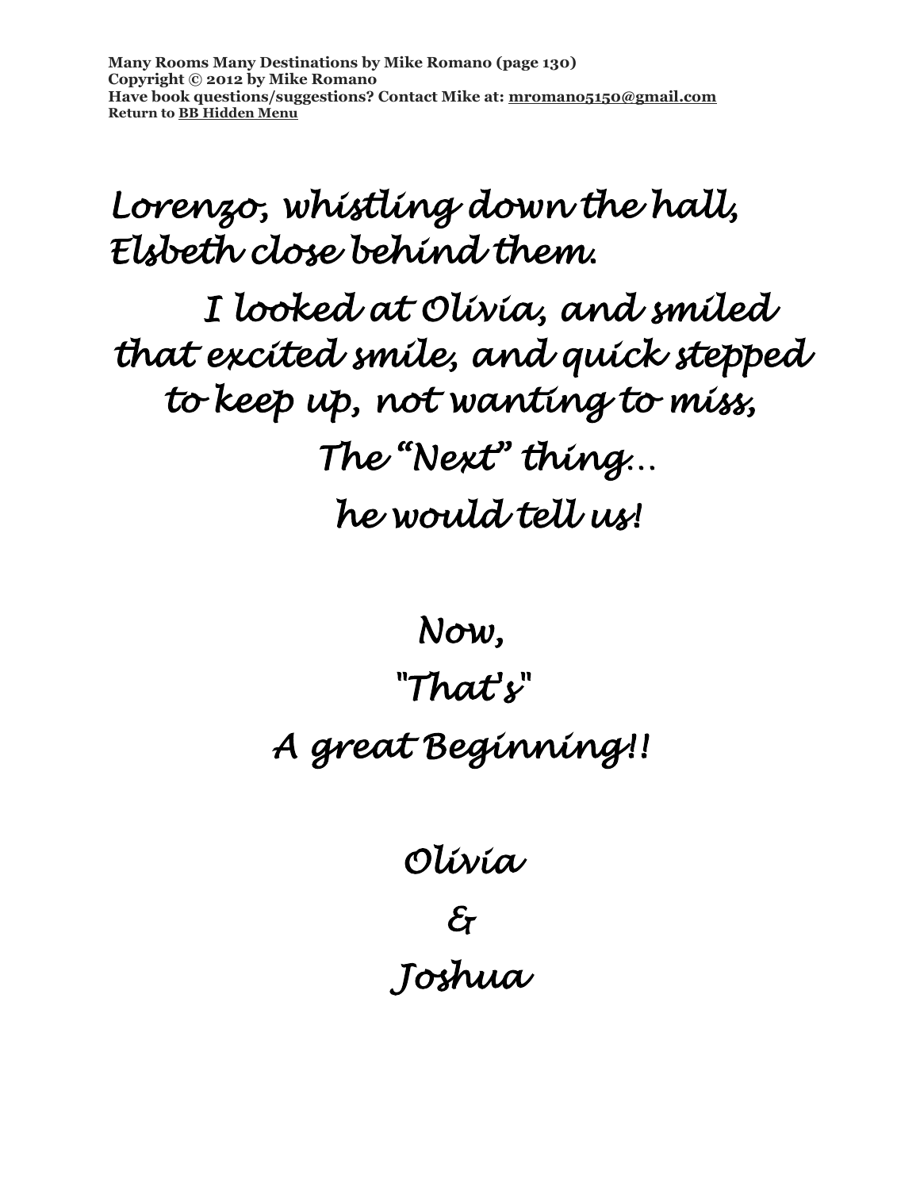*Lorenzo, whistling down the hall, Elsbeth close behind them.*

*I looked at Olivia, and smiled that excited smile, and quick stepped to keep up, not wanting to miss,*

*The "Next" thing…*

*he would tell us!*

*Now,*

*"That's"*

*A great Beginning!!*

*Olivia*

*&*

*Joshua*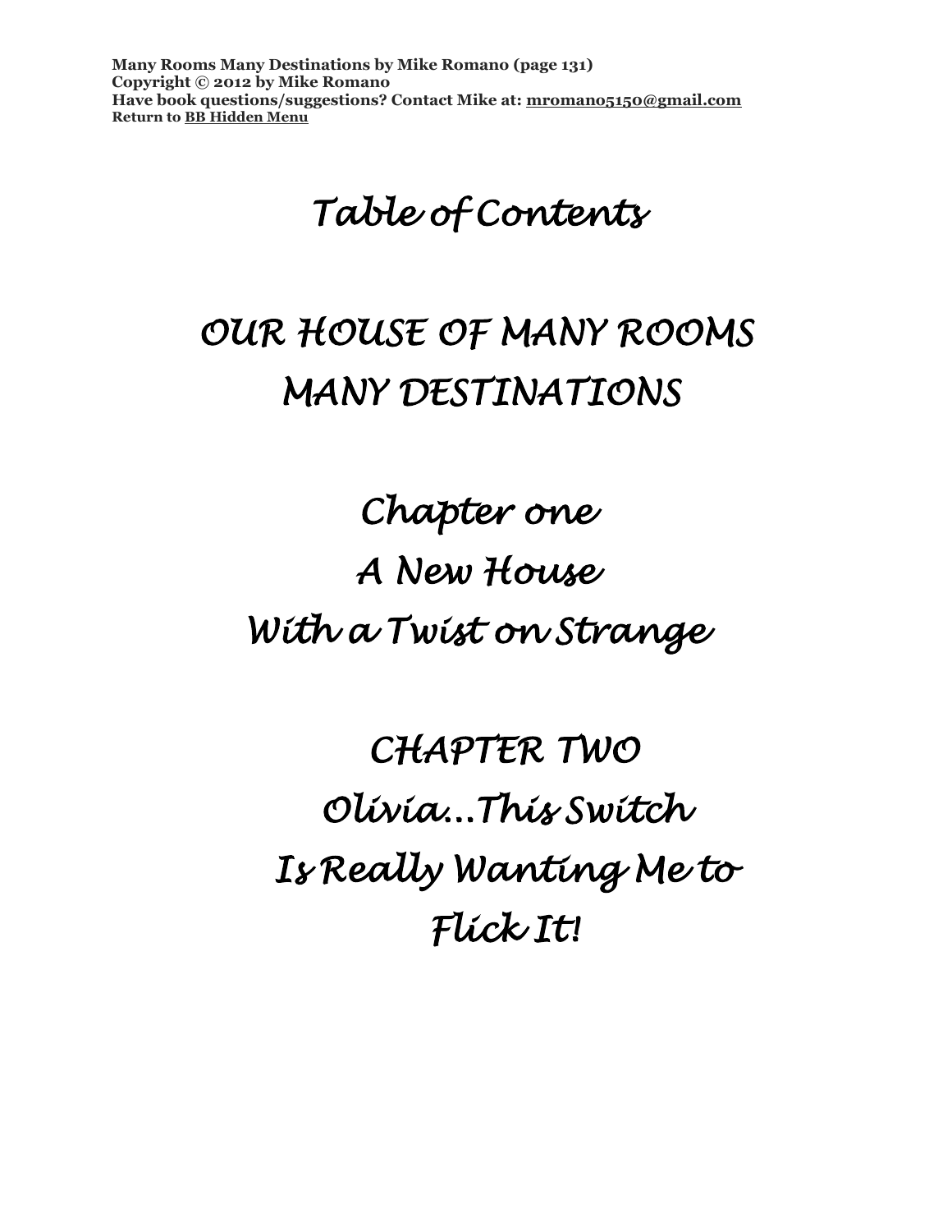# Table of Contents

## OUR HOUSE OF MANY ROOMS MANY DESTINATIONS

### Chapter one
### A New House
### With a Twist on Strange

### CHAPTER TWO
### Olivia…This Switch
### Is Really Wanting Me to
### Flick It!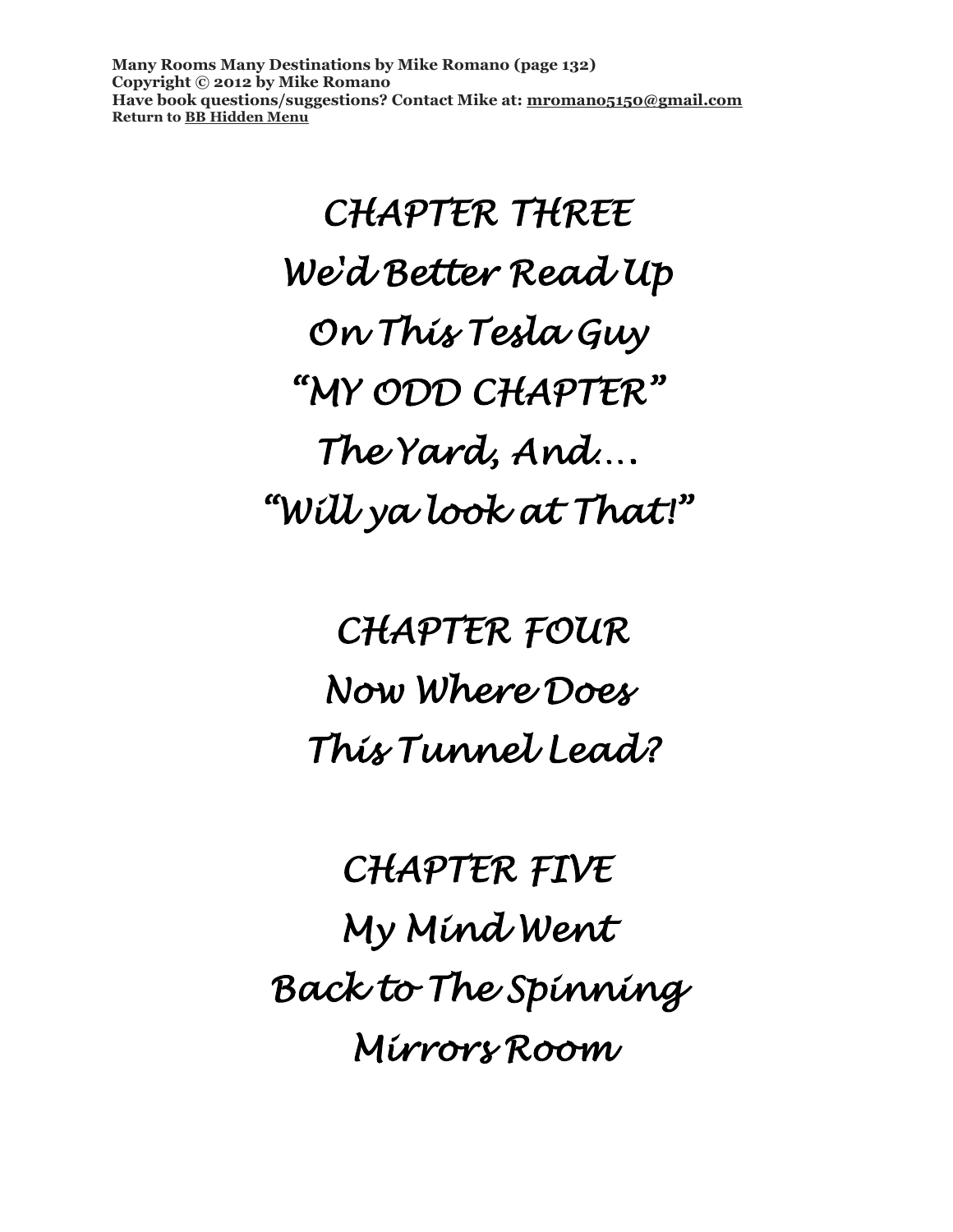# CHAPTER THREE

## We'd Better Read Up On This Tesla Guy

## "MY ODD CHAPTER"

## The Yard, And….

## "Will ya look at That!"

# CHAPTER FOUR

## Now Where Does This Tunnel Lead?

# CHAPTER FIVE

## My Mind Went Back to The Spinning Mirrors Room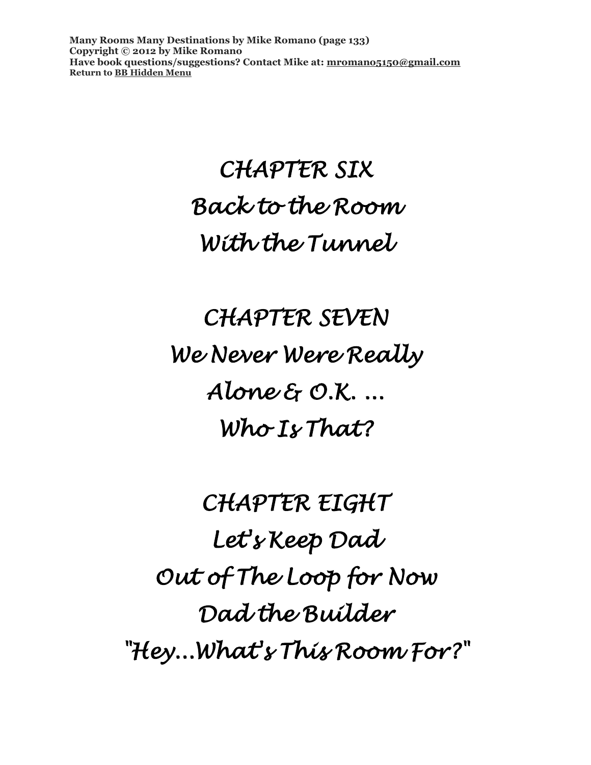# CHAPTER SIX

# Back to the Room

# With the Tunnel

# CHAPTER SEVEN

# We Never Were Really

# Alone & O.K. ...

# Who Is That?

# CHAPTER EIGHT

# Let's Keep Dad

# Out of The Loop for Now

# Dad the Builder

# "Hey...What's This Room For?"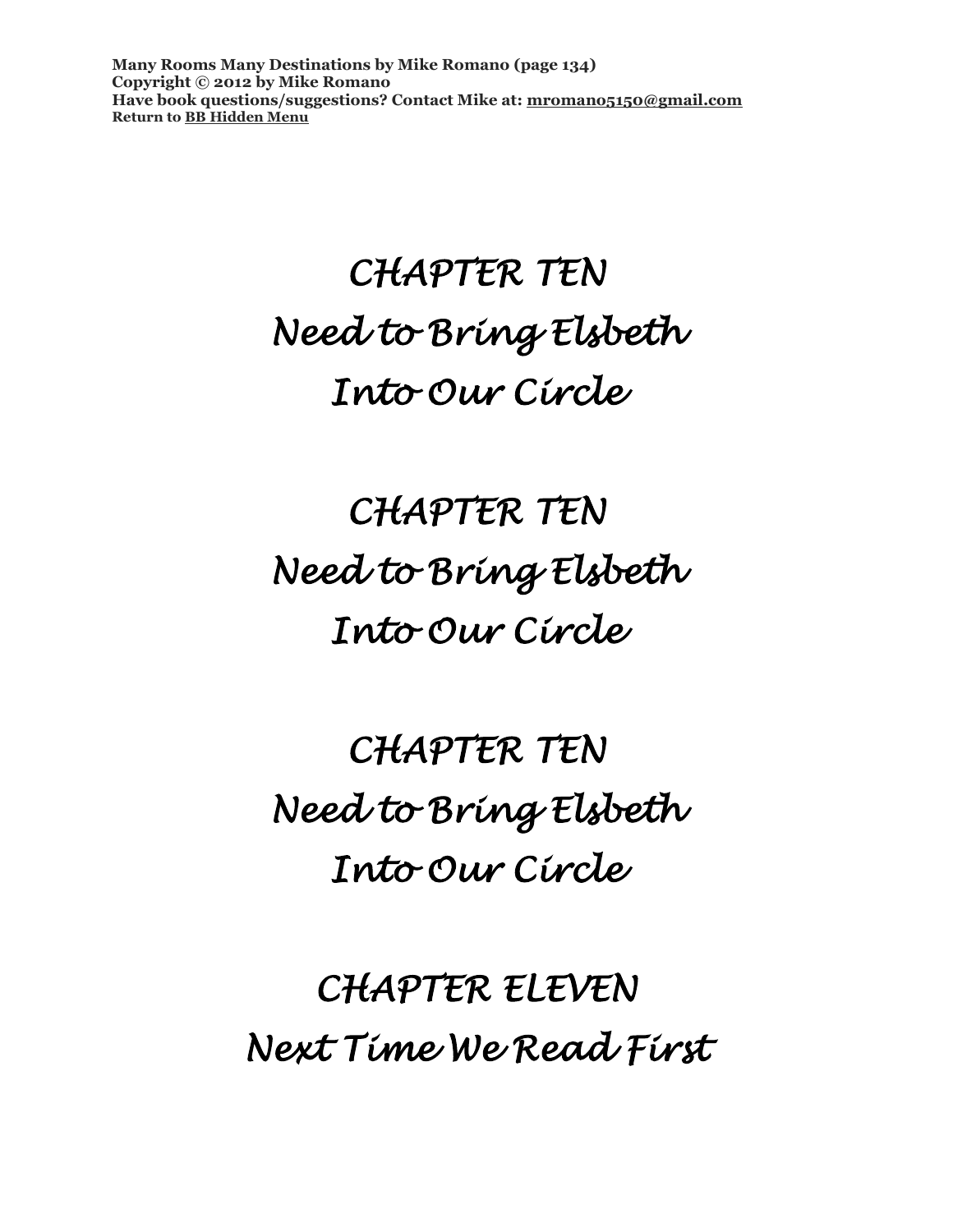# CHAPTER TEN
# Need to Bring Elsbeth Into Our Circle

# CHAPTER TEN
# Need to Bring Elsbeth Into Our Circle

# CHAPTER TEN
# Need to Bring Elsbeth Into Our Circle

# CHAPTER ELEVEN
# Next Time We Read First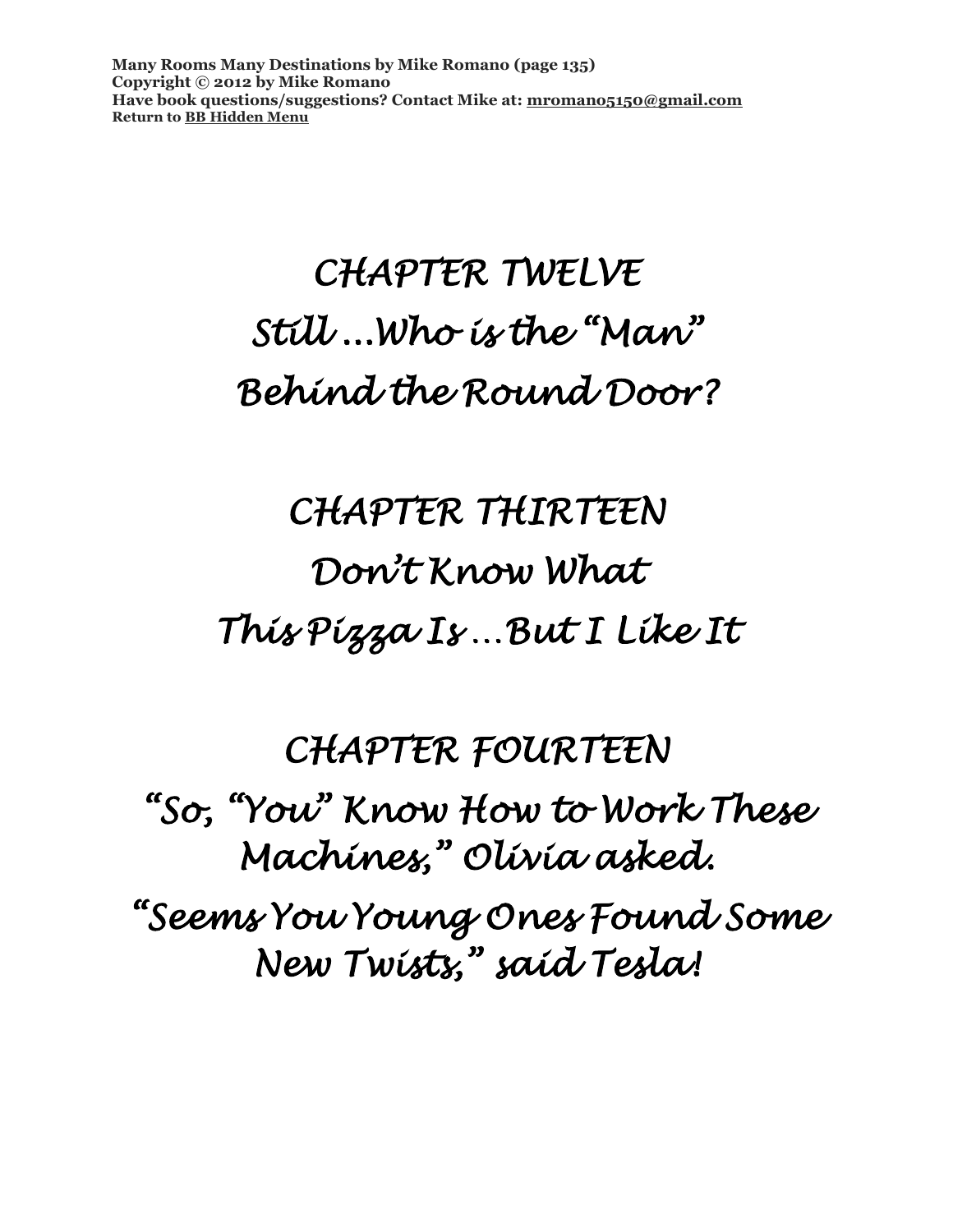# CHAPTER TWELVE
# Still …Who is the "Man" Behind the Round Door?

# CHAPTER THIRTEEN
# Don't Know What This Pizza Is …But I Like It

# CHAPTER FOURTEEN
# "So, "You" Know How to Work These Machines," Olivia asked.
# "Seems You Young Ones Found Some New Twists," said Tesla!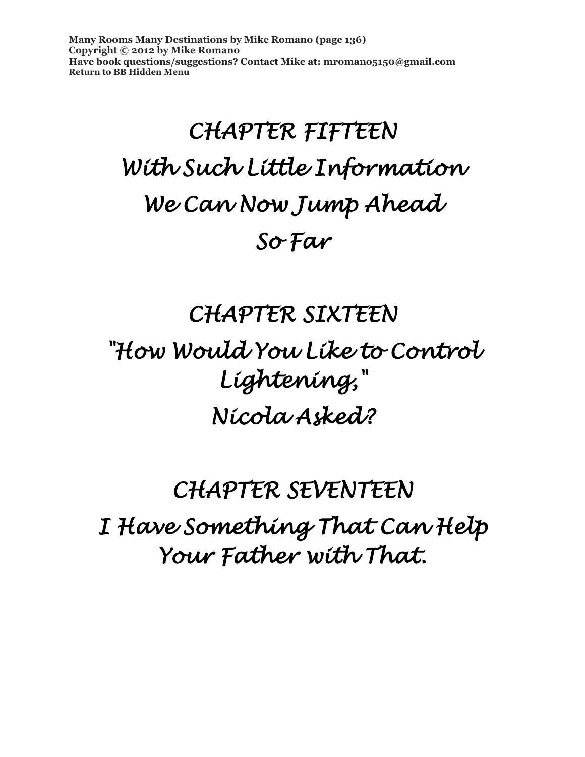# CHAPTER FIFTEEN
# With Such Little Information We Can Now Jump Ahead So Far

# CHAPTER SIXTEEN
# "How Would You Like to Control Lightening," Nicola Asked?

# CHAPTER SEVENTEEN
# I Have Something That Can Help Your Father with That.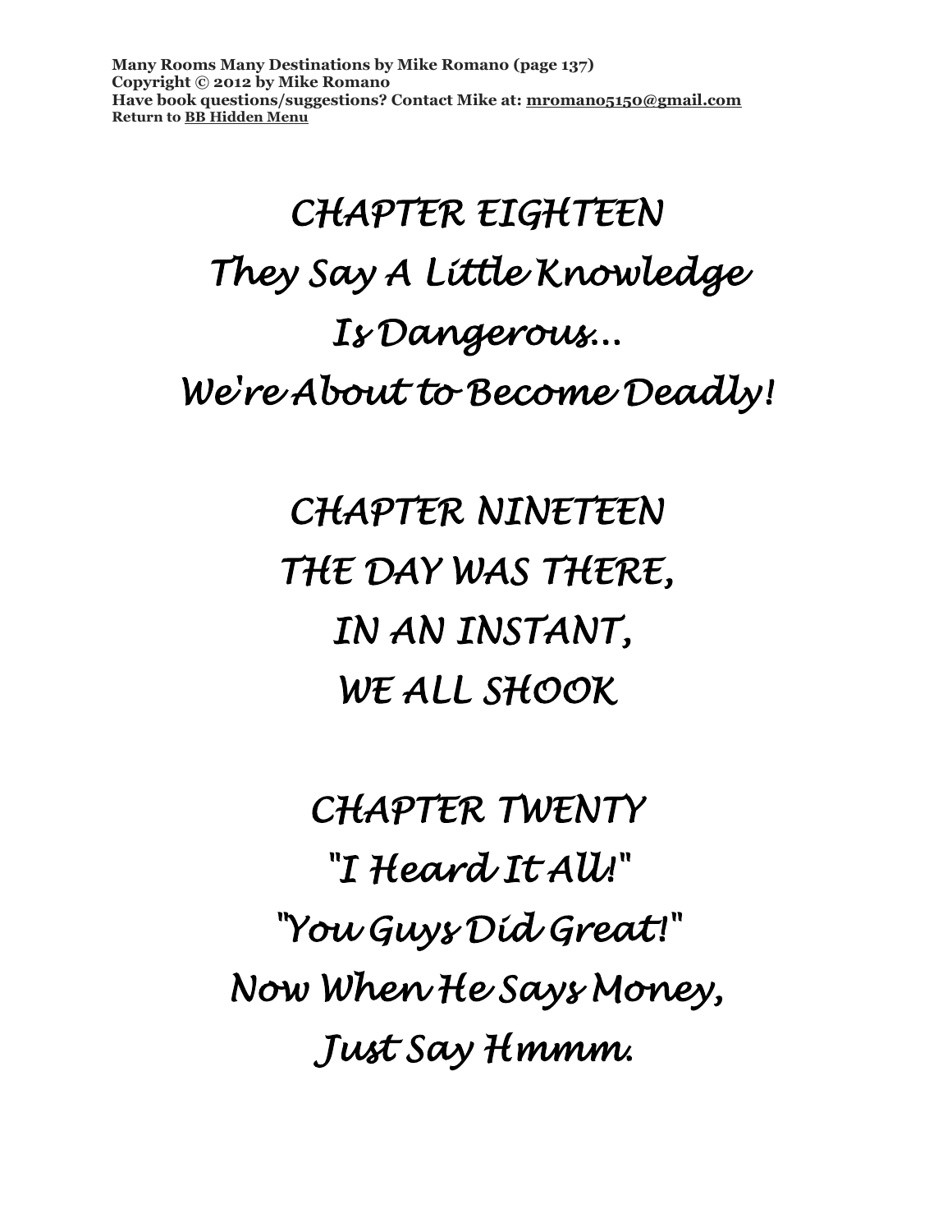# *CHAPTER EIGHTEEN*

# *They Say A Little Knowledge Is Dangerous... We're About to Become Deadly!*

# *CHAPTER NINETEEN*

# *THE DAY WAS THERE, IN AN INSTANT, WE ALL SHOOK*

# *CHAPTER TWENTY*

# *"I Heard It All!" "You Guys Did Great!" Now When He Says Money, Just Say Hmmm.*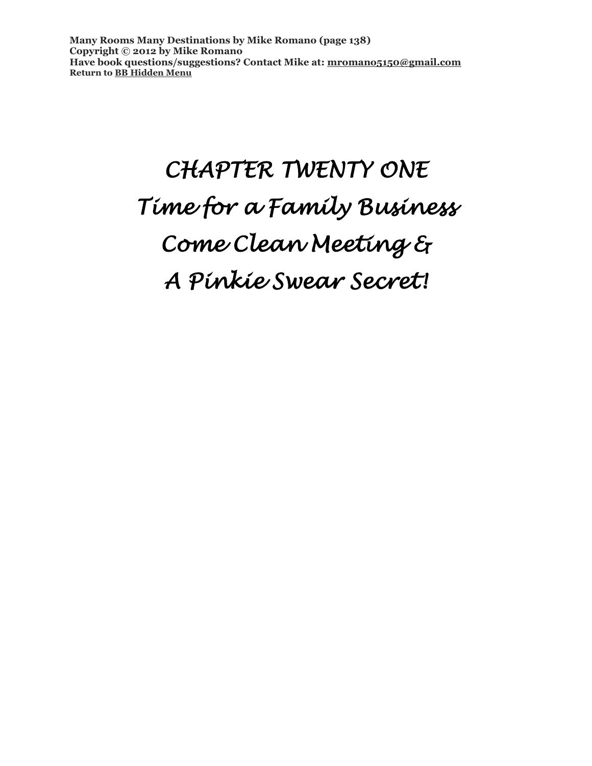# CHAPTER TWENTY ONE

# Time for a Family Business Come Clean Meeting & A Pinkie Swear Secret!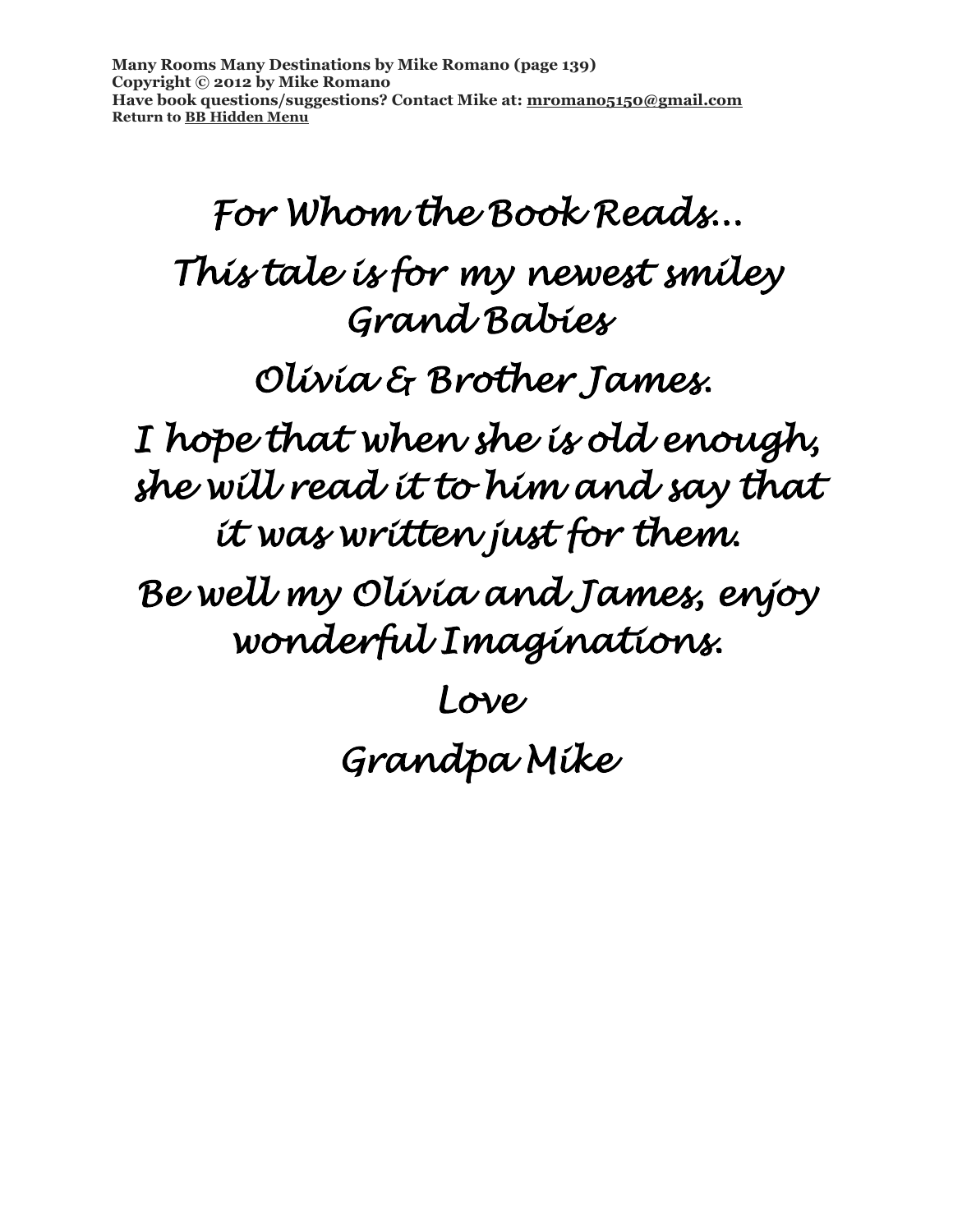# For Whom the Book Reads…

This tale is for my newest smiley Grand Babies

Olivia & Brother James.

I hope that when she is old enough, she will read it to him and say that it was written just for them.

Be well my Olivia and James, enjoy wonderful Imaginations.

Love

Grandpa Mike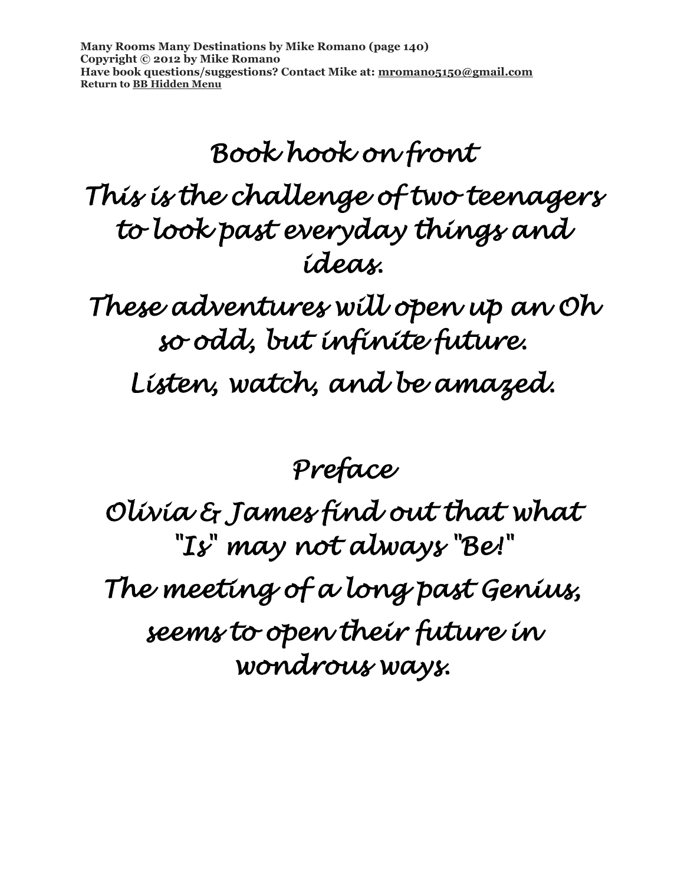## Book hook on front

This is the challenge of two teenagers to look past everyday things and ideas.

These adventures will open up an Oh so odd, but infinite future.

Listen, watch, and be amazed.

## Preface

Olivia & James find out that what "Is" may not always "Be!"

The meeting of a long past Genius, seems to open their future in wondrous ways.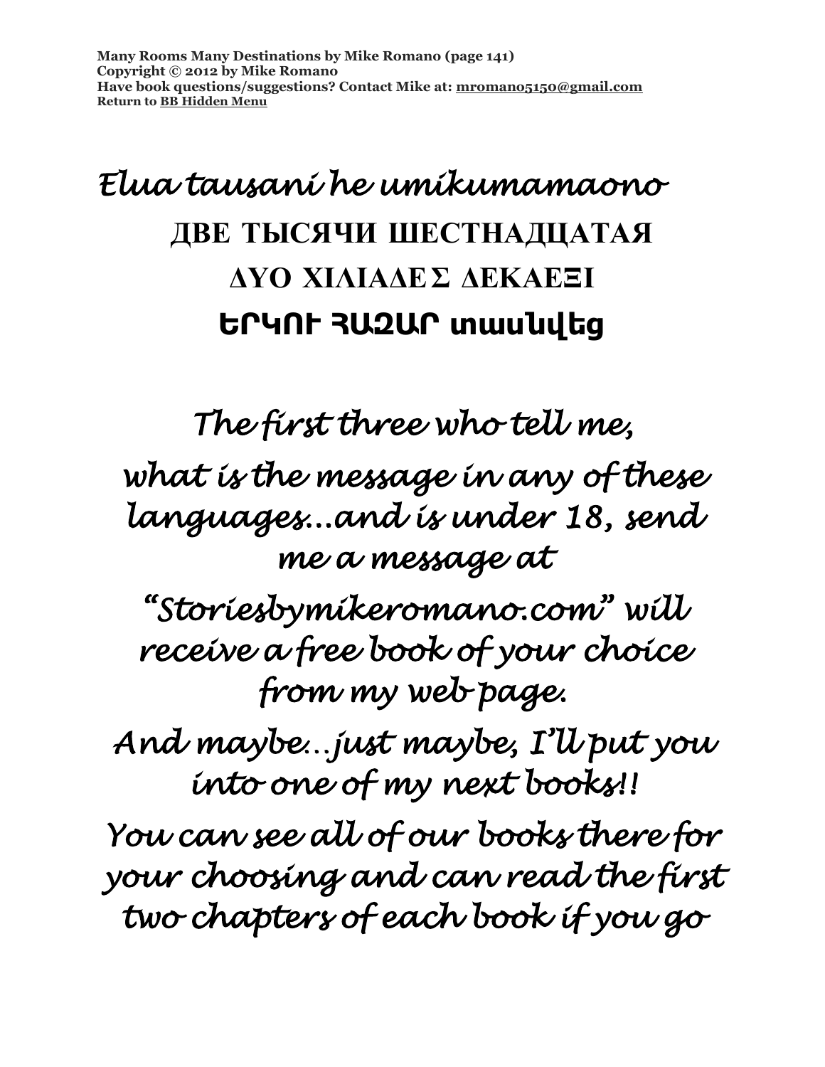*Elua tausani he umikumamaono*

**ДВЕ ТЫСЯЧИ ШЕСТНАДЦАТАЯ**

**ΔΥΟ ΧΙΛΙΑΔΕΣ ΔΕΚΑΕΞΙ**

**ԵՐԿՈՒ ՀԱԶԱՐ տասնվեց**

*The first three who tell me,*

*what is the message in any of these languages…and is under 18, send me a message at*

*"Storiesbymikeromano.com" will receive a free book of your choice from my web page.*

*And maybe…just maybe, I'll put you into one of my next books!!*

*You can see all of our books there for your choosing and can read the first two chapters of each book if you go*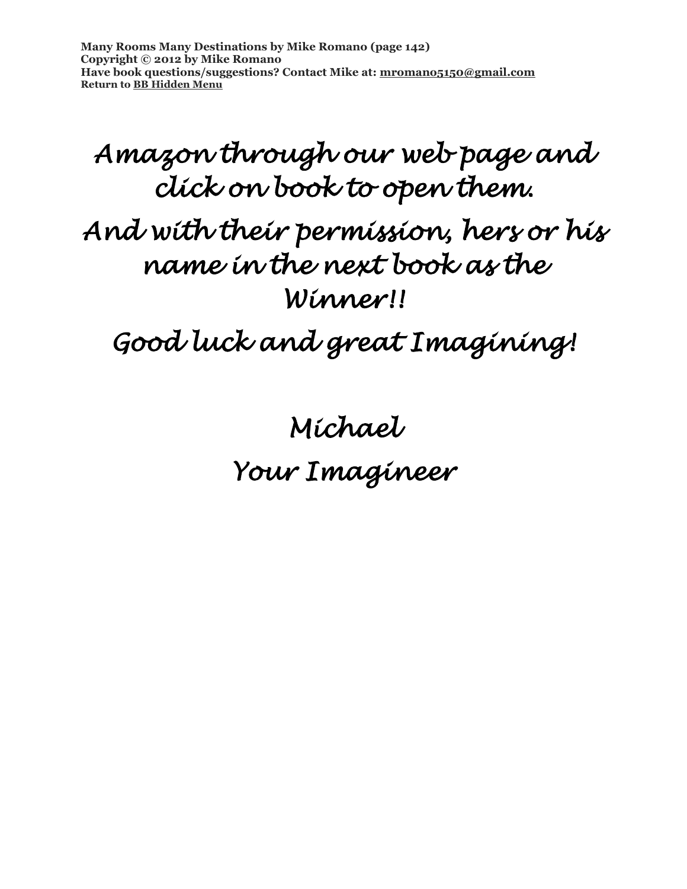Amazon through our web page and click on book to open them.

And with their permission, hers or his name in the next book as the Winner!!

Good luck and great Imagining!

Michael

Your Imagineer